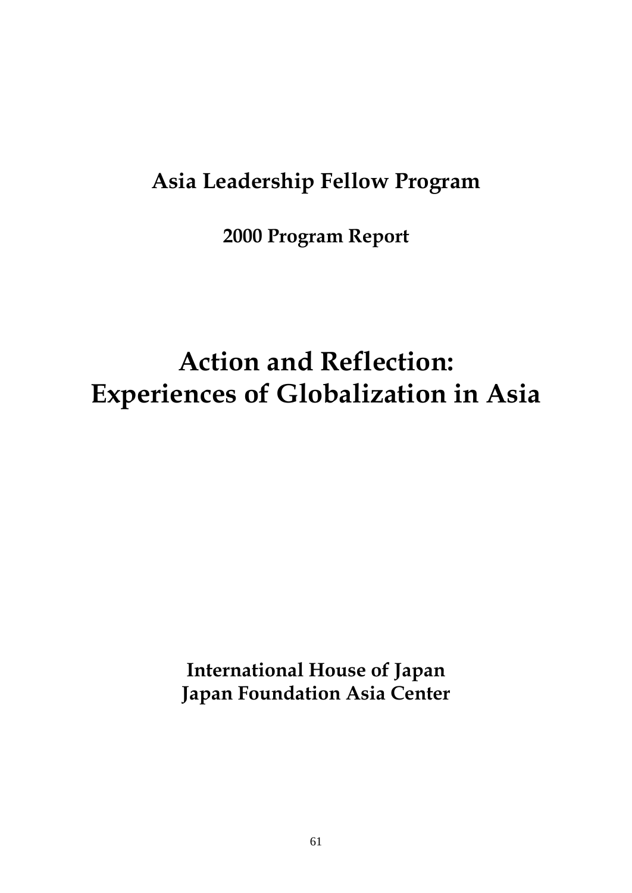## Asia Leadership Fellow Program

### 2000 Program Report

# Action and Reflection: Experiences of Globalization in Asia

**International House of Japan**
**Japan Foundation Asia Center**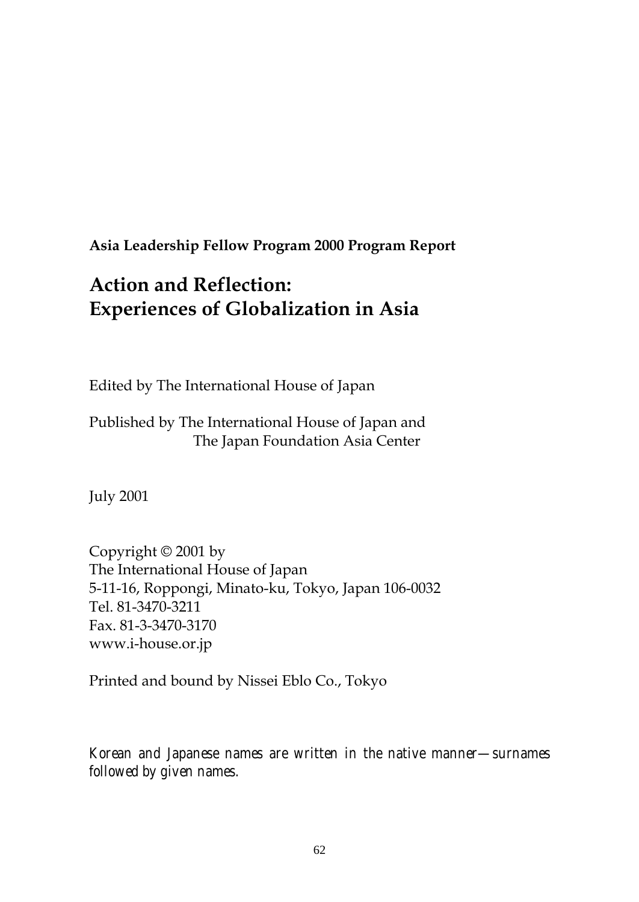**Asia Leadership Fellow Program 2000 Program Report**

# Action and Reflection: Experiences of Globalization in Asia

Edited by The International House of Japan

Published by The International House of Japan and
The Japan Foundation Asia Center

July 2001

Copyright © 2001 by
The International House of Japan
5-11-16, Roppongi, Minato-ku, Tokyo, Japan 106-0032
Tel. 81-3470-3211
Fax. 81-3-3470-3170
www.i-house.or.jp

Printed and bound by Nissei Eblo Co., Tokyo

*Korean and Japanese names are written in the native manner—surnames followed by given names.*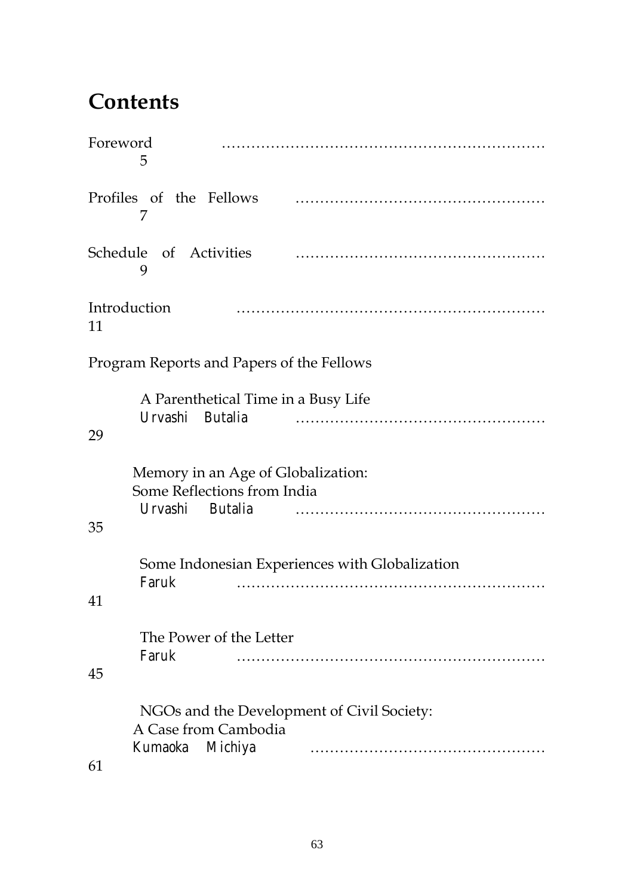# Contents

Foreword ........................................................ 5

Profiles of the Fellows ........................................ 7

Schedule of Activities ......................................... 9

Introduction ..................................................... 11

Program Reports and Papers of the Fellows

A Parenthetical Time in a Busy Life
Urvashi Butalia ................................................ 29

Memory in an Age of Globalization:
Some Reflections from India
Urvashi Butalia ................................................ 35

Some Indonesian Experiences with Globalization
Faruk ........................................................... 41

The Power of the Letter
Faruk ........................................................... 45

NGOs and the Development of Civil Society:
A Case from Cambodia
Kumaoka Michiya ............................................... 61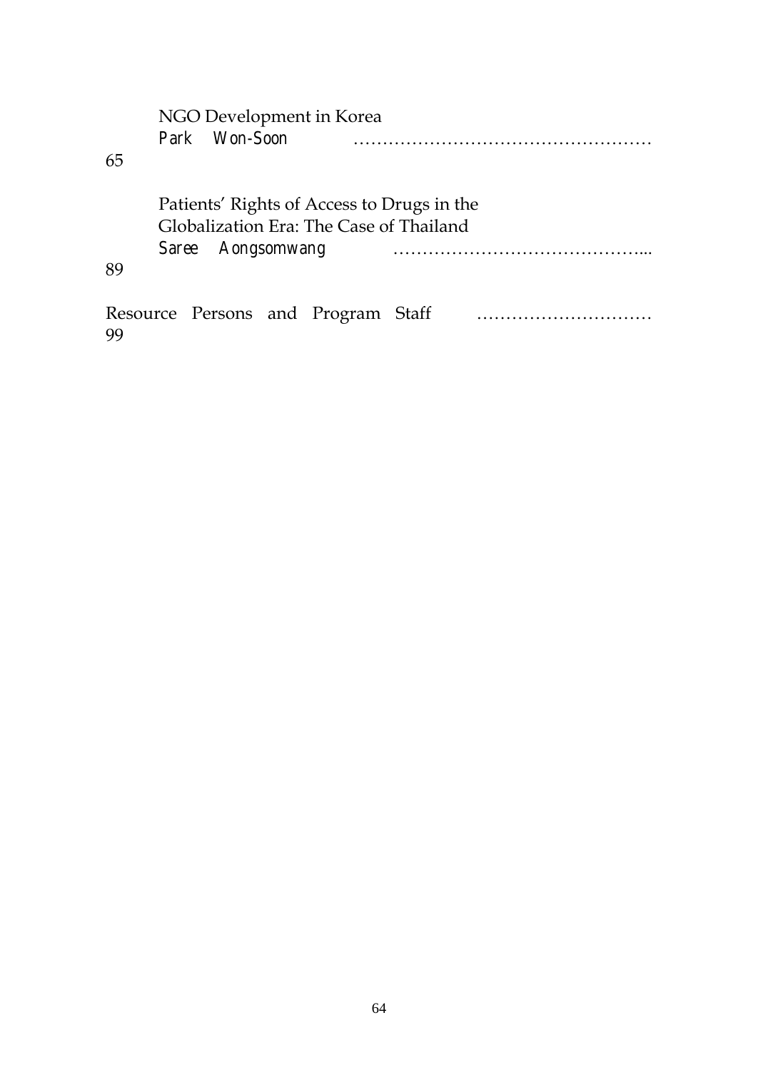NGO Development in Korea
Park Won-Soon …………………………………………… 65

Patients' Rights of Access to Drugs in the Globalization Era: The Case of Thailand
Saree Aongsomwang ……………………………………... 89

Resource Persons and Program Staff ………………………… 99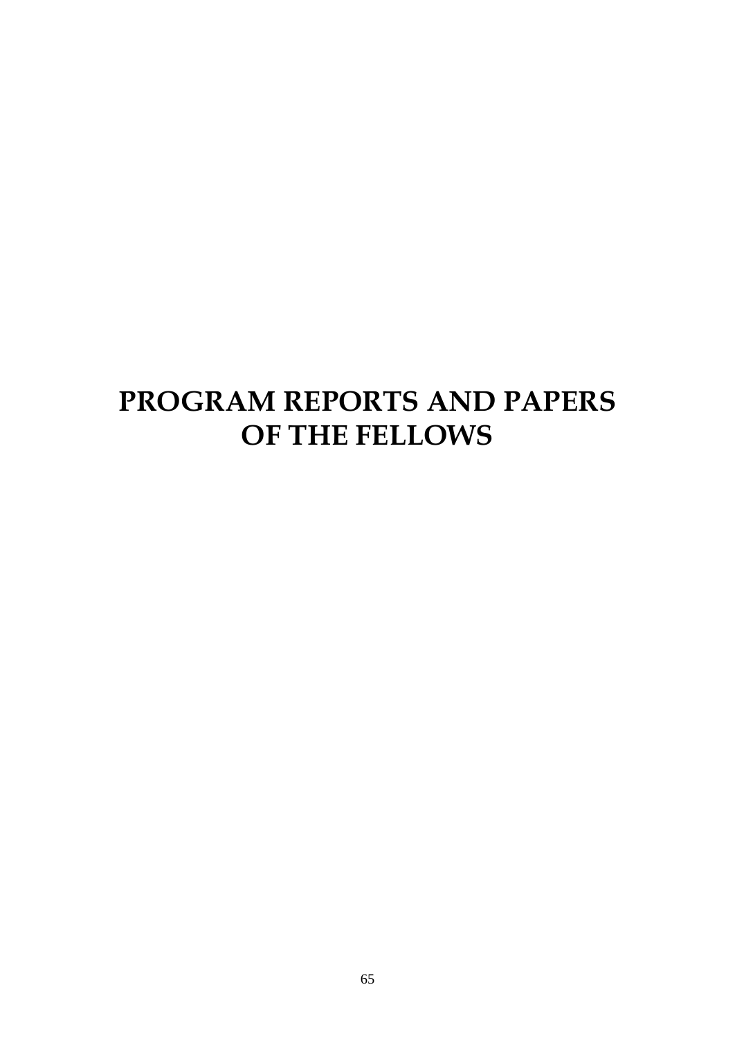# PROGRAM REPORTS AND PAPERS OF THE FELLOWS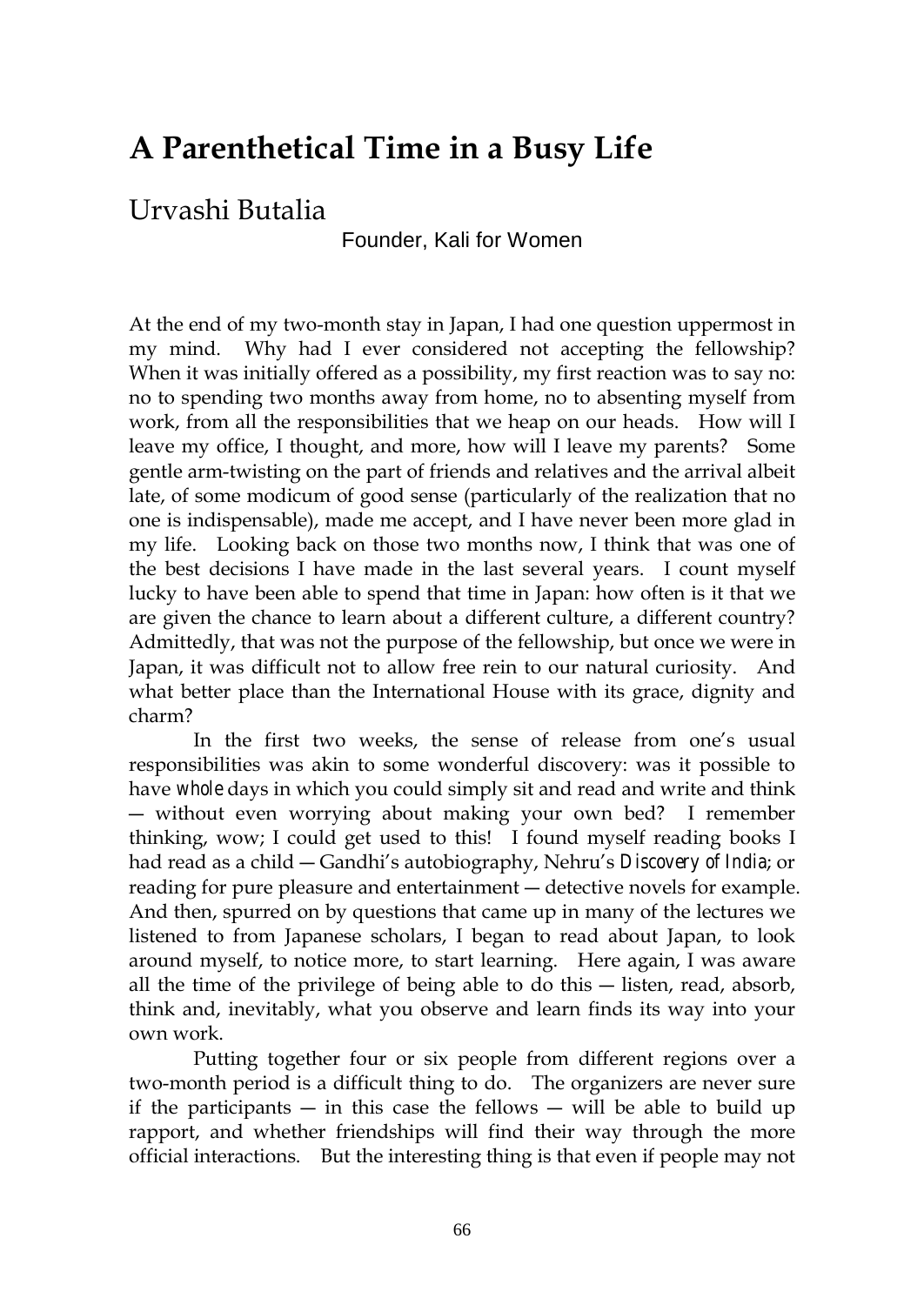# A Parenthetical Time in a Busy Life

## Urvashi Butalia

Founder, Kali for Women

At the end of my two-month stay in Japan, I had one question uppermost in my mind. Why had I ever considered not accepting the fellowship? When it was initially offered as a possibility, my first reaction was to say no: no to spending two months away from home, no to absenting myself from work, from all the responsibilities that we heap on our heads. How will I leave my office, I thought, and more, how will I leave my parents? Some gentle arm-twisting on the part of friends and relatives and the arrival albeit late, of some modicum of good sense (particularly of the realization that no one is indispensable), made me accept, and I have never been more glad in my life. Looking back on those two months now, I think that was one of the best decisions I have made in the last several years. I count myself lucky to have been able to spend that time in Japan: how often is it that we are given the chance to learn about a different culture, a different country? Admittedly, that was not the purpose of the fellowship, but once we were in Japan, it was difficult not to allow free rein to our natural curiosity. And what better place than the International House with its grace, dignity and charm?

In the first two weeks, the sense of release from one's usual responsibilities was akin to some wonderful discovery: was it possible to have *whole* days in which you could simply sit and read and write and think — without even worrying about making your own bed? I remember thinking, wow; I could get used to this! I found myself reading books I had read as a child — Gandhi's autobiography, Nehru's *Discovery of India*; or reading for pure pleasure and entertainment — detective novels for example. And then, spurred on by questions that came up in many of the lectures we listened to from Japanese scholars, I began to read about Japan, to look around myself, to notice more, to start learning. Here again, I was aware all the time of the privilege of being able to do this — listen, read, absorb, think and, inevitably, what you observe and learn finds its way into your own work.

Putting together four or six people from different regions over a two-month period is a difficult thing to do. The organizers are never sure if the participants — in this case the fellows — will be able to build up rapport, and whether friendships will find their way through the more official interactions. But the interesting thing is that even if people may not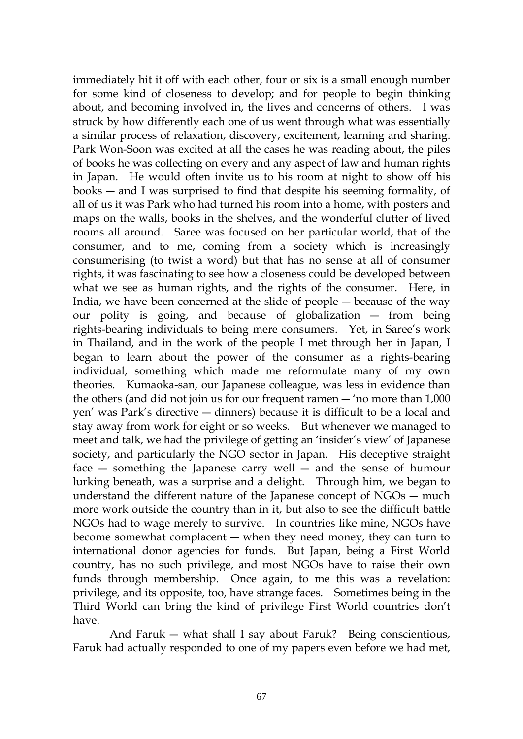immediately hit it off with each other, four or six is a small enough number for some kind of closeness to develop; and for people to begin thinking about, and becoming involved in, the lives and concerns of others. I was struck by how differently each one of us went through what was essentially a similar process of relaxation, discovery, excitement, learning and sharing. Park Won-Soon was excited at all the cases he was reading about, the piles of books he was collecting on every and any aspect of law and human rights in Japan. He would often invite us to his room at night to show off his books — and I was surprised to find that despite his seeming formality, of all of us it was Park who had turned his room into a home, with posters and maps on the walls, books in the shelves, and the wonderful clutter of lived rooms all around. Saree was focused on her particular world, that of the consumer, and to me, coming from a society which is increasingly consumerising (to twist a word) but that has no sense at all of consumer rights, it was fascinating to see how a closeness could be developed between what we see as human rights, and the rights of the consumer. Here, in India, we have been concerned at the slide of people — because of the way our polity is going, and because of globalization — from being rights-bearing individuals to being mere consumers. Yet, in Saree's work in Thailand, and in the work of the people I met through her in Japan, I began to learn about the power of the consumer as a rights-bearing individual, something which made me reformulate many of my own theories. Kumaoka-san, our Japanese colleague, was less in evidence than the others (and did not join us for our frequent ramen — 'no more than 1,000 yen' was Park's directive — dinners) because it is difficult to be a local and stay away from work for eight or so weeks. But whenever we managed to meet and talk, we had the privilege of getting an 'insider's view' of Japanese society, and particularly the NGO sector in Japan. His deceptive straight face — something the Japanese carry well — and the sense of humour lurking beneath, was a surprise and a delight. Through him, we began to understand the different nature of the Japanese concept of NGOs — much more work outside the country than in it, but also to see the difficult battle NGOs had to wage merely to survive. In countries like mine, NGOs have become somewhat complacent — when they need money, they can turn to international donor agencies for funds. But Japan, being a First World country, has no such privilege, and most NGOs have to raise their own funds through membership. Once again, to me this was a revelation: privilege, and its opposite, too, have strange faces. Sometimes being in the Third World can bring the kind of privilege First World countries don't have.

And Faruk — what shall I say about Faruk? Being conscientious, Faruk had actually responded to one of my papers even before we had met,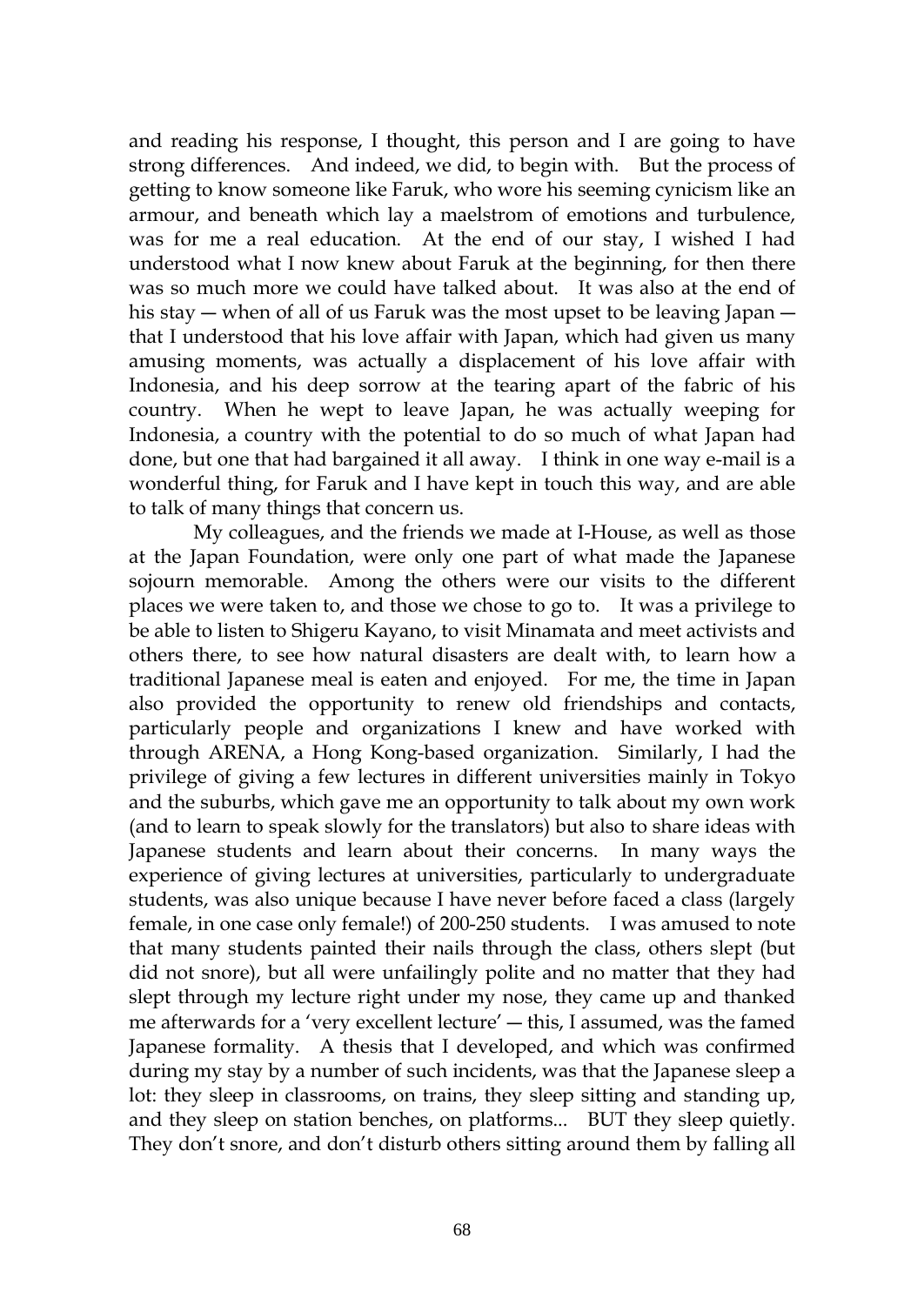and reading his response, I thought, this person and I are going to have strong differences. And indeed, we did, to begin with. But the process of getting to know someone like Faruk, who wore his seeming cynicism like an armour, and beneath which lay a maelstrom of emotions and turbulence, was for me a real education. At the end of our stay, I wished I had understood what I now knew about Faruk at the beginning, for then there was so much more we could have talked about. It was also at the end of his stay — when of all of us Faruk was the most upset to be leaving Japan — that I understood that his love affair with Japan, which had given us many amusing moments, was actually a displacement of his love affair with Indonesia, and his deep sorrow at the tearing apart of the fabric of his country. When he wept to leave Japan, he was actually weeping for Indonesia, a country with the potential to do so much of what Japan had done, but one that had bargained it all away. I think in one way e-mail is a wonderful thing, for Faruk and I have kept in touch this way, and are able to talk of many things that concern us.

My colleagues, and the friends we made at I-House, as well as those at the Japan Foundation, were only one part of what made the Japanese sojourn memorable. Among the others were our visits to the different places we were taken to, and those we chose to go to. It was a privilege to be able to listen to Shigeru Kayano, to visit Minamata and meet activists and others there, to see how natural disasters are dealt with, to learn how a traditional Japanese meal is eaten and enjoyed. For me, the time in Japan also provided the opportunity to renew old friendships and contacts, particularly people and organizations I knew and have worked with through ARENA, a Hong Kong-based organization. Similarly, I had the privilege of giving a few lectures in different universities mainly in Tokyo and the suburbs, which gave me an opportunity to talk about my own work (and to learn to speak slowly for the translators) but also to share ideas with Japanese students and learn about their concerns. In many ways the experience of giving lectures at universities, particularly to undergraduate students, was also unique because I have never before faced a class (largely female, in one case only female!) of 200-250 students. I was amused to note that many students painted their nails through the class, others slept (but did not snore), but all were unfailingly polite and no matter that they had slept through my lecture right under my nose, they came up and thanked me afterwards for a 'very excellent lecture' — this, I assumed, was the famed Japanese formality. A thesis that I developed, and which was confirmed during my stay by a number of such incidents, was that the Japanese sleep a lot: they sleep in classrooms, on trains, they sleep sitting and standing up, and they sleep on station benches, on platforms... BUT they sleep quietly. They don't snore, and don't disturb others sitting around them by falling all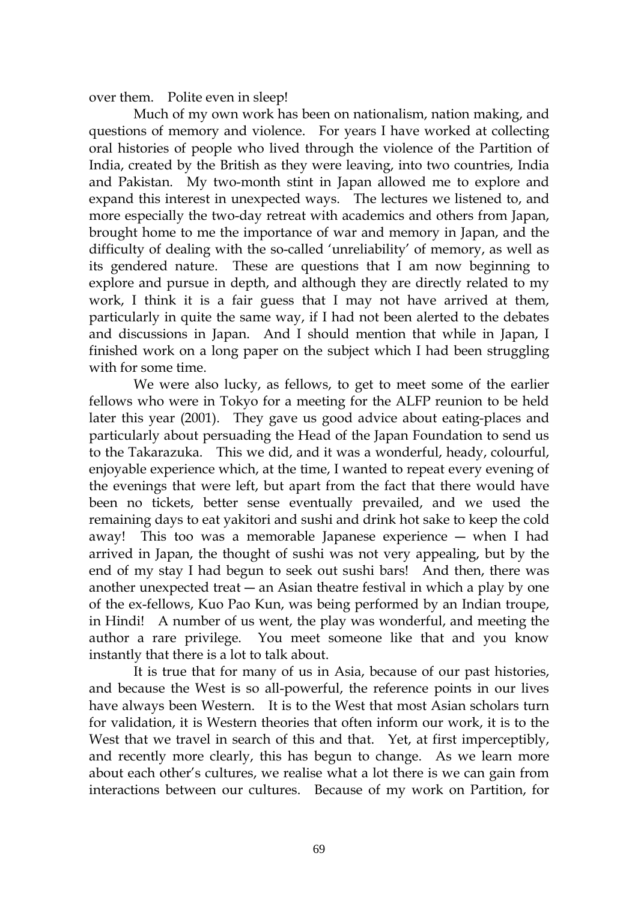over them. Polite even in sleep!

Much of my own work has been on nationalism, nation making, and questions of memory and violence. For years I have worked at collecting oral histories of people who lived through the violence of the Partition of India, created by the British as they were leaving, into two countries, India and Pakistan. My two-month stint in Japan allowed me to explore and expand this interest in unexpected ways. The lectures we listened to, and more especially the two-day retreat with academics and others from Japan, brought home to me the importance of war and memory in Japan, and the difficulty of dealing with the so-called 'unreliability' of memory, as well as its gendered nature. These are questions that I am now beginning to explore and pursue in depth, and although they are directly related to my work, I think it is a fair guess that I may not have arrived at them, particularly in quite the same way, if I had not been alerted to the debates and discussions in Japan. And I should mention that while in Japan, I finished work on a long paper on the subject which I had been struggling with for some time.

We were also lucky, as fellows, to get to meet some of the earlier fellows who were in Tokyo for a meeting for the ALFP reunion to be held later this year (2001). They gave us good advice about eating-places and particularly about persuading the Head of the Japan Foundation to send us to the Takarazuka. This we did, and it was a wonderful, heady, colourful, enjoyable experience which, at the time, I wanted to repeat every evening of the evenings that were left, but apart from the fact that there would have been no tickets, better sense eventually prevailed, and we used the remaining days to eat yakitori and sushi and drink hot sake to keep the cold away! This too was a memorable Japanese experience — when I had arrived in Japan, the thought of sushi was not very appealing, but by the end of my stay I had begun to seek out sushi bars! And then, there was another unexpected treat — an Asian theatre festival in which a play by one of the ex-fellows, Kuo Pao Kun, was being performed by an Indian troupe, in Hindi! A number of us went, the play was wonderful, and meeting the author a rare privilege. You meet someone like that and you know instantly that there is a lot to talk about.

It is true that for many of us in Asia, because of our past histories, and because the West is so all-powerful, the reference points in our lives have always been Western. It is to the West that most Asian scholars turn for validation, it is Western theories that often inform our work, it is to the West that we travel in search of this and that. Yet, at first imperceptibly, and recently more clearly, this has begun to change. As we learn more about each other's cultures, we realise what a lot there is we can gain from interactions between our cultures. Because of my work on Partition, for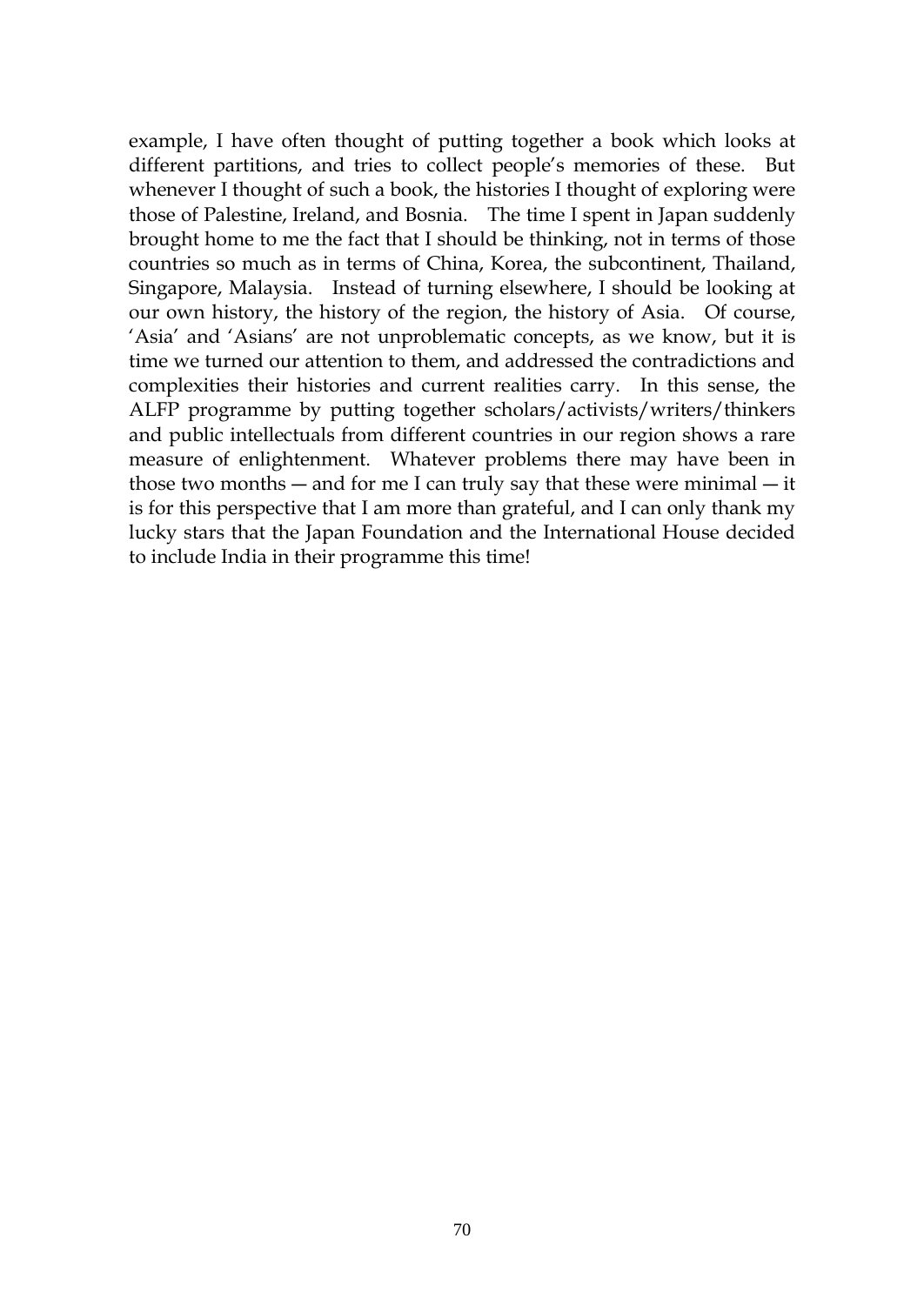example, I have often thought of putting together a book which looks at different partitions, and tries to collect people's memories of these. But whenever I thought of such a book, the histories I thought of exploring were those of Palestine, Ireland, and Bosnia. The time I spent in Japan suddenly brought home to me the fact that I should be thinking, not in terms of those countries so much as in terms of China, Korea, the subcontinent, Thailand, Singapore, Malaysia. Instead of turning elsewhere, I should be looking at our own history, the history of the region, the history of Asia. Of course, 'Asia' and 'Asians' are not unproblematic concepts, as we know, but it is time we turned our attention to them, and addressed the contradictions and complexities their histories and current realities carry. In this sense, the ALFP programme by putting together scholars/activists/writers/thinkers and public intellectuals from different countries in our region shows a rare measure of enlightenment. Whatever problems there may have been in those two months — and for me I can truly say that these were minimal — it is for this perspective that I am more than grateful, and I can only thank my lucky stars that the Japan Foundation and the International House decided to include India in their programme this time!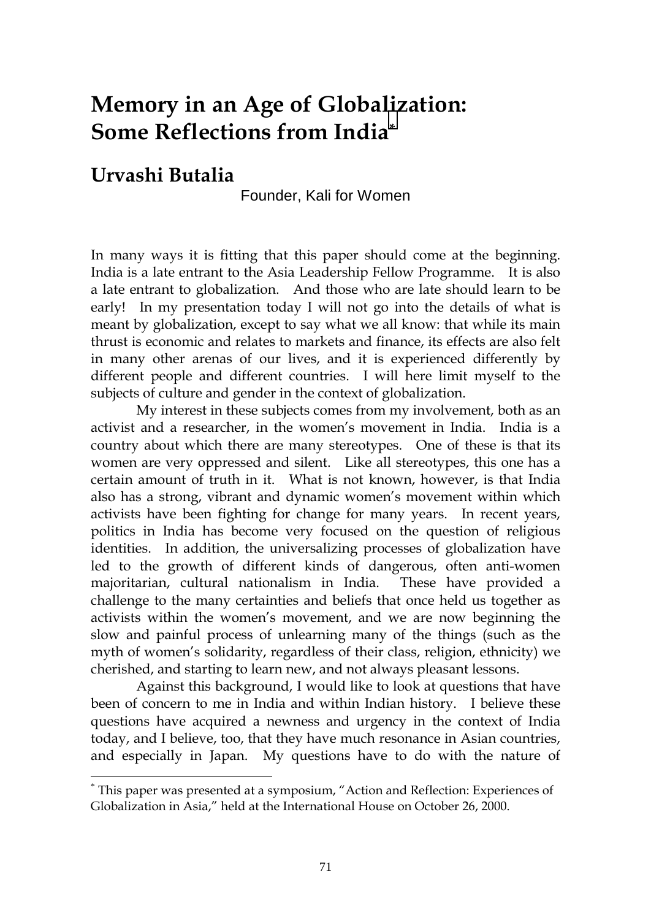# Memory in an Age of Globalization: Some Reflections from India[*]

## Urvashi Butalia

Founder, Kali for Women

In many ways it is fitting that this paper should come at the beginning. India is a late entrant to the Asia Leadership Fellow Programme. It is also a late entrant to globalization. And those who are late should learn to be early! In my presentation today I will not go into the details of what is meant by globalization, except to say what we all know: that while its main thrust is economic and relates to markets and finance, its effects are also felt in many other arenas of our lives, and it is experienced differently by different people and different countries. I will here limit myself to the subjects of culture and gender in the context of globalization.

My interest in these subjects comes from my involvement, both as an activist and a researcher, in the women's movement in India. India is a country about which there are many stereotypes. One of these is that its women are very oppressed and silent. Like all stereotypes, this one has a certain amount of truth in it. What is not known, however, is that India also has a strong, vibrant and dynamic women's movement within which activists have been fighting for change for many years. In recent years, politics in India has become very focused on the question of religious identities. In addition, the universalizing processes of globalization have led to the growth of different kinds of dangerous, often anti-women majoritarian, cultural nationalism in India. These have provided a challenge to the many certainties and beliefs that once held us together as activists within the women's movement, and we are now beginning the slow and painful process of unlearning many of the things (such as the myth of women's solidarity, regardless of their class, religion, ethnicity) we cherished, and starting to learn new, and not always pleasant lessons.

Against this background, I would like to look at questions that have been of concern to me in India and within Indian history. I believe these questions have acquired a newness and urgency in the context of India today, and I believe, too, that they have much resonance in Asian countries, and especially in Japan. My questions have to do with the nature of

[*] This paper was presented at a symposium, "Action and Reflection: Experiences of Globalization in Asia," held at the International House on October 26, 2000.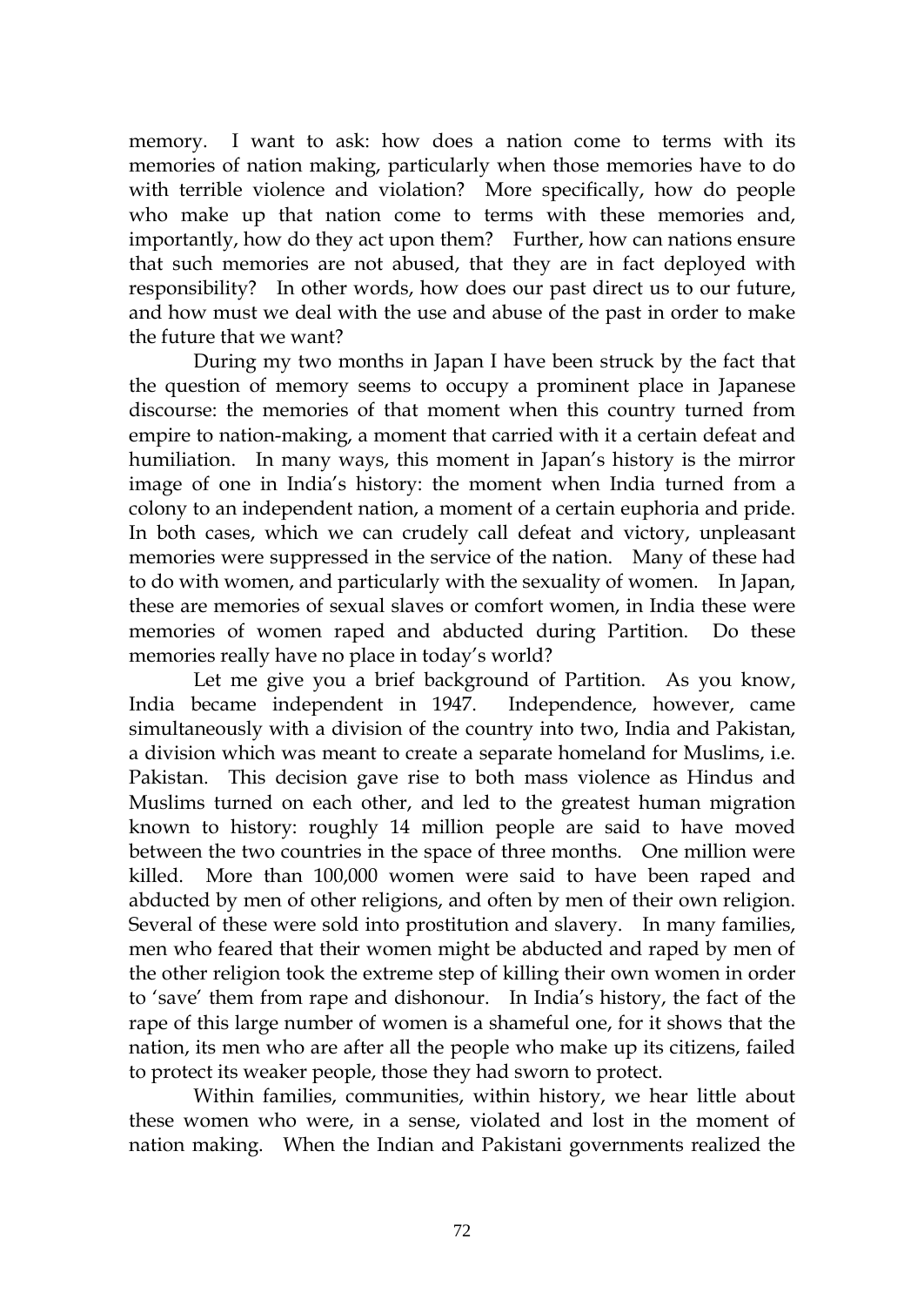memory. I want to ask: how does a nation come to terms with its memories of nation making, particularly when those memories have to do with terrible violence and violation? More specifically, how do people who make up that nation come to terms with these memories and, importantly, how do they act upon them? Further, how can nations ensure that such memories are not abused, that they are in fact deployed with responsibility? In other words, how does our past direct us to our future, and how must we deal with the use and abuse of the past in order to make the future that we want?

During my two months in Japan I have been struck by the fact that the question of memory seems to occupy a prominent place in Japanese discourse: the memories of that moment when this country turned from empire to nation-making, a moment that carried with it a certain defeat and humiliation. In many ways, this moment in Japan's history is the mirror image of one in India's history: the moment when India turned from a colony to an independent nation, a moment of a certain euphoria and pride. In both cases, which we can crudely call defeat and victory, unpleasant memories were suppressed in the service of the nation. Many of these had to do with women, and particularly with the sexuality of women. In Japan, these are memories of sexual slaves or comfort women, in India these were memories of women raped and abducted during Partition. Do these memories really have no place in today's world?

Let me give you a brief background of Partition. As you know, India became independent in 1947. Independence, however, came simultaneously with a division of the country into two, India and Pakistan, a division which was meant to create a separate homeland for Muslims, i.e. Pakistan. This decision gave rise to both mass violence as Hindus and Muslims turned on each other, and led to the greatest human migration known to history: roughly 14 million people are said to have moved between the two countries in the space of three months. One million were killed. More than 100,000 women were said to have been raped and abducted by men of other religions, and often by men of their own religion. Several of these were sold into prostitution and slavery. In many families, men who feared that their women might be abducted and raped by men of the other religion took the extreme step of killing their own women in order to 'save' them from rape and dishonour. In India's history, the fact of the rape of this large number of women is a shameful one, for it shows that the nation, its men who are after all the people who make up its citizens, failed to protect its weaker people, those they had sworn to protect.

Within families, communities, within history, we hear little about these women who were, in a sense, violated and lost in the moment of nation making. When the Indian and Pakistani governments realized the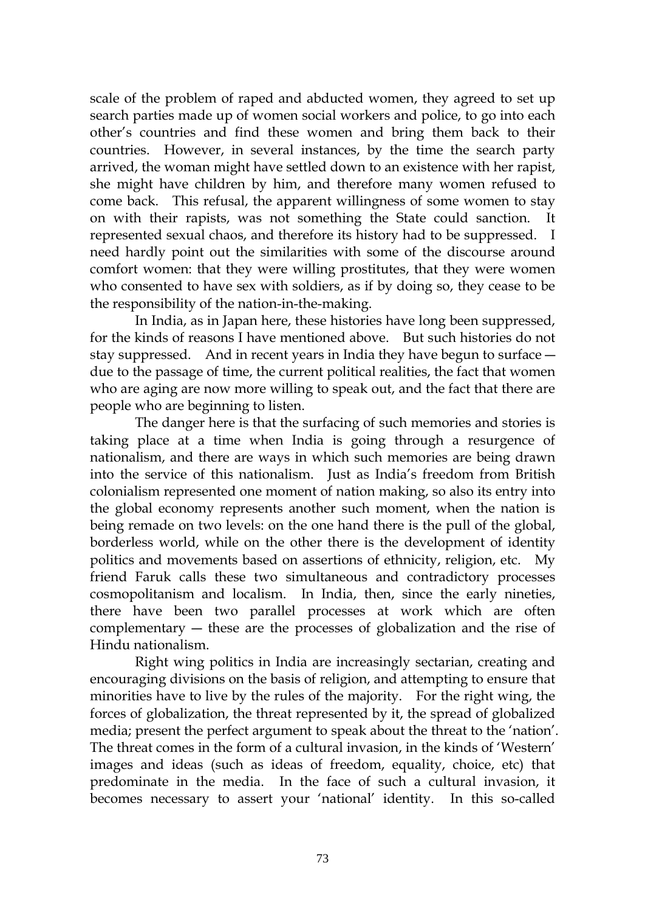scale of the problem of raped and abducted women, they agreed to set up search parties made up of women social workers and police, to go into each other's countries and find these women and bring them back to their countries. However, in several instances, by the time the search party arrived, the woman might have settled down to an existence with her rapist, she might have children by him, and therefore many women refused to come back. This refusal, the apparent willingness of some women to stay on with their rapists, was not something the State could sanction. It represented sexual chaos, and therefore its history had to be suppressed. I need hardly point out the similarities with some of the discourse around comfort women: that they were willing prostitutes, that they were women who consented to have sex with soldiers, as if by doing so, they cease to be the responsibility of the nation-in-the-making.

In India, as in Japan here, these histories have long been suppressed, for the kinds of reasons I have mentioned above. But such histories do not stay suppressed. And in recent years in India they have begun to surface — due to the passage of time, the current political realities, the fact that women who are aging are now more willing to speak out, and the fact that there are people who are beginning to listen.

The danger here is that the surfacing of such memories and stories is taking place at a time when India is going through a resurgence of nationalism, and there are ways in which such memories are being drawn into the service of this nationalism. Just as India's freedom from British colonialism represented one moment of nation making, so also its entry into the global economy represents another such moment, when the nation is being remade on two levels: on the one hand there is the pull of the global, borderless world, while on the other there is the development of identity politics and movements based on assertions of ethnicity, religion, etc. My friend Faruk calls these two simultaneous and contradictory processes cosmopolitanism and localism. In India, then, since the early nineties, there have been two parallel processes at work which are often complementary — these are the processes of globalization and the rise of Hindu nationalism.

Right wing politics in India are increasingly sectarian, creating and encouraging divisions on the basis of religion, and attempting to ensure that minorities have to live by the rules of the majority. For the right wing, the forces of globalization, the threat represented by it, the spread of globalized media; present the perfect argument to speak about the threat to the 'nation'. The threat comes in the form of a cultural invasion, in the kinds of 'Western' images and ideas (such as ideas of freedom, equality, choice, etc) that predominate in the media. In the face of such a cultural invasion, it becomes necessary to assert your 'national' identity. In this so-called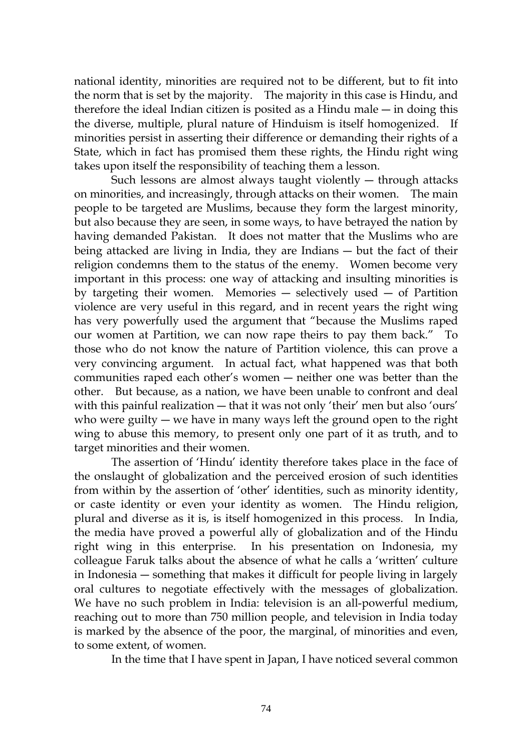national identity, minorities are required not to be different, but to fit into the norm that is set by the majority. The majority in this case is Hindu, and therefore the ideal Indian citizen is posited as a Hindu male — in doing this the diverse, multiple, plural nature of Hinduism is itself homogenized. If minorities persist in asserting their difference or demanding their rights of a State, which in fact has promised them these rights, the Hindu right wing takes upon itself the responsibility of teaching them a lesson.

Such lessons are almost always taught violently — through attacks on minorities, and increasingly, through attacks on their women. The main people to be targeted are Muslims, because they form the largest minority, but also because they are seen, in some ways, to have betrayed the nation by having demanded Pakistan. It does not matter that the Muslims who are being attacked are living in India, they are Indians — but the fact of their religion condemns them to the status of the enemy. Women become very important in this process: one way of attacking and insulting minorities is by targeting their women. Memories — selectively used — of Partition violence are very useful in this regard, and in recent years the right wing has very powerfully used the argument that "because the Muslims raped our women at Partition, we can now rape theirs to pay them back." To those who do not know the nature of Partition violence, this can prove a very convincing argument. In actual fact, what happened was that both communities raped each other's women — neither one was better than the other. But because, as a nation, we have been unable to confront and deal with this painful realization — that it was not only 'their' men but also 'ours' who were guilty — we have in many ways left the ground open to the right wing to abuse this memory, to present only one part of it as truth, and to target minorities and their women.

The assertion of 'Hindu' identity therefore takes place in the face of the onslaught of globalization and the perceived erosion of such identities from within by the assertion of 'other' identities, such as minority identity, or caste identity or even your identity as women. The Hindu religion, plural and diverse as it is, is itself homogenized in this process. In India, the media have proved a powerful ally of globalization and of the Hindu right wing in this enterprise. In his presentation on Indonesia, my colleague Faruk talks about the absence of what he calls a 'written' culture in Indonesia — something that makes it difficult for people living in largely oral cultures to negotiate effectively with the messages of globalization. We have no such problem in India: television is an all-powerful medium, reaching out to more than 750 million people, and television in India today is marked by the absence of the poor, the marginal, of minorities and even, to some extent, of women.

In the time that I have spent in Japan, I have noticed several common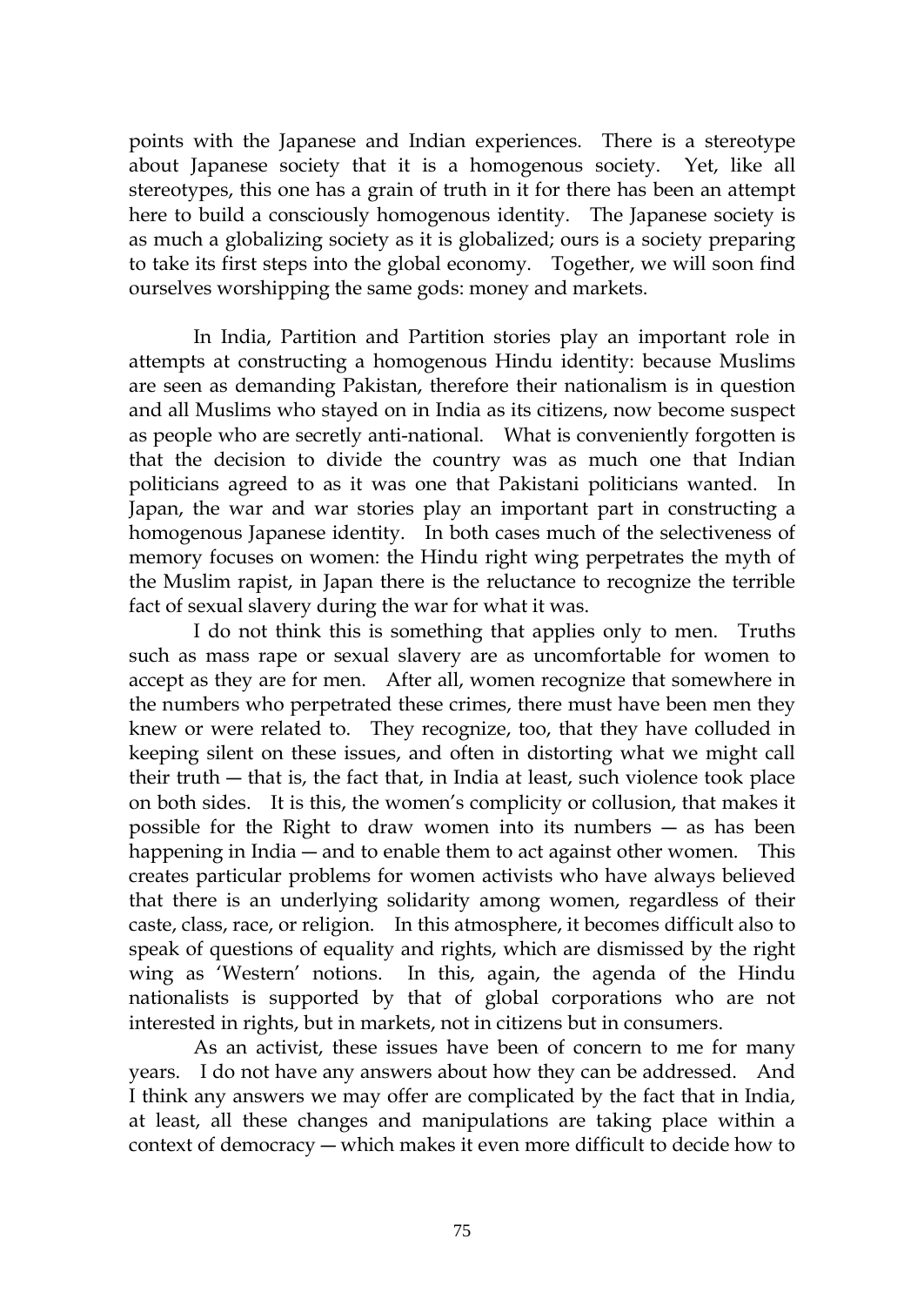points with the Japanese and Indian experiences. There is a stereotype about Japanese society that it is a homogenous society. Yet, like all stereotypes, this one has a grain of truth in it for there has been an attempt here to build a consciously homogenous identity. The Japanese society is as much a globalizing society as it is globalized; ours is a society preparing to take its first steps into the global economy. Together, we will soon find ourselves worshipping the same gods: money and markets.

In India, Partition and Partition stories play an important role in attempts at constructing a homogenous Hindu identity: because Muslims are seen as demanding Pakistan, therefore their nationalism is in question and all Muslims who stayed on in India as its citizens, now become suspect as people who are secretly anti-national. What is conveniently forgotten is that the decision to divide the country was as much one that Indian politicians agreed to as it was one that Pakistani politicians wanted. In Japan, the war and war stories play an important part in constructing a homogenous Japanese identity. In both cases much of the selectiveness of memory focuses on women: the Hindu right wing perpetrates the myth of the Muslim rapist, in Japan there is the reluctance to recognize the terrible fact of sexual slavery during the war for what it was.

I do not think this is something that applies only to men. Truths such as mass rape or sexual slavery are as uncomfortable for women to accept as they are for men. After all, women recognize that somewhere in the numbers who perpetrated these crimes, there must have been men they knew or were related to. They recognize, too, that they have colluded in keeping silent on these issues, and often in distorting what we might call their truth — that is, the fact that, in India at least, such violence took place on both sides. It is this, the women's complicity or collusion, that makes it possible for the Right to draw women into its numbers — as has been happening in India — and to enable them to act against other women. This creates particular problems for women activists who have always believed that there is an underlying solidarity among women, regardless of their caste, class, race, or religion. In this atmosphere, it becomes difficult also to speak of questions of equality and rights, which are dismissed by the right wing as 'Western' notions. In this, again, the agenda of the Hindu nationalists is supported by that of global corporations who are not interested in rights, but in markets, not in citizens but in consumers.

As an activist, these issues have been of concern to me for many years. I do not have any answers about how they can be addressed. And I think any answers we may offer are complicated by the fact that in India, at least, all these changes and manipulations are taking place within a context of democracy — which makes it even more difficult to decide how to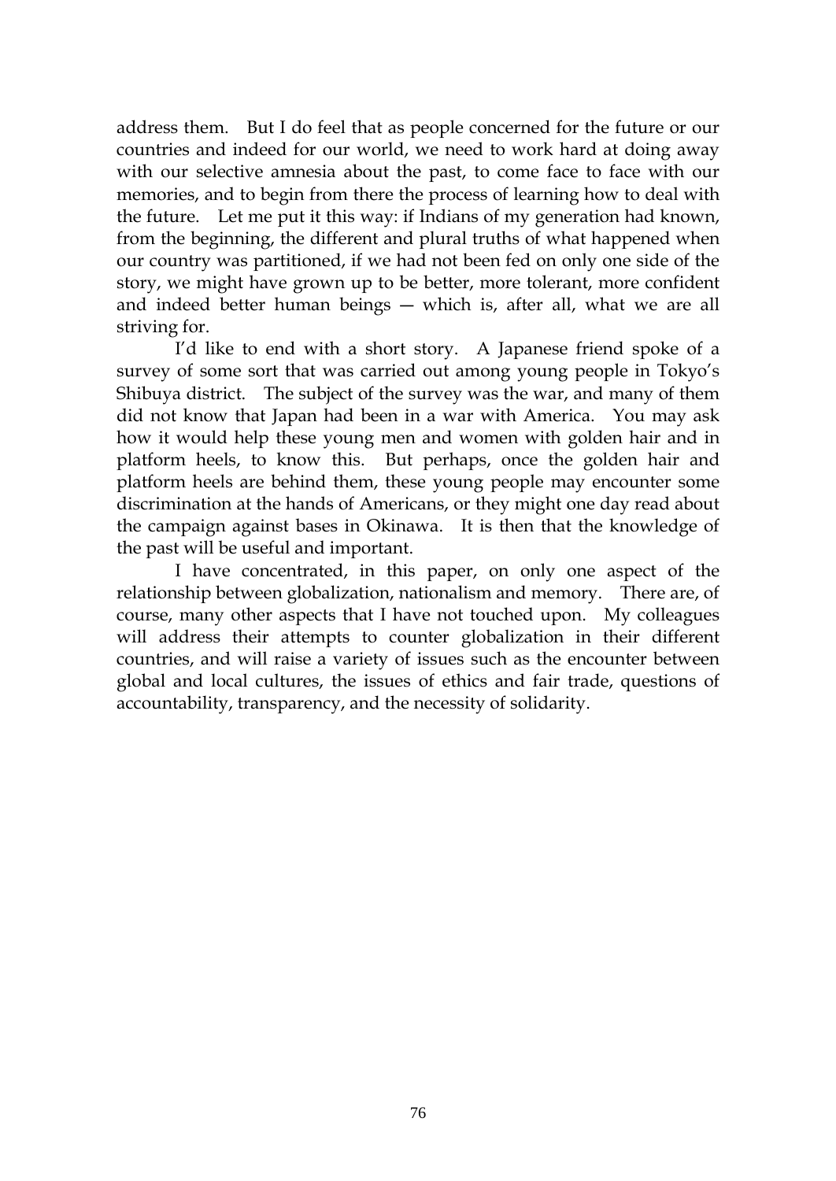address them. But I do feel that as people concerned for the future or our countries and indeed for our world, we need to work hard at doing away with our selective amnesia about the past, to come face to face with our memories, and to begin from there the process of learning how to deal with the future. Let me put it this way: if Indians of my generation had known, from the beginning, the different and plural truths of what happened when our country was partitioned, if we had not been fed on only one side of the story, we might have grown up to be better, more tolerant, more confident and indeed better human beings — which is, after all, what we are all striving for.

I'd like to end with a short story. A Japanese friend spoke of a survey of some sort that was carried out among young people in Tokyo's Shibuya district. The subject of the survey was the war, and many of them did not know that Japan had been in a war with America. You may ask how it would help these young men and women with golden hair and in platform heels, to know this. But perhaps, once the golden hair and platform heels are behind them, these young people may encounter some discrimination at the hands of Americans, or they might one day read about the campaign against bases in Okinawa. It is then that the knowledge of the past will be useful and important.

I have concentrated, in this paper, on only one aspect of the relationship between globalization, nationalism and memory. There are, of course, many other aspects that I have not touched upon. My colleagues will address their attempts to counter globalization in their different countries, and will raise a variety of issues such as the encounter between global and local cultures, the issues of ethics and fair trade, questions of accountability, transparency, and the necessity of solidarity.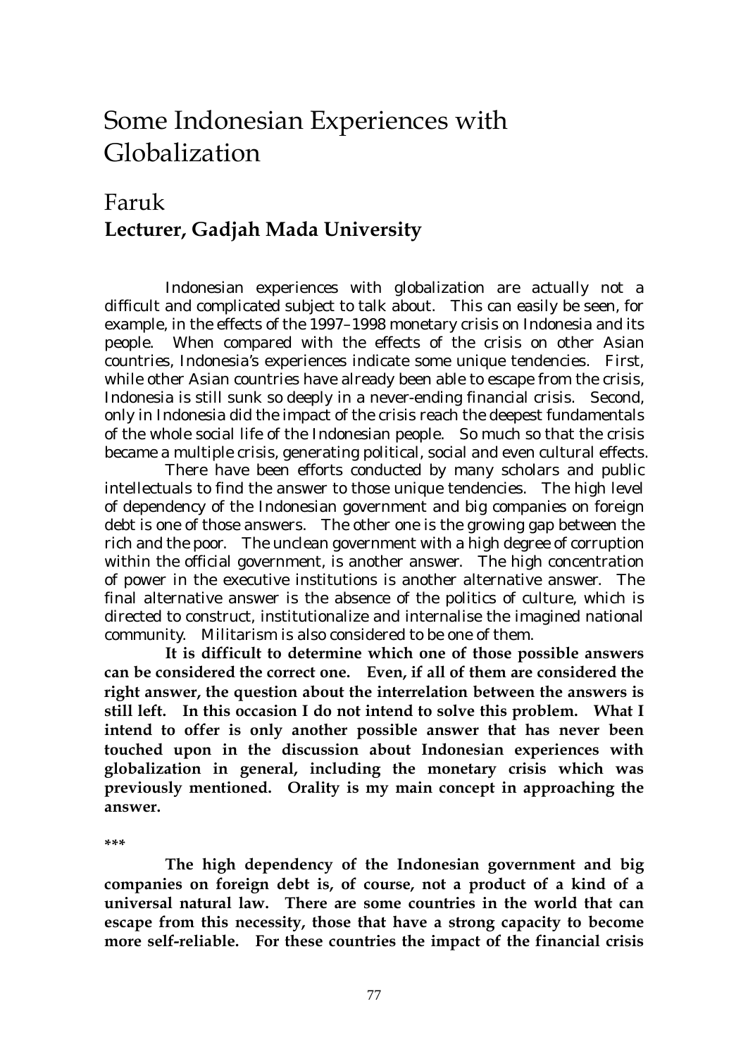# Some Indonesian Experiences with Globalization

## Faruk
**Lecturer, Gadjah Mada University**

Indonesian experiences with globalization are actually not a difficult and complicated subject to talk about. This can easily be seen, for example, in the effects of the 1997–1998 monetary crisis on Indonesia and its people. When compared with the effects of the crisis on other Asian countries, Indonesia's experiences indicate some unique tendencies. First, while other Asian countries have already been able to escape from the crisis, Indonesia is still sunk so deeply in a never-ending financial crisis. Second, only in Indonesia did the impact of the crisis reach the deepest fundamentals of the whole social life of the Indonesian people. So much so that the crisis became a multiple crisis, generating political, social and even cultural effects.

There have been efforts conducted by many scholars and public intellectuals to find the answer to those unique tendencies. The high level of dependency of the Indonesian government and big companies on foreign debt is one of those answers. The other one is the growing gap between the rich and the poor. The unclean government with a high degree of corruption within the official government, is another answer. The high concentration of power in the executive institutions is another alternative answer. The final alternative answer is the absence of the politics of culture, which is directed to construct, institutionalize and internalise the imagined national community. Militarism is also considered to be one of them.

**It is difficult to determine which one of those possible answers can be considered the correct one. Even, if all of them are considered the right answer, the question about the interrelation between the answers is still left. In this occasion I do not intend to solve this problem. What I intend to offer is only another possible answer that has never been touched upon in the discussion about Indonesian experiences with globalization in general, including the monetary crisis which was previously mentioned. Orality is my main concept in approaching the answer.**

\*\*\*

**The high dependency of the Indonesian government and big companies on foreign debt is, of course, not a product of a kind of a universal natural law. There are some countries in the world that can escape from this necessity, those that have a strong capacity to become more self-reliable. For these countries the impact of the financial crisis**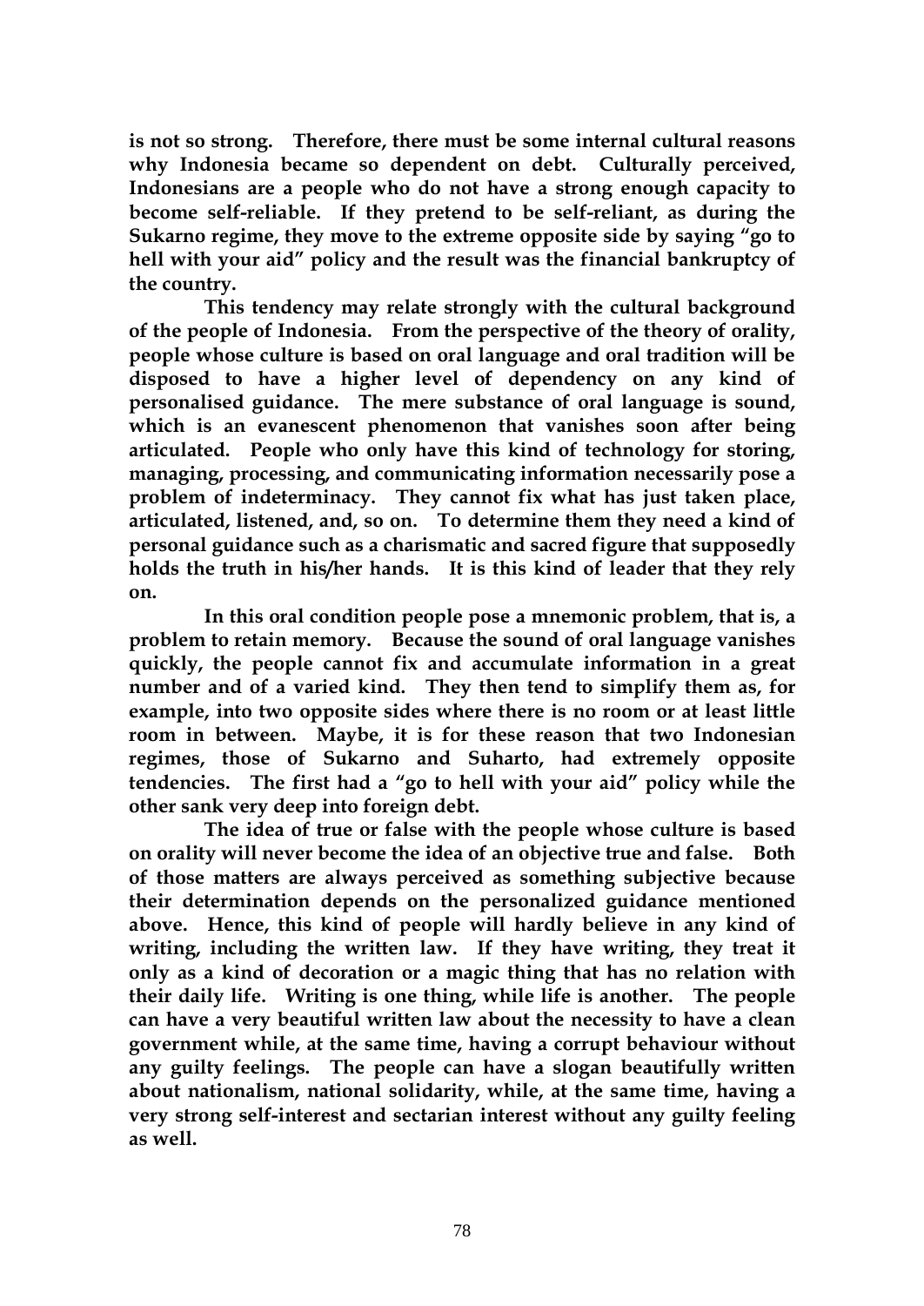is not so strong. Therefore, there must be some internal cultural reasons why Indonesia became so dependent on debt. Culturally perceived, Indonesians are a people who do not have a strong enough capacity to become self-reliable. If they pretend to be self-reliant, as during the Sukarno regime, they move to the extreme opposite side by saying "go to hell with your aid" policy and the result was the financial bankruptcy of the country.

This tendency may relate strongly with the cultural background of the people of Indonesia. From the perspective of the theory of orality, people whose culture is based on oral language and oral tradition will be disposed to have a higher level of dependency on any kind of personalised guidance. The mere substance of oral language is sound, which is an evanescent phenomenon that vanishes soon after being articulated. People who only have this kind of technology for storing, managing, processing, and communicating information necessarily pose a problem of indeterminacy. They cannot fix what has just taken place, articulated, listened, and, so on. To determine them they need a kind of personal guidance such as a charismatic and sacred figure that supposedly holds the truth in his/her hands. It is this kind of leader that they rely on.

In this oral condition people pose a mnemonic problem, that is, a problem to retain memory. Because the sound of oral language vanishes quickly, the people cannot fix and accumulate information in a great number and of a varied kind. They then tend to simplify them as, for example, into two opposite sides where there is no room or at least little room in between. Maybe, it is for these reason that two Indonesian regimes, those of Sukarno and Suharto, had extremely opposite tendencies. The first had a "go to hell with your aid" policy while the other sank very deep into foreign debt.

The idea of true or false with the people whose culture is based on orality will never become the idea of an objective true and false. Both of those matters are always perceived as something subjective because their determination depends on the personalized guidance mentioned above. Hence, this kind of people will hardly believe in any kind of writing, including the written law. If they have writing, they treat it only as a kind of decoration or a magic thing that has no relation with their daily life. Writing is one thing, while life is another. The people can have a very beautiful written law about the necessity to have a clean government while, at the same time, having a corrupt behaviour without any guilty feelings. The people can have a slogan beautifully written about nationalism, national solidarity, while, at the same time, having a very strong self-interest and sectarian interest without any guilty feeling as well.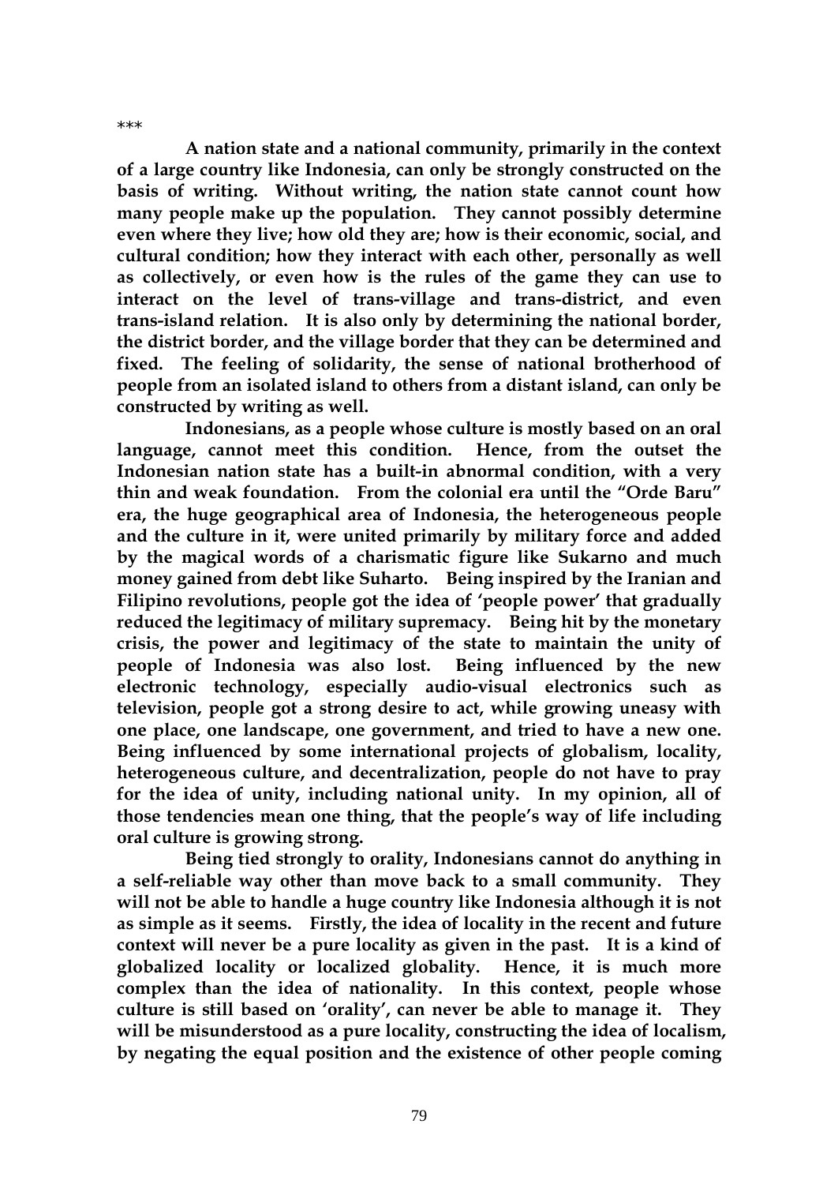***

**A nation state and a national community, primarily in the context of a large country like Indonesia, can only be strongly constructed on the basis of writing. Without writing, the nation state cannot count how many people make up the population. They cannot possibly determine even where they live; how old they are; how is their economic, social, and cultural condition; how they interact with each other, personally as well as collectively, or even how is the rules of the game they can use to interact on the level of trans-village and trans-district, and even trans-island relation. It is also only by determining the national border, the district border, and the village border that they can be determined and fixed. The feeling of solidarity, the sense of national brotherhood of people from an isolated island to others from a distant island, can only be constructed by writing as well.**

**Indonesians, as a people whose culture is mostly based on an oral language, cannot meet this condition. Hence, from the outset the Indonesian nation state has a built-in abnormal condition, with a very thin and weak foundation. From the colonial era until the "Orde Baru" era, the huge geographical area of Indonesia, the heterogeneous people and the culture in it, were united primarily by military force and added by the magical words of a charismatic figure like Sukarno and much money gained from debt like Suharto. Being inspired by the Iranian and Filipino revolutions, people got the idea of 'people power' that gradually reduced the legitimacy of military supremacy. Being hit by the monetary crisis, the power and legitimacy of the state to maintain the unity of people of Indonesia was also lost. Being influenced by the new electronic technology, especially audio-visual electronics such as television, people got a strong desire to act, while growing uneasy with one place, one landscape, one government, and tried to have a new one. Being influenced by some international projects of globalism, locality, heterogeneous culture, and decentralization, people do not have to pray for the idea of unity, including national unity. In my opinion, all of those tendencies mean one thing, that the people's way of life including oral culture is growing strong.**

**Being tied strongly to orality, Indonesians cannot do anything in a self-reliable way other than move back to a small community. They will not be able to handle a huge country like Indonesia although it is not as simple as it seems. Firstly, the idea of locality in the recent and future context will never be a pure locality as given in the past. It is a kind of globalized locality or localized globality. Hence, it is much more complex than the idea of nationality. In this context, people whose culture is still based on 'orality', can never be able to manage it. They will be misunderstood as a pure locality, constructing the idea of localism, by negating the equal position and the existence of other people coming**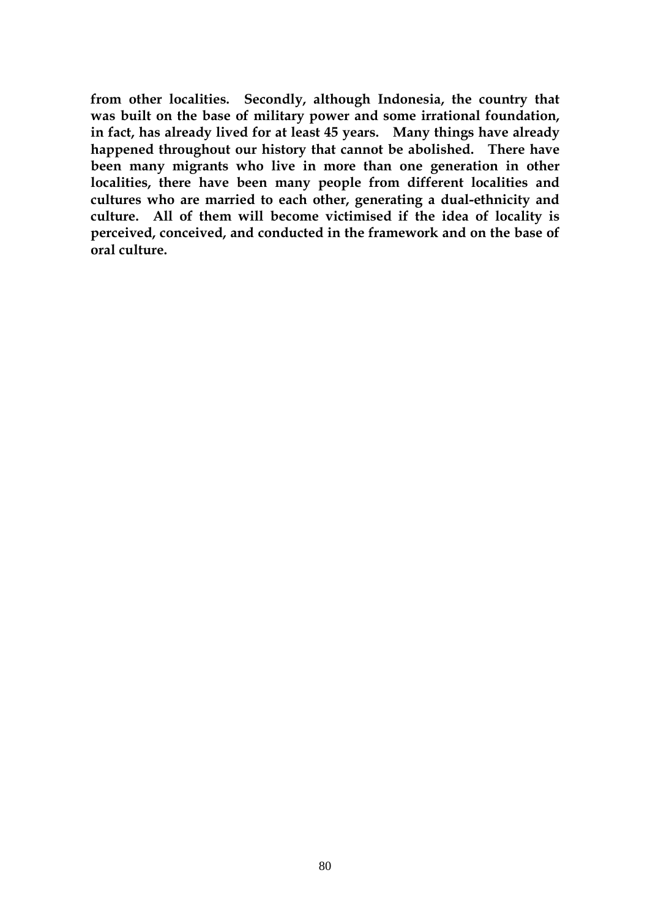**from other localities. Secondly, although Indonesia, the country that was built on the base of military power and some irrational foundation, in fact, has already lived for at least 45 years. Many things have already happened throughout our history that cannot be abolished. There have been many migrants who live in more than one generation in other localities, there have been many people from different localities and cultures who are married to each other, generating a dual-ethnicity and culture. All of them will become victimised if the idea of locality is perceived, conceived, and conducted in the framework and on the base of oral culture.**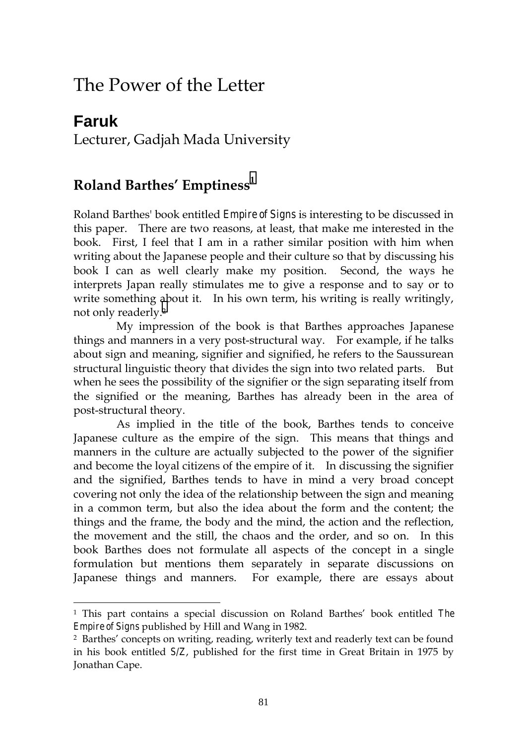# The Power of the Letter

## Faruk

Lecturer, Gadjah Mada University

### Roland Barthes' Emptiness[1]

Roland Barthes' book entitled *Empire of Signs* is interesting to be discussed in this paper. There are two reasons, at least, that make me interested in the book. First, I feel that I am in a rather similar position with him when writing about the Japanese people and their culture so that by discussing his book I can as well clearly make my position. Second, the ways he interprets Japan really stimulates me to give a response and to say or to write something about it. In his own term, his writing is really writingly, not only readerly.[2]

My impression of the book is that Barthes approaches Japanese things and manners in a very post-structural way. For example, if he talks about sign and meaning, signifier and signified, he refers to the Saussurean structural linguistic theory that divides the sign into two related parts. But when he sees the possibility of the signifier or the sign separating itself from the signified or the meaning, Barthes has already been in the area of post-structural theory.

As implied in the title of the book, Barthes tends to conceive Japanese culture as the empire of the sign. This means that things and manners in the culture are actually subjected to the power of the signifier and become the loyal citizens of the empire of it. In discussing the signifier and the signified, Barthes tends to have in mind a very broad concept covering not only the idea of the relationship between the sign and meaning in a common term, but also the idea about the form and the content; the things and the frame, the body and the mind, the action and the reflection, the movement and the still, the chaos and the order, and so on. In this book Barthes does not formulate all aspects of the concept in a single formulation but mentions them separately in separate discussions on Japanese things and manners. For example, there are essays about

---

[1] This part contains a special discussion on Roland Barthes' book entitled *The Empire of Signs* published by Hill and Wang in 1982.

[2] Barthes' concepts on writing, reading, writerly text and readerly text can be found in his book entitled *S/Z*, published for the first time in Great Britain in 1975 by Jonathan Cape.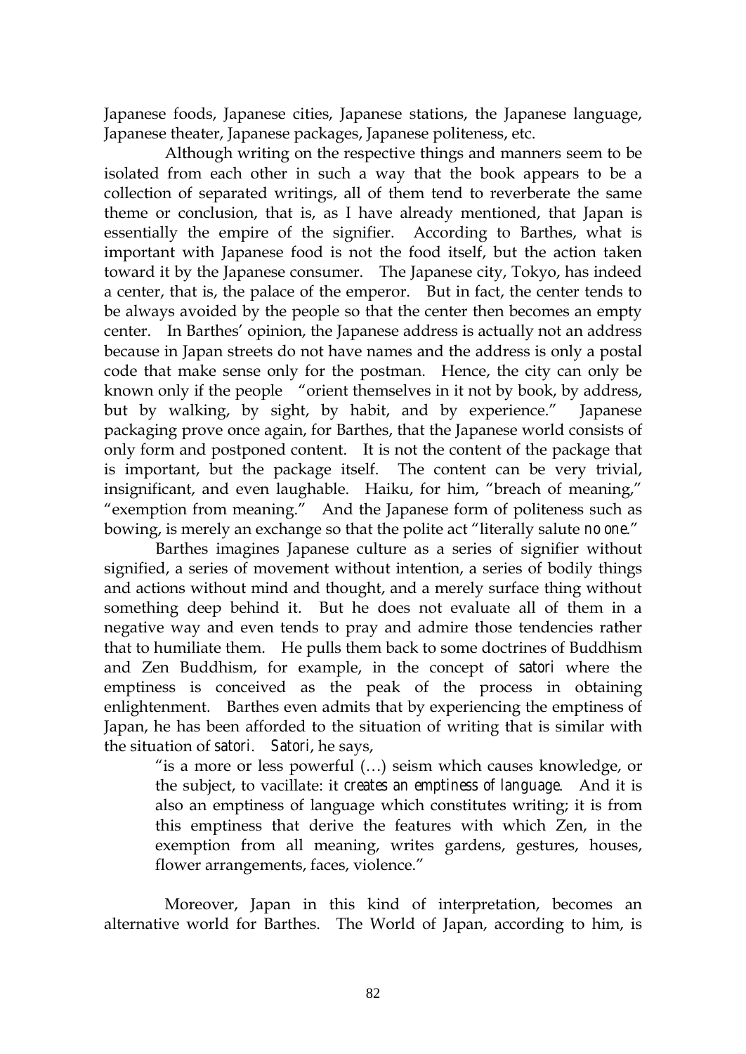Japanese foods, Japanese cities, Japanese stations, the Japanese language, Japanese theater, Japanese packages, Japanese politeness, etc.

Although writing on the respective things and manners seem to be isolated from each other in such a way that the book appears to be a collection of separated writings, all of them tend to reverberate the same theme or conclusion, that is, as I have already mentioned, that Japan is essentially the empire of the signifier. According to Barthes, what is important with Japanese food is not the food itself, but the action taken toward it by the Japanese consumer. The Japanese city, Tokyo, has indeed a center, that is, the palace of the emperor. But in fact, the center tends to be always avoided by the people so that the center then becomes an empty center. In Barthes' opinion, the Japanese address is actually not an address because in Japan streets do not have names and the address is only a postal code that make sense only for the postman. Hence, the city can only be known only if the people "orient themselves in it not by book, by address, but by walking, by sight, by habit, and by experience." Japanese packaging prove once again, for Barthes, that the Japanese world consists of only form and postponed content. It is not the content of the package that is important, but the package itself. The content can be very trivial, insignificant, and even laughable. Haiku, for him, "breach of meaning," "exemption from meaning." And the Japanese form of politeness such as bowing, is merely an exchange so that the polite act "literally salute *no one*."

Barthes imagines Japanese culture as a series of signifier without signified, a series of movement without intention, a series of bodily things and actions without mind and thought, and a merely surface thing without something deep behind it. But he does not evaluate all of them in a negative way and even tends to pray and admire those tendencies rather that to humiliate them. He pulls them back to some doctrines of Buddhism and Zen Buddhism, for example, in the concept of *satori* where the emptiness is conceived as the peak of the process in obtaining enlightenment. Barthes even admits that by experiencing the emptiness of Japan, he has been afforded to the situation of writing that is similar with the situation of *satori*. *Satori*, he says,

> "is a more or less powerful (…) seism which causes knowledge, or the subject, to vacillate: it *creates an emptiness of language*. And it is also an emptiness of language which constitutes writing; it is from this emptiness that derive the features with which Zen, in the exemption from all meaning, writes gardens, gestures, houses, flower arrangements, faces, violence."

Moreover, Japan in this kind of interpretation, becomes an alternative world for Barthes. The World of Japan, according to him, is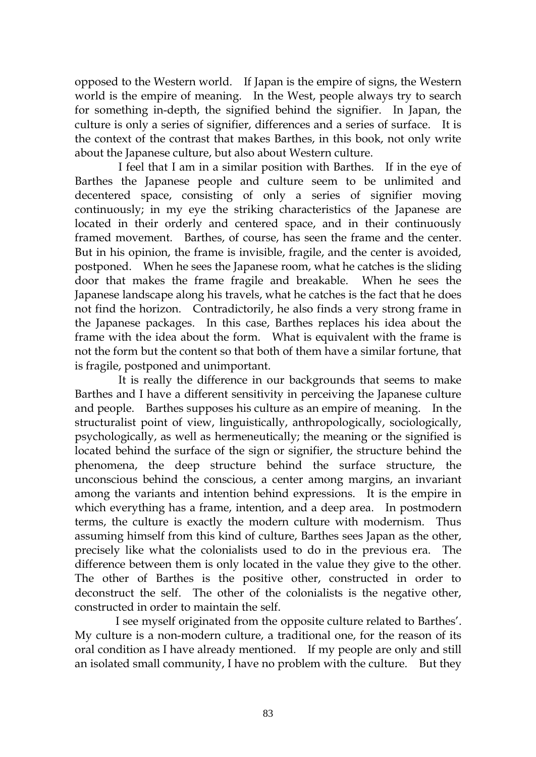opposed to the Western world. If Japan is the empire of signs, the Western world is the empire of meaning. In the West, people always try to search for something in-depth, the signified behind the signifier. In Japan, the culture is only a series of signifier, differences and a series of surface. It is the context of the contrast that makes Barthes, in this book, not only write about the Japanese culture, but also about Western culture.

I feel that I am in a similar position with Barthes. If in the eye of Barthes the Japanese people and culture seem to be unlimited and decentered space, consisting of only a series of signifier moving continuously; in my eye the striking characteristics of the Japanese are located in their orderly and centered space, and in their continuously framed movement. Barthes, of course, has seen the frame and the center. But in his opinion, the frame is invisible, fragile, and the center is avoided, postponed. When he sees the Japanese room, what he catches is the sliding door that makes the frame fragile and breakable. When he sees the Japanese landscape along his travels, what he catches is the fact that he does not find the horizon. Contradictorily, he also finds a very strong frame in the Japanese packages. In this case, Barthes replaces his idea about the frame with the idea about the form. What is equivalent with the frame is not the form but the content so that both of them have a similar fortune, that is fragile, postponed and unimportant.

It is really the difference in our backgrounds that seems to make Barthes and I have a different sensitivity in perceiving the Japanese culture and people. Barthes supposes his culture as an empire of meaning. In the structuralist point of view, linguistically, anthropologically, sociologically, psychologically, as well as hermeneutically; the meaning or the signified is located behind the surface of the sign or signifier, the structure behind the phenomena, the deep structure behind the surface structure, the unconscious behind the conscious, a center among margins, an invariant among the variants and intention behind expressions. It is the empire in which everything has a frame, intention, and a deep area. In postmodern terms, the culture is exactly the modern culture with modernism. Thus assuming himself from this kind of culture, Barthes sees Japan as the other, precisely like what the colonialists used to do in the previous era. The difference between them is only located in the value they give to the other. The other of Barthes is the positive other, constructed in order to deconstruct the self. The other of the colonialists is the negative other, constructed in order to maintain the self.

I see myself originated from the opposite culture related to Barthes'. My culture is a non-modern culture, a traditional one, for the reason of its oral condition as I have already mentioned. If my people are only and still an isolated small community, I have no problem with the culture. But they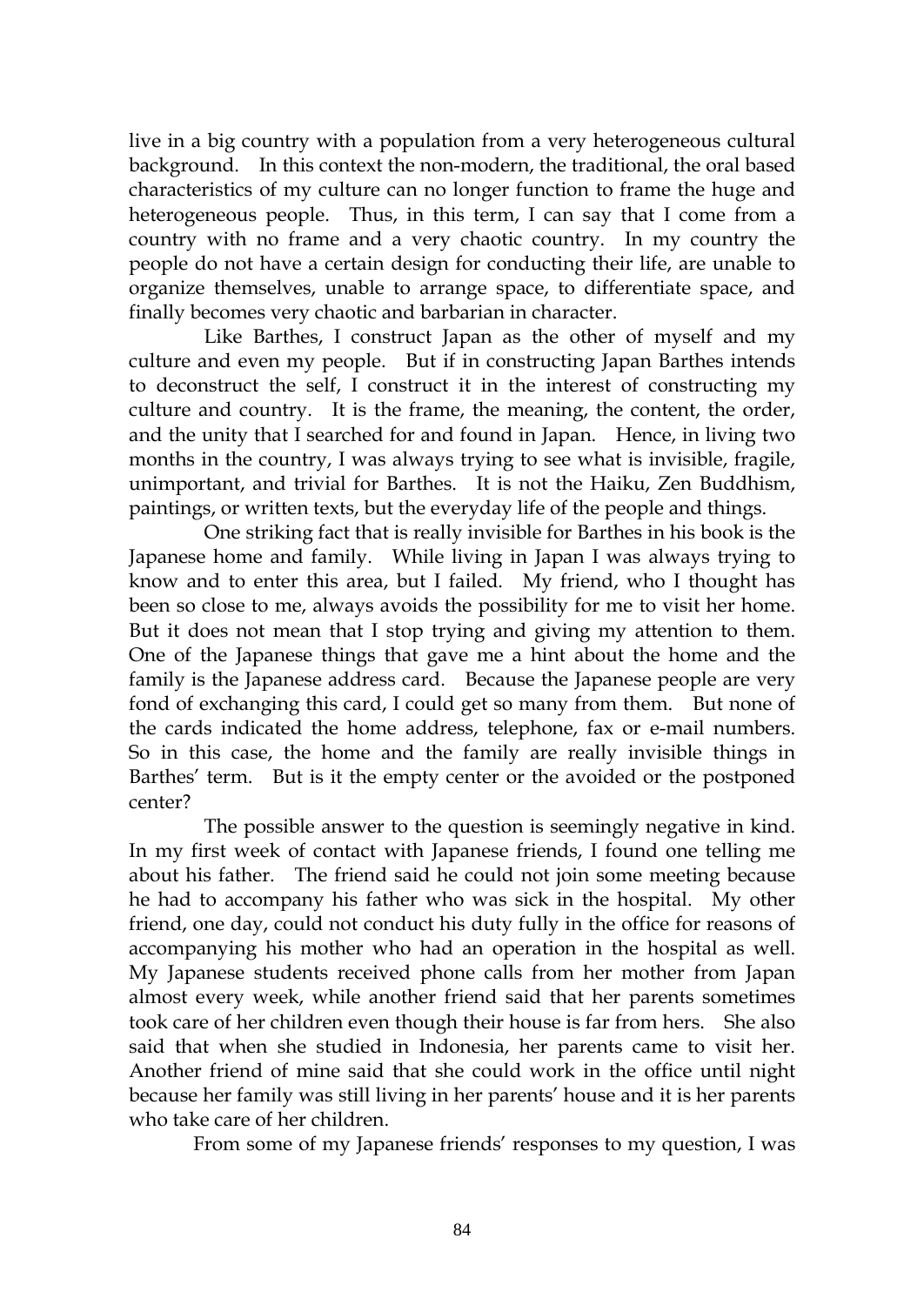live in a big country with a population from a very heterogeneous cultural background. In this context the non-modern, the traditional, the oral based characteristics of my culture can no longer function to frame the huge and heterogeneous people. Thus, in this term, I can say that I come from a country with no frame and a very chaotic country. In my country the people do not have a certain design for conducting their life, are unable to organize themselves, unable to arrange space, to differentiate space, and finally becomes very chaotic and barbarian in character.

Like Barthes, I construct Japan as the other of myself and my culture and even my people. But if in constructing Japan Barthes intends to deconstruct the self, I construct it in the interest of constructing my culture and country. It is the frame, the meaning, the content, the order, and the unity that I searched for and found in Japan. Hence, in living two months in the country, I was always trying to see what is invisible, fragile, unimportant, and trivial for Barthes. It is not the Haiku, Zen Buddhism, paintings, or written texts, but the everyday life of the people and things.

One striking fact that is really invisible for Barthes in his book is the Japanese home and family. While living in Japan I was always trying to know and to enter this area, but I failed. My friend, who I thought has been so close to me, always avoids the possibility for me to visit her home. But it does not mean that I stop trying and giving my attention to them. One of the Japanese things that gave me a hint about the home and the family is the Japanese address card. Because the Japanese people are very fond of exchanging this card, I could get so many from them. But none of the cards indicated the home address, telephone, fax or e-mail numbers. So in this case, the home and the family are really invisible things in Barthes' term. But is it the empty center or the avoided or the postponed center?

The possible answer to the question is seemingly negative in kind. In my first week of contact with Japanese friends, I found one telling me about his father. The friend said he could not join some meeting because he had to accompany his father who was sick in the hospital. My other friend, one day, could not conduct his duty fully in the office for reasons of accompanying his mother who had an operation in the hospital as well. My Japanese students received phone calls from her mother from Japan almost every week, while another friend said that her parents sometimes took care of her children even though their house is far from hers. She also said that when she studied in Indonesia, her parents came to visit her. Another friend of mine said that she could work in the office until night because her family was still living in her parents' house and it is her parents who take care of her children.

From some of my Japanese friends' responses to my question, I was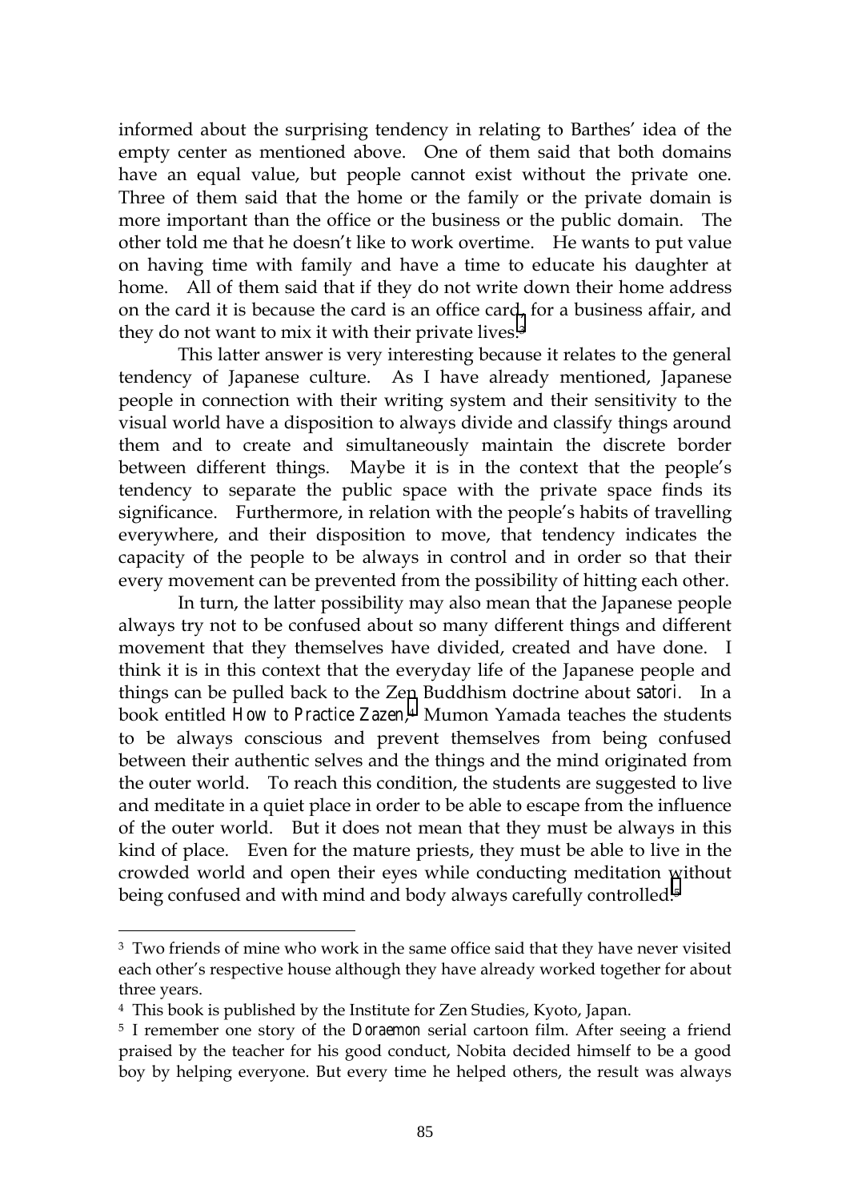informed about the surprising tendency in relating to Barthes' idea of the empty center as mentioned above. One of them said that both domains have an equal value, but people cannot exist without the private one. Three of them said that the home or the family or the private domain is more important than the office or the business or the public domain. The other told me that he doesn't like to work overtime. He wants to put value on having time with family and have a time to educate his daughter at home. All of them said that if they do not write down their home address on the card it is because the card is an office card, for a business affair, and they do not want to mix it with their private lives.[3]

This latter answer is very interesting because it relates to the general tendency of Japanese culture. As I have already mentioned, Japanese people in connection with their writing system and their sensitivity to the visual world have a disposition to always divide and classify things around them and to create and simultaneously maintain the discrete border between different things. Maybe it is in the context that the people's tendency to separate the public space with the private space finds its significance. Furthermore, in relation with the people's habits of travelling everywhere, and their disposition to move, that tendency indicates the capacity of the people to be always in control and in order so that their every movement can be prevented from the possibility of hitting each other.

In turn, the latter possibility may also mean that the Japanese people always try not to be confused about so many different things and different movement that they themselves have divided, created and have done. I think it is in this context that the everyday life of the Japanese people and things can be pulled back to the Zen Buddhism doctrine about *satori*. In a book entitled *How to Practice Zazen*,[4] Mumon Yamada teaches the students to be always conscious and prevent themselves from being confused between their authentic selves and the things and the mind originated from the outer world. To reach this condition, the students are suggested to live and meditate in a quiet place in order to be able to escape from the influence of the outer world. But it does not mean that they must be always in this kind of place. Even for the mature priests, they must be able to live in the crowded world and open their eyes while conducting meditation without being confused and with mind and body always carefully controlled.[5]

---

[3] Two friends of mine who work in the same office said that they have never visited each other's respective house although they have already worked together for about three years.

[4] This book is published by the Institute for Zen Studies, Kyoto, Japan.

[5] I remember one story of the *Doraemon* serial cartoon film. After seeing a friend praised by the teacher for his good conduct, Nobita decided himself to be a good boy by helping everyone. But every time he helped others, the result was always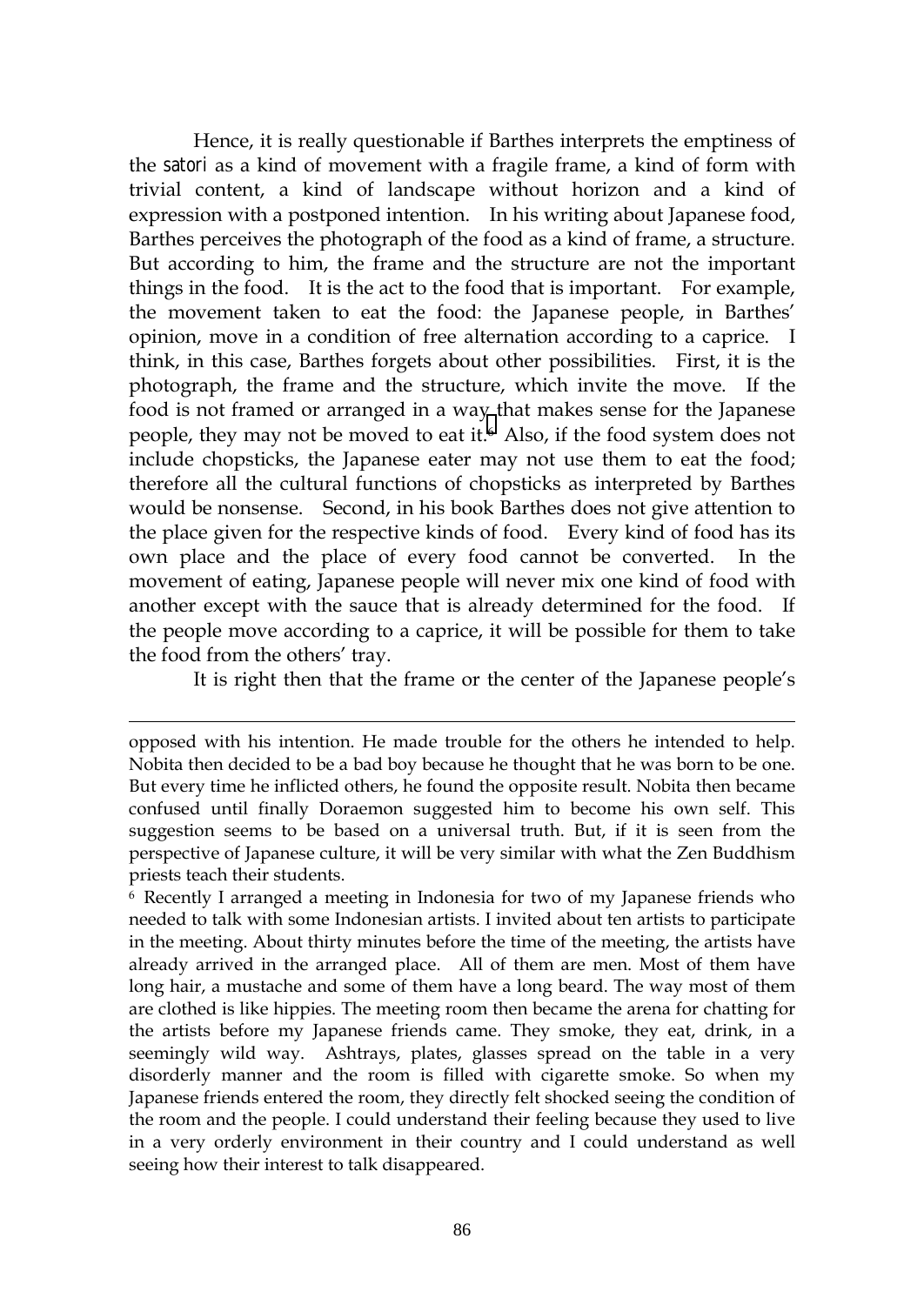Hence, it is really questionable if Barthes interprets the emptiness of the *satori* as a kind of movement with a fragile frame, a kind of form with trivial content, a kind of landscape without horizon and a kind of expression with a postponed intention. In his writing about Japanese food, Barthes perceives the photograph of the food as a kind of frame, a structure. But according to him, the frame and the structure are not the important things in the food. It is the act to the food that is important. For example, the movement taken to eat the food: the Japanese people, in Barthes' opinion, move in a condition of free alternation according to a caprice. I think, in this case, Barthes forgets about other possibilities. First, it is the photograph, the frame and the structure, which invite the move. If the food is not framed or arranged in a way that makes sense for the Japanese people, they may not be moved to eat it.[6] Also, if the food system does not include chopsticks, the Japanese eater may not use them to eat the food; therefore all the cultural functions of chopsticks as interpreted by Barthes would be nonsense. Second, in his book Barthes does not give attention to the place given for the respective kinds of food. Every kind of food has its own place and the place of every food cannot be converted. In the movement of eating, Japanese people will never mix one kind of food with another except with the sauce that is already determined for the food. If the people move according to a caprice, it will be possible for them to take the food from the others' tray.

It is right then that the frame or the center of the Japanese people's

---

opposed with his intention. He made trouble for the others he intended to help. Nobita then decided to be a bad boy because he thought that he was born to be one. But every time he inflicted others, he found the opposite result. Nobita then became confused until finally Doraemon suggested him to become his own self. This suggestion seems to be based on a universal truth. But, if it is seen from the perspective of Japanese culture, it will be very similar with what the Zen Buddhism priests teach their students.

[6] Recently I arranged a meeting in Indonesia for two of my Japanese friends who needed to talk with some Indonesian artists. I invited about ten artists to participate in the meeting. About thirty minutes before the time of the meeting, the artists have already arrived in the arranged place. All of them are men. Most of them have long hair, a mustache and some of them have a long beard. The way most of them are clothed is like hippies. The meeting room then became the arena for chatting for the artists before my Japanese friends came. They smoke, they eat, drink, in a seemingly wild way. Ashtrays, plates, glasses spread on the table in a very disorderly manner and the room is filled with cigarette smoke. So when my Japanese friends entered the room, they directly felt shocked seeing the condition of the room and the people. I could understand their feeling because they used to live in a very orderly environment in their country and I could understand as well seeing how their interest to talk disappeared.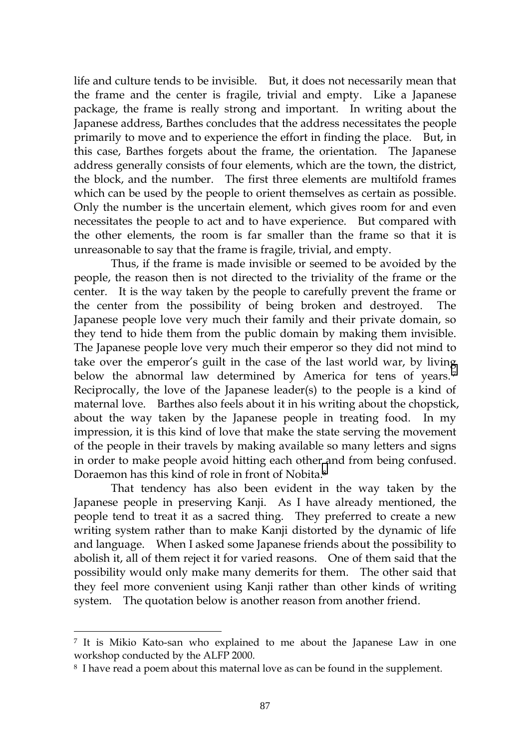life and culture tends to be invisible. But, it does not necessarily mean that the frame and the center is fragile, trivial and empty. Like a Japanese package, the frame is really strong and important. In writing about the Japanese address, Barthes concludes that the address necessitates the people primarily to move and to experience the effort in finding the place. But, in this case, Barthes forgets about the frame, the orientation. The Japanese address generally consists of four elements, which are the town, the district, the block, and the number. The first three elements are multifold frames which can be used by the people to orient themselves as certain as possible. Only the number is the uncertain element, which gives room for and even necessitates the people to act and to have experience. But compared with the other elements, the room is far smaller than the frame so that it is unreasonable to say that the frame is fragile, trivial, and empty.

Thus, if the frame is made invisible or seemed to be avoided by the people, the reason then is not directed to the triviality of the frame or the center. It is the way taken by the people to carefully prevent the frame or the center from the possibility of being broken and destroyed. The Japanese people love very much their family and their private domain, so they tend to hide them from the public domain by making them invisible. The Japanese people love very much their emperor so they did not mind to take over the emperor's guilt in the case of the last world war, by living below the abnormal law determined by America for tens of years.[7] Reciprocally, the love of the Japanese leader(s) to the people is a kind of maternal love. Barthes also feels about it in his writing about the chopstick, about the way taken by the Japanese people in treating food. In my impression, it is this kind of love that make the state serving the movement of the people in their travels by making available so many letters and signs in order to make people avoid hitting each other and from being confused. Doraemon has this kind of role in front of Nobita.[8]

That tendency has also been evident in the way taken by the Japanese people in preserving Kanji. As I have already mentioned, the people tend to treat it as a sacred thing. They preferred to create a new writing system rather than to make Kanji distorted by the dynamic of life and language. When I asked some Japanese friends about the possibility to abolish it, all of them reject it for varied reasons. One of them said that the possibility would only make many demerits for them. The other said that they feel more convenient using Kanji rather than other kinds of writing system. The quotation below is another reason from another friend.

---

[7] It is Mikio Kato-san who explained to me about the Japanese Law in one workshop conducted by the ALFP 2000.

[8] I have read a poem about this maternal love as can be found in the supplement.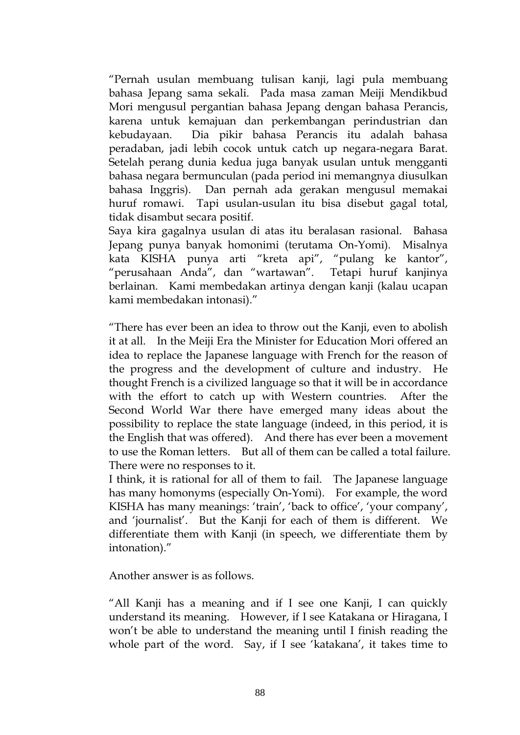"Pernah usulan membuang tulisan kanji, lagi pula membuang bahasa Jepang sama sekali. Pada masa zaman Meiji Mendikbud Mori mengusul pergantian bahasa Jepang dengan bahasa Perancis, karena untuk kemajuan dan perkembangan perindustrian dan kebudayaan. Dia pikir bahasa Perancis itu adalah bahasa peradaban, jadi lebih cocok untuk catch up negara-negara Barat. Setelah perang dunia kedua juga banyak usulan untuk mengganti bahasa negara bermunculan (pada period ini memangnya diusulkan bahasa Inggris). Dan pernah ada gerakan mengusul memakai huruf romawi. Tapi usulan-usulan itu bisa disebut gagal total, tidak disambut secara positif.
Saya kira gagalnya usulan di atas itu beralasan rasional. Bahasa Jepang punya banyak homonimi (terutama On-Yomi). Misalnya kata KISHA punya arti "kreta api", "pulang ke kantor", "perusahaan Anda", dan "wartawan". Tetapi huruf kanjinya berlainan. Kami membedakan artinya dengan kanji (kalau ucapan kami membedakan intonasi)."

"There has ever been an idea to throw out the Kanji, even to abolish it at all. In the Meiji Era the Minister for Education Mori offered an idea to replace the Japanese language with French for the reason of the progress and the development of culture and industry. He thought French is a civilized language so that it will be in accordance with the effort to catch up with Western countries. After the Second World War there have emerged many ideas about the possibility to replace the state language (indeed, in this period, it is the English that was offered). And there has ever been a movement to use the Roman letters. But all of them can be called a total failure. There were no responses to it.
I think, it is rational for all of them to fail. The Japanese language has many homonyms (especially On-Yomi). For example, the word KISHA has many meanings: 'train', 'back to office', 'your company', and 'journalist'. But the Kanji for each of them is different. We differentiate them with Kanji (in speech, we differentiate them by intonation)."

Another answer is as follows.

"All Kanji has a meaning and if I see one Kanji, I can quickly understand its meaning. However, if I see Katakana or Hiragana, I won't be able to understand the meaning until I finish reading the whole part of the word. Say, if I see 'katakana', it takes time to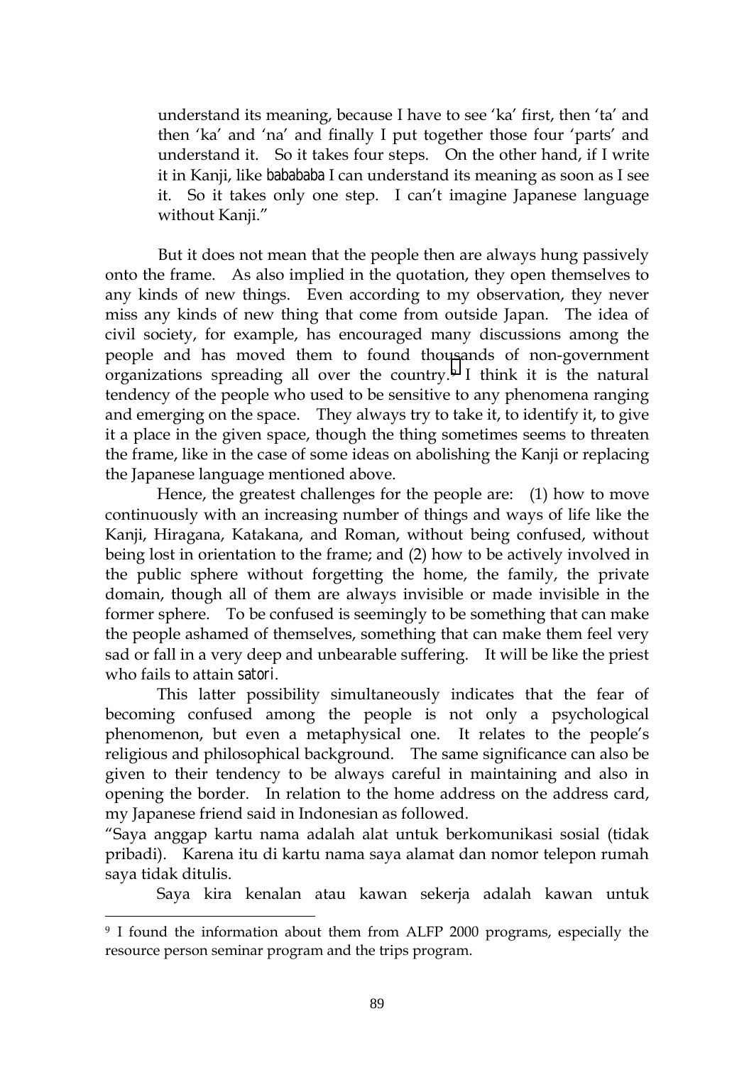understand its meaning, because I have to see 'ka' first, then 'ta' and then 'ka' and 'na' and finally I put together those four 'parts' and understand it. So it takes four steps. On the other hand, if I write it in Kanji, like bababa I can understand its meaning as soon as I see it. So it takes only one step. I can't imagine Japanese language without Kanji."

But it does not mean that the people then are always hung passively onto the frame. As also implied in the quotation, they open themselves to any kinds of new things. Even according to my observation, they never miss any kinds of new thing that come from outside Japan. The idea of civil society, for example, has encouraged many discussions among the people and has moved them to found thousands of non-government organizations spreading all over the country.[9] I think it is the natural tendency of the people who used to be sensitive to any phenomena ranging and emerging on the space. They always try to take it, to identify it, to give it a place in the given space, though the thing sometimes seems to threaten the frame, like in the case of some ideas on abolishing the Kanji or replacing the Japanese language mentioned above.

Hence, the greatest challenges for the people are: (1) how to move continuously with an increasing number of things and ways of life like the Kanji, Hiragana, Katakana, and Roman, without being confused, without being lost in orientation to the frame; and (2) how to be actively involved in the public sphere without forgetting the home, the family, the private domain, though all of them are always invisible or made invisible in the former sphere. To be confused is seemingly to be something that can make the people ashamed of themselves, something that can make them feel very sad or fall in a very deep and unbearable suffering. It will be like the priest who fails to attain *satori*.

This latter possibility simultaneously indicates that the fear of becoming confused among the people is not only a psychological phenomenon, but even a metaphysical one. It relates to the people's religious and philosophical background. The same significance can also be given to their tendency to be always careful in maintaining and also in opening the border. In relation to the home address on the address card, my Japanese friend said in Indonesian as followed.

"Saya anggap kartu nama adalah alat untuk berkomunikasi sosial (tidak pribadi). Karena itu di kartu nama saya alamat dan nomor telepon rumah saya tidak ditulis.

Saya kira kenalan atau kawan sekerja adalah kawan untuk

---

[9] I found the information about them from ALFP 2000 programs, especially the resource person seminar program and the trips program.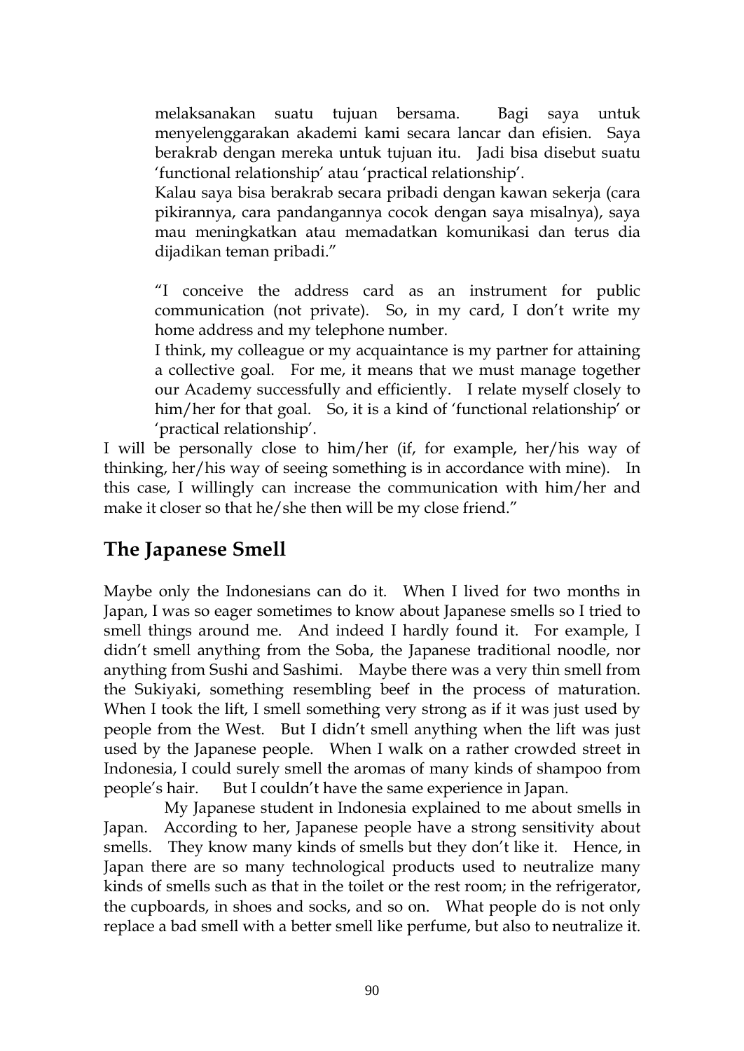melaksanakan suatu tujuan bersama. Bagi saya untuk menyelenggarakan akademi kami secara lancar dan efisien. Saya berakrab dengan mereka untuk tujuan itu. Jadi bisa disebut suatu 'functional relationship' atau 'practical relationship'.

Kalau saya bisa berakrab secara pribadi dengan kawan sekerja (cara pikirannya, cara pandangannya cocok dengan saya misalnya), saya mau meningkatkan atau memadatkan komunikasi dan terus dia dijadikan teman pribadi."

"I conceive the address card as an instrument for public communication (not private). So, in my card, I don't write my home address and my telephone number.

I think, my colleague or my acquaintance is my partner for attaining a collective goal. For me, it means that we must manage together our Academy successfully and efficiently. I relate myself closely to him/her for that goal. So, it is a kind of 'functional relationship' or 'practical relationship'.

I will be personally close to him/her (if, for example, her/his way of thinking, her/his way of seeing something is in accordance with mine). In this case, I willingly can increase the communication with him/her and make it closer so that he/she then will be my close friend."

## The Japanese Smell

Maybe only the Indonesians can do it. When I lived for two months in Japan, I was so eager sometimes to know about Japanese smells so I tried to smell things around me. And indeed I hardly found it. For example, I didn't smell anything from the Soba, the Japanese traditional noodle, nor anything from Sushi and Sashimi. Maybe there was a very thin smell from the Sukiyaki, something resembling beef in the process of maturation. When I took the lift, I smell something very strong as if it was just used by people from the West. But I didn't smell anything when the lift was just used by the Japanese people. When I walk on a rather crowded street in Indonesia, I could surely smell the aromas of many kinds of shampoo from people's hair. But I couldn't have the same experience in Japan.

My Japanese student in Indonesia explained to me about smells in Japan. According to her, Japanese people have a strong sensitivity about smells. They know many kinds of smells but they don't like it. Hence, in Japan there are so many technological products used to neutralize many kinds of smells such as that in the toilet or the rest room; in the refrigerator, the cupboards, in shoes and socks, and so on. What people do is not only replace a bad smell with a better smell like perfume, but also to neutralize it.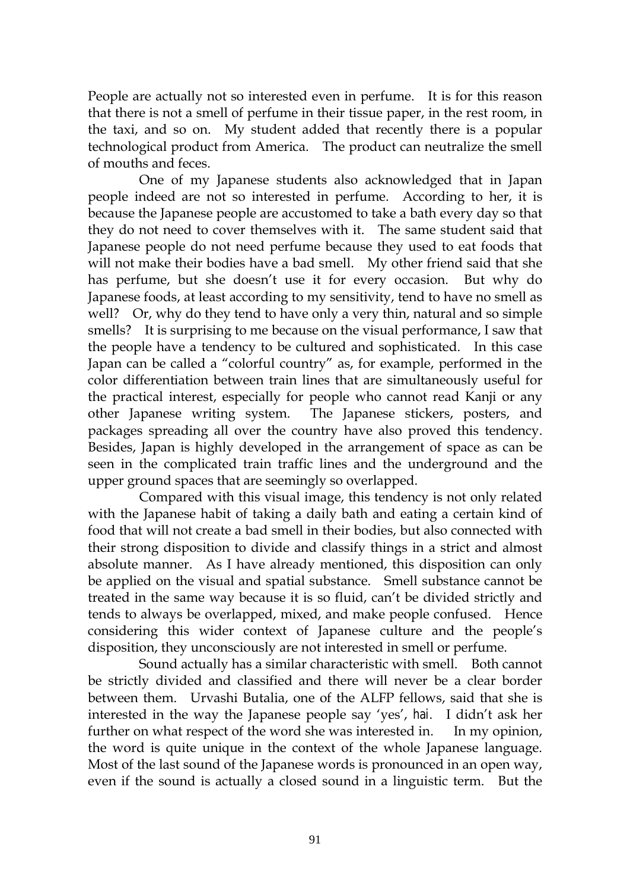People are actually not so interested even in perfume. It is for this reason that there is not a smell of perfume in their tissue paper, in the rest room, in the taxi, and so on. My student added that recently there is a popular technological product from America. The product can neutralize the smell of mouths and feces.

One of my Japanese students also acknowledged that in Japan people indeed are not so interested in perfume. According to her, it is because the Japanese people are accustomed to take a bath every day so that they do not need to cover themselves with it. The same student said that Japanese people do not need perfume because they used to eat foods that will not make their bodies have a bad smell. My other friend said that she has perfume, but she doesn't use it for every occasion. But why do Japanese foods, at least according to my sensitivity, tend to have no smell as well? Or, why do they tend to have only a very thin, natural and so simple smells? It is surprising to me because on the visual performance, I saw that the people have a tendency to be cultured and sophisticated. In this case Japan can be called a "colorful country" as, for example, performed in the color differentiation between train lines that are simultaneously useful for the practical interest, especially for people who cannot read Kanji or any other Japanese writing system. The Japanese stickers, posters, and packages spreading all over the country have also proved this tendency. Besides, Japan is highly developed in the arrangement of space as can be seen in the complicated train traffic lines and the underground and the upper ground spaces that are seemingly so overlapped.

Compared with this visual image, this tendency is not only related with the Japanese habit of taking a daily bath and eating a certain kind of food that will not create a bad smell in their bodies, but also connected with their strong disposition to divide and classify things in a strict and almost absolute manner. As I have already mentioned, this disposition can only be applied on the visual and spatial substance. Smell substance cannot be treated in the same way because it is so fluid, can't be divided strictly and tends to always be overlapped, mixed, and make people confused. Hence considering this wider context of Japanese culture and the people's disposition, they unconsciously are not interested in smell or perfume.

Sound actually has a similar characteristic with smell. Both cannot be strictly divided and classified and there will never be a clear border between them. Urvashi Butalia, one of the ALFP fellows, said that she is interested in the way the Japanese people say 'yes', hai. I didn't ask her further on what respect of the word she was interested in. In my opinion, the word is quite unique in the context of the whole Japanese language. Most of the last sound of the Japanese words is pronounced in an open way, even if the sound is actually a closed sound in a linguistic term. But the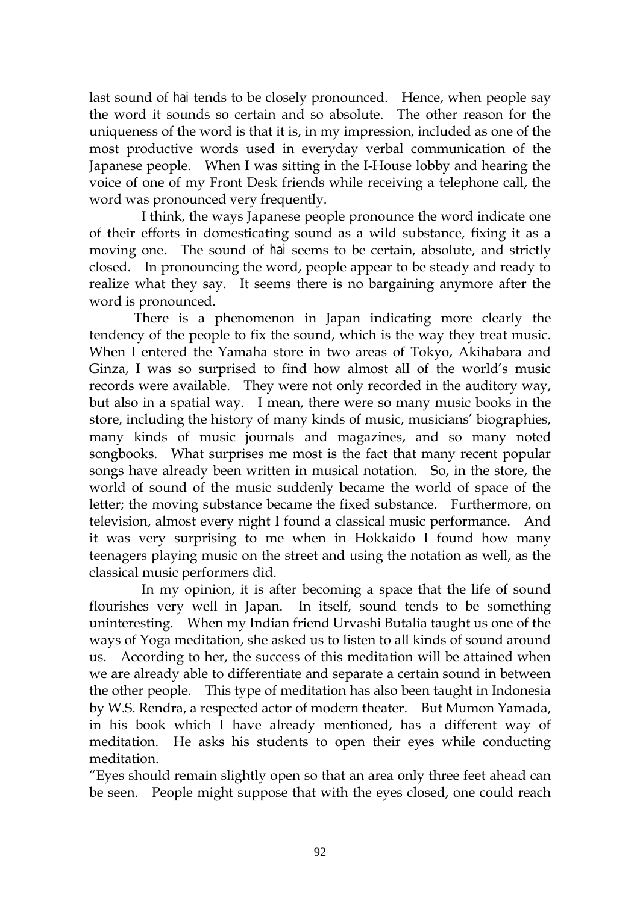last sound of hai tends to be closely pronounced. Hence, when people say the word it sounds so certain and so absolute. The other reason for the uniqueness of the word is that it is, in my impression, included as one of the most productive words used in everyday verbal communication of the Japanese people. When I was sitting in the I-House lobby and hearing the voice of one of my Front Desk friends while receiving a telephone call, the word was pronounced very frequently.

I think, the ways Japanese people pronounce the word indicate one of their efforts in domesticating sound as a wild substance, fixing it as a moving one. The sound of hai seems to be certain, absolute, and strictly closed. In pronouncing the word, people appear to be steady and ready to realize what they say. It seems there is no bargaining anymore after the word is pronounced.

There is a phenomenon in Japan indicating more clearly the tendency of the people to fix the sound, which is the way they treat music. When I entered the Yamaha store in two areas of Tokyo, Akihabara and Ginza, I was so surprised to find how almost all of the world's music records were available. They were not only recorded in the auditory way, but also in a spatial way. I mean, there were so many music books in the store, including the history of many kinds of music, musicians' biographies, many kinds of music journals and magazines, and so many noted songbooks. What surprises me most is the fact that many recent popular songs have already been written in musical notation. So, in the store, the world of sound of the music suddenly became the world of space of the letter; the moving substance became the fixed substance. Furthermore, on television, almost every night I found a classical music performance. And it was very surprising to me when in Hokkaido I found how many teenagers playing music on the street and using the notation as well, as the classical music performers did.

In my opinion, it is after becoming a space that the life of sound flourishes very well in Japan. In itself, sound tends to be something uninteresting. When my Indian friend Urvashi Butalia taught us one of the ways of Yoga meditation, she asked us to listen to all kinds of sound around us. According to her, the success of this meditation will be attained when we are already able to differentiate and separate a certain sound in between the other people. This type of meditation has also been taught in Indonesia by W.S. Rendra, a respected actor of modern theater. But Mumon Yamada, in his book which I have already mentioned, has a different way of meditation. He asks his students to open their eyes while conducting meditation.

"Eyes should remain slightly open so that an area only three feet ahead can be seen. People might suppose that with the eyes closed, one could reach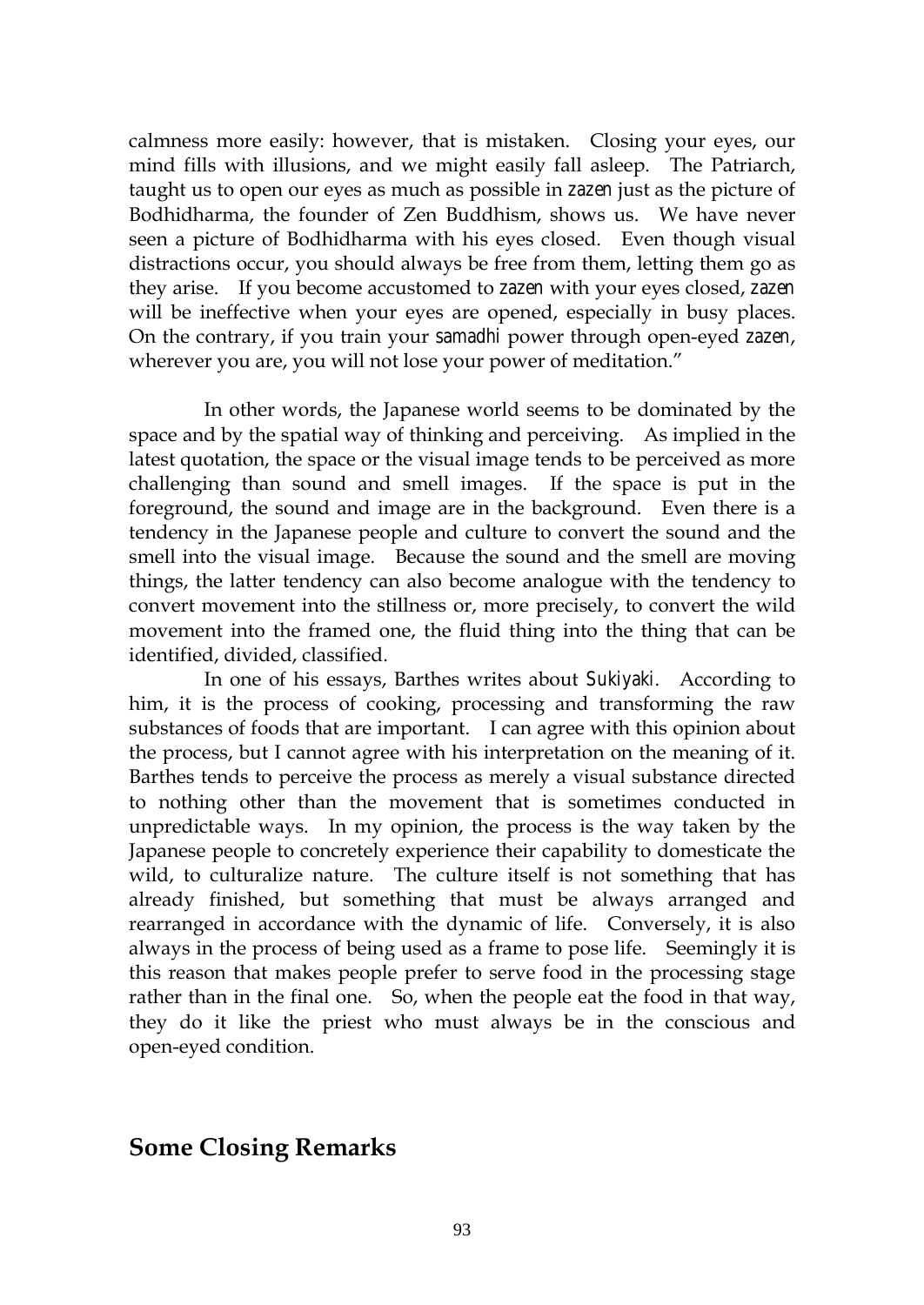calmness more easily: however, that is mistaken. Closing your eyes, our mind fills with illusions, and we might easily fall asleep. The Patriarch, taught us to open our eyes as much as possible in *zazen* just as the picture of Bodhidharma, the founder of Zen Buddhism, shows us. We have never seen a picture of Bodhidharma with his eyes closed. Even though visual distractions occur, you should always be free from them, letting them go as they arise. If you become accustomed to *zazen* with your eyes closed, *zazen* will be ineffective when your eyes are opened, especially in busy places. On the contrary, if you train your *samadhi* power through open-eyed *zazen*, wherever you are, you will not lose your power of meditation."

In other words, the Japanese world seems to be dominated by the space and by the spatial way of thinking and perceiving. As implied in the latest quotation, the space or the visual image tends to be perceived as more challenging than sound and smell images. If the space is put in the foreground, the sound and image are in the background. Even there is a tendency in the Japanese people and culture to convert the sound and the smell into the visual image. Because the sound and the smell are moving things, the latter tendency can also become analogue with the tendency to convert movement into the stillness or, more precisely, to convert the wild movement into the framed one, the fluid thing into the thing that can be identified, divided, classified.

In one of his essays, Barthes writes about *Sukiyaki*. According to him, it is the process of cooking, processing and transforming the raw substances of foods that are important. I can agree with this opinion about the process, but I cannot agree with his interpretation on the meaning of it. Barthes tends to perceive the process as merely a visual substance directed to nothing other than the movement that is sometimes conducted in unpredictable ways. In my opinion, the process is the way taken by the Japanese people to concretely experience their capability to domesticate the wild, to culturalize nature. The culture itself is not something that has already finished, but something that must be always arranged and rearranged in accordance with the dynamic of life. Conversely, it is also always in the process of being used as a frame to pose life. Seemingly it is this reason that makes people prefer to serve food in the processing stage rather than in the final one. So, when the people eat the food in that way, they do it like the priest who must always be in the conscious and open-eyed condition.

## Some Closing Remarks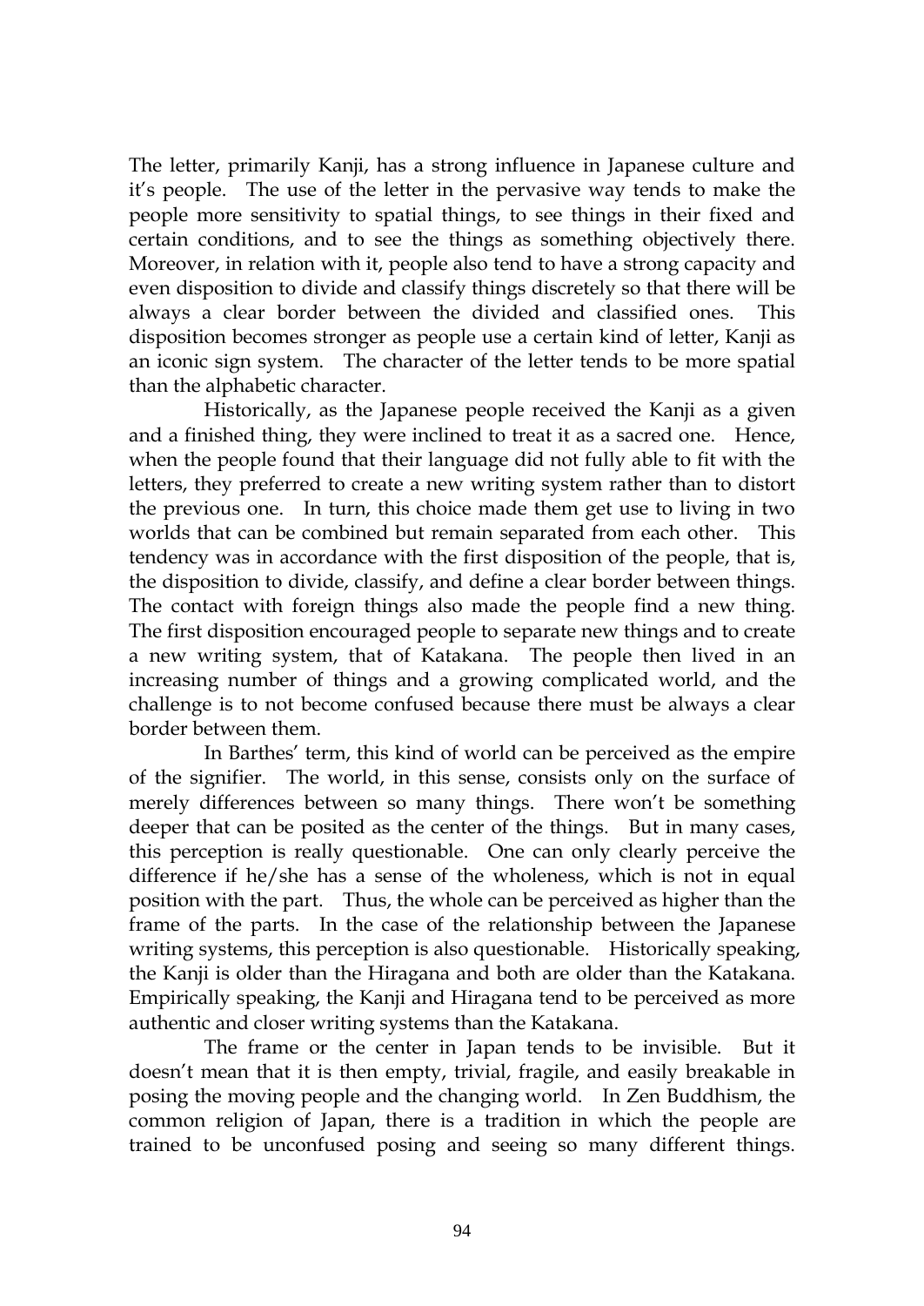The letter, primarily Kanji, has a strong influence in Japanese culture and it's people. The use of the letter in the pervasive way tends to make the people more sensitivity to spatial things, to see things in their fixed and certain conditions, and to see the things as something objectively there. Moreover, in relation with it, people also tend to have a strong capacity and even disposition to divide and classify things discretely so that there will be always a clear border between the divided and classified ones. This disposition becomes stronger as people use a certain kind of letter, Kanji as an iconic sign system. The character of the letter tends to be more spatial than the alphabetic character.

Historically, as the Japanese people received the Kanji as a given and a finished thing, they were inclined to treat it as a sacred one. Hence, when the people found that their language did not fully able to fit with the letters, they preferred to create a new writing system rather than to distort the previous one. In turn, this choice made them get use to living in two worlds that can be combined but remain separated from each other. This tendency was in accordance with the first disposition of the people, that is, the disposition to divide, classify, and define a clear border between things. The contact with foreign things also made the people find a new thing. The first disposition encouraged people to separate new things and to create a new writing system, that of Katakana. The people then lived in an increasing number of things and a growing complicated world, and the challenge is to not become confused because there must be always a clear border between them.

In Barthes' term, this kind of world can be perceived as the empire of the signifier. The world, in this sense, consists only on the surface of merely differences between so many things. There won't be something deeper that can be posited as the center of the things. But in many cases, this perception is really questionable. One can only clearly perceive the difference if he/she has a sense of the wholeness, which is not in equal position with the part. Thus, the whole can be perceived as higher than the frame of the parts. In the case of the relationship between the Japanese writing systems, this perception is also questionable. Historically speaking, the Kanji is older than the Hiragana and both are older than the Katakana. Empirically speaking, the Kanji and Hiragana tend to be perceived as more authentic and closer writing systems than the Katakana.

The frame or the center in Japan tends to be invisible. But it doesn't mean that it is then empty, trivial, fragile, and easily breakable in posing the moving people and the changing world. In Zen Buddhism, the common religion of Japan, there is a tradition in which the people are trained to be unconfused posing and seeing so many different things.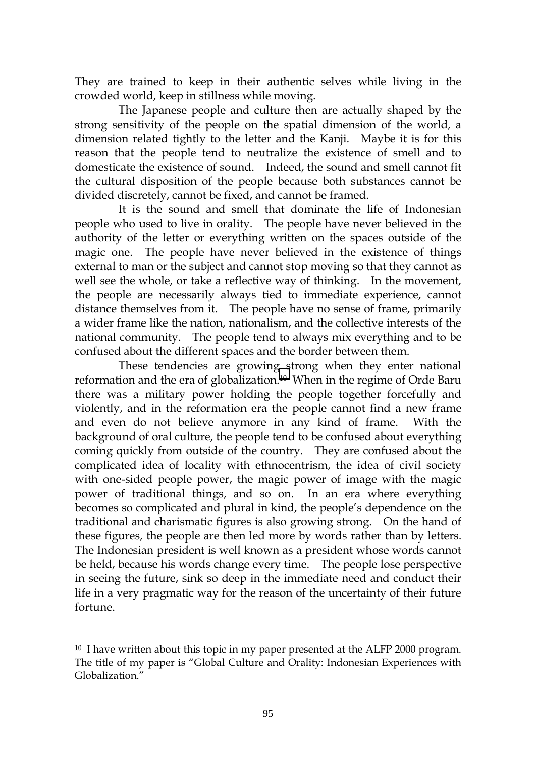They are trained to keep in their authentic selves while living in the crowded world, keep in stillness while moving.

The Japanese people and culture then are actually shaped by the strong sensitivity of the people on the spatial dimension of the world, a dimension related tightly to the letter and the Kanji. Maybe it is for this reason that the people tend to neutralize the existence of smell and to domesticate the existence of sound. Indeed, the sound and smell cannot fit the cultural disposition of the people because both substances cannot be divided discretely, cannot be fixed, and cannot be framed.

It is the sound and smell that dominate the life of Indonesian people who used to live in orality. The people have never believed in the authority of the letter or everything written on the spaces outside of the magic one. The people have never believed in the existence of things external to man or the subject and cannot stop moving so that they cannot as well see the whole, or take a reflective way of thinking. In the movement, the people are necessarily always tied to immediate experience, cannot distance themselves from it. The people have no sense of frame, primarily a wider frame like the nation, nationalism, and the collective interests of the national community. The people tend to always mix everything and to be confused about the different spaces and the border between them.

These tendencies are growing strong when they enter national reformation and the era of globalization.[10] When in the regime of Orde Baru there was a military power holding the people together forcefully and violently, and in the reformation era the people cannot find a new frame and even do not believe anymore in any kind of frame. With the background of oral culture, the people tend to be confused about everything coming quickly from outside of the country. They are confused about the complicated idea of locality with ethnocentrism, the idea of civil society with one-sided people power, the magic power of image with the magic power of traditional things, and so on. In an era where everything becomes so complicated and plural in kind, the people's dependence on the traditional and charismatic figures is also growing strong. On the hand of these figures, the people are then led more by words rather than by letters. The Indonesian president is well known as a president whose words cannot be held, because his words change every time. The people lose perspective in seeing the future, sink so deep in the immediate need and conduct their life in a very pragmatic way for the reason of the uncertainty of their future fortune.

---

[10] I have written about this topic in my paper presented at the ALFP 2000 program. The title of my paper is "Global Culture and Orality: Indonesian Experiences with Globalization."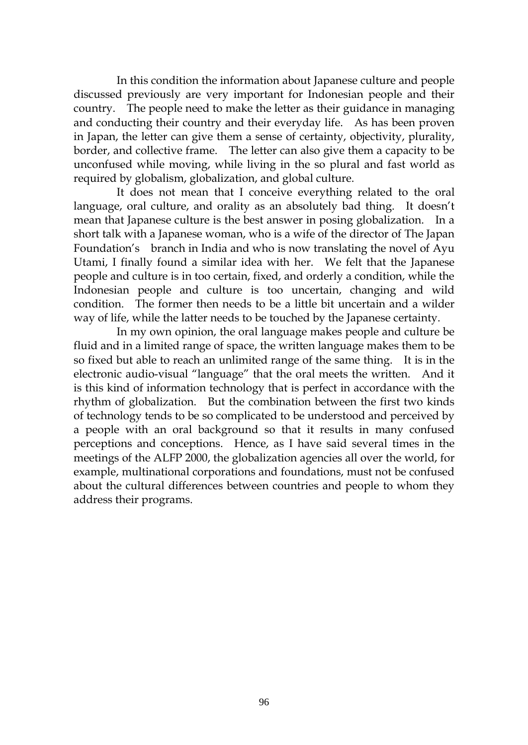In this condition the information about Japanese culture and people discussed previously are very important for Indonesian people and their country. The people need to make the letter as their guidance in managing and conducting their country and their everyday life. As has been proven in Japan, the letter can give them a sense of certainty, objectivity, plurality, border, and collective frame. The letter can also give them a capacity to be unconfused while moving, while living in the so plural and fast world as required by globalism, globalization, and global culture.

It does not mean that I conceive everything related to the oral language, oral culture, and orality as an absolutely bad thing. It doesn't mean that Japanese culture is the best answer in posing globalization. In a short talk with a Japanese woman, who is a wife of the director of The Japan Foundation's branch in India and who is now translating the novel of Ayu Utami, I finally found a similar idea with her. We felt that the Japanese people and culture is in too certain, fixed, and orderly a condition, while the Indonesian people and culture is too uncertain, changing and wild condition. The former then needs to be a little bit uncertain and a wilder way of life, while the latter needs to be touched by the Japanese certainty.

In my own opinion, the oral language makes people and culture be fluid and in a limited range of space, the written language makes them to be so fixed but able to reach an unlimited range of the same thing. It is in the electronic audio-visual "language" that the oral meets the written. And it is this kind of information technology that is perfect in accordance with the rhythm of globalization. But the combination between the first two kinds of technology tends to be so complicated to be understood and perceived by a people with an oral background so that it results in many confused perceptions and conceptions. Hence, as I have said several times in the meetings of the ALFP 2000, the globalization agencies all over the world, for example, multinational corporations and foundations, must not be confused about the cultural differences between countries and people to whom they address their programs.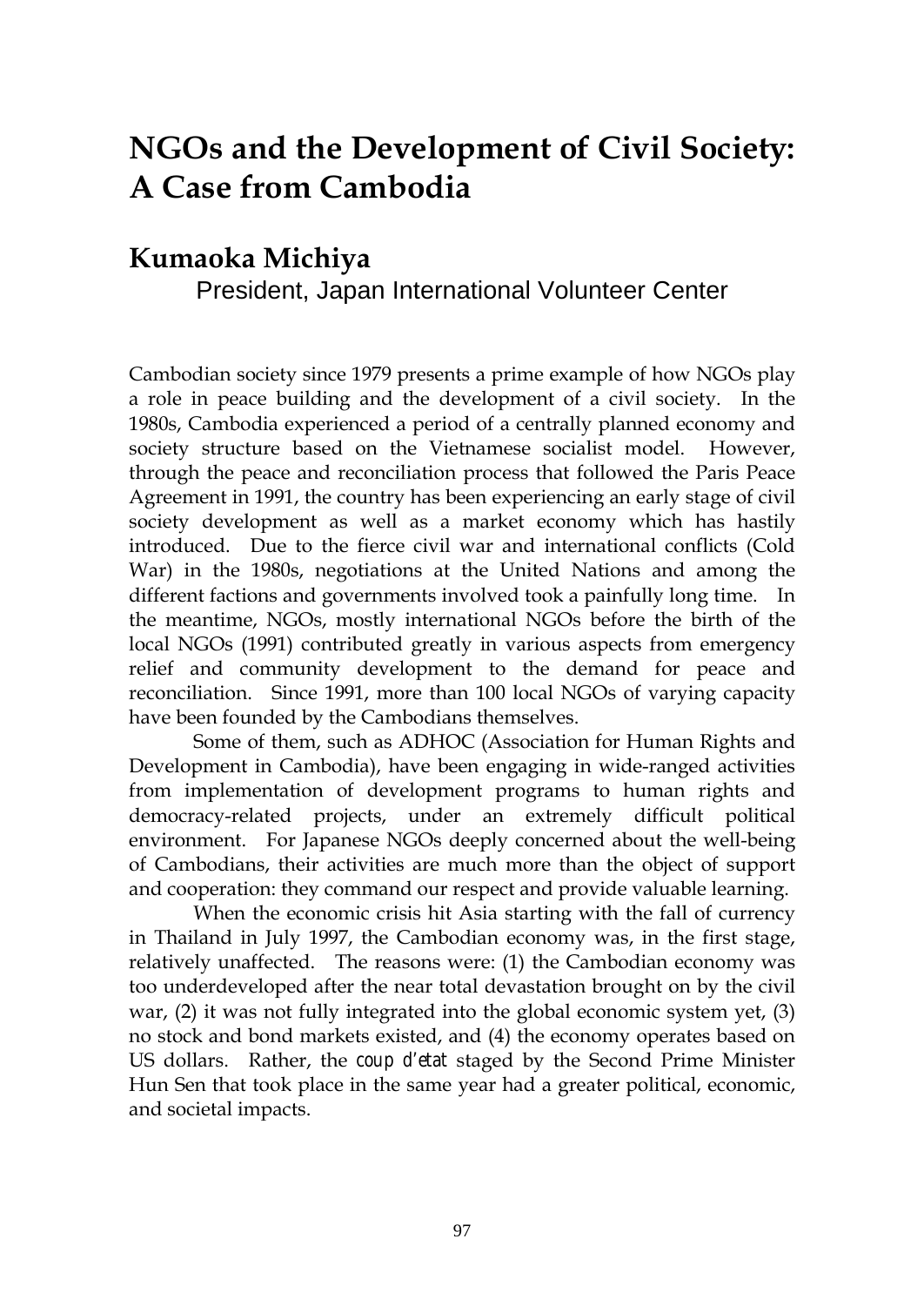# NGOs and the Development of Civil Society: A Case from Cambodia

## Kumaoka Michiya

President, Japan International Volunteer Center

Cambodian society since 1979 presents a prime example of how NGOs play a role in peace building and the development of a civil society. In the 1980s, Cambodia experienced a period of a centrally planned economy and society structure based on the Vietnamese socialist model. However, through the peace and reconciliation process that followed the Paris Peace Agreement in 1991, the country has been experiencing an early stage of civil society development as well as a market economy which has hastily introduced. Due to the fierce civil war and international conflicts (Cold War) in the 1980s, negotiations at the United Nations and among the different factions and governments involved took a painfully long time. In the meantime, NGOs, mostly international NGOs before the birth of the local NGOs (1991) contributed greatly in various aspects from emergency relief and community development to the demand for peace and reconciliation. Since 1991, more than 100 local NGOs of varying capacity have been founded by the Cambodians themselves.

Some of them, such as ADHOC (Association for Human Rights and Development in Cambodia), have been engaging in wide-ranged activities from implementation of development programs to human rights and democracy-related projects, under an extremely difficult political environment. For Japanese NGOs deeply concerned about the well-being of Cambodians, their activities are much more than the object of support and cooperation: they command our respect and provide valuable learning.

When the economic crisis hit Asia starting with the fall of currency in Thailand in July 1997, the Cambodian economy was, in the first stage, relatively unaffected. The reasons were: (1) the Cambodian economy was too underdeveloped after the near total devastation brought on by the civil war, (2) it was not fully integrated into the global economic system yet, (3) no stock and bond markets existed, and (4) the economy operates based on US dollars. Rather, the *coup d'etat* staged by the Second Prime Minister Hun Sen that took place in the same year had a greater political, economic, and societal impacts.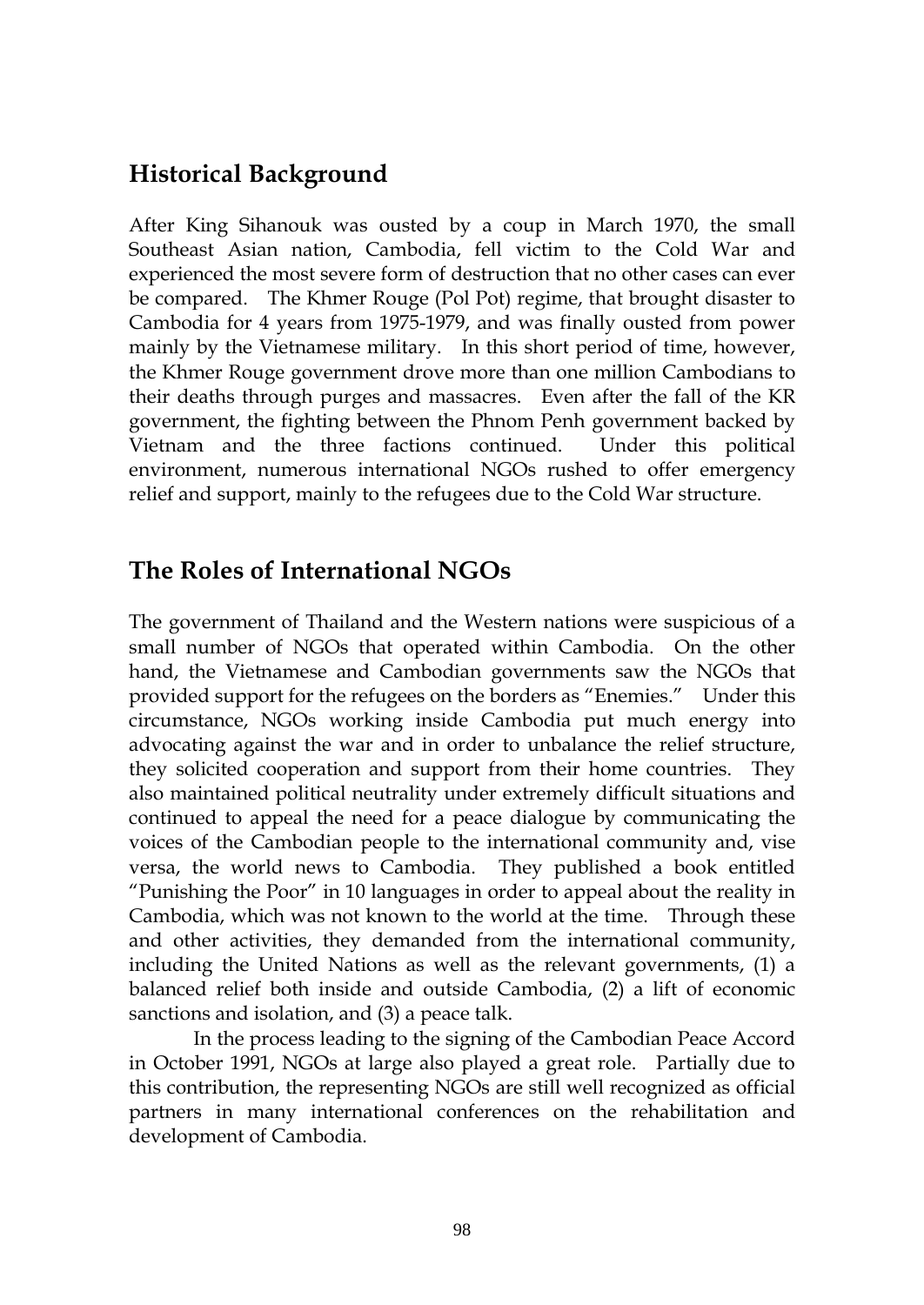## Historical Background

After King Sihanouk was ousted by a coup in March 1970, the small Southeast Asian nation, Cambodia, fell victim to the Cold War and experienced the most severe form of destruction that no other cases can ever be compared. The Khmer Rouge (Pol Pot) regime, that brought disaster to Cambodia for 4 years from 1975-1979, and was finally ousted from power mainly by the Vietnamese military. In this short period of time, however, the Khmer Rouge government drove more than one million Cambodians to their deaths through purges and massacres. Even after the fall of the KR government, the fighting between the Phnom Penh government backed by Vietnam and the three factions continued. Under this political environment, numerous international NGOs rushed to offer emergency relief and support, mainly to the refugees due to the Cold War structure.

## The Roles of International NGOs

The government of Thailand and the Western nations were suspicious of a small number of NGOs that operated within Cambodia. On the other hand, the Vietnamese and Cambodian governments saw the NGOs that provided support for the refugees on the borders as "Enemies." Under this circumstance, NGOs working inside Cambodia put much energy into advocating against the war and in order to unbalance the relief structure, they solicited cooperation and support from their home countries. They also maintained political neutrality under extremely difficult situations and continued to appeal the need for a peace dialogue by communicating the voices of the Cambodian people to the international community and, vise versa, the world news to Cambodia. They published a book entitled "Punishing the Poor" in 10 languages in order to appeal about the reality in Cambodia, which was not known to the world at the time. Through these and other activities, they demanded from the international community, including the United Nations as well as the relevant governments, (1) a balanced relief both inside and outside Cambodia, (2) a lift of economic sanctions and isolation, and (3) a peace talk.

In the process leading to the signing of the Cambodian Peace Accord in October 1991, NGOs at large also played a great role. Partially due to this contribution, the representing NGOs are still well recognized as official partners in many international conferences on the rehabilitation and development of Cambodia.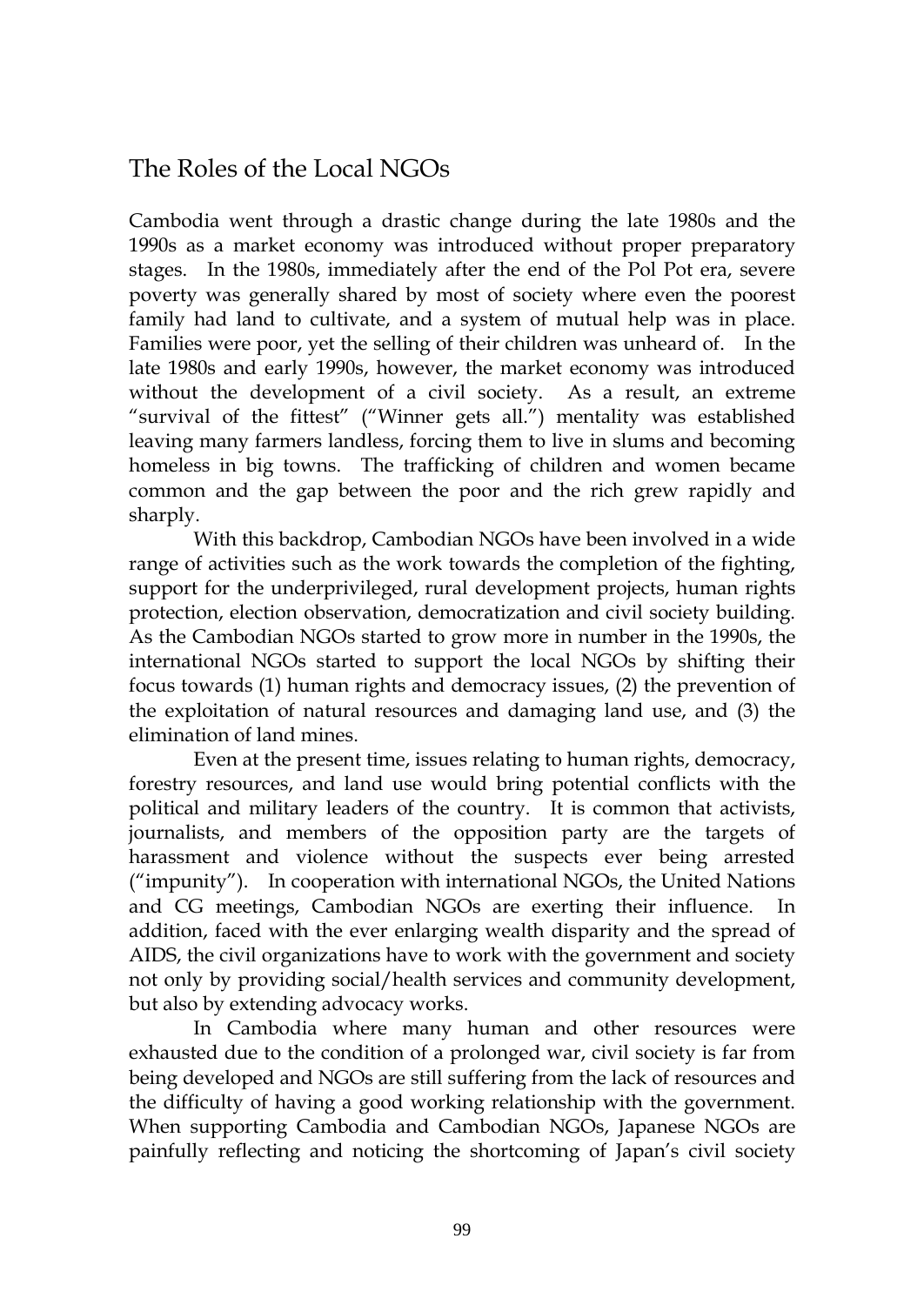## The Roles of the Local NGOs

Cambodia went through a drastic change during the late 1980s and the 1990s as a market economy was introduced without proper preparatory stages. In the 1980s, immediately after the end of the Pol Pot era, severe poverty was generally shared by most of society where even the poorest family had land to cultivate, and a system of mutual help was in place. Families were poor, yet the selling of their children was unheard of. In the late 1980s and early 1990s, however, the market economy was introduced without the development of a civil society. As a result, an extreme "survival of the fittest" ("Winner gets all.") mentality was established leaving many farmers landless, forcing them to live in slums and becoming homeless in big towns. The trafficking of children and women became common and the gap between the poor and the rich grew rapidly and sharply.

With this backdrop, Cambodian NGOs have been involved in a wide range of activities such as the work towards the completion of the fighting, support for the underprivileged, rural development projects, human rights protection, election observation, democratization and civil society building. As the Cambodian NGOs started to grow more in number in the 1990s, the international NGOs started to support the local NGOs by shifting their focus towards (1) human rights and democracy issues, (2) the prevention of the exploitation of natural resources and damaging land use, and (3) the elimination of land mines.

Even at the present time, issues relating to human rights, democracy, forestry resources, and land use would bring potential conflicts with the political and military leaders of the country. It is common that activists, journalists, and members of the opposition party are the targets of harassment and violence without the suspects ever being arrested ("impunity"). In cooperation with international NGOs, the United Nations and CG meetings, Cambodian NGOs are exerting their influence. In addition, faced with the ever enlarging wealth disparity and the spread of AIDS, the civil organizations have to work with the government and society not only by providing social/health services and community development, but also by extending advocacy works.

In Cambodia where many human and other resources were exhausted due to the condition of a prolonged war, civil society is far from being developed and NGOs are still suffering from the lack of resources and the difficulty of having a good working relationship with the government. When supporting Cambodia and Cambodian NGOs, Japanese NGOs are painfully reflecting and noticing the shortcoming of Japan's civil society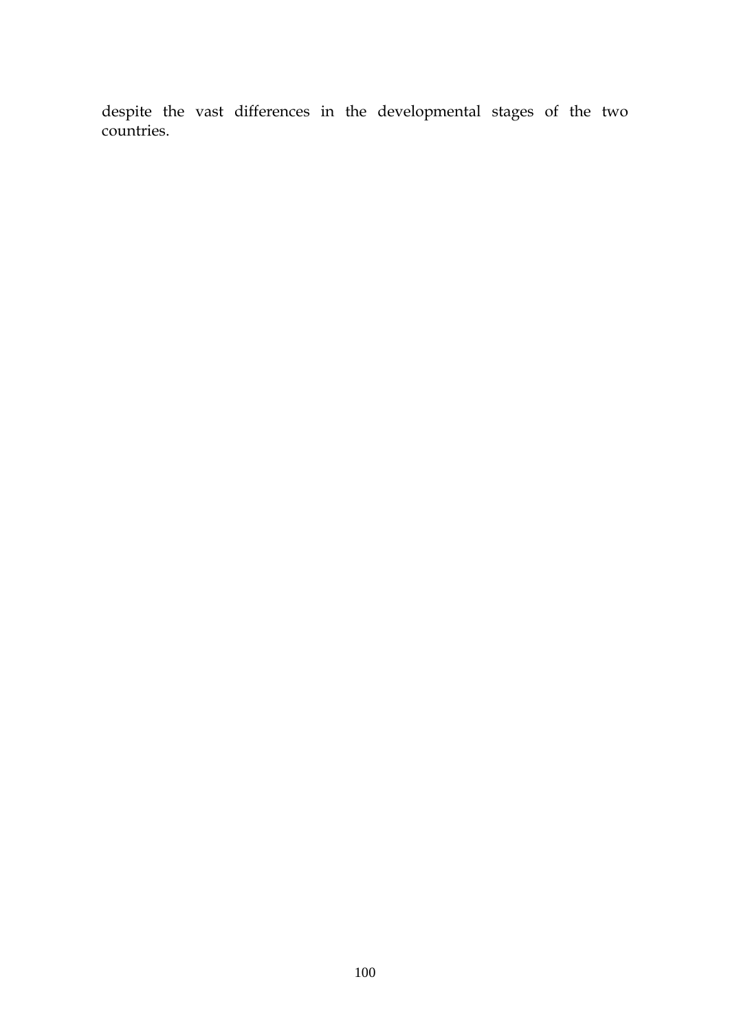despite the vast differences in the developmental stages of the two countries.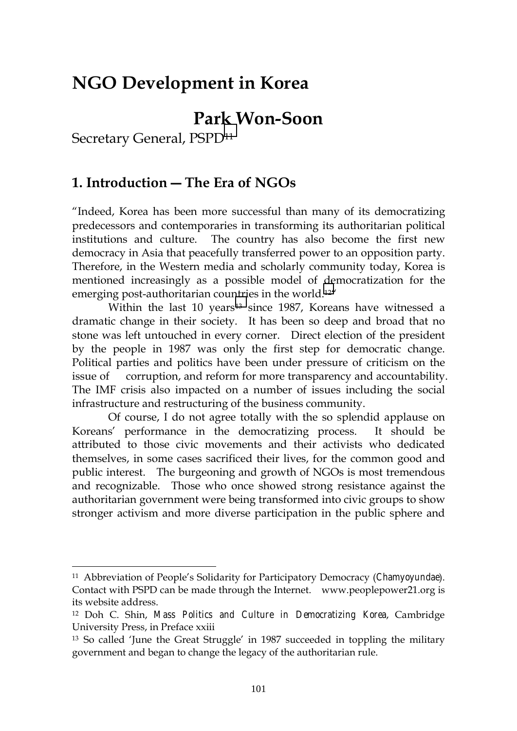# NGO Development in Korea

## Park Won-Soon

Secretary General, PSPD[11]

## 1. Introduction — The Era of NGOs

"Indeed, Korea has been more successful than many of its democratizing predecessors and contemporaries in transforming its authoritarian political institutions and culture. The country has also become the first new democracy in Asia that peacefully transferred power to an opposition party. Therefore, in the Western media and scholarly community today, Korea is mentioned increasingly as a possible model of democratization for the emerging post-authoritarian countries in the world.[12]"

Within the last 10 years[13] since 1987, Koreans have witnessed a dramatic change in their society. It has been so deep and broad that no stone was left untouched in every corner. Direct election of the president by the people in 1987 was only the first step for democratic change. Political parties and politics have been under pressure of criticism on the issue of corruption, and reform for more transparency and accountability. The IMF crisis also impacted on a number of issues including the social infrastructure and restructuring of the business community.

Of course, I do not agree totally with the so splendid applause on Koreans' performance in the democratizing process. It should be attributed to those civic movements and their activists who dedicated themselves, in some cases sacrificed their lives, for the common good and public interest. The burgeoning and growth of NGOs is most tremendous and recognizable. Those who once showed strong resistance against the authoritarian government were being transformed into civic groups to show stronger activism and more diverse participation in the public sphere and

---

[11] Abbreviation of People's Solidarity for Participatory Democracy (*Chamyoyundae*). Contact with PSPD can be made through the Internet. www.peoplepower21.org is its website address.

[12] Doh C. Shin, *Mass Politics and Culture in Democratizing Korea*, Cambridge University Press, in Preface xxiii

[13] So called 'June the Great Struggle' in 1987 succeeded in toppling the military government and began to change the legacy of the authoritarian rule.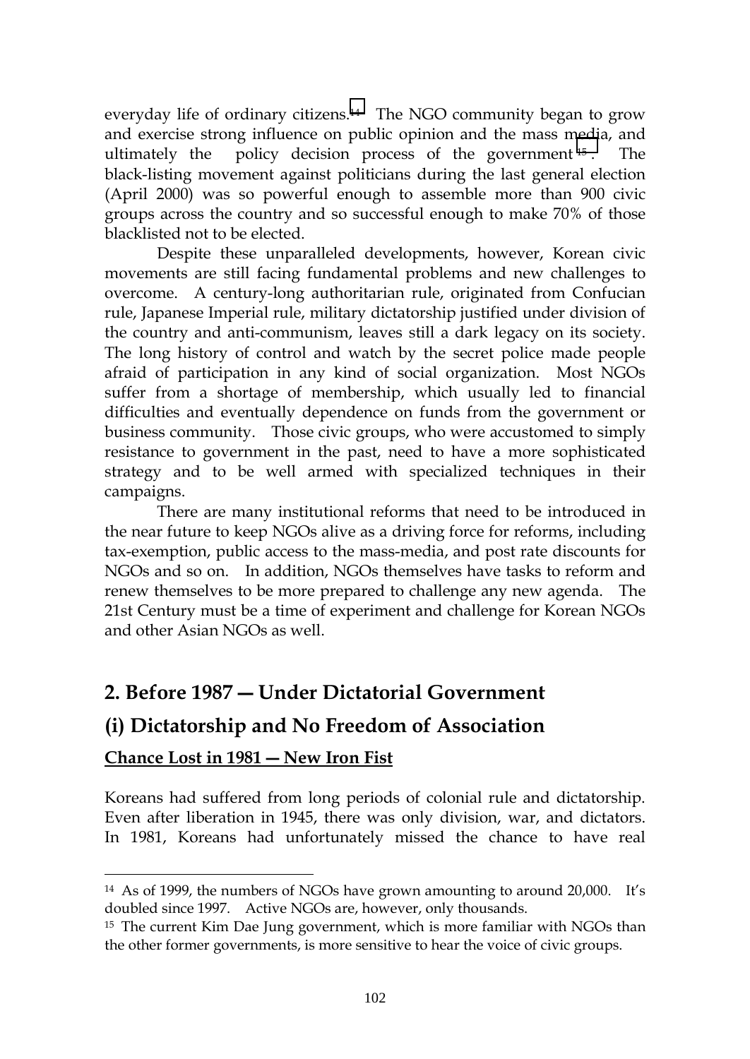everyday life of ordinary citizens.[14] The NGO community began to grow and exercise strong influence on public opinion and the mass media, and ultimately the policy decision process of the government[15]. The black-listing movement against politicians during the last general election (April 2000) was so powerful enough to assemble more than 900 civic groups across the country and so successful enough to make 70% of those blacklisted not to be elected.

Despite these unparalleled developments, however, Korean civic movements are still facing fundamental problems and new challenges to overcome. A century-long authoritarian rule, originated from Confucian rule, Japanese Imperial rule, military dictatorship justified under division of the country and anti-communism, leaves still a dark legacy on its society. The long history of control and watch by the secret police made people afraid of participation in any kind of social organization. Most NGOs suffer from a shortage of membership, which usually led to financial difficulties and eventually dependence on funds from the government or business community. Those civic groups, who were accustomed to simply resistance to government in the past, need to have a more sophisticated strategy and to be well armed with specialized techniques in their campaigns.

There are many institutional reforms that need to be introduced in the near future to keep NGOs alive as a driving force for reforms, including tax-exemption, public access to the mass-media, and post rate discounts for NGOs and so on. In addition, NGOs themselves have tasks to reform and renew themselves to be more prepared to challenge any new agenda. The 21st Century must be a time of experiment and challenge for Korean NGOs and other Asian NGOs as well.

## 2. Before 1987 — Under Dictatorial Government

## (i) Dictatorship and No Freedom of Association

### Chance Lost in 1981 — New Iron Fist

Koreans had suffered from long periods of colonial rule and dictatorship. Even after liberation in 1945, there was only division, war, and dictators. In 1981, Koreans had unfortunately missed the chance to have real

---

[14] As of 1999, the numbers of NGOs have grown amounting to around 20,000. It's doubled since 1997. Active NGOs are, however, only thousands.

[15] The current Kim Dae Jung government, which is more familiar with NGOs than the other former governments, is more sensitive to hear the voice of civic groups.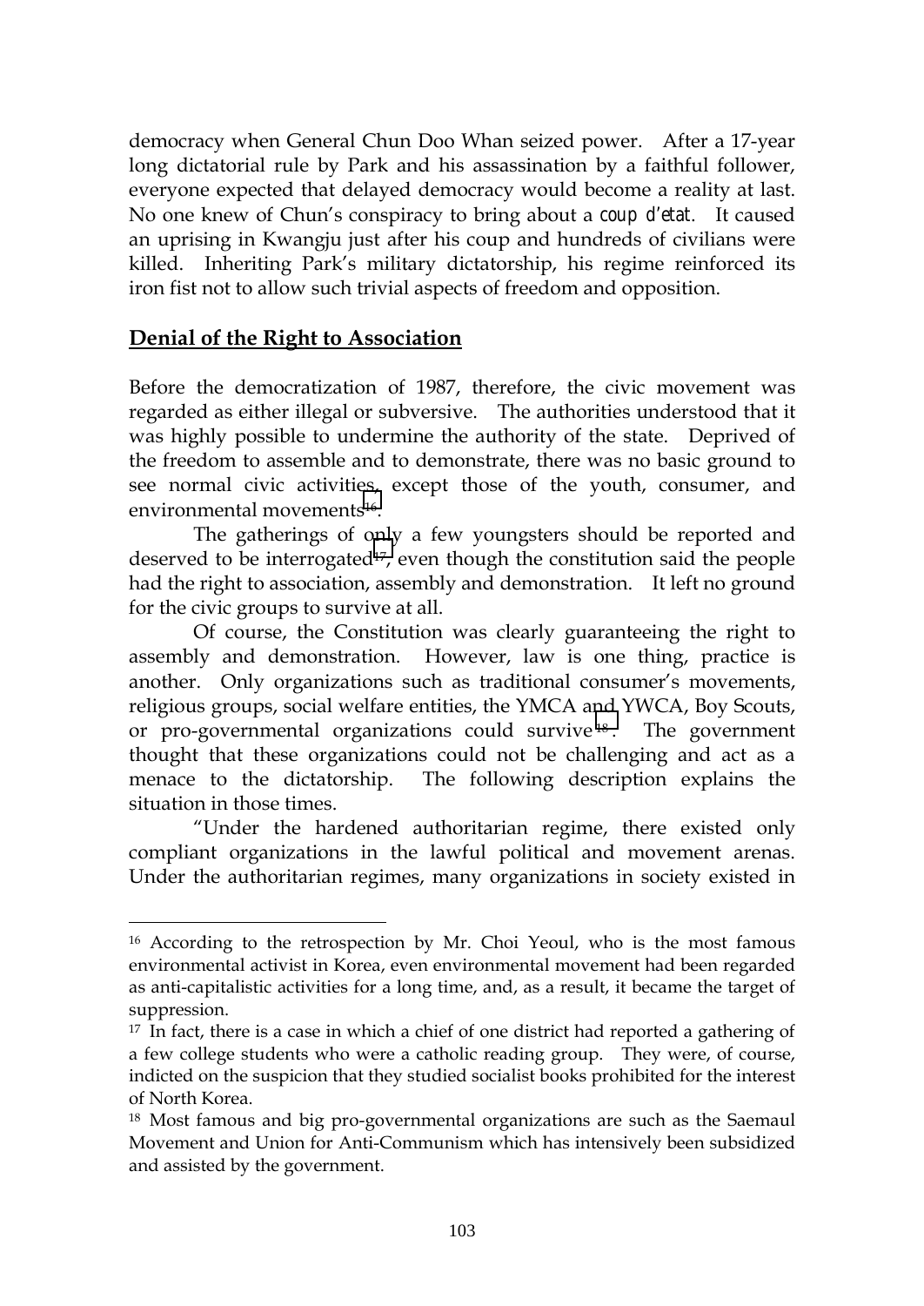democracy when General Chun Doo Whan seized power. After a 17-year long dictatorial rule by Park and his assassination by a faithful follower, everyone expected that delayed democracy would become a reality at last. No one knew of Chun's conspiracy to bring about a *coup d'etat*. It caused an uprising in Kwangju just after his coup and hundreds of civilians were killed. Inheriting Park's military dictatorship, his regime reinforced its iron fist not to allow such trivial aspects of freedom and opposition.

## Denial of the Right to Association

Before the democratization of 1987, therefore, the civic movement was regarded as either illegal or subversive. The authorities understood that it was highly possible to undermine the authority of the state. Deprived of the freedom to assemble and to demonstrate, there was no basic ground to see normal civic activities, except those of the youth, consumer, and environmental movements[16].

The gatherings of only a few youngsters should be reported and deserved to be interrogated[17], even though the constitution said the people had the right to association, assembly and demonstration. It left no ground for the civic groups to survive at all.

Of course, the Constitution was clearly guaranteeing the right to assembly and demonstration. However, law is one thing, practice is another. Only organizations such as traditional consumer's movements, religious groups, social welfare entities, the YMCA and YWCA, Boy Scouts, or pro-governmental organizations could survive[18]. The government thought that these organizations could not be challenging and act as a menace to the dictatorship. The following description explains the situation in those times.

"Under the hardened authoritarian regime, there existed only compliant organizations in the lawful political and movement arenas. Under the authoritarian regimes, many organizations in society existed in

---

[16] According to the retrospection by Mr. Choi Yeoul, who is the most famous environmental activist in Korea, even environmental movement had been regarded as anti-capitalistic activities for a long time, and, as a result, it became the target of suppression.

[17] In fact, there is a case in which a chief of one district had reported a gathering of a few college students who were a catholic reading group. They were, of course, indicted on the suspicion that they studied socialist books prohibited for the interest of North Korea.

[18] Most famous and big pro-governmental organizations are such as the Saemaul Movement and Union for Anti-Communism which has intensively been subsidized and assisted by the government.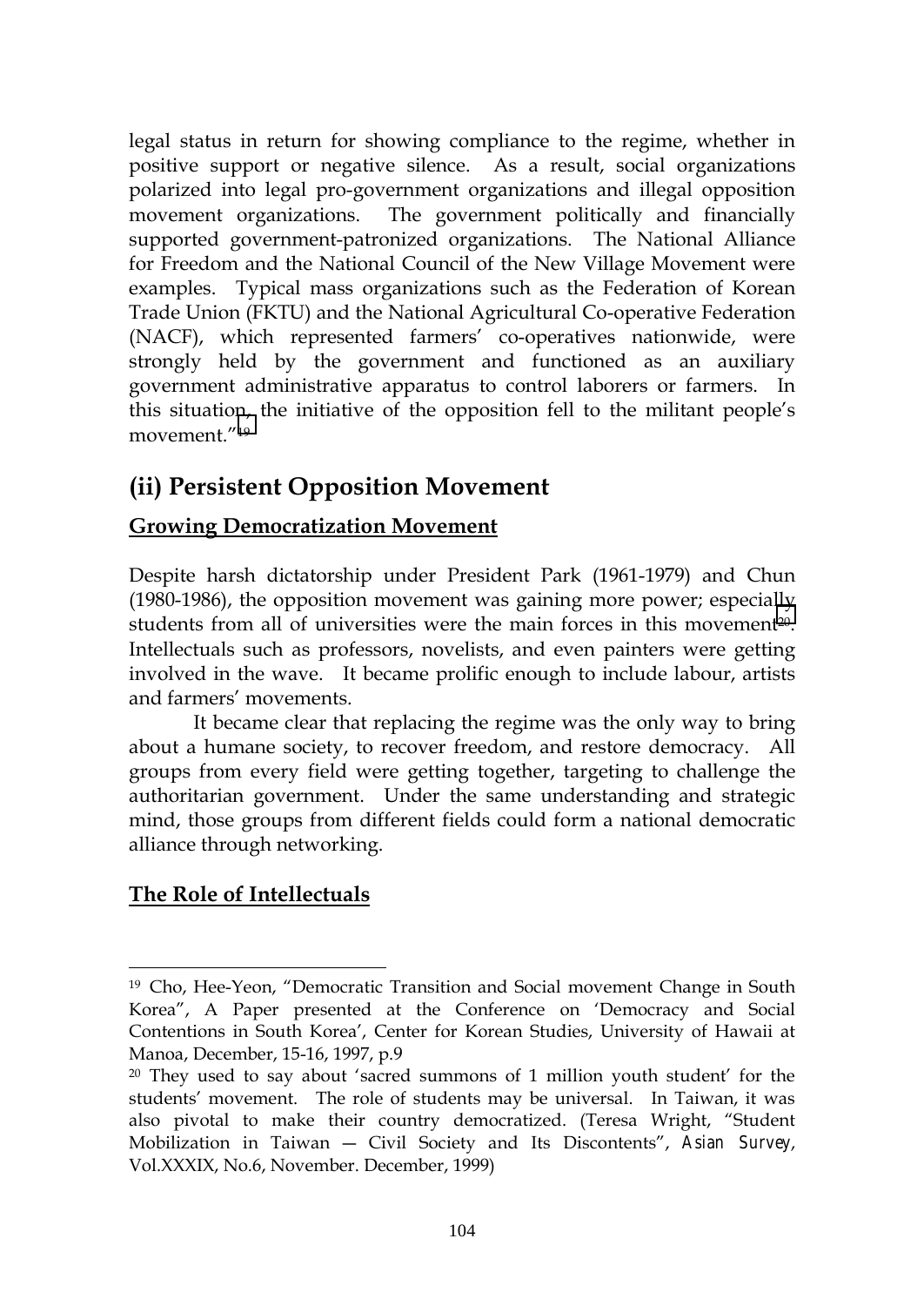legal status in return for showing compliance to the regime, whether in positive support or negative silence. As a result, social organizations polarized into legal pro-government organizations and illegal opposition movement organizations. The government politically and financially supported government-patronized organizations. The National Alliance for Freedom and the National Council of the New Village Movement were examples. Typical mass organizations such as the Federation of Korean Trade Union (FKTU) and the National Agricultural Co-operative Federation (NACF), which represented farmers' co-operatives nationwide, were strongly held by the government and functioned as an auxiliary government administrative apparatus to control laborers or farmers. In this situation, the initiative of the opposition fell to the militant people's movement."[19]

## (ii) Persistent Opposition Movement

### Growing Democratization Movement

Despite harsh dictatorship under President Park (1961-1979) and Chun (1980-1986), the opposition movement was gaining more power; especially students from all of universities were the main forces in this movement[20]. Intellectuals such as professors, novelists, and even painters were getting involved in the wave. It became prolific enough to include labour, artists and farmers' movements.

It became clear that replacing the regime was the only way to bring about a humane society, to recover freedom, and restore democracy. All groups from every field were getting together, targeting to challenge the authoritarian government. Under the same understanding and strategic mind, those groups from different fields could form a national democratic alliance through networking.

### The Role of Intellectuals

---

[19] Cho, Hee-Yeon, "Democratic Transition and Social movement Change in South Korea", A Paper presented at the Conference on 'Democracy and Social Contentions in South Korea', Center for Korean Studies, University of Hawaii at Manoa, December, 15-16, 1997, p.9

[20] They used to say about 'sacred summons of 1 million youth student' for the students' movement. The role of students may be universal. In Taiwan, it was also pivotal to make their country democratized. (Teresa Wright, "Student Mobilization in Taiwan — Civil Society and Its Discontents", *Asian Survey*, Vol.XXXIX, No.6, November. December, 1999)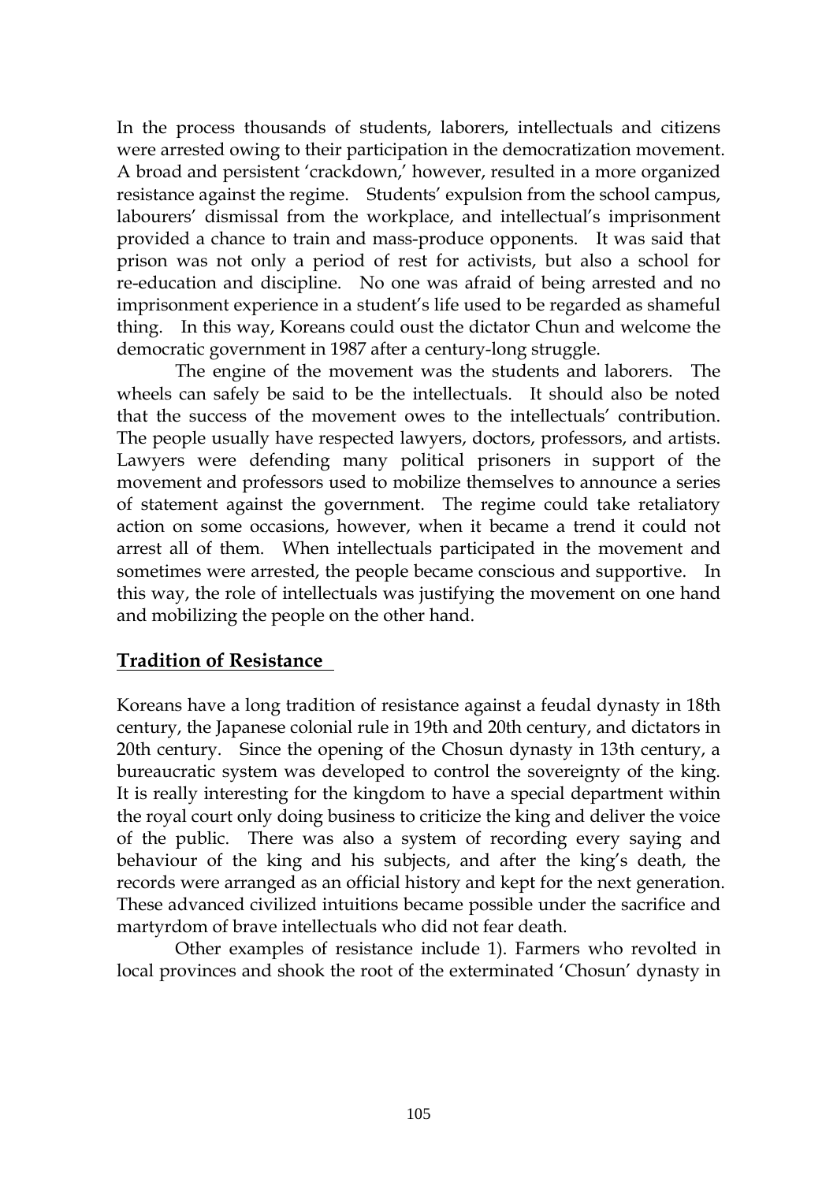In the process thousands of students, laborers, intellectuals and citizens were arrested owing to their participation in the democratization movement. A broad and persistent 'crackdown,' however, resulted in a more organized resistance against the regime. Students' expulsion from the school campus, labourers' dismissal from the workplace, and intellectual's imprisonment provided a chance to train and mass-produce opponents. It was said that prison was not only a period of rest for activists, but also a school for re-education and discipline. No one was afraid of being arrested and no imprisonment experience in a student's life used to be regarded as shameful thing. In this way, Koreans could oust the dictator Chun and welcome the democratic government in 1987 after a century-long struggle.

The engine of the movement was the students and laborers. The wheels can safely be said to be the intellectuals. It should also be noted that the success of the movement owes to the intellectuals' contribution. The people usually have respected lawyers, doctors, professors, and artists. Lawyers were defending many political prisoners in support of the movement and professors used to mobilize themselves to announce a series of statement against the government. The regime could take retaliatory action on some occasions, however, when it became a trend it could not arrest all of them. When intellectuals participated in the movement and sometimes were arrested, the people became conscious and supportive. In this way, the role of intellectuals was justifying the movement on one hand and mobilizing the people on the other hand.

## **Tradition of Resistance**

Koreans have a long tradition of resistance against a feudal dynasty in 18th century, the Japanese colonial rule in 19th and 20th century, and dictators in 20th century. Since the opening of the Chosun dynasty in 13th century, a bureaucratic system was developed to control the sovereignty of the king. It is really interesting for the kingdom to have a special department within the royal court only doing business to criticize the king and deliver the voice of the public. There was also a system of recording every saying and behaviour of the king and his subjects, and after the king's death, the records were arranged as an official history and kept for the next generation. These advanced civilized intuitions became possible under the sacrifice and martyrdom of brave intellectuals who did not fear death.

Other examples of resistance include 1). Farmers who revolted in local provinces and shook the root of the exterminated 'Chosun' dynasty in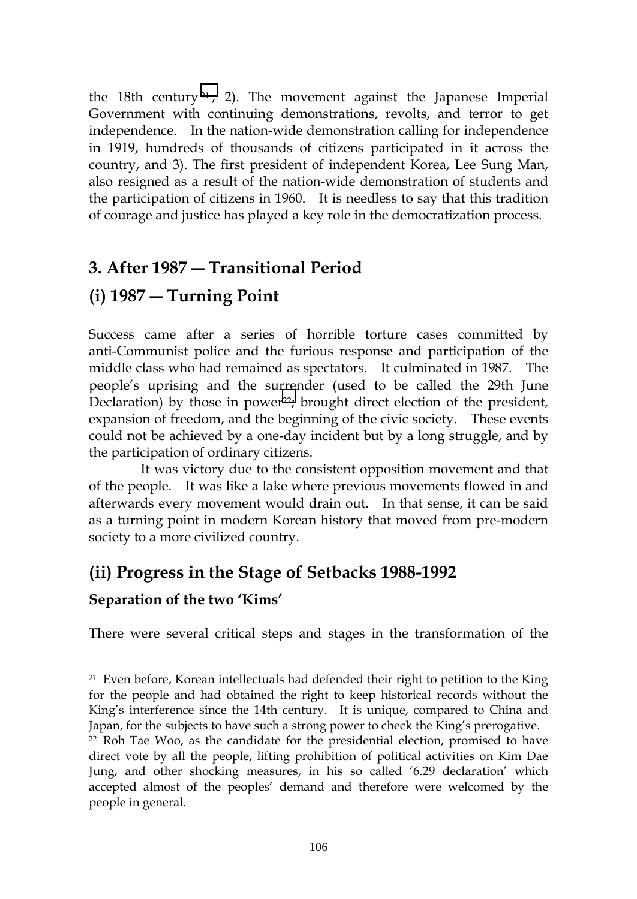the 18th century[21]; 2). The movement against the Japanese Imperial Government with continuing demonstrations, revolts, and terror to get independence. In the nation-wide demonstration calling for independence in 1919, hundreds of thousands of citizens participated in it across the country, and 3). The first president of independent Korea, Lee Sung Man, also resigned as a result of the nation-wide demonstration of students and the participation of citizens in 1960. It is needless to say that this tradition of courage and justice has played a key role in the democratization process.

## 3. After 1987 — Transitional Period

## (i) 1987 — Turning Point

Success came after a series of horrible torture cases committed by anti-Communist police and the furious response and participation of the middle class who had remained as spectators. It culminated in 1987. The people's uprising and the surrender (used to be called the 29th June Declaration) by those in power[22]; brought direct election of the president, expansion of freedom, and the beginning of the civic society. These events could not be achieved by a one-day incident but by a long struggle, and by the participation of ordinary citizens.

It was victory due to the consistent opposition movement and that of the people. It was like a lake where previous movements flowed in and afterwards every movement would drain out. In that sense, it can be said as a turning point in modern Korean history that moved from pre-modern society to a more civilized country.

## (ii) Progress in the Stage of Setbacks 1988-1992

**Separation of the two 'Kims'**

There were several critical steps and stages in the transformation of the

---

[21] Even before, Korean intellectuals had defended their right to petition to the King for the people and had obtained the right to keep historical records without the King's interference since the 14th century. It is unique, compared to China and Japan, for the subjects to have such a strong power to check the King's prerogative.

[22] Roh Tae Woo, as the candidate for the presidential election, promised to have direct vote by all the people, lifting prohibition of political activities on Kim Dae Jung, and other shocking measures, in his so called '6.29 declaration' which accepted almost of the peoples' demand and therefore were welcomed by the people in general.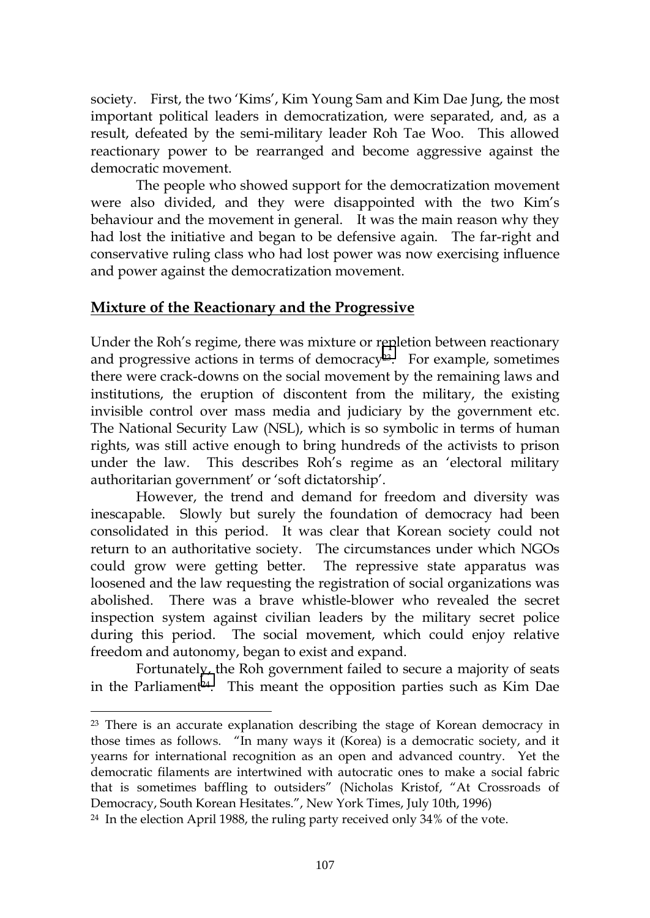society. First, the two 'Kims', Kim Young Sam and Kim Dae Jung, the most important political leaders in democratization, were separated, and, as a result, defeated by the semi-military leader Roh Tae Woo. This allowed reactionary power to be rearranged and become aggressive against the democratic movement.

The people who showed support for the democratization movement were also divided, and they were disappointed with the two Kim's behaviour and the movement in general. It was the main reason why they had lost the initiative and began to be defensive again. The far-right and conservative ruling class who had lost power was now exercising influence and power against the democratization movement.

## Mixture of the Reactionary and the Progressive

Under the Roh's regime, there was mixture or repletion between reactionary and progressive actions in terms of democracy[23]. For example, sometimes there were crack-downs on the social movement by the remaining laws and institutions, the eruption of discontent from the military, the existing invisible control over mass media and judiciary by the government etc. The National Security Law (NSL), which is so symbolic in terms of human rights, was still active enough to bring hundreds of the activists to prison under the law. This describes Roh's regime as an 'electoral military authoritarian government' or 'soft dictatorship'.

However, the trend and demand for freedom and diversity was inescapable. Slowly but surely the foundation of democracy had been consolidated in this period. It was clear that Korean society could not return to an authoritative society. The circumstances under which NGOs could grow were getting better. The repressive state apparatus was loosened and the law requesting the registration of social organizations was abolished. There was a brave whistle-blower who revealed the secret inspection system against civilian leaders by the military secret police during this period. The social movement, which could enjoy relative freedom and autonomy, began to exist and expand.

Fortunately, the Roh government failed to secure a majority of seats in the Parliament[24]. This meant the opposition parties such as Kim Dae

---

[23] There is an accurate explanation describing the stage of Korean democracy in those times as follows. "In many ways it (Korea) is a democratic society, and it yearns for international recognition as an open and advanced country. Yet the democratic filaments are intertwined with autocratic ones to make a social fabric that is sometimes baffling to outsiders" (Nicholas Kristof, "At Crossroads of Democracy, South Korean Hesitates.", New York Times, July 10th, 1996)

[24] In the election April 1988, the ruling party received only 34% of the vote.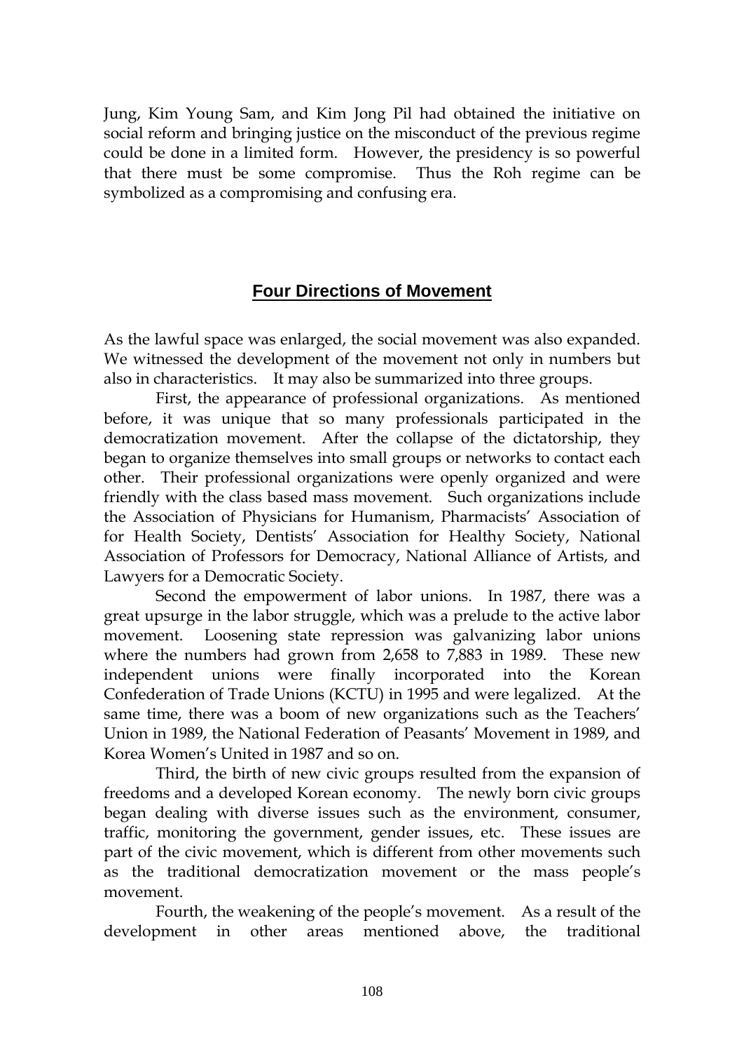Jung, Kim Young Sam, and Kim Jong Pil had obtained the initiative on social reform and bringing justice on the misconduct of the previous regime could be done in a limited form. However, the presidency is so powerful that there must be some compromise. Thus the Roh regime can be symbolized as a compromising and confusing era.

## Four Directions of Movement

As the lawful space was enlarged, the social movement was also expanded. We witnessed the development of the movement not only in numbers but also in characteristics. It may also be summarized into three groups.

First, the appearance of professional organizations. As mentioned before, it was unique that so many professionals participated in the democratization movement. After the collapse of the dictatorship, they began to organize themselves into small groups or networks to contact each other. Their professional organizations were openly organized and were friendly with the class based mass movement. Such organizations include the Association of Physicians for Humanism, Pharmacists' Association of for Health Society, Dentists' Association for Healthy Society, National Association of Professors for Democracy, National Alliance of Artists, and Lawyers for a Democratic Society.

Second the empowerment of labor unions. In 1987, there was a great upsurge in the labor struggle, which was a prelude to the active labor movement. Loosening state repression was galvanizing labor unions where the numbers had grown from 2,658 to 7,883 in 1989. These new independent unions were finally incorporated into the Korean Confederation of Trade Unions (KCTU) in 1995 and were legalized. At the same time, there was a boom of new organizations such as the Teachers' Union in 1989, the National Federation of Peasants' Movement in 1989, and Korea Women's United in 1987 and so on.

Third, the birth of new civic groups resulted from the expansion of freedoms and a developed Korean economy. The newly born civic groups began dealing with diverse issues such as the environment, consumer, traffic, monitoring the government, gender issues, etc. These issues are part of the civic movement, which is different from other movements such as the traditional democratization movement or the mass people's movement.

Fourth, the weakening of the people's movement. As a result of the development in other areas mentioned above, the traditional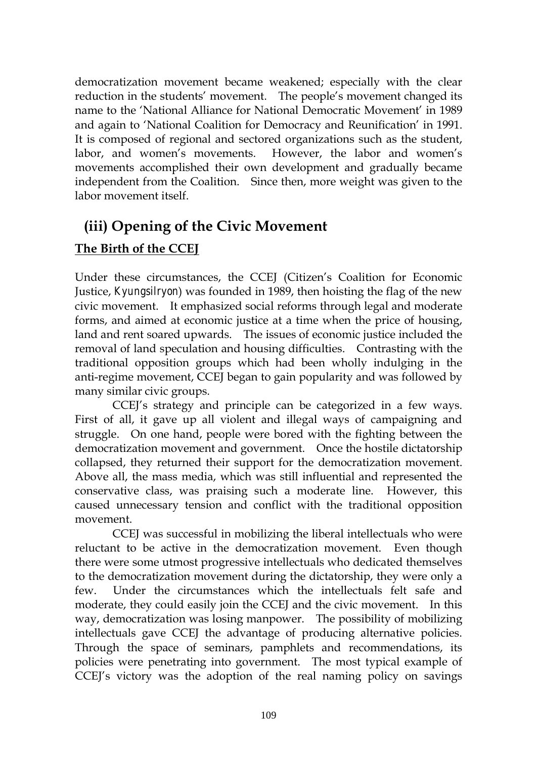democratization movement became weakened; especially with the clear reduction in the students' movement. The people's movement changed its name to the 'National Alliance for National Democratic Movement' in 1989 and again to 'National Coalition for Democracy and Reunification' in 1991. It is composed of regional and sectored organizations such as the student, labor, and women's movements. However, the labor and women's movements accomplished their own development and gradually became independent from the Coalition. Since then, more weight was given to the labor movement itself.

## (iii) Opening of the Civic Movement

### **The Birth of the CCEJ**

Under these circumstances, the CCEJ (Citizen's Coalition for Economic Justice, *Kyungsilryon*) was founded in 1989, then hoisting the flag of the new civic movement. It emphasized social reforms through legal and moderate forms, and aimed at economic justice at a time when the price of housing, land and rent soared upwards. The issues of economic justice included the removal of land speculation and housing difficulties. Contrasting with the traditional opposition groups which had been wholly indulging in the anti-regime movement, CCEJ began to gain popularity and was followed by many similar civic groups.

CCEJ's strategy and principle can be categorized in a few ways. First of all, it gave up all violent and illegal ways of campaigning and struggle. On one hand, people were bored with the fighting between the democratization movement and government. Once the hostile dictatorship collapsed, they returned their support for the democratization movement. Above all, the mass media, which was still influential and represented the conservative class, was praising such a moderate line. However, this caused unnecessary tension and conflict with the traditional opposition movement.

CCEJ was successful in mobilizing the liberal intellectuals who were reluctant to be active in the democratization movement. Even though there were some utmost progressive intellectuals who dedicated themselves to the democratization movement during the dictatorship, they were only a few. Under the circumstances which the intellectuals felt safe and moderate, they could easily join the CCEJ and the civic movement. In this way, democratization was losing manpower. The possibility of mobilizing intellectuals gave CCEJ the advantage of producing alternative policies. Through the space of seminars, pamphlets and recommendations, its policies were penetrating into government. The most typical example of CCEJ's victory was the adoption of the real naming policy on savings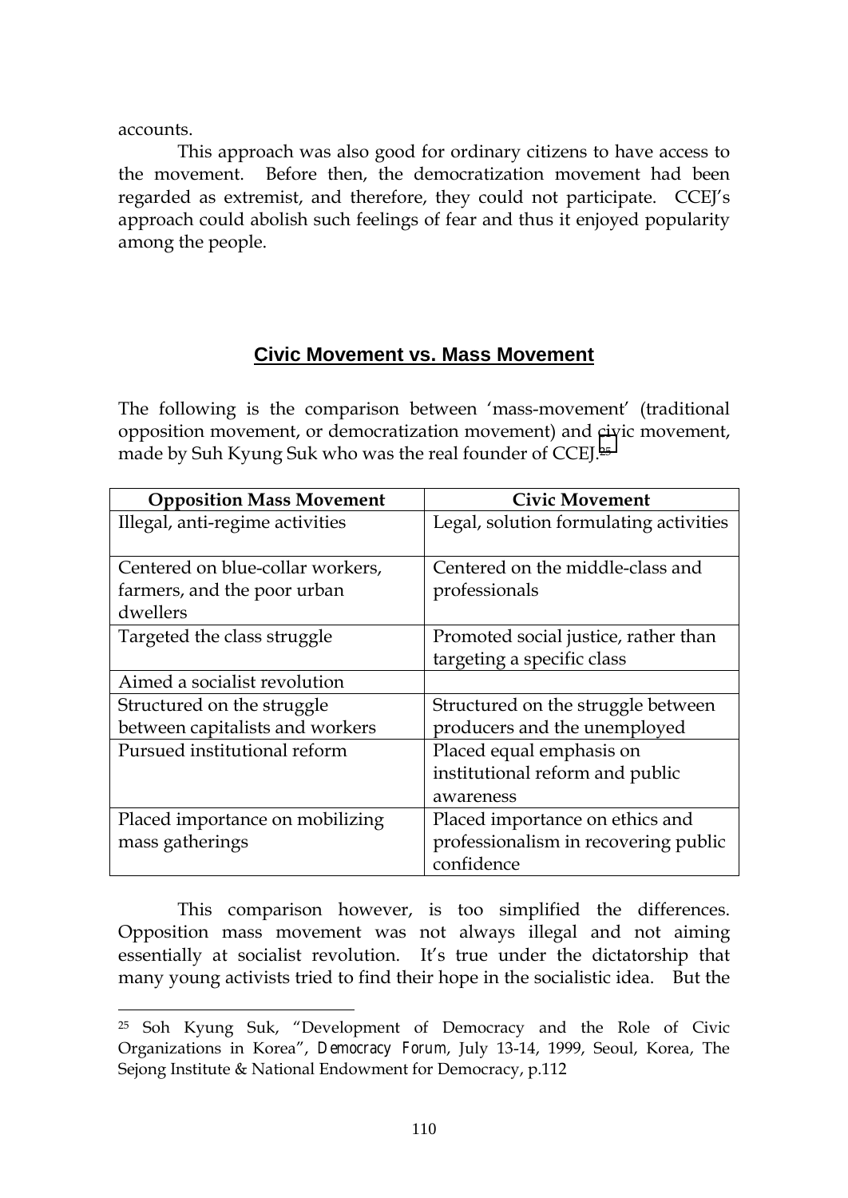accounts.

This approach was also good for ordinary citizens to have access to the movement. Before then, the democratization movement had been regarded as extremist, and therefore, they could not participate. CCEJ's approach could abolish such feelings of fear and thus it enjoyed popularity among the people.

## Civic Movement vs. Mass Movement

The following is the comparison between 'mass-movement' (traditional opposition movement, or democratization movement) and civic movement, made by Suh Kyung Suk who was the real founder of CCEJ.[25]

| Opposition Mass Movement | Civic Movement |
|---|---|
| Illegal, anti-regime activities | Legal, solution formulating activities |
| Centered on blue-collar workers, farmers, and the poor urban dwellers | Centered on the middle-class and professionals |
| Targeted the class struggle | Promoted social justice, rather than targeting a specific class |
| Aimed a socialist revolution | |
| Structured on the struggle between capitalists and workers | Structured on the struggle between producers and the unemployed |
| Pursued institutional reform | Placed equal emphasis on institutional reform and public awareness |
| Placed importance on mobilizing mass gatherings | Placed importance on ethics and professionalism in recovering public confidence |

This comparison however, is too simplified the differences. Opposition mass movement was not always illegal and not aiming essentially at socialist revolution. It's true under the dictatorship that many young activists tried to find their hope in the socialistic idea. But the

---

[25] Soh Kyung Suk, "Development of Democracy and the Role of Civic Organizations in Korea", *Democracy Forum*, July 13-14, 1999, Seoul, Korea, The Sejong Institute & National Endowment for Democracy, p.112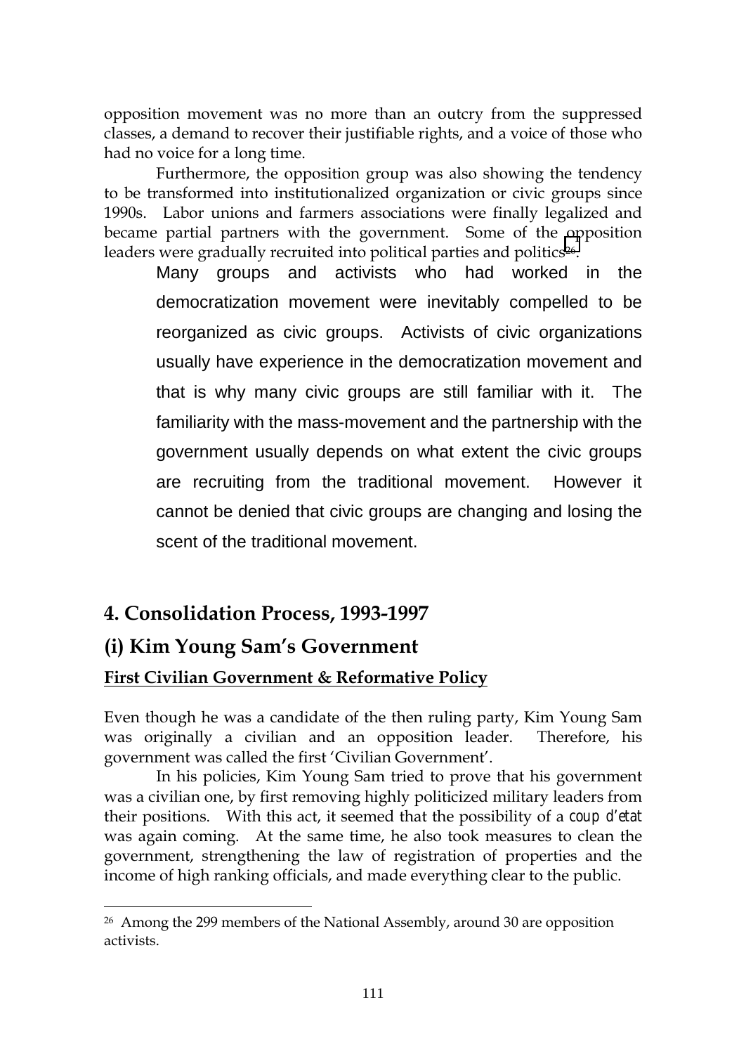opposition movement was no more than an outcry from the suppressed classes, a demand to recover their justifiable rights, and a voice of those who had no voice for a long time.

Furthermore, the opposition group was also showing the tendency to be transformed into institutionalized organization or civic groups since 1990s. Labor unions and farmers associations were finally legalized and became partial partners with the government. Some of the opposition leaders were gradually recruited into political parties and politics[26].

> Many groups and activists who had worked in the democratization movement were inevitably compelled to be reorganized as civic groups. Activists of civic organizations usually have experience in the democratization movement and that is why many civic groups are still familiar with it. The familiarity with the mass-movement and the partnership with the government usually depends on what extent the civic groups are recruiting from the traditional movement. However it cannot be denied that civic groups are changing and losing the scent of the traditional movement.

## 4. Consolidation Process, 1993-1997

## (i) Kim Young Sam's Government

**First Civilian Government & Reformative Policy**

Even though he was a candidate of the then ruling party, Kim Young Sam was originally a civilian and an opposition leader. Therefore, his government was called the first 'Civilian Government'.

In his policies, Kim Young Sam tried to prove that his government was a civilian one, by first removing highly politicized military leaders from their positions. With this act, it seemed that the possibility of a *coup d'etat* was again coming. At the same time, he also took measures to clean the government, strengthening the law of registration of properties and the income of high ranking officials, and made everything clear to the public.

---

[26] Among the 299 members of the National Assembly, around 30 are opposition activists.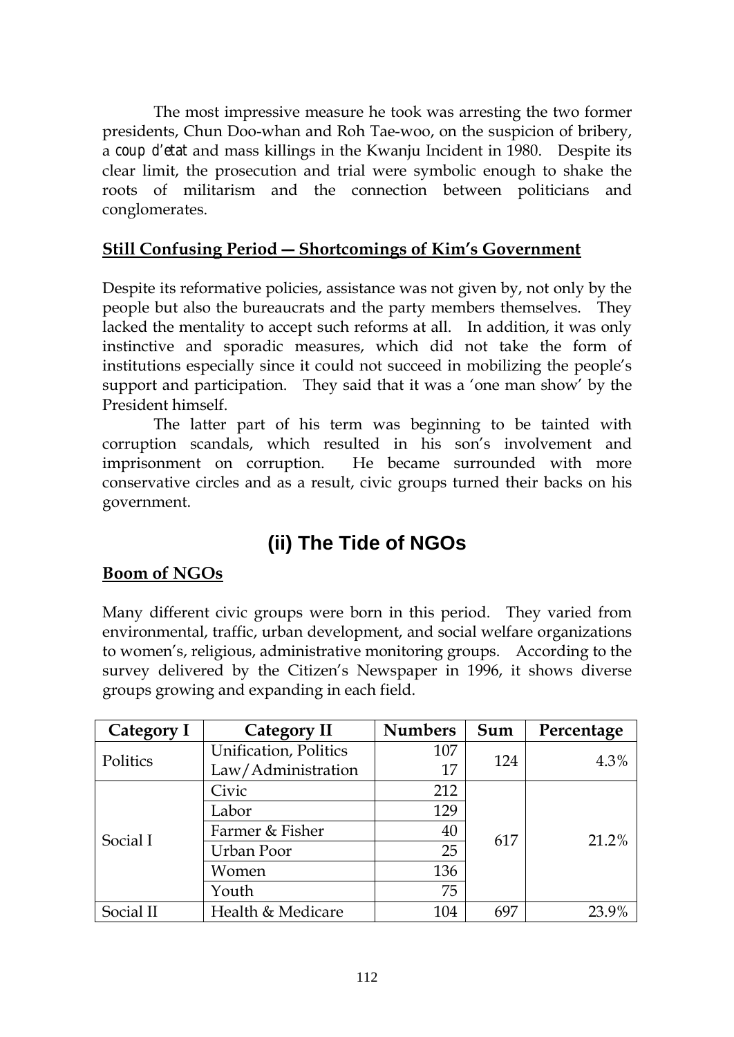The most impressive measure he took was arresting the two former presidents, Chun Doo-whan and Roh Tae-woo, on the suspicion of bribery, a *coup d'etat* and mass killings in the Kwanju Incident in 1980. Despite its clear limit, the prosecution and trial were symbolic enough to shake the roots of militarism and the connection between politicians and conglomerates.

**Still Confusing Period — Shortcomings of Kim's Government**

Despite its reformative policies, assistance was not given by, not only by the people but also the bureaucrats and the party members themselves. They lacked the mentality to accept such reforms at all. In addition, it was only instinctive and sporadic measures, which did not take the form of institutions especially since it could not succeed in mobilizing the people's support and participation. They said that it was a 'one man show' by the President himself.

The latter part of his term was beginning to be tainted with corruption scandals, which resulted in his son's involvement and imprisonment on corruption. He became surrounded with more conservative circles and as a result, civic groups turned their backs on his government.

## (ii) The Tide of NGOs

**Boom of NGOs**

Many different civic groups were born in this period. They varied from environmental, traffic, urban development, and social welfare organizations to women's, religious, administrative monitoring groups. According to the survey delivered by the Citizen's Newspaper in 1996, it shows diverse groups growing and expanding in each field.

| Category I | Category II | Numbers | Sum | Percentage |
|---|---|---|---|---|
| Politics | Unification, Politics | 107 | 124 | 4.3% |
| | Law/Administration | 17 | | |
| Social I | Civic | 212 | 617 | 21.2% |
| | Labor | 129 | | |
| | Farmer & Fisher | 40 | | |
| | Urban Poor | 25 | | |
| | Women | 136 | | |
| | Youth | 75 | | |
| Social II | Health & Medicare | 104 | 697 | 23.9% |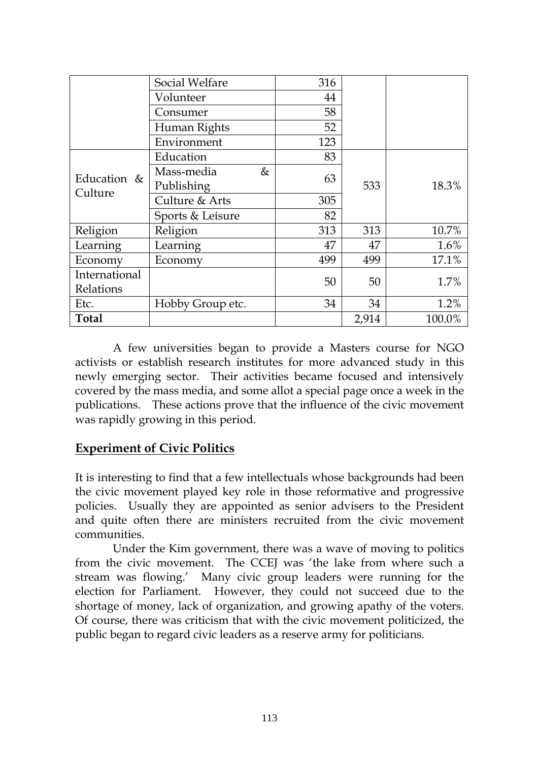| | | | | |
|---|---|---|---|---|
| | Social Welfare | 316 | | |
| | Volunteer | 44 | | |
| | Consumer | 58 | | |
| | Human Rights | 52 | | |
| | Environment | 123 | | |
| Education & Culture | Education | 83 | 533 | 18.3% |
| | Mass-media & Publishing | 63 | | |
| | Culture & Arts | 305 | | |
| | Sports & Leisure | 82 | | |
| Religion | Religion | 313 | 313 | 10.7% |
| Learning | Learning | 47 | 47 | 1.6% |
| Economy | Economy | 499 | 499 | 17.1% |
| International Relations | | 50 | 50 | 1.7% |
| Etc. | Hobby Group etc. | 34 | 34 | 1.2% |
| **Total** | | | 2,914 | 100.0% |

A few universities began to provide a Masters course for NGO activists or establish research institutes for more advanced study in this newly emerging sector. Their activities became focused and intensively covered by the mass media, and some allot a special page once a week in the publications. These actions prove that the influence of the civic movement was rapidly growing in this period.

## Experiment of Civic Politics

It is interesting to find that a few intellectuals whose backgrounds had been the civic movement played key role in those reformative and progressive policies. Usually they are appointed as senior advisers to the President and quite often there are ministers recruited from the civic movement communities.

Under the Kim government, there was a wave of moving to politics from the civic movement. The CCEJ was 'the lake from where such a stream was flowing.' Many civic group leaders were running for the election for Parliament. However, they could not succeed due to the shortage of money, lack of organization, and growing apathy of the voters. Of course, there was criticism that with the civic movement politicized, the public began to regard civic leaders as a reserve army for politicians.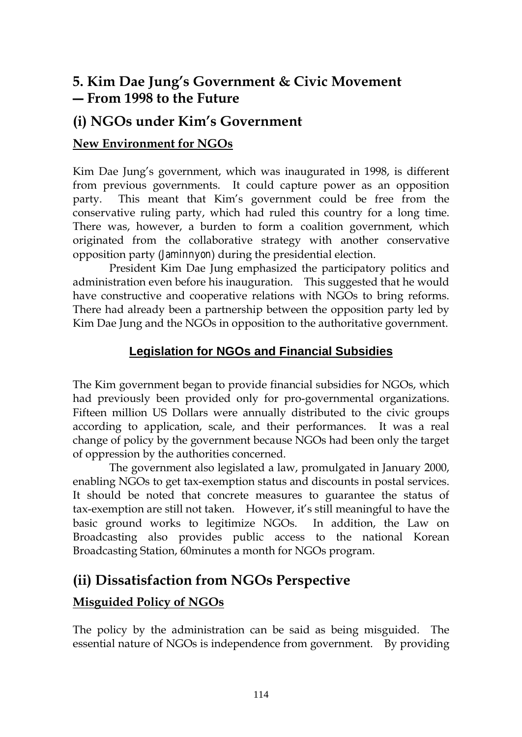## 5. Kim Dae Jung's Government & Civic Movement — From 1998 to the Future

## (i) NGOs under Kim's Government

### New Environment for NGOs

Kim Dae Jung's government, which was inaugurated in 1998, is different from previous governments. It could capture power as an opposition party. This meant that Kim's government could be free from the conservative ruling party, which had ruled this country for a long time. There was, however, a burden to form a coalition government, which originated from the collaborative strategy with another conservative opposition party (Jaminnyon) during the presidential election.

President Kim Dae Jung emphasized the participatory politics and administration even before his inauguration. This suggested that he would have constructive and cooperative relations with NGOs to bring reforms. There had already been a partnership between the opposition party led by Kim Dae Jung and the NGOs in opposition to the authoritative government.

### Legislation for NGOs and Financial Subsidies

The Kim government began to provide financial subsidies for NGOs, which had previously been provided only for pro-governmental organizations. Fifteen million US Dollars were annually distributed to the civic groups according to application, scale, and their performances. It was a real change of policy by the government because NGOs had been only the target of oppression by the authorities concerned.

The government also legislated a law, promulgated in January 2000, enabling NGOs to get tax-exemption status and discounts in postal services. It should be noted that concrete measures to guarantee the status of tax-exemption are still not taken. However, it's still meaningful to have the basic ground works to legitimize NGOs. In addition, the Law on Broadcasting also provides public access to the national Korean Broadcasting Station, 60minutes a month for NGOs program.

## (ii) Dissatisfaction from NGOs Perspective

### Misguided Policy of NGOs

The policy by the administration can be said as being misguided. The essential nature of NGOs is independence from government. By providing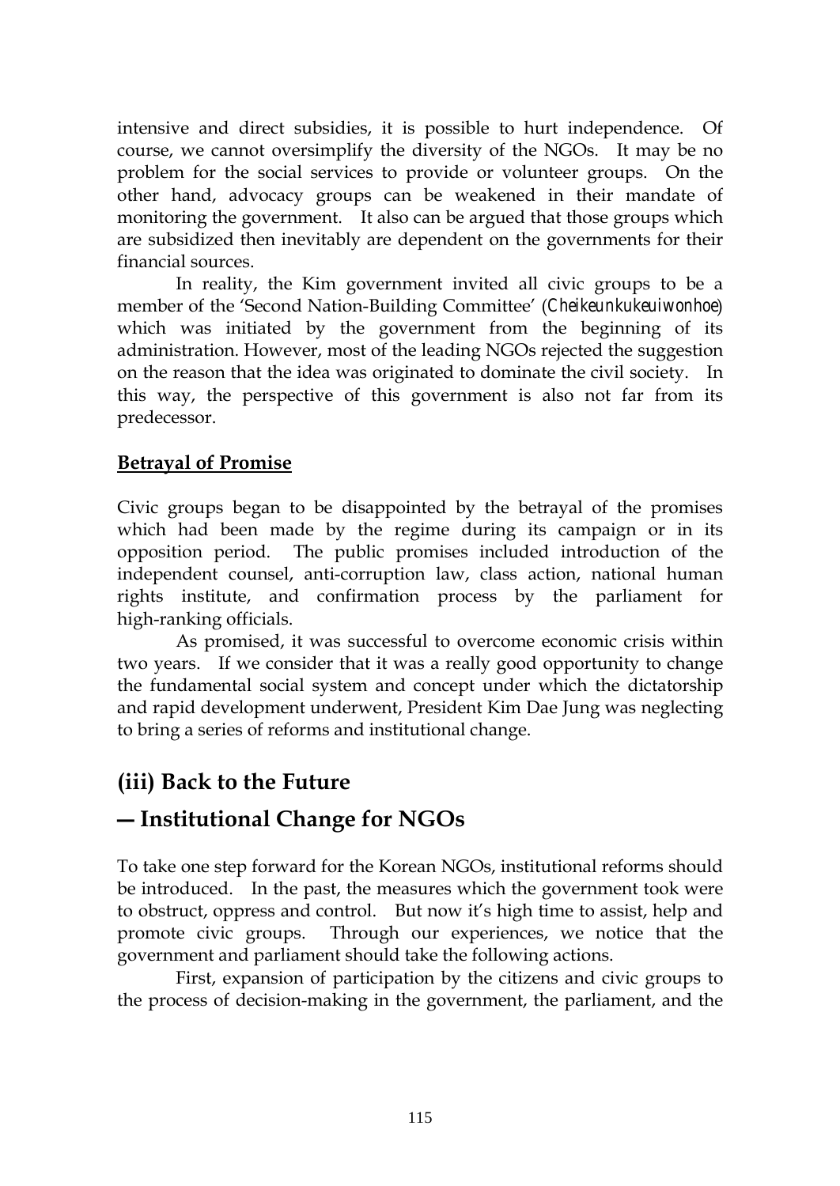intensive and direct subsidies, it is possible to hurt independence. Of course, we cannot oversimplify the diversity of the NGOs. It may be no problem for the social services to provide or volunteer groups. On the other hand, advocacy groups can be weakened in their mandate of monitoring the government. It also can be argued that those groups which are subsidized then inevitably are dependent on the governments for their financial sources.

In reality, the Kim government invited all civic groups to be a member of the 'Second Nation-Building Committee' (*Cheikeunkukeuiwonhoe*) which was initiated by the government from the beginning of its administration. However, most of the leading NGOs rejected the suggestion on the reason that the idea was originated to dominate the civil society. In this way, the perspective of this government is also not far from its predecessor.

**Betrayal of Promise**

Civic groups began to be disappointed by the betrayal of the promises which had been made by the regime during its campaign or in its opposition period. The public promises included introduction of the independent counsel, anti-corruption law, class action, national human rights institute, and confirmation process by the parliament for high-ranking officials.

As promised, it was successful to overcome economic crisis within two years. If we consider that it was a really good opportunity to change the fundamental social system and concept under which the dictatorship and rapid development underwent, President Kim Dae Jung was neglecting to bring a series of reforms and institutional change.

## (iii) Back to the Future

## — Institutional Change for NGOs

To take one step forward for the Korean NGOs, institutional reforms should be introduced. In the past, the measures which the government took were to obstruct, oppress and control. But now it's high time to assist, help and promote civic groups. Through our experiences, we notice that the government and parliament should take the following actions.

First, expansion of participation by the citizens and civic groups to the process of decision-making in the government, the parliament, and the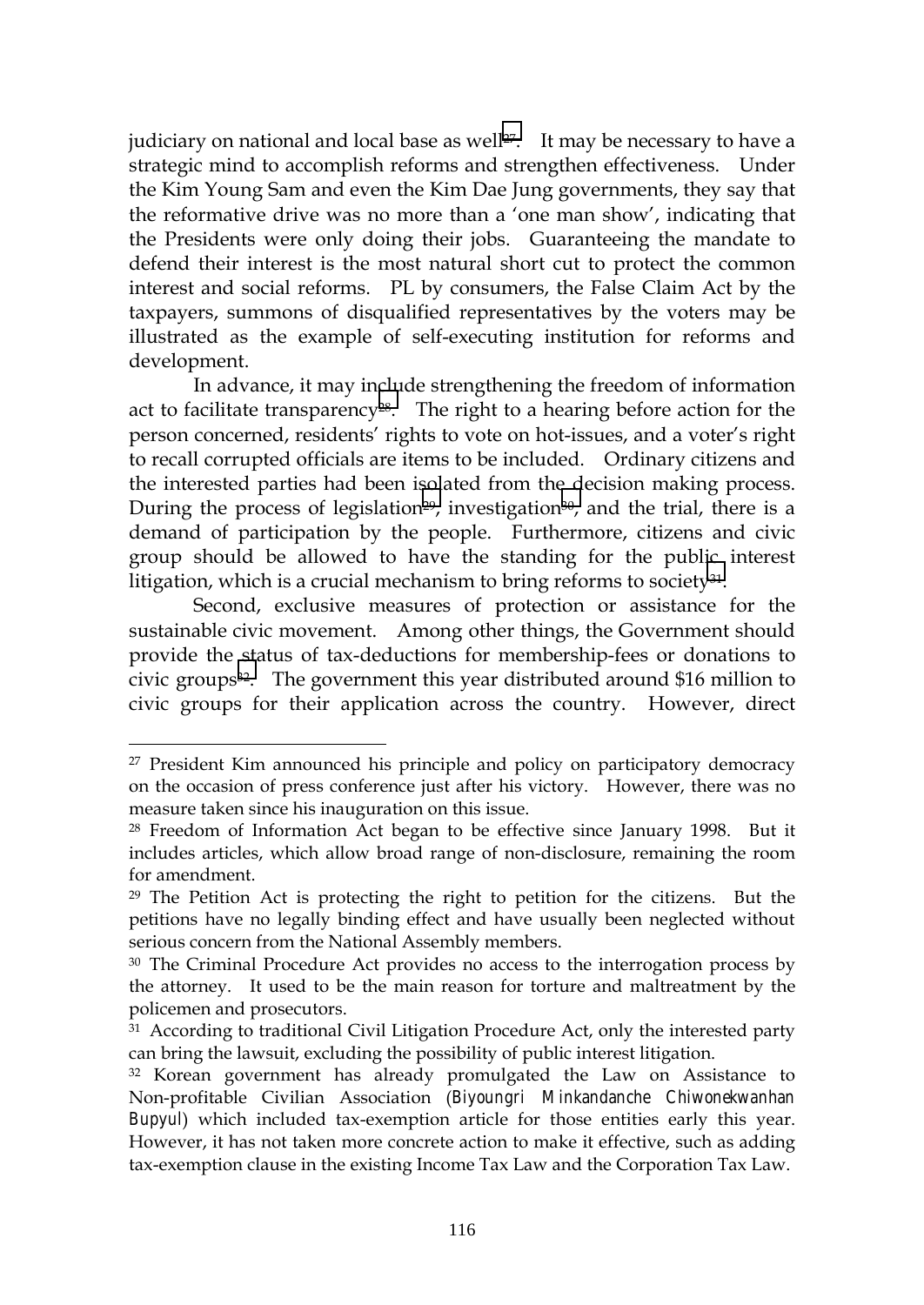judiciary on national and local base as well[27]. It may be necessary to have a strategic mind to accomplish reforms and strengthen effectiveness. Under the Kim Young Sam and even the Kim Dae Jung governments, they say that the reformative drive was no more than a 'one man show', indicating that the Presidents were only doing their jobs. Guaranteeing the mandate to defend their interest is the most natural short cut to protect the common interest and social reforms. PL by consumers, the False Claim Act by the taxpayers, summons of disqualified representatives by the voters may be illustrated as the example of self-executing institution for reforms and development.

In advance, it may include strengthening the freedom of information act to facilitate transparency[28]. The right to a hearing before action for the person concerned, residents' rights to vote on hot-issues, and a voter's right to recall corrupted officials are items to be included. Ordinary citizens and the interested parties had been isolated from the decision making process. During the process of legislation[29], investigation[30], and the trial, there is a demand of participation by the people. Furthermore, citizens and civic group should be allowed to have the standing for the public interest litigation, which is a crucial mechanism to bring reforms to society[31].

Second, exclusive measures of protection or assistance for the sustainable civic movement. Among other things, the Government should provide the status of tax-deductions for membership-fees or donations to civic groups[32]. The government this year distributed around $16 million to civic groups for their application across the country. However, direct

---

[27] President Kim announced his principle and policy on participatory democracy on the occasion of press conference just after his victory. However, there was no measure taken since his inauguration on this issue.

[28] Freedom of Information Act began to be effective since January 1998. But it includes articles, which allow broad range of non-disclosure, remaining the room for amendment.

[29] The Petition Act is protecting the right to petition for the citizens. But the petitions have no legally binding effect and have usually been neglected without serious concern from the National Assembly members.

[30] The Criminal Procedure Act provides no access to the interrogation process by the attorney. It used to be the main reason for torture and maltreatment by the policemen and prosecutors.

[31] According to traditional Civil Litigation Procedure Act, only the interested party can bring the lawsuit, excluding the possibility of public interest litigation.

[32] Korean government has already promulgated the Law on Assistance to Non-profitable Civilian Association (*Biyoungri Minkandanche Chiwonekwanhan Bupyul*) which included tax-exemption article for those entities early this year. However, it has not taken more concrete action to make it effective, such as adding tax-exemption clause in the existing Income Tax Law and the Corporation Tax Law.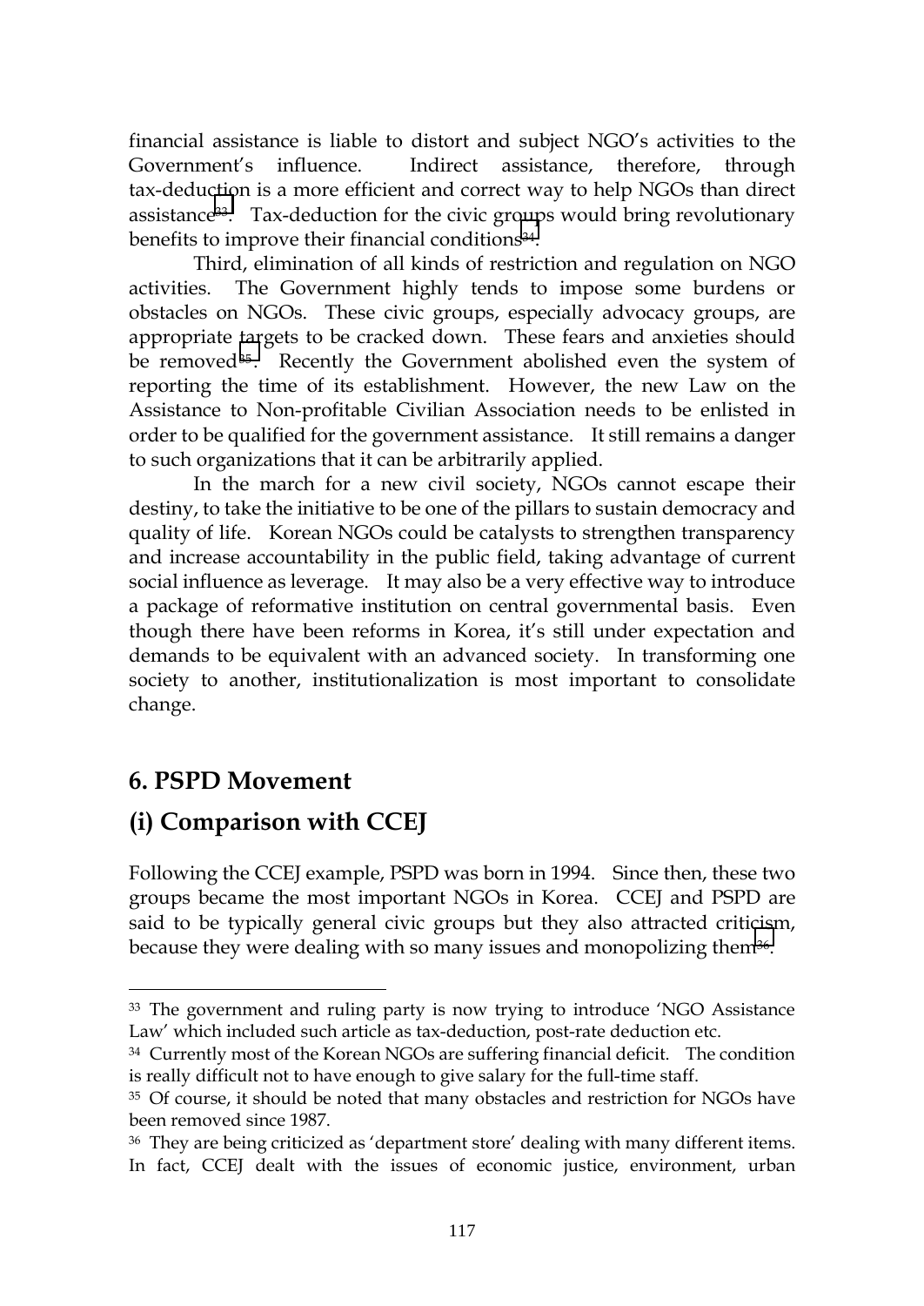financial assistance is liable to distort and subject NGO's activities to the Government's influence. Indirect assistance, therefore, through tax-deduction is a more efficient and correct way to help NGOs than direct assistance[33]. Tax-deduction for the civic groups would bring revolutionary benefits to improve their financial conditions[34].

Third, elimination of all kinds of restriction and regulation on NGO activities. The Government highly tends to impose some burdens or obstacles on NGOs. These civic groups, especially advocacy groups, are appropriate targets to be cracked down. These fears and anxieties should be removed[35]. Recently the Government abolished even the system of reporting the time of its establishment. However, the new Law on the Assistance to Non-profitable Civilian Association needs to be enlisted in order to be qualified for the government assistance. It still remains a danger to such organizations that it can be arbitrarily applied.

In the march for a new civil society, NGOs cannot escape their destiny, to take the initiative to be one of the pillars to sustain democracy and quality of life. Korean NGOs could be catalysts to strengthen transparency and increase accountability in the public field, taking advantage of current social influence as leverage. It may also be a very effective way to introduce a package of reformative institution on central governmental basis. Even though there have been reforms in Korea, it's still under expectation and demands to be equivalent with an advanced society. In transforming one society to another, institutionalization is most important to consolidate change.

## 6. PSPD Movement

## (i) Comparison with CCEJ

Following the CCEJ example, PSPD was born in 1994. Since then, these two groups became the most important NGOs in Korea. CCEJ and PSPD are said to be typically general civic groups but they also attracted criticism, because they were dealing with so many issues and monopolizing them[36].

---

[33] The government and ruling party is now trying to introduce 'NGO Assistance Law' which included such article as tax-deduction, post-rate deduction etc.

[34] Currently most of the Korean NGOs are suffering financial deficit. The condition is really difficult not to have enough to give salary for the full-time staff.

[35] Of course, it should be noted that many obstacles and restriction for NGOs have been removed since 1987.

[36] They are being criticized as 'department store' dealing with many different items. In fact, CCEJ dealt with the issues of economic justice, environment, urban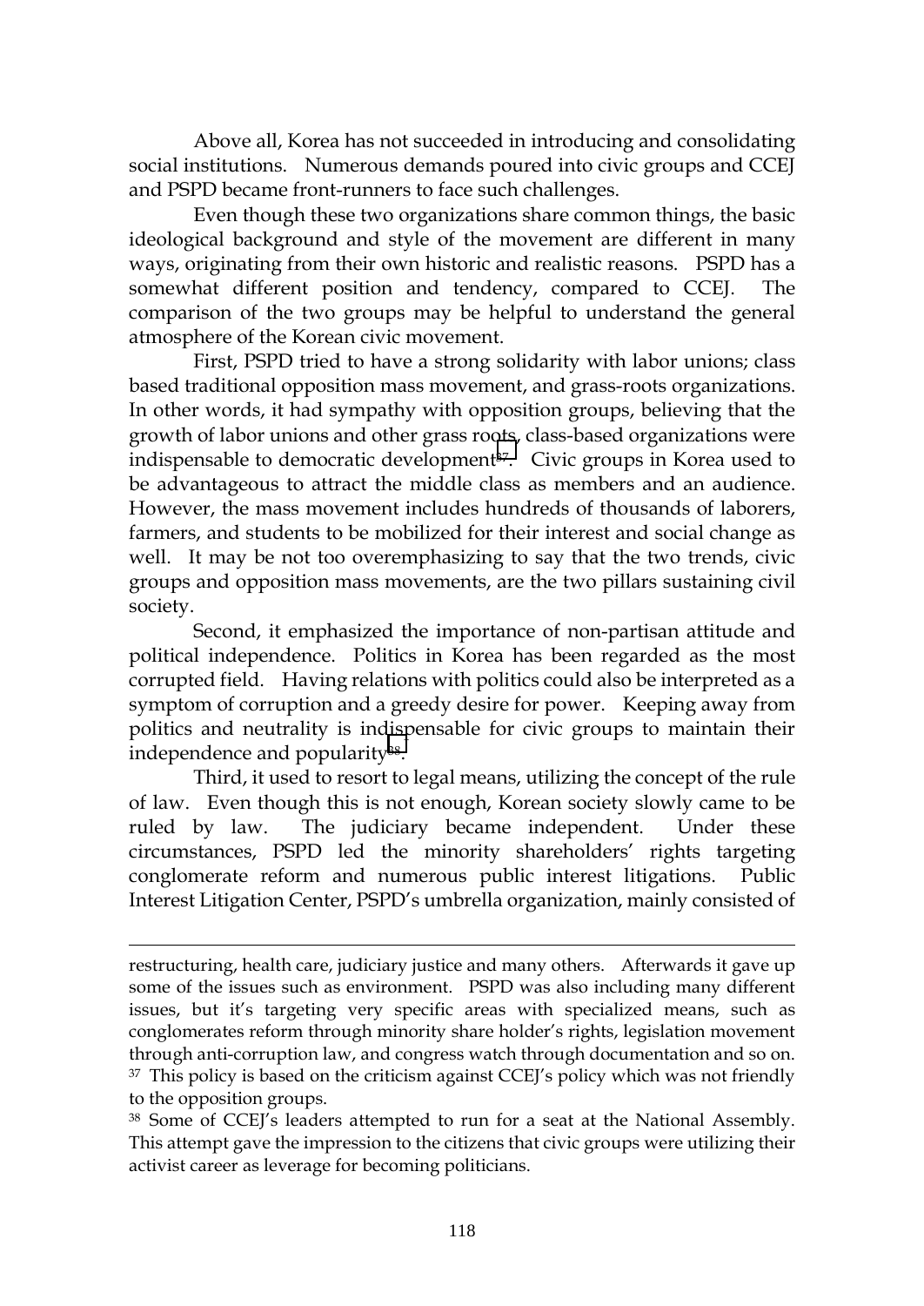Above all, Korea has not succeeded in introducing and consolidating social institutions. Numerous demands poured into civic groups and CCEJ and PSPD became front-runners to face such challenges.

Even though these two organizations share common things, the basic ideological background and style of the movement are different in many ways, originating from their own historic and realistic reasons. PSPD has a somewhat different position and tendency, compared to CCEJ. The comparison of the two groups may be helpful to understand the general atmosphere of the Korean civic movement.

First, PSPD tried to have a strong solidarity with labor unions; class based traditional opposition mass movement, and grass-roots organizations. In other words, it had sympathy with opposition groups, believing that the growth of labor unions and other grass roots, class-based organizations were indispensable to democratic development[37]. Civic groups in Korea used to be advantageous to attract the middle class as members and an audience. However, the mass movement includes hundreds of thousands of laborers, farmers, and students to be mobilized for their interest and social change as well. It may be not too overemphasizing to say that the two trends, civic groups and opposition mass movements, are the two pillars sustaining civil society.

Second, it emphasized the importance of non-partisan attitude and political independence. Politics in Korea has been regarded as the most corrupted field. Having relations with politics could also be interpreted as a symptom of corruption and a greedy desire for power. Keeping away from politics and neutrality is indispensable for civic groups to maintain their independence and popularity[38].

Third, it used to resort to legal means, utilizing the concept of the rule of law. Even though this is not enough, Korean society slowly came to be ruled by law. The judiciary became independent. Under these circumstances, PSPD led the minority shareholders' rights targeting conglomerate reform and numerous public interest litigations. Public Interest Litigation Center, PSPD's umbrella organization, mainly consisted of

---

restructuring, health care, judiciary justice and many others. Afterwards it gave up some of the issues such as environment. PSPD was also including many different issues, but it's targeting very specific areas with specialized means, such as conglomerates reform through minority share holder's rights, legislation movement through anti-corruption law, and congress watch through documentation and so on.

[37] This policy is based on the criticism against CCEJ's policy which was not friendly to the opposition groups.

[38] Some of CCEJ's leaders attempted to run for a seat at the National Assembly. This attempt gave the impression to the citizens that civic groups were utilizing their activist career as leverage for becoming politicians.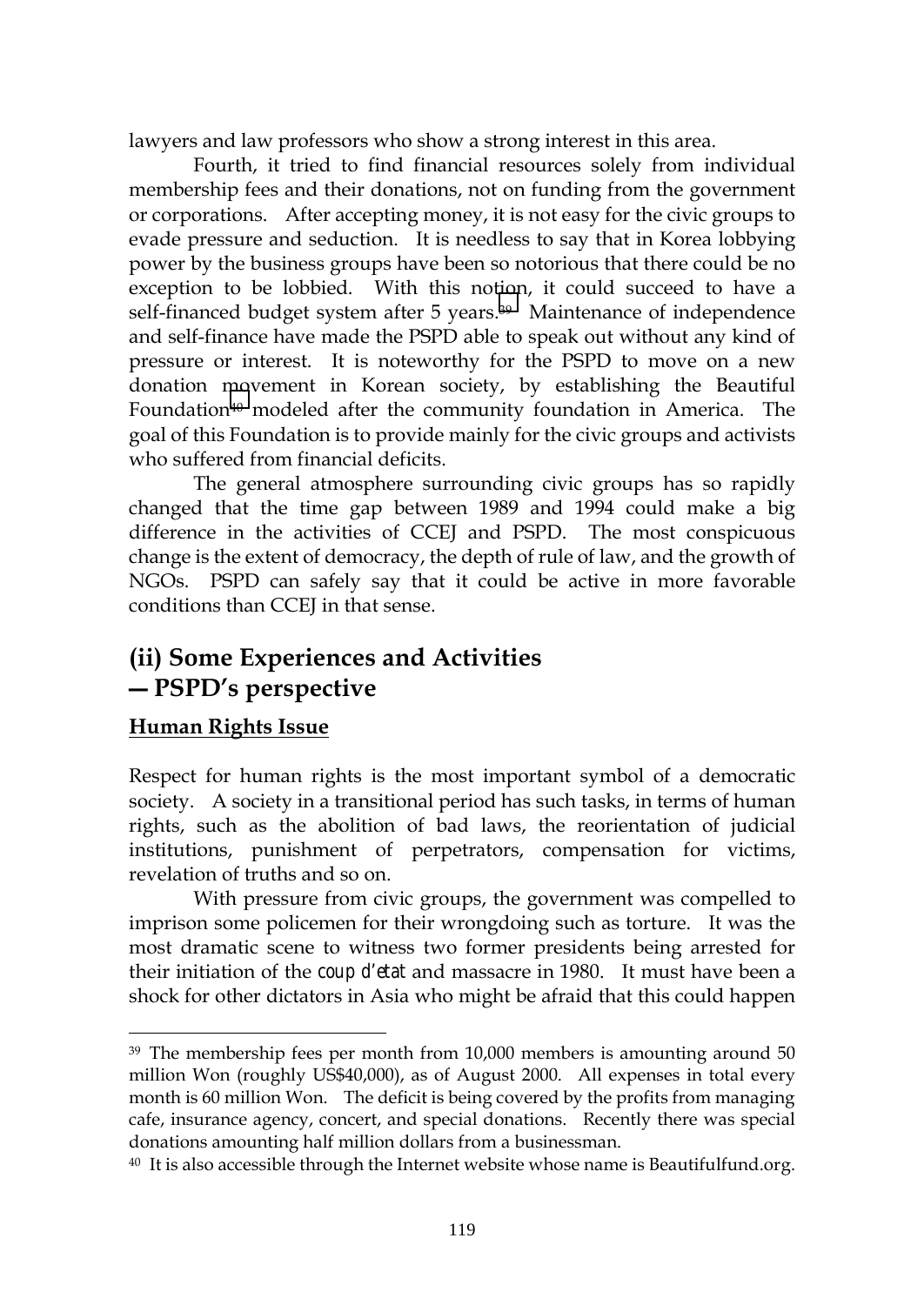lawyers and law professors who show a strong interest in this area.

Fourth, it tried to find financial resources solely from individual membership fees and their donations, not on funding from the government or corporations. After accepting money, it is not easy for the civic groups to evade pressure and seduction. It is needless to say that in Korea lobbying power by the business groups have been so notorious that there could be no exception to be lobbied. With this notion, it could succeed to have a self-financed budget system after 5 years.[39] Maintenance of independence and self-finance have made the PSPD able to speak out without any kind of pressure or interest. It is noteworthy for the PSPD to move on a new donation movement in Korean society, by establishing the Beautiful Foundation[40] modeled after the community foundation in America. The goal of this Foundation is to provide mainly for the civic groups and activists who suffered from financial deficits.

The general atmosphere surrounding civic groups has so rapidly changed that the time gap between 1989 and 1994 could make a big difference in the activities of CCEJ and PSPD. The most conspicuous change is the extent of democracy, the depth of rule of law, and the growth of NGOs. PSPD can safely say that it could be active in more favorable conditions than CCEJ in that sense.

## (ii) Some Experiences and Activities — PSPD's perspective

**Human Rights Issue**

Respect for human rights is the most important symbol of a democratic society. A society in a transitional period has such tasks, in terms of human rights, such as the abolition of bad laws, the reorientation of judicial institutions, punishment of perpetrators, compensation for victims, revelation of truths and so on.

With pressure from civic groups, the government was compelled to imprison some policemen for their wrongdoing such as torture. It was the most dramatic scene to witness two former presidents being arrested for their initiation of the *coup d'etat* and massacre in 1980. It must have been a shock for other dictators in Asia who might be afraid that this could happen

---

[39] The membership fees per month from 10,000 members is amounting around 50 million Won (roughly US$40,000), as of August 2000. All expenses in total every month is 60 million Won. The deficit is being covered by the profits from managing cafe, insurance agency, concert, and special donations. Recently there was special donations amounting half million dollars from a businessman.

[40] It is also accessible through the Internet website whose name is Beautifulfund.org.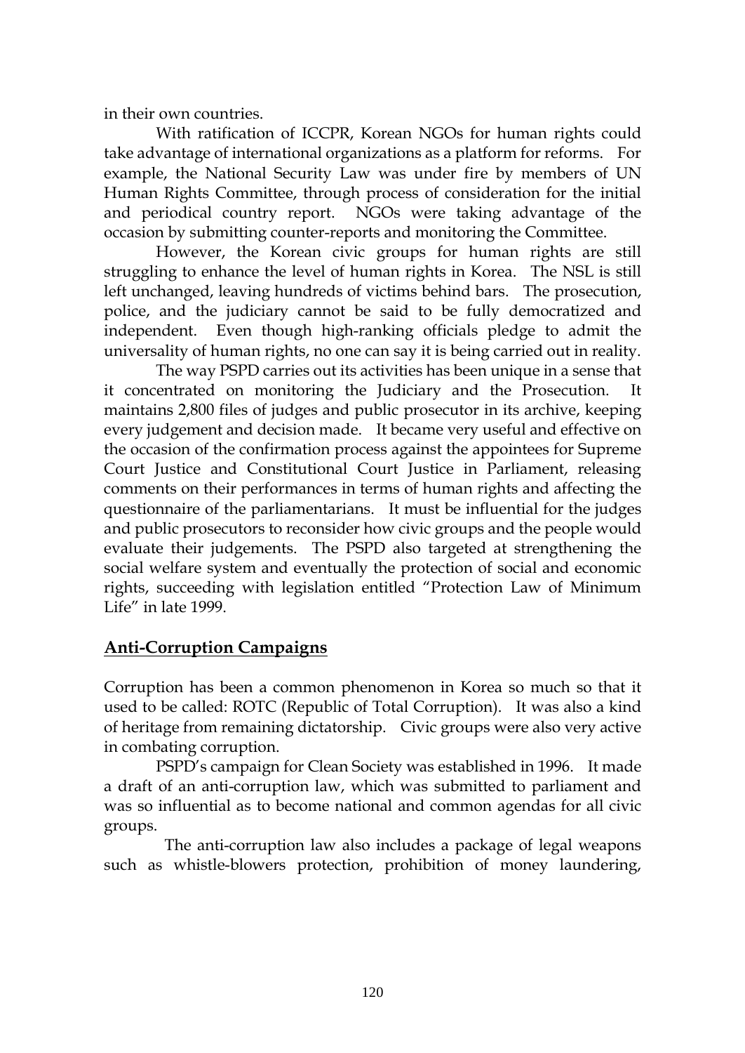in their own countries.

With ratification of ICCPR, Korean NGOs for human rights could take advantage of international organizations as a platform for reforms. For example, the National Security Law was under fire by members of UN Human Rights Committee, through process of consideration for the initial and periodical country report. NGOs were taking advantage of the occasion by submitting counter-reports and monitoring the Committee.

However, the Korean civic groups for human rights are still struggling to enhance the level of human rights in Korea. The NSL is still left unchanged, leaving hundreds of victims behind bars. The prosecution, police, and the judiciary cannot be said to be fully democratized and independent. Even though high-ranking officials pledge to admit the universality of human rights, no one can say it is being carried out in reality.

The way PSPD carries out its activities has been unique in a sense that it concentrated on monitoring the Judiciary and the Prosecution. It maintains 2,800 files of judges and public prosecutor in its archive, keeping every judgement and decision made. It became very useful and effective on the occasion of the confirmation process against the appointees for Supreme Court Justice and Constitutional Court Justice in Parliament, releasing comments on their performances in terms of human rights and affecting the questionnaire of the parliamentarians. It must be influential for the judges and public prosecutors to reconsider how civic groups and the people would evaluate their judgements. The PSPD also targeted at strengthening the social welfare system and eventually the protection of social and economic rights, succeeding with legislation entitled "Protection Law of Minimum Life" in late 1999.

## Anti-Corruption Campaigns

Corruption has been a common phenomenon in Korea so much so that it used to be called: ROTC (Republic of Total Corruption). It was also a kind of heritage from remaining dictatorship. Civic groups were also very active in combating corruption.

PSPD's campaign for Clean Society was established in 1996. It made a draft of an anti-corruption law, which was submitted to parliament and was so influential as to become national and common agendas for all civic groups.

The anti-corruption law also includes a package of legal weapons such as whistle-blowers protection, prohibition of money laundering,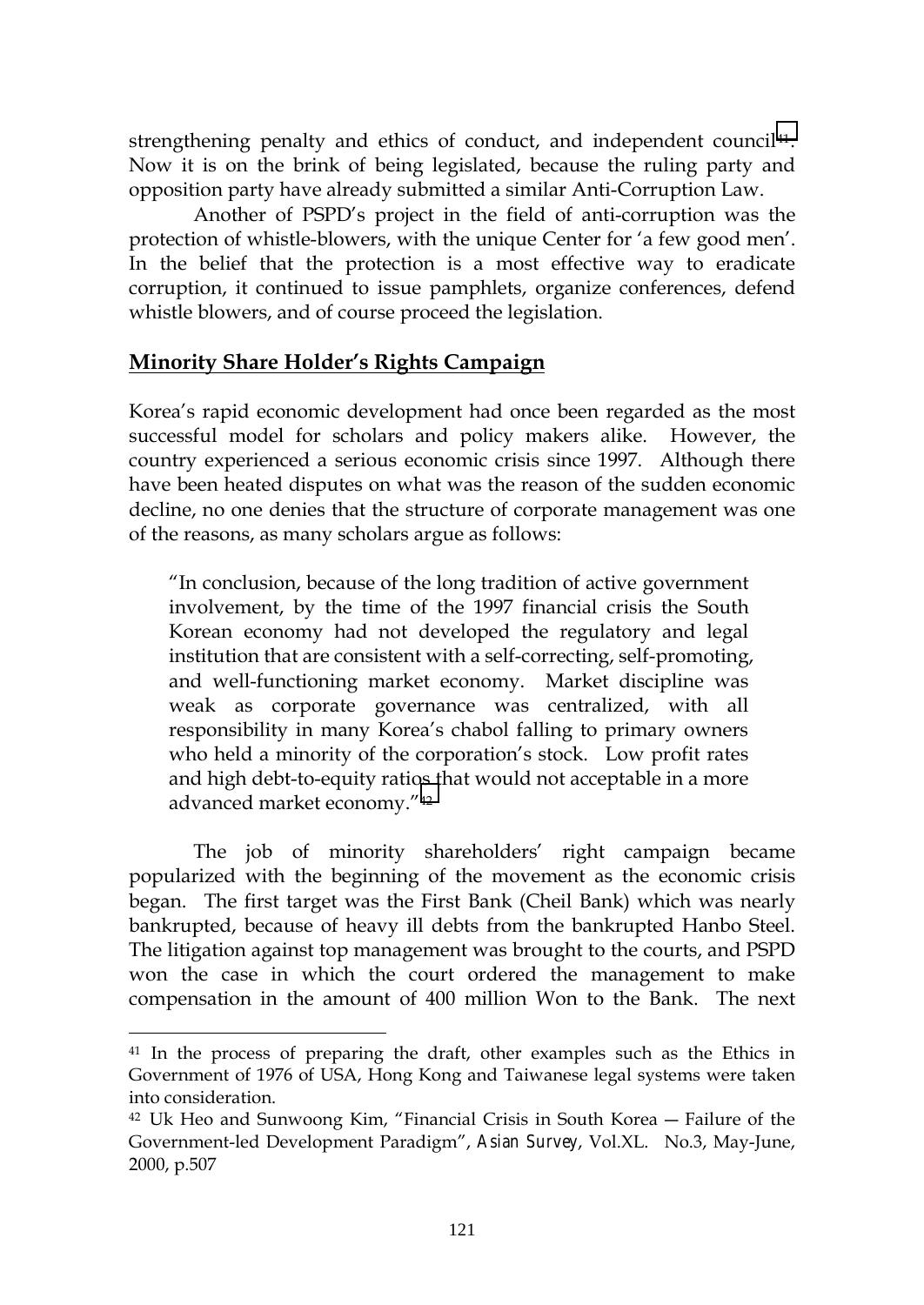strengthening penalty and ethics of conduct, and independent council[41]. Now it is on the brink of being legislated, because the ruling party and opposition party have already submitted a similar Anti-Corruption Law.

Another of PSPD's project in the field of anti-corruption was the protection of whistle-blowers, with the unique Center for 'a few good men'. In the belief that the protection is a most effective way to eradicate corruption, it continued to issue pamphlets, organize conferences, defend whistle blowers, and of course proceed the legislation.

## Minority Share Holder's Rights Campaign

Korea's rapid economic development had once been regarded as the most successful model for scholars and policy makers alike. However, the country experienced a serious economic crisis since 1997. Although there have been heated disputes on what was the reason of the sudden economic decline, no one denies that the structure of corporate management was one of the reasons, as many scholars argue as follows:

> "In conclusion, because of the long tradition of active government involvement, by the time of the 1997 financial crisis the South Korean economy had not developed the regulatory and legal institution that are consistent with a self-correcting, self-promoting, and well-functioning market economy. Market discipline was weak as corporate governance was centralized, with all responsibility in many Korea's chabol falling to primary owners who held a minority of the corporation's stock. Low profit rates and high debt-to-equity ratios that would not acceptable in a more advanced market economy."[42]

The job of minority shareholders' right campaign became popularized with the beginning of the movement as the economic crisis began. The first target was the First Bank (Cheil Bank) which was nearly bankrupted, because of heavy ill debts from the bankrupted Hanbo Steel. The litigation against top management was brought to the courts, and PSPD won the case in which the court ordered the management to make compensation in the amount of 400 million Won to the Bank. The next

---

[41] In the process of preparing the draft, other examples such as the Ethics in Government of 1976 of USA, Hong Kong and Taiwanese legal systems were taken into consideration.

[42] Uk Heo and Sunwoong Kim, "Financial Crisis in South Korea — Failure of the Government-led Development Paradigm", *Asian Survey*, Vol.XL. No.3, May-June, 2000, p.507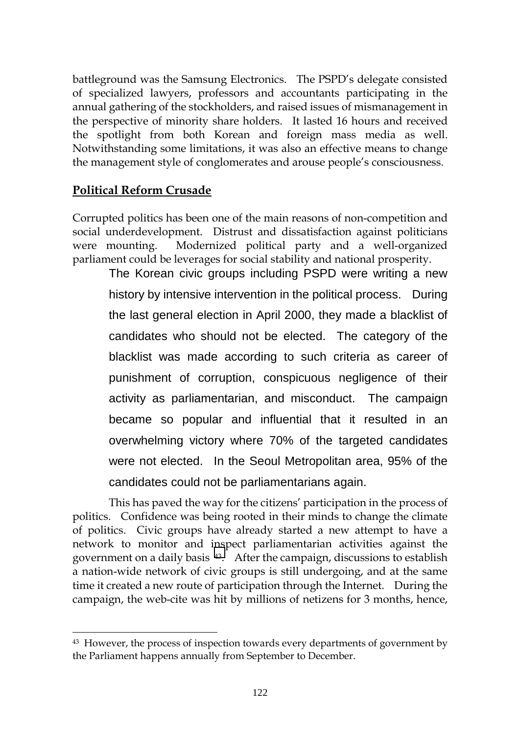battleground was the Samsung Electronics. The PSPD's delegate consisted of specialized lawyers, professors and accountants participating in the annual gathering of the stockholders, and raised issues of mismanagement in the perspective of minority share holders. It lasted 16 hours and received the spotlight from both Korean and foreign mass media as well. Notwithstanding some limitations, it was also an effective means to change the management style of conglomerates and arouse people's consciousness.

## Political Reform Crusade

Corrupted politics has been one of the main reasons of non-competition and social underdevelopment. Distrust and dissatisfaction against politicians were mounting. Modernized political party and a well-organized parliament could be leverages for social stability and national prosperity.

> The Korean civic groups including PSPD were writing a new history by intensive intervention in the political process. During the last general election in April 2000, they made a blacklist of candidates who should not be elected. The category of the blacklist was made according to such criteria as career of punishment of corruption, conspicuous negligence of their activity as parliamentarian, and misconduct. The campaign became so popular and influential that it resulted in an overwhelming victory where 70% of the targeted candidates were not elected. In the Seoul Metropolitan area, 95% of the candidates could not be parliamentarians again.

This has paved the way for the citizens' participation in the process of politics. Confidence was being rooted in their minds to change the climate of politics. Civic groups have already started a new attempt to have a network to monitor and inspect parliamentarian activities against the government on a daily basis [43]. After the campaign, discussions to establish a nation-wide network of civic groups is still undergoing, and at the same time it created a new route of participation through the Internet. During the campaign, the web-cite was hit by millions of netizens for 3 months, hence,

---

[43] However, the process of inspection towards every departments of government by the Parliament happens annually from September to December.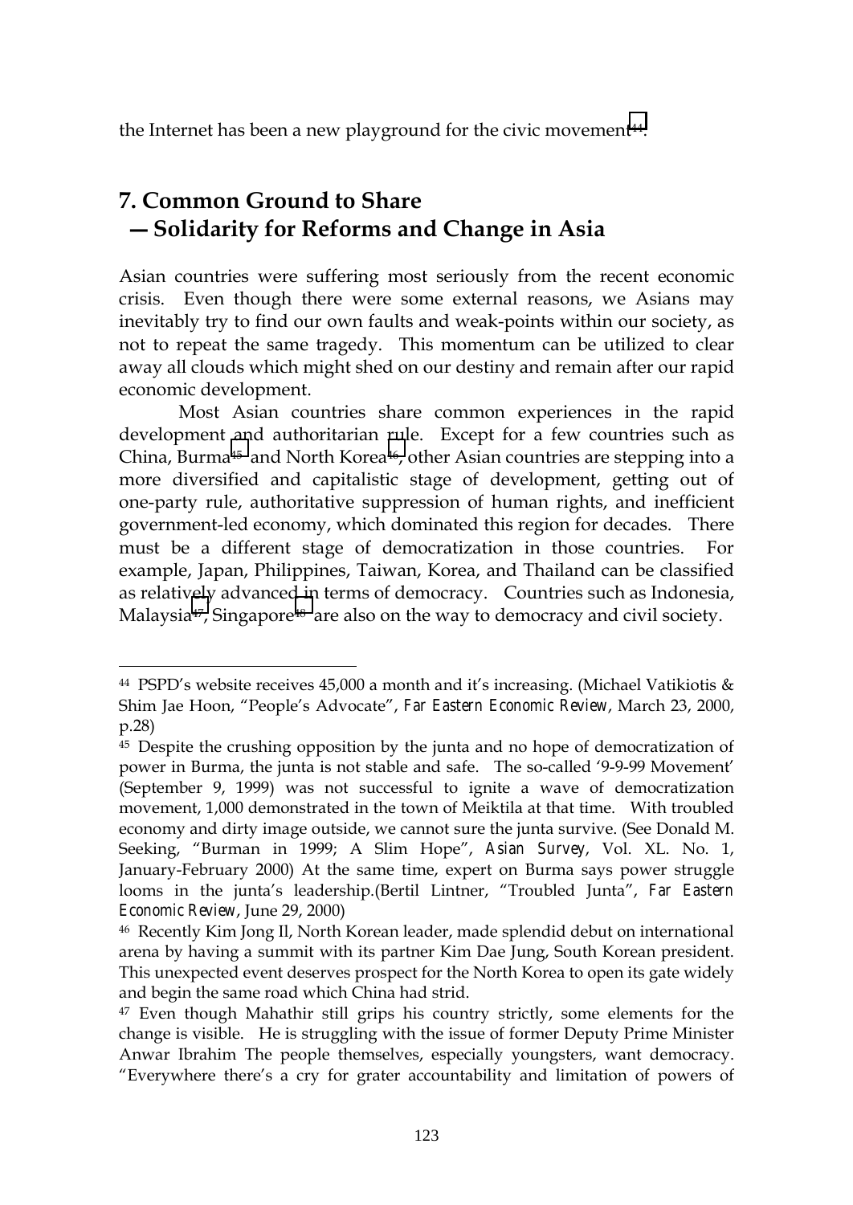the Internet has been a new playground for the civic movement[44].

## 7. Common Ground to Share — Solidarity for Reforms and Change in Asia

Asian countries were suffering most seriously from the recent economic crisis. Even though there were some external reasons, we Asians may inevitably try to find our own faults and weak-points within our society, as not to repeat the same tragedy. This momentum can be utilized to clear away all clouds which might shed on our destiny and remain after our rapid economic development.

Most Asian countries share common experiences in the rapid development and authoritarian rule. Except for a few countries such as China, Burma[45] and North Korea[46], other Asian countries are stepping into a more diversified and capitalistic stage of development, getting out of one-party rule, authoritative suppression of human rights, and inefficient government-led economy, which dominated this region for decades. There must be a different stage of democratization in those countries. For example, Japan, Philippines, Taiwan, Korea, and Thailand can be classified as relatively advanced in terms of democracy. Countries such as Indonesia, Malaysia[47], Singapore[48] are also on the way to democracy and civil society.

---

[44] PSPD's website receives 45,000 a month and it's increasing. (Michael Vatikiotis & Shim Jae Hoon, "People's Advocate", *Far Eastern Economic Review*, March 23, 2000, p.28)

[45] Despite the crushing opposition by the junta and no hope of democratization of power in Burma, the junta is not stable and safe. The so-called '9-9-99 Movement' (September 9, 1999) was not successful to ignite a wave of democratization movement, 1,000 demonstrated in the town of Meiktila at that time. With troubled economy and dirty image outside, we cannot sure the junta survive. (See Donald M. Seeking, "Burman in 1999; A Slim Hope", *Asian Survey*, Vol. XL. No. 1, January-February 2000) At the same time, expert on Burma says power struggle looms in the junta's leadership.(Bertil Lintner, "Troubled Junta", *Far Eastern Economic Review*, June 29, 2000)

[46] Recently Kim Jong Il, North Korean leader, made splendid debut on international arena by having a summit with its partner Kim Dae Jung, South Korean president. This unexpected event deserves prospect for the North Korea to open its gate widely and begin the same road which China had strid.

[47] Even though Mahathir still grips his country strictly, some elements for the change is visible. He is struggling with the issue of former Deputy Prime Minister Anwar Ibrahim The people themselves, especially youngsters, want democracy. "Everywhere there's a cry for grater accountability and limitation of powers of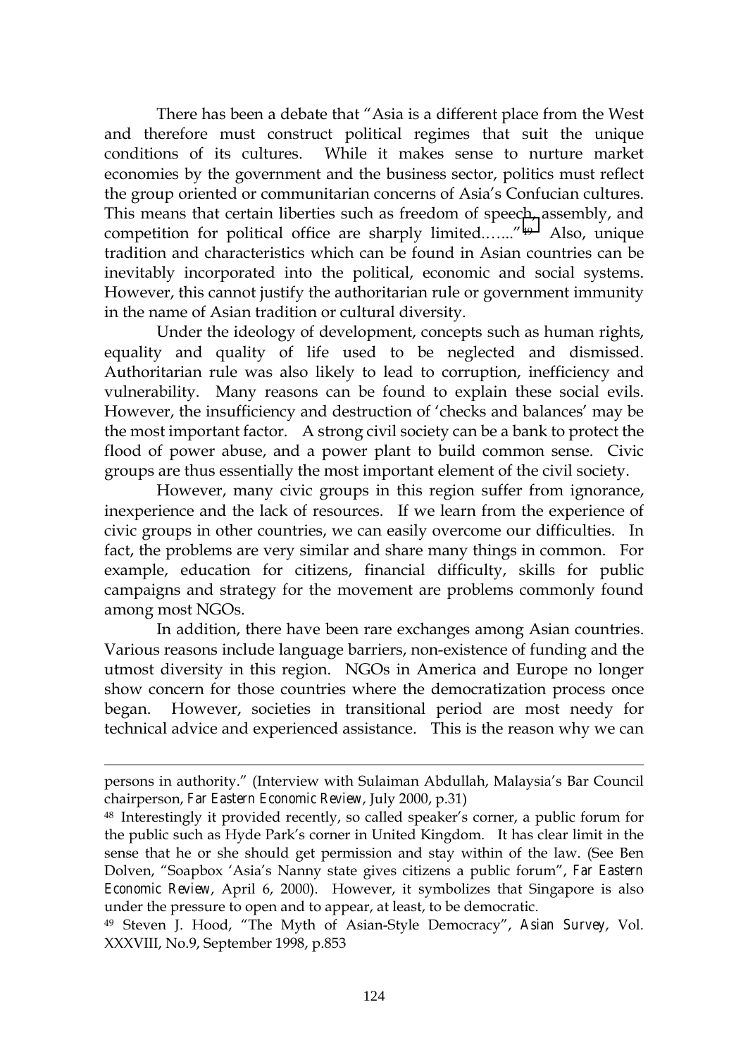There has been a debate that "Asia is a different place from the West and therefore must construct political regimes that suit the unique conditions of its cultures. While it makes sense to nurture market economies by the government and the business sector, politics must reflect the group oriented or communitarian concerns of Asia's Confucian cultures. This means that certain liberties such as freedom of speech, assembly, and competition for political office are sharply limited.…..."[49] Also, unique tradition and characteristics which can be found in Asian countries can be inevitably incorporated into the political, economic and social systems. However, this cannot justify the authoritarian rule or government immunity in the name of Asian tradition or cultural diversity.

Under the ideology of development, concepts such as human rights, equality and quality of life used to be neglected and dismissed. Authoritarian rule was also likely to lead to corruption, inefficiency and vulnerability. Many reasons can be found to explain these social evils. However, the insufficiency and destruction of 'checks and balances' may be the most important factor. A strong civil society can be a bank to protect the flood of power abuse, and a power plant to build common sense. Civic groups are thus essentially the most important element of the civil society.

However, many civic groups in this region suffer from ignorance, inexperience and the lack of resources. If we learn from the experience of civic groups in other countries, we can easily overcome our difficulties. In fact, the problems are very similar and share many things in common. For example, education for citizens, financial difficulty, skills for public campaigns and strategy for the movement are problems commonly found among most NGOs.

In addition, there have been rare exchanges among Asian countries. Various reasons include language barriers, non-existence of funding and the utmost diversity in this region. NGOs in America and Europe no longer show concern for those countries where the democratization process once began. However, societies in transitional period are most needy for technical advice and experienced assistance. This is the reason why we can

---

persons in authority." (Interview with Sulaiman Abdullah, Malaysia's Bar Council chairperson, *Far Eastern Economic Review*, July 2000, p.31)

[48] Interestingly it provided recently, so called speaker's corner, a public forum for the public such as Hyde Park's corner in United Kingdom. It has clear limit in the sense that he or she should get permission and stay within of the law. (See Ben Dolven, "Soapbox 'Asia's Nanny state gives citizens a public forum", *Far Eastern Economic Review*, April 6, 2000). However, it symbolizes that Singapore is also under the pressure to open and to appear, at least, to be democratic.

[49] Steven J. Hood, "The Myth of Asian-Style Democracy", *Asian Survey*, Vol. XXXVIII, No.9, September 1998, p.853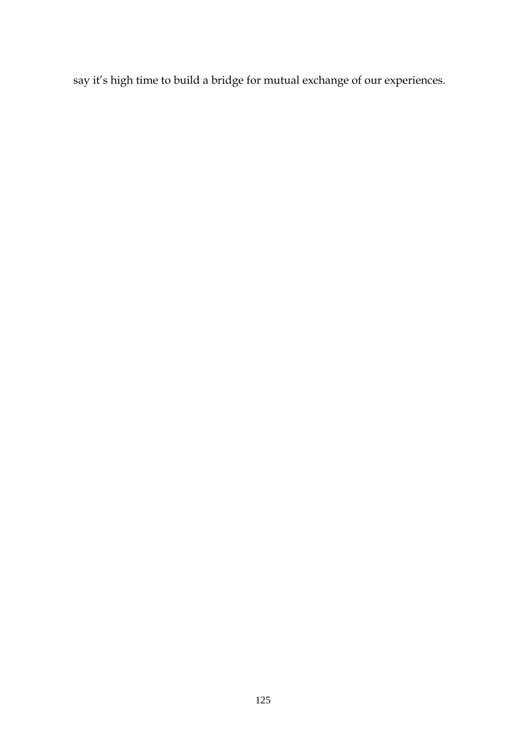say it's high time to build a bridge for mutual exchange of our experiences.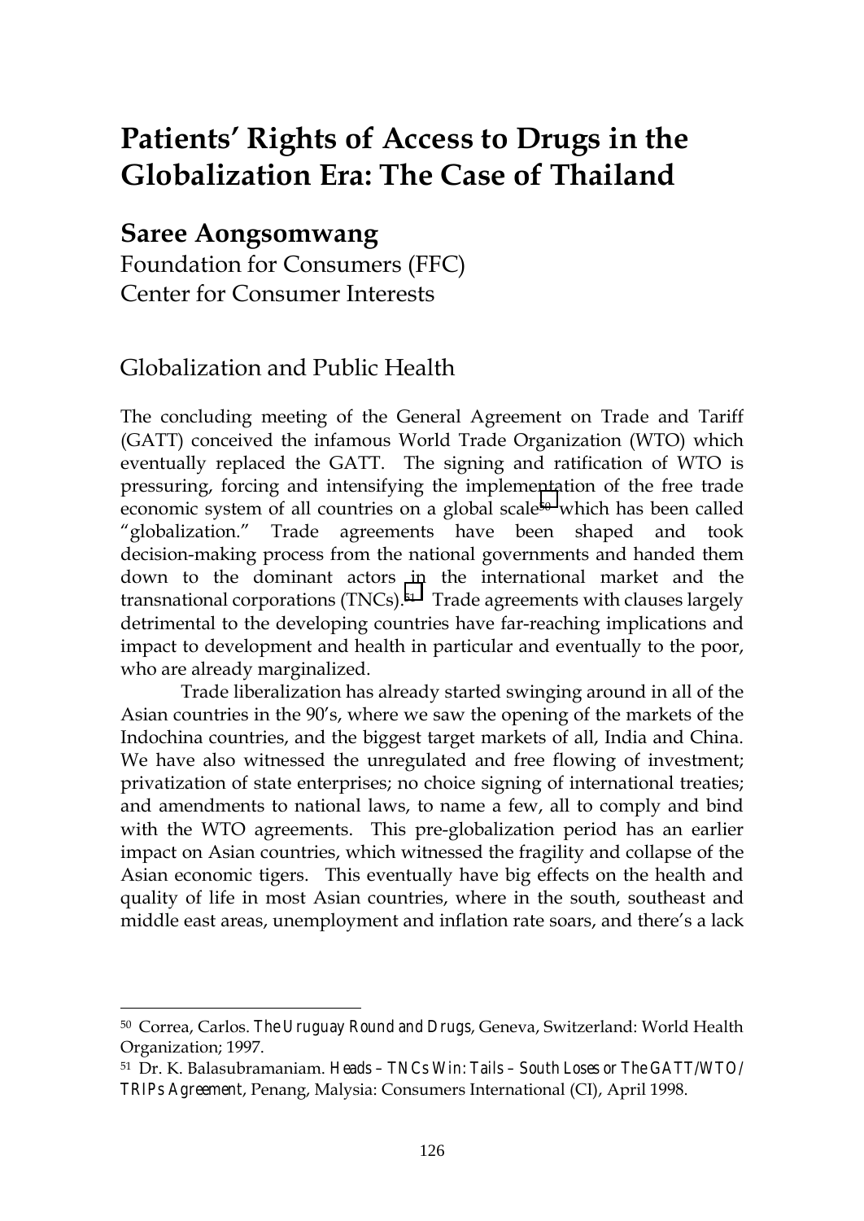# Patients' Rights of Access to Drugs in the Globalization Era: The Case of Thailand

## Saree Aongsomwang

Foundation for Consumers (FFC)
Center for Consumer Interests

### Globalization and Public Health

The concluding meeting of the General Agreement on Trade and Tariff (GATT) conceived the infamous World Trade Organization (WTO) which eventually replaced the GATT. The signing and ratification of WTO is pressuring, forcing and intensifying the implementation of the free trade economic system of all countries on a global scale[50] which has been called "globalization." Trade agreements have been shaped and took decision-making process from the national governments and handed them down to the dominant actors in the international market and the transnational corporations (TNCs).[51] Trade agreements with clauses largely detrimental to the developing countries have far-reaching implications and impact to development and health in particular and eventually to the poor, who are already marginalized.

Trade liberalization has already started swinging around in all of the Asian countries in the 90's, where we saw the opening of the markets of the Indochina countries, and the biggest target markets of all, India and China. We have also witnessed the unregulated and free flowing of investment; privatization of state enterprises; no choice signing of international treaties; and amendments to national laws, to name a few, all to comply and bind with the WTO agreements. This pre-globalization period has an earlier impact on Asian countries, which witnessed the fragility and collapse of the Asian economic tigers. This eventually have big effects on the health and quality of life in most Asian countries, where in the south, southeast and middle east areas, unemployment and inflation rate soars, and there's a lack

---

[50] Correa, Carlos. *The Uruguay Round and Drugs*, Geneva, Switzerland: World Health Organization; 1997.

[51] Dr. K. Balasubramaniam. *Heads – TNCs Win: Tails – South Loses or The GATT/WTO/ TRIPs Agreement*, Penang, Malysia: Consumers International (CI), April 1998.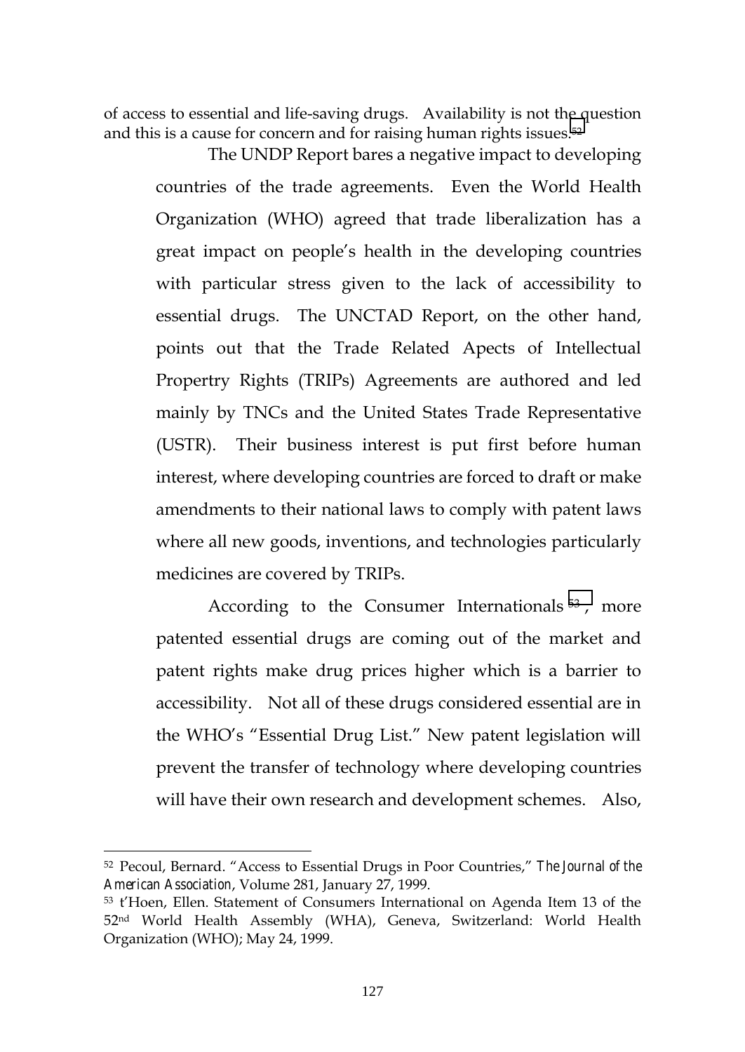of access to essential and life-saving drugs. Availability is not the question and this is a cause for concern and for raising human rights issues.[52]

The UNDP Report bares a negative impact to developing countries of the trade agreements. Even the World Health Organization (WHO) agreed that trade liberalization has a great impact on people's health in the developing countries with particular stress given to the lack of accessibility to essential drugs. The UNCTAD Report, on the other hand, points out that the Trade Related Apects of Intellectual Propertry Rights (TRIPs) Agreements are authored and led mainly by TNCs and the United States Trade Representative (USTR). Their business interest is put first before human interest, where developing countries are forced to draft or make amendments to their national laws to comply with patent laws where all new goods, inventions, and technologies particularly medicines are covered by TRIPs.

According to the Consumer Internationals[53], more patented essential drugs are coming out of the market and patent rights make drug prices higher which is a barrier to accessibility. Not all of these drugs considered essential are in the WHO's "Essential Drug List." New patent legislation will prevent the transfer of technology where developing countries will have their own research and development schemes. Also,

---

[52] Pecoul, Bernard. "Access to Essential Drugs in Poor Countries," *The Journal of the American Association*, Volume 281, January 27, 1999.

[53] t'Hoen, Ellen. Statement of Consumers International on Agenda Item 13 of the 52nd World Health Assembly (WHA), Geneva, Switzerland: World Health Organization (WHO); May 24, 1999.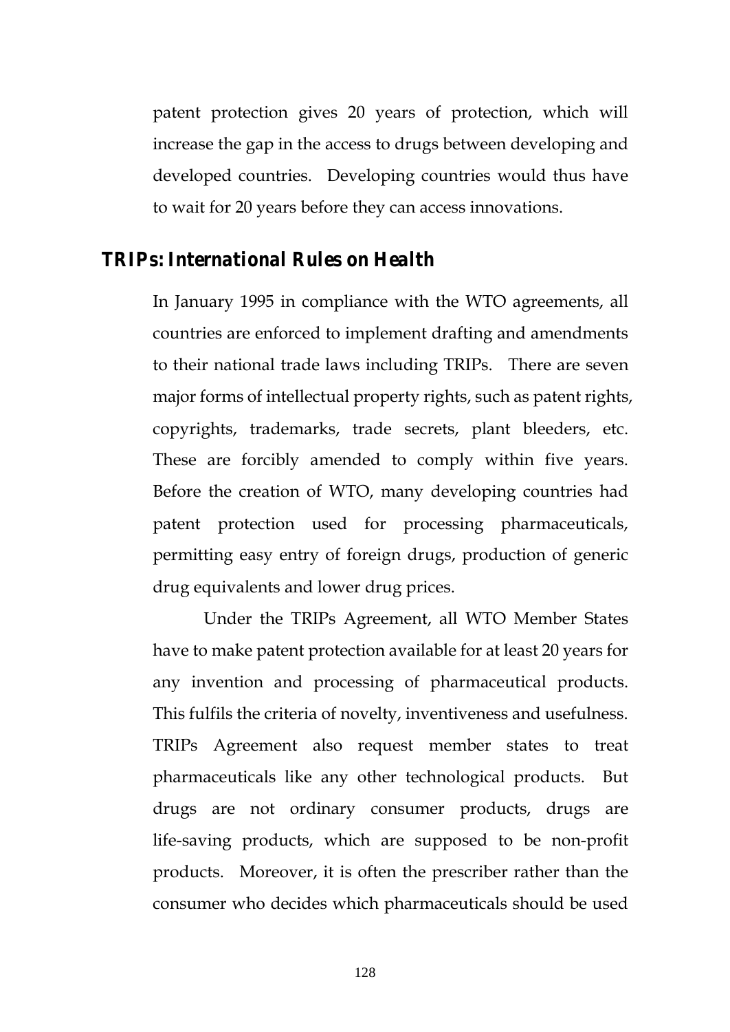patent protection gives 20 years of protection, which will increase the gap in the access to drugs between developing and developed countries. Developing countries would thus have to wait for 20 years before they can access innovations.

## TRIPs: International Rules on Health

In January 1995 in compliance with the WTO agreements, all countries are enforced to implement drafting and amendments to their national trade laws including TRIPs. There are seven major forms of intellectual property rights, such as patent rights, copyrights, trademarks, trade secrets, plant bleeders, etc. These are forcibly amended to comply within five years. Before the creation of WTO, many developing countries had patent protection used for processing pharmaceuticals, permitting easy entry of foreign drugs, production of generic drug equivalents and lower drug prices.

Under the TRIPs Agreement, all WTO Member States have to make patent protection available for at least 20 years for any invention and processing of pharmaceutical products. This fulfils the criteria of novelty, inventiveness and usefulness. TRIPs Agreement also request member states to treat pharmaceuticals like any other technological products. But drugs are not ordinary consumer products, drugs are life-saving products, which are supposed to be non-profit products. Moreover, it is often the prescriber rather than the consumer who decides which pharmaceuticals should be used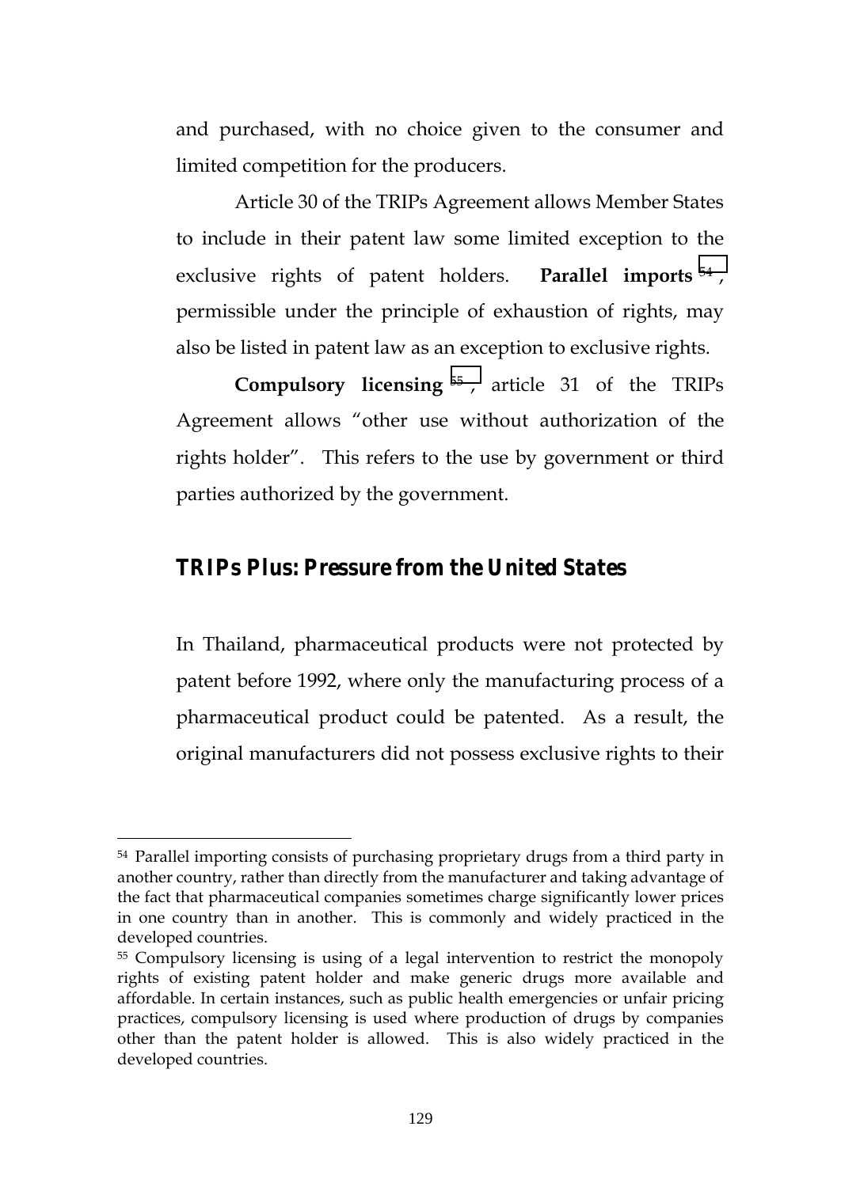and purchased, with no choice given to the consumer and limited competition for the producers.

Article 30 of the TRIPs Agreement allows Member States to include in their patent law some limited exception to the exclusive rights of patent holders. **Parallel imports** [54], permissible under the principle of exhaustion of rights, may also be listed in patent law as an exception to exclusive rights.

**Compulsory licensing** [55], article 31 of the TRIPs Agreement allows "other use without authorization of the rights holder". This refers to the use by government or third parties authorized by the government.

## *TRIPs Plus: Pressure from the United States*

In Thailand, pharmaceutical products were not protected by patent before 1992, where only the manufacturing process of a pharmaceutical product could be patented. As a result, the original manufacturers did not possess exclusive rights to their

---

[54] Parallel importing consists of purchasing proprietary drugs from a third party in another country, rather than directly from the manufacturer and taking advantage of the fact that pharmaceutical companies sometimes charge significantly lower prices in one country than in another. This is commonly and widely practiced in the developed countries.

[55] Compulsory licensing is using of a legal intervention to restrict the monopoly rights of existing patent holder and make generic drugs more available and affordable. In certain instances, such as public health emergencies or unfair pricing practices, compulsory licensing is used where production of drugs by companies other than the patent holder is allowed. This is also widely practiced in the developed countries.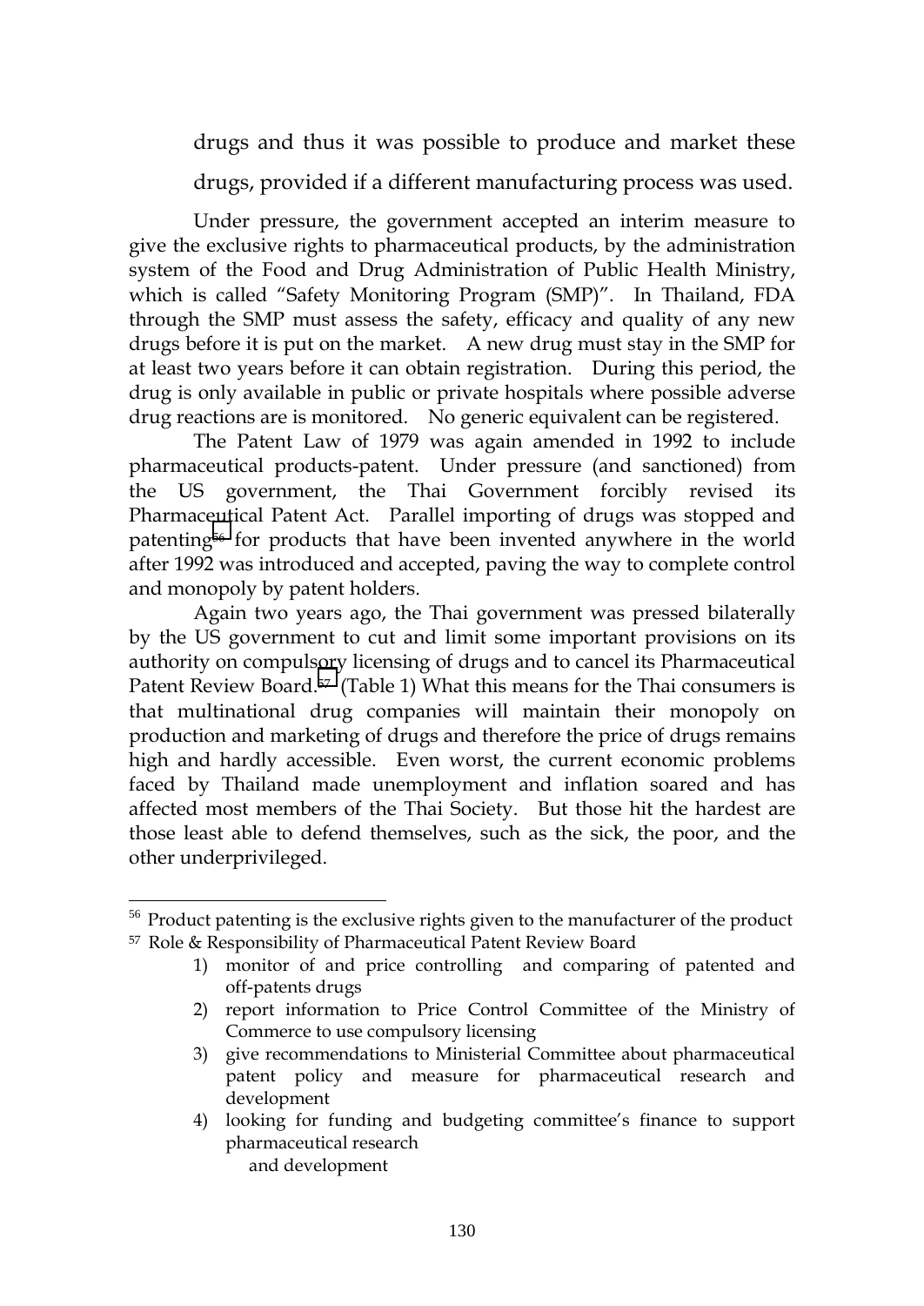drugs and thus it was possible to produce and market these drugs, provided if a different manufacturing process was used.

Under pressure, the government accepted an interim measure to give the exclusive rights to pharmaceutical products, by the administration system of the Food and Drug Administration of Public Health Ministry, which is called "Safety Monitoring Program (SMP)". In Thailand, FDA through the SMP must assess the safety, efficacy and quality of any new drugs before it is put on the market. A new drug must stay in the SMP for at least two years before it can obtain registration. During this period, the drug is only available in public or private hospitals where possible adverse drug reactions are is monitored. No generic equivalent can be registered.

The Patent Law of 1979 was again amended in 1992 to include pharmaceutical products-patent. Under pressure (and sanctioned) from the US government, the Thai Government forcibly revised its Pharmaceutical Patent Act. Parallel importing of drugs was stopped and patenting[56] for products that have been invented anywhere in the world after 1992 was introduced and accepted, paving the way to complete control and monopoly by patent holders.

Again two years ago, the Thai government was pressed bilaterally by the US government to cut and limit some important provisions on its authority on compulsory licensing of drugs and to cancel its Pharmaceutical Patent Review Board.[57] (Table 1) What this means for the Thai consumers is that multinational drug companies will maintain their monopoly on production and marketing of drugs and therefore the price of drugs remains high and hardly accessible. Even worst, the current economic problems faced by Thailand made unemployment and inflation soared and has affected most members of the Thai Society. But those hit the hardest are those least able to defend themselves, such as the sick, the poor, and the other underprivileged.

---

[56] Product patenting is the exclusive rights given to the manufacturer of the product

[57] Role & Responsibility of Pharmaceutical Patent Review Board

1) monitor of and price controlling and comparing of patented and off-patents drugs
2) report information to Price Control Committee of the Ministry of Commerce to use compulsory licensing
3) give recommendations to Ministerial Committee about pharmaceutical patent policy and measure for pharmaceutical research and development
4) looking for funding and budgeting committee's finance to support pharmaceutical research and development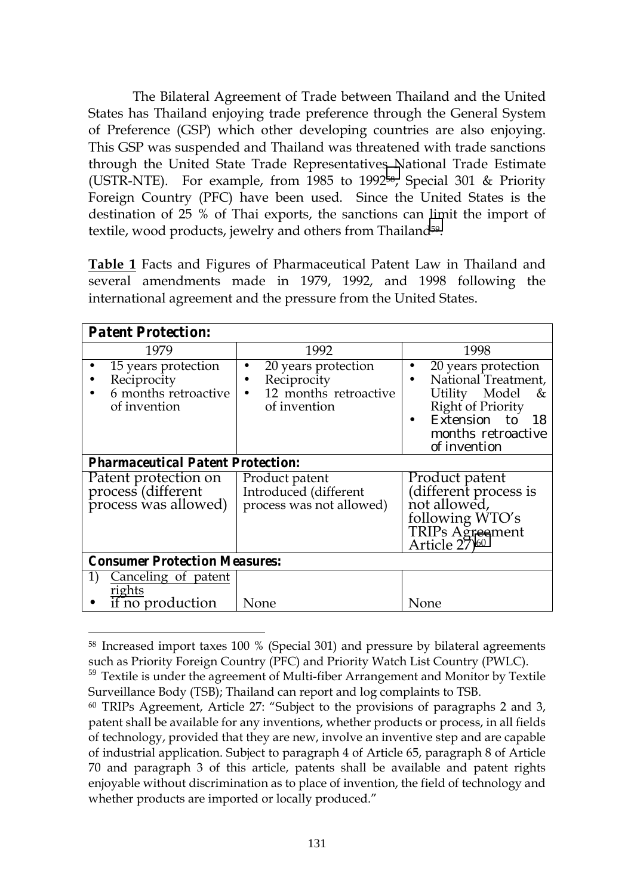The Bilateral Agreement of Trade between Thailand and the United States has Thailand enjoying trade preference through the General System of Preference (GSP) which other developing countries are also enjoying. This GSP was suspended and Thailand was threatened with trade sanctions through the United State Trade Representatives National Trade Estimate (USTR-NTE). For example, from 1985 to 1992[58], Special 301 & Priority Foreign Country (PFC) have been used. Since the United States is the destination of 25 % of Thai exports, the sanctions can limit the import of textile, wood products, jewelry and others from Thailand[59].

**Table 1** Facts and Figures of Pharmaceutical Patent Law in Thailand and several amendments made in 1979, 1992, and 1998 following the international agreement and the pressure from the United States.

| ***Patent Protection:*** | | |
|---|---|---|
| 1979 | 1992 | 1998 |
| • 15 years protection<br>• Reciprocity<br>• 6 months retroactive of invention | • 20 years protection<br>• Reciprocity<br>• 12 months retroactive of invention | • 20 years protection<br>• National Treatment, Utility Model & Right of Priority<br>• Extension to 18 months retroactive of invention |
| ***Pharmaceutical Patent Protection:*** | | |
| Patent protection on process (different process was allowed) | Product patent Introduced (different process was not allowed) | Product patent (different process is not allowed, following WTO's TRIPs Agreement Article 27)[60] |
| ***Consumer Protection Measures:*** | | |
| 1) Canceling of patent rights<br>• if no production | None | None |

[58] Increased import taxes 100 % (Special 301) and pressure by bilateral agreements such as Priority Foreign Country (PFC) and Priority Watch List Country (PWLC).

[59] Textile is under the agreement of Multi-fiber Arrangement and Monitor by Textile Surveillance Body (TSB); Thailand can report and log complaints to TSB.

[60] TRIPs Agreement, Article 27: "Subject to the provisions of paragraphs 2 and 3, patent shall be available for any inventions, whether products or process, in all fields of technology, provided that they are new, involve an inventive step and are capable of industrial application. Subject to paragraph 4 of Article 65, paragraph 8 of Article 70 and paragraph 3 of this article, patents shall be available and patent rights enjoyable without discrimination as to place of invention, the field of technology and whether products are imported or locally produced."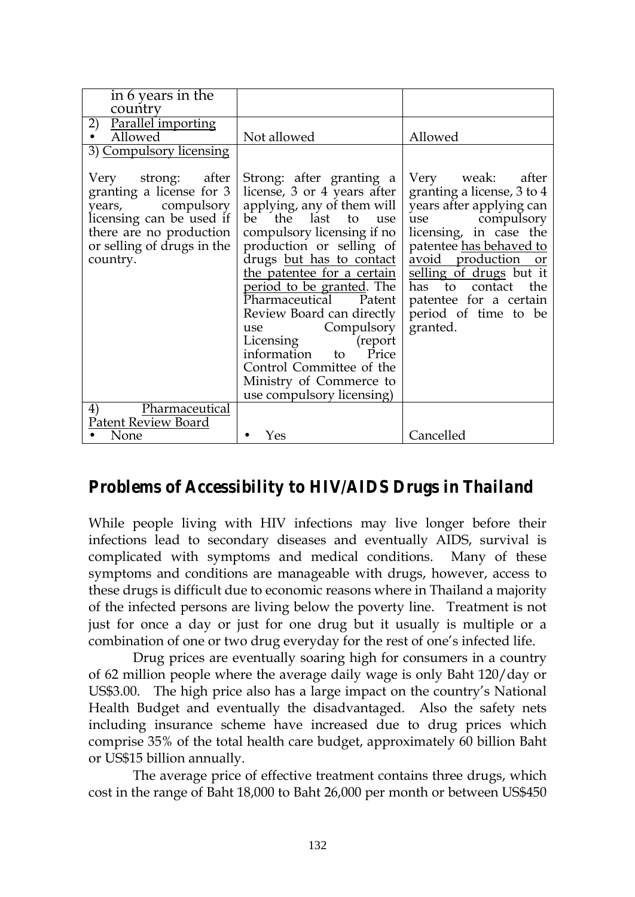| | | |
|---|---|---|
| in 6 years in the country | | |
| 2) Parallel importing<br>• Allowed | Not allowed | Allowed |
| 3) Compulsory licensing<br><br>Very strong: after granting a license for 3 years, compulsory licensing can be used if there are no production or selling of drugs in the country. | Strong: after granting a license, 3 or 4 years after applying, any of them will be the last to use compulsory licensing if no production or selling of drugs but has to contact the patentee for a certain period to be granted. The Pharmaceutical Patent Review Board can directly use Compulsory Licensing (report information to Price Control Committee of the Ministry of Commerce to use compulsory licensing) | Very weak: after granting a license, 3 to 4 years after applying can use compulsory licensing, in case the patentee has behaved to avoid production or selling of drugs but it has to contact the patentee for a certain period of time to be granted. |
| 4) Pharmaceutical Patent Review Board<br>• None | • Yes | Cancelled |

## Problems of Accessibility to HIV/AIDS Drugs in Thailand

While people living with HIV infections may live longer before their infections lead to secondary diseases and eventually AIDS, survival is complicated with symptoms and medical conditions. Many of these symptoms and conditions are manageable with drugs, however, access to these drugs is difficult due to economic reasons where in Thailand a majority of the infected persons are living below the poverty line. Treatment is not just for once a day or just for one drug but it usually is multiple or a combination of one or two drug everyday for the rest of one's infected life.

Drug prices are eventually soaring high for consumers in a country of 62 million people where the average daily wage is only Baht 120/day or US$3.00. The high price also has a large impact on the country's National Health Budget and eventually the disadvantaged. Also the safety nets including insurance scheme have increased due to drug prices which comprise 35% of the total health care budget, approximately 60 billion Baht or US$15 billion annually.

The average price of effective treatment contains three drugs, which cost in the range of Baht 18,000 to Baht 26,000 per month or between US$450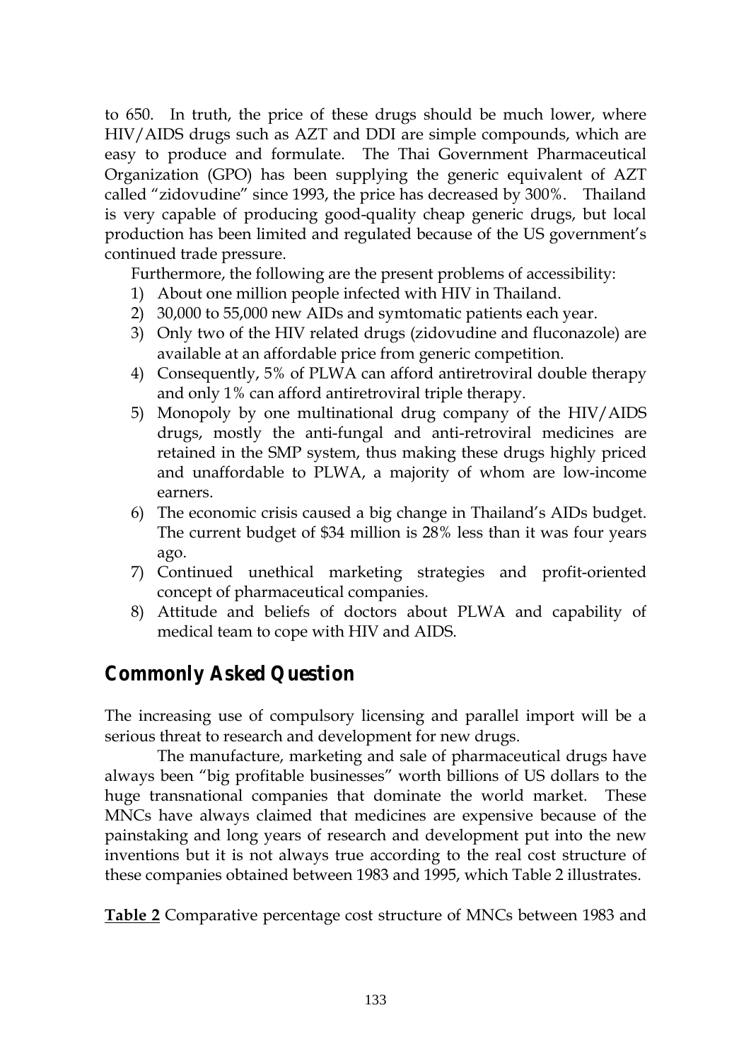to 650. In truth, the price of these drugs should be much lower, where HIV/AIDS drugs such as AZT and DDI are simple compounds, which are easy to produce and formulate. The Thai Government Pharmaceutical Organization (GPO) has been supplying the generic equivalent of AZT called "zidovudine" since 1993, the price has decreased by 300%. Thailand is very capable of producing good-quality cheap generic drugs, but local production has been limited and regulated because of the US government's continued trade pressure.

Furthermore, the following are the present problems of accessibility:

1) About one million people infected with HIV in Thailand.
2) 30,000 to 55,000 new AIDs and symtomatic patients each year.
3) Only two of the HIV related drugs (zidovudine and fluconazole) are available at an affordable price from generic competition.
4) Consequently, 5% of PLWA can afford antiretroviral double therapy and only 1% can afford antiretroviral triple therapy.
5) Monopoly by one multinational drug company of the HIV/AIDS drugs, mostly the anti-fungal and anti-retroviral medicines are retained in the SMP system, thus making these drugs highly priced and unaffordable to PLWA, a majority of whom are low-income earners.
6) The economic crisis caused a big change in Thailand's AIDs budget. The current budget of $34 million is 28% less than it was four years ago.
7) Continued unethical marketing strategies and profit-oriented concept of pharmaceutical companies.
8) Attitude and beliefs of doctors about PLWA and capability of medical team to cope with HIV and AIDS.

## Commonly Asked Question

The increasing use of compulsory licensing and parallel import will be a serious threat to research and development for new drugs.

The manufacture, marketing and sale of pharmaceutical drugs have always been "big profitable businesses" worth billions of US dollars to the huge transnational companies that dominate the world market. These MNCs have always claimed that medicines are expensive because of the painstaking and long years of research and development put into the new inventions but it is not always true according to the real cost structure of these companies obtained between 1983 and 1995, which Table 2 illustrates.

**Table 2** Comparative percentage cost structure of MNCs between 1983 and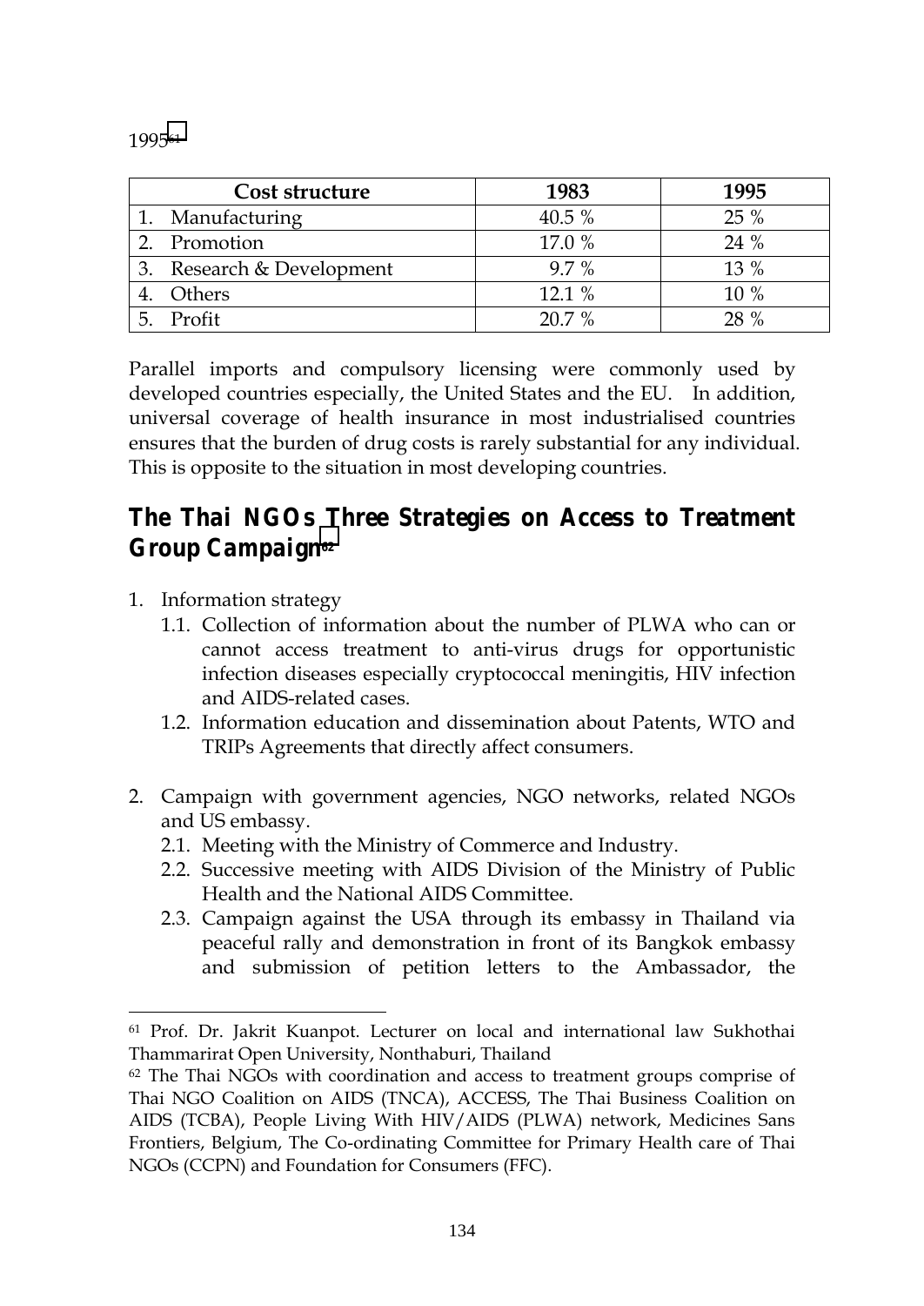1995[61]

| Cost structure | 1983 | 1995 |
|---|---|---|
| 1. Manufacturing | 40.5 % | 25 % |
| 2. Promotion | 17.0 % | 24 % |
| 3. Research & Development | 9.7 % | 13 % |
| 4. Others | 12.1 % | 10 % |
| 5. Profit | 20.7 % | 28 % |

Parallel imports and compulsory licensing were commonly used by developed countries especially, the United States and the EU. In addition, universal coverage of health insurance in most industrialised countries ensures that the burden of drug costs is rarely substantial for any individual. This is opposite to the situation in most developing countries.

## The Thai NGOs Three Strategies on Access to Treatment Group Campaign[62]

1. Information strategy
   1.1. Collection of information about the number of PLWA who can or cannot access treatment to anti-virus drugs for opportunistic infection diseases especially cryptococcal meningitis, HIV infection and AIDS-related cases.
   1.2. Information education and dissemination about Patents, WTO and TRIPs Agreements that directly affect consumers.

2. Campaign with government agencies, NGO networks, related NGOs and US embassy.
   2.1. Meeting with the Ministry of Commerce and Industry.
   2.2. Successive meeting with AIDS Division of the Ministry of Public Health and the National AIDS Committee.
   2.3. Campaign against the USA through its embassy in Thailand via peaceful rally and demonstration in front of its Bangkok embassy and submission of petition letters to the Ambassador, the

---

[61] Prof. Dr. Jakrit Kuanpot. Lecturer on local and international law Sukhothai Thammarirat Open University, Nonthaburi, Thailand

[62] The Thai NGOs with coordination and access to treatment groups comprise of Thai NGO Coalition on AIDS (TNCA), ACCESS, The Thai Business Coalition on AIDS (TCBA), People Living With HIV/AIDS (PLWA) network, Medicines Sans Frontiers, Belgium, The Co-ordinating Committee for Primary Health care of Thai NGOs (CCPN) and Foundation for Consumers (FFC).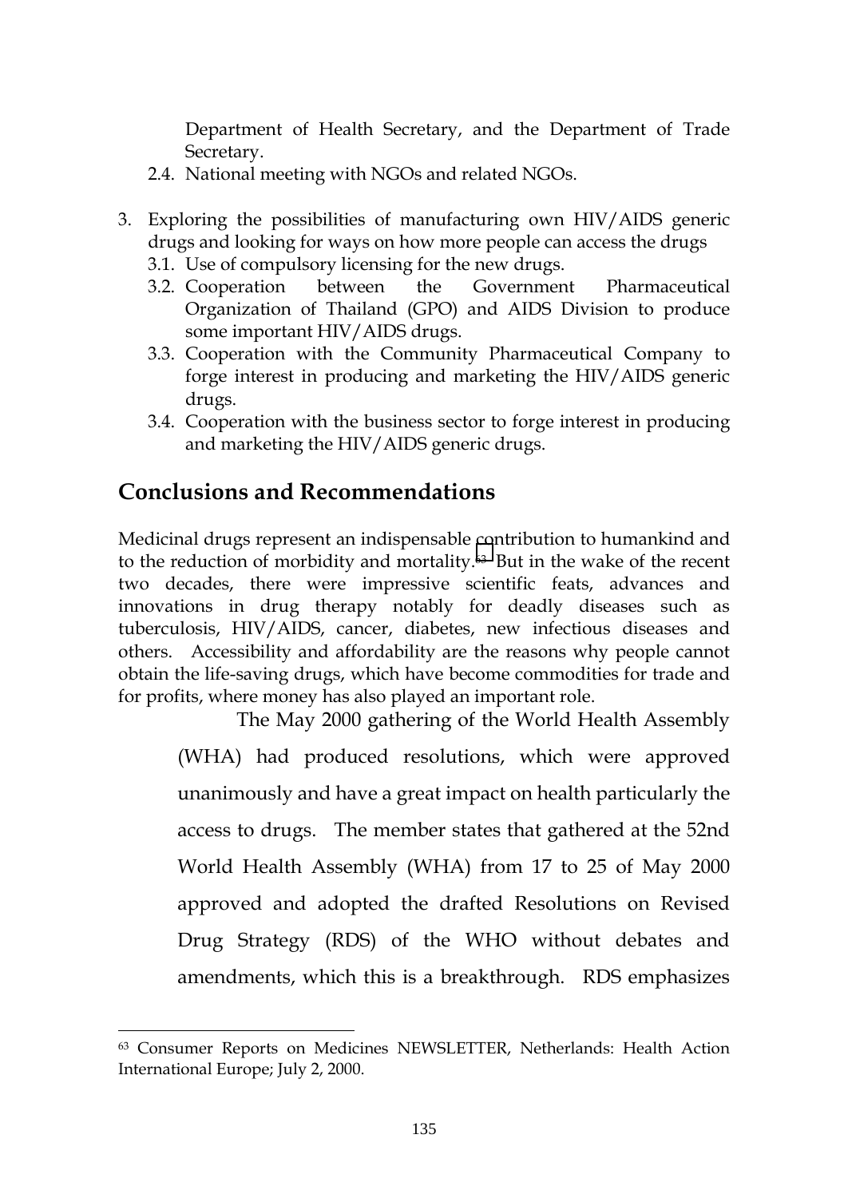Department of Health Secretary, and the Department of Trade Secretary.

2.4. National meeting with NGOs and related NGOs.

3. Exploring the possibilities of manufacturing own HIV/AIDS generic drugs and looking for ways on how more people can access the drugs
   3.1. Use of compulsory licensing for the new drugs.
   3.2. Cooperation between the Government Pharmaceutical Organization of Thailand (GPO) and AIDS Division to produce some important HIV/AIDS drugs.
   3.3. Cooperation with the Community Pharmaceutical Company to forge interest in producing and marketing the HIV/AIDS generic drugs.
   3.4. Cooperation with the business sector to forge interest in producing and marketing the HIV/AIDS generic drugs.

## Conclusions and Recommendations

Medicinal drugs represent an indispensable contribution to humankind and to the reduction of morbidity and mortality.[63] But in the wake of the recent two decades, there were impressive scientific feats, advances and innovations in drug therapy notably for deadly diseases such as tuberculosis, HIV/AIDS, cancer, diabetes, new infectious diseases and others. Accessibility and affordability are the reasons why people cannot obtain the life-saving drugs, which have become commodities for trade and for profits, where money has also played an important role.

The May 2000 gathering of the World Health Assembly (WHA) had produced resolutions, which were approved unanimously and have a great impact on health particularly the access to drugs. The member states that gathered at the 52nd World Health Assembly (WHA) from 17 to 25 of May 2000 approved and adopted the drafted Resolutions on Revised Drug Strategy (RDS) of the WHO without debates and amendments, which this is a breakthrough. RDS emphasizes

---

[63] Consumer Reports on Medicines NEWSLETTER, Netherlands: Health Action International Europe; July 2, 2000.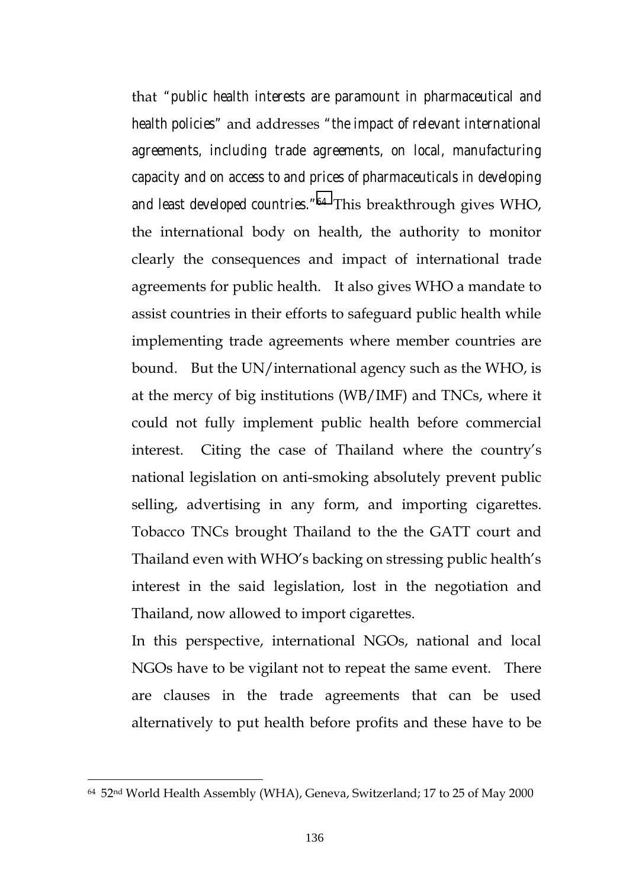that "*public health interests are paramount in pharmaceutical and health policies*" and addresses "*the impact of relevant international agreements, including trade agreements, on local, manufacturing capacity and on access to and prices of pharmaceuticals in developing and least developed countries*."[64] This breakthrough gives WHO, the international body on health, the authority to monitor clearly the consequences and impact of international trade agreements for public health. It also gives WHO a mandate to assist countries in their efforts to safeguard public health while implementing trade agreements where member countries are bound. But the UN/international agency such as the WHO, is at the mercy of big institutions (WB/IMF) and TNCs, where it could not fully implement public health before commercial interest. Citing the case of Thailand where the country's national legislation on anti-smoking absolutely prevent public selling, advertising in any form, and importing cigarettes. Tobacco TNCs brought Thailand to the the GATT court and Thailand even with WHO's backing on stressing public health's interest in the said legislation, lost in the negotiation and Thailand, now allowed to import cigarettes.

In this perspective, international NGOs, national and local NGOs have to be vigilant not to repeat the same event. There are clauses in the trade agreements that can be used alternatively to put health before profits and these have to be

---

[64] 52nd World Health Assembly (WHA), Geneva, Switzerland; 17 to 25 of May 2000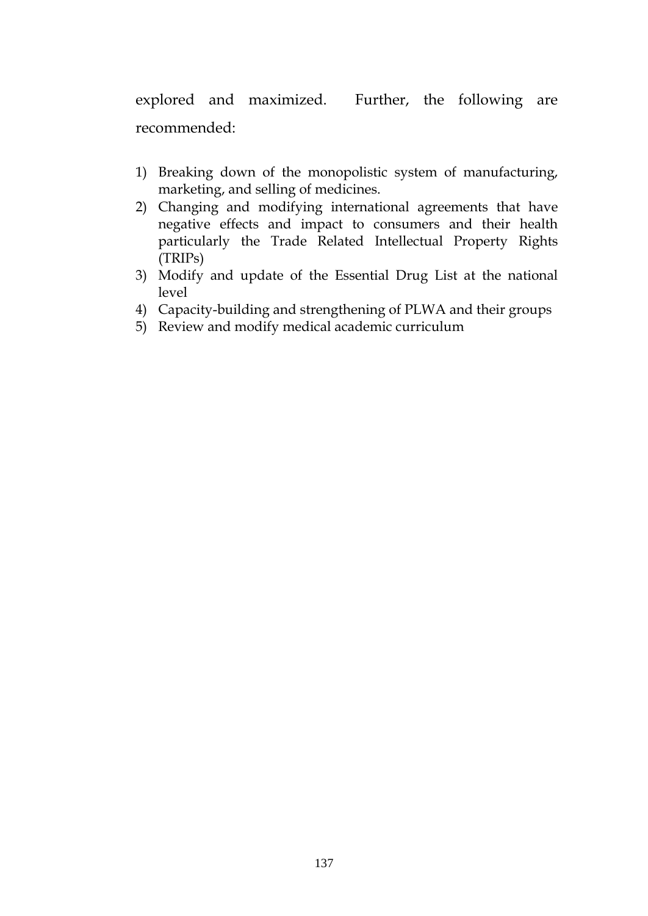explored and maximized. Further, the following are recommended:

1) Breaking down of the monopolistic system of manufacturing, marketing, and selling of medicines.
2) Changing and modifying international agreements that have negative effects and impact to consumers and their health particularly the Trade Related Intellectual Property Rights (TRIPs)
3) Modify and update of the Essential Drug List at the national level
4) Capacity-building and strengthening of PLWA and their groups
5) Review and modify medical academic curriculum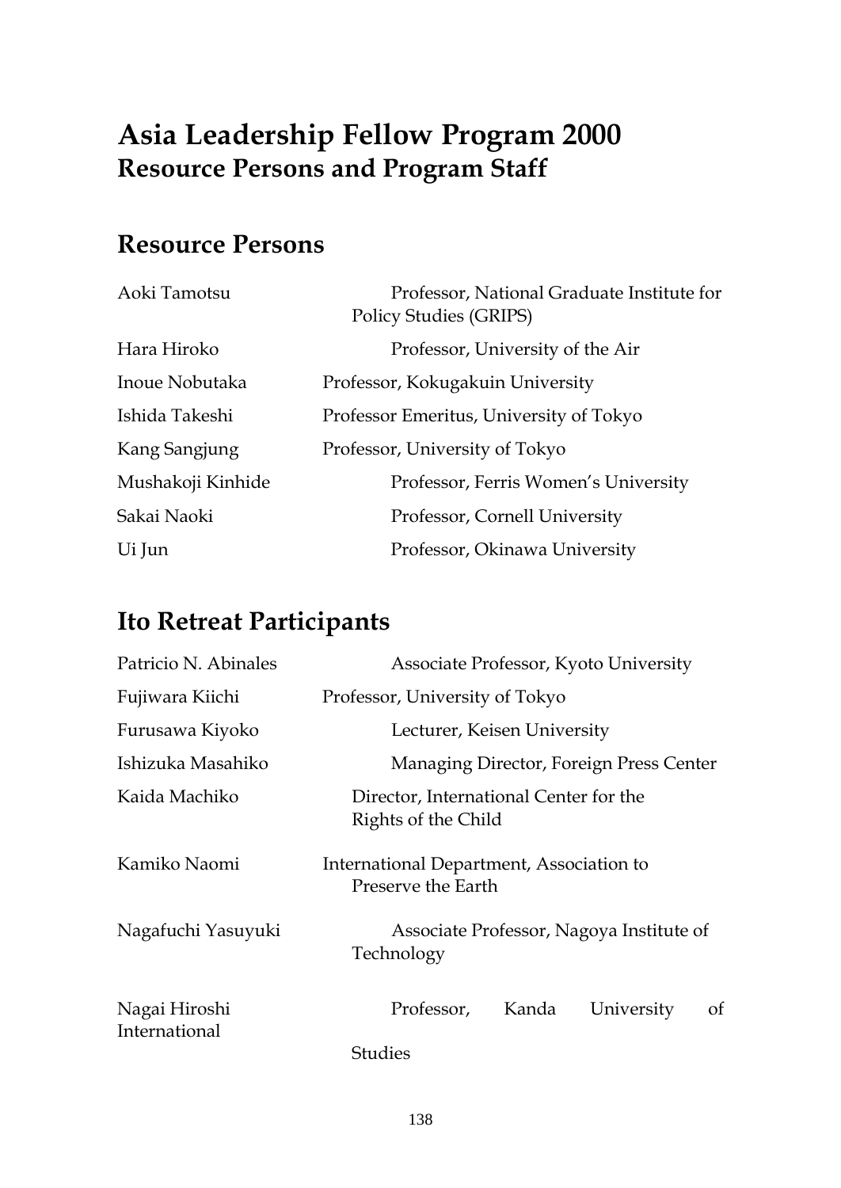# Asia Leadership Fellow Program 2000
## Resource Persons and Program Staff

## Resource Persons

| | |
|---|---|
| Aoki Tamotsu | Professor, National Graduate Institute for Policy Studies (GRIPS) |
| Hara Hiroko | Professor, University of the Air |
| Inoue Nobutaka | Professor, Kokugakuin University |
| Ishida Takeshi | Professor Emeritus, University of Tokyo |
| Kang Sangjung | Professor, University of Tokyo |
| Mushakoji Kinhide | Professor, Ferris Women's University |
| Sakai Naoki | Professor, Cornell University |
| Ui Jun | Professor, Okinawa University |

## Ito Retreat Participants

| | |
|---|---|
| Patricio N. Abinales | Associate Professor, Kyoto University |
| Fujiwara Kiichi | Professor, University of Tokyo |
| Furusawa Kiyoko | Lecturer, Keisen University |
| Ishizuka Masahiko | Managing Director, Foreign Press Center |
| Kaida Machiko | Director, International Center for the Rights of the Child |
| Kamiko Naomi | International Department, Association to Preserve the Earth |
| Nagafuchi Yasuyuki | Associate Professor, Nagoya Institute of Technology |
| Nagai Hiroshi | Professor, Kanda University of International Studies |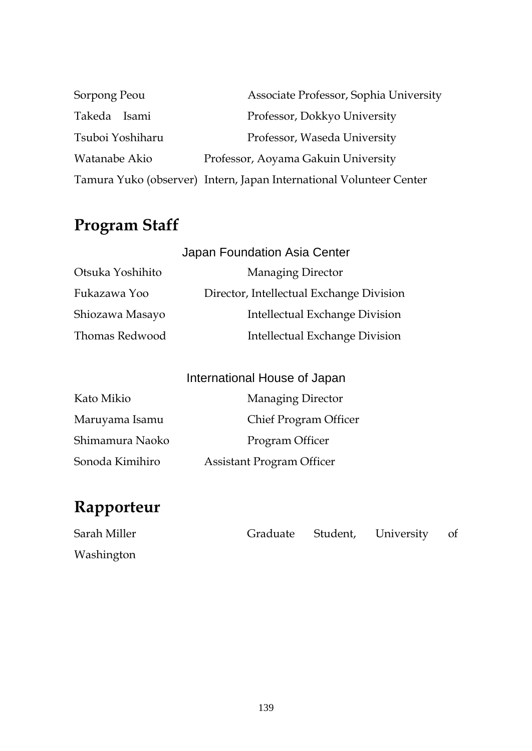Sorpong Peou Associate Professor, Sophia University

Takeda Isami Professor, Dokkyo University

Tsuboi Yoshiharu Professor, Waseda University

Watanabe Akio Professor, Aoyama Gakuin University

Tamura Yuko (observer) Intern, Japan International Volunteer Center

## Program Staff

### Japan Foundation Asia Center

Otsuka Yoshihito Managing Director

Fukazawa Yoo Director, Intellectual Exchange Division

Shiozawa Masayo Intellectual Exchange Division

Thomas Redwood Intellectual Exchange Division

### International House of Japan

Kato Mikio Managing Director

Maruyama Isamu Chief Program Officer

Shimamura Naoko Program Officer

Sonoda Kimihiro Assistant Program Officer

## Rapporteur

Sarah Miller Graduate Student, University of Washington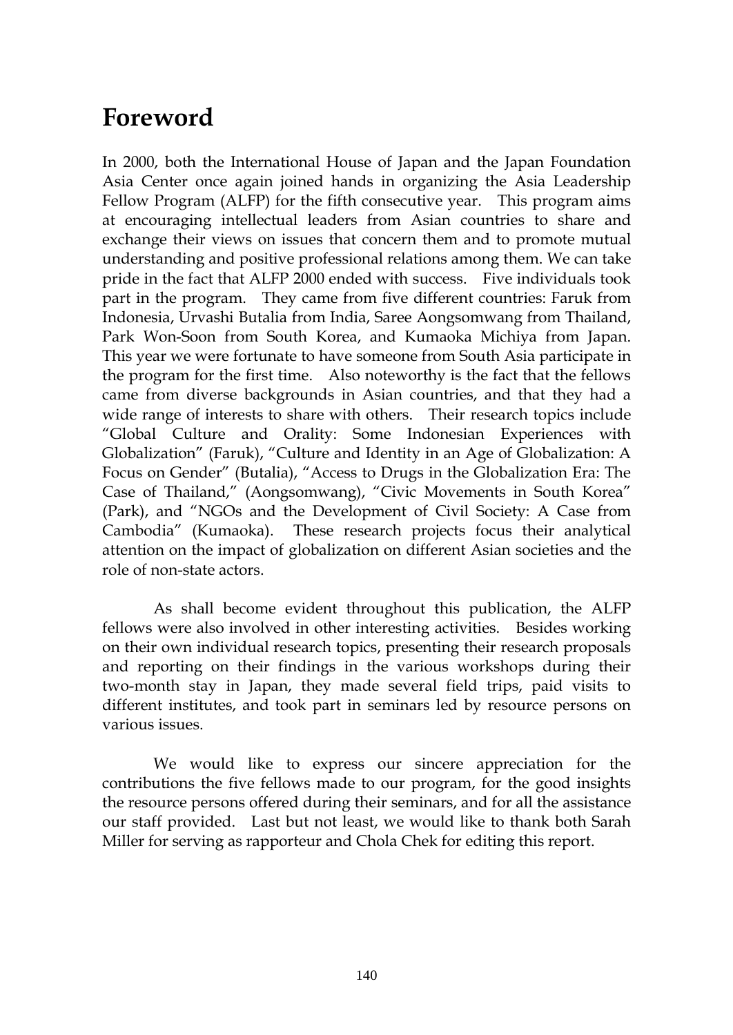# Foreword

In 2000, both the International House of Japan and the Japan Foundation Asia Center once again joined hands in organizing the Asia Leadership Fellow Program (ALFP) for the fifth consecutive year. This program aims at encouraging intellectual leaders from Asian countries to share and exchange their views on issues that concern them and to promote mutual understanding and positive professional relations among them. We can take pride in the fact that ALFP 2000 ended with success. Five individuals took part in the program. They came from five different countries: Faruk from Indonesia, Urvashi Butalia from India, Saree Aongsomwang from Thailand, Park Won-Soon from South Korea, and Kumaoka Michiya from Japan. This year we were fortunate to have someone from South Asia participate in the program for the first time. Also noteworthy is the fact that the fellows came from diverse backgrounds in Asian countries, and that they had a wide range of interests to share with others. Their research topics include "Global Culture and Orality: Some Indonesian Experiences with Globalization" (Faruk), "Culture and Identity in an Age of Globalization: A Focus on Gender" (Butalia), "Access to Drugs in the Globalization Era: The Case of Thailand," (Aongsomwang), "Civic Movements in South Korea" (Park), and "NGOs and the Development of Civil Society: A Case from Cambodia" (Kumaoka). These research projects focus their analytical attention on the impact of globalization on different Asian societies and the role of non-state actors.

As shall become evident throughout this publication, the ALFP fellows were also involved in other interesting activities. Besides working on their own individual research topics, presenting their research proposals and reporting on their findings in the various workshops during their two-month stay in Japan, they made several field trips, paid visits to different institutes, and took part in seminars led by resource persons on various issues.

We would like to express our sincere appreciation for the contributions the five fellows made to our program, for the good insights the resource persons offered during their seminars, and for all the assistance our staff provided. Last but not least, we would like to thank both Sarah Miller for serving as rapporteur and Chola Chek for editing this report.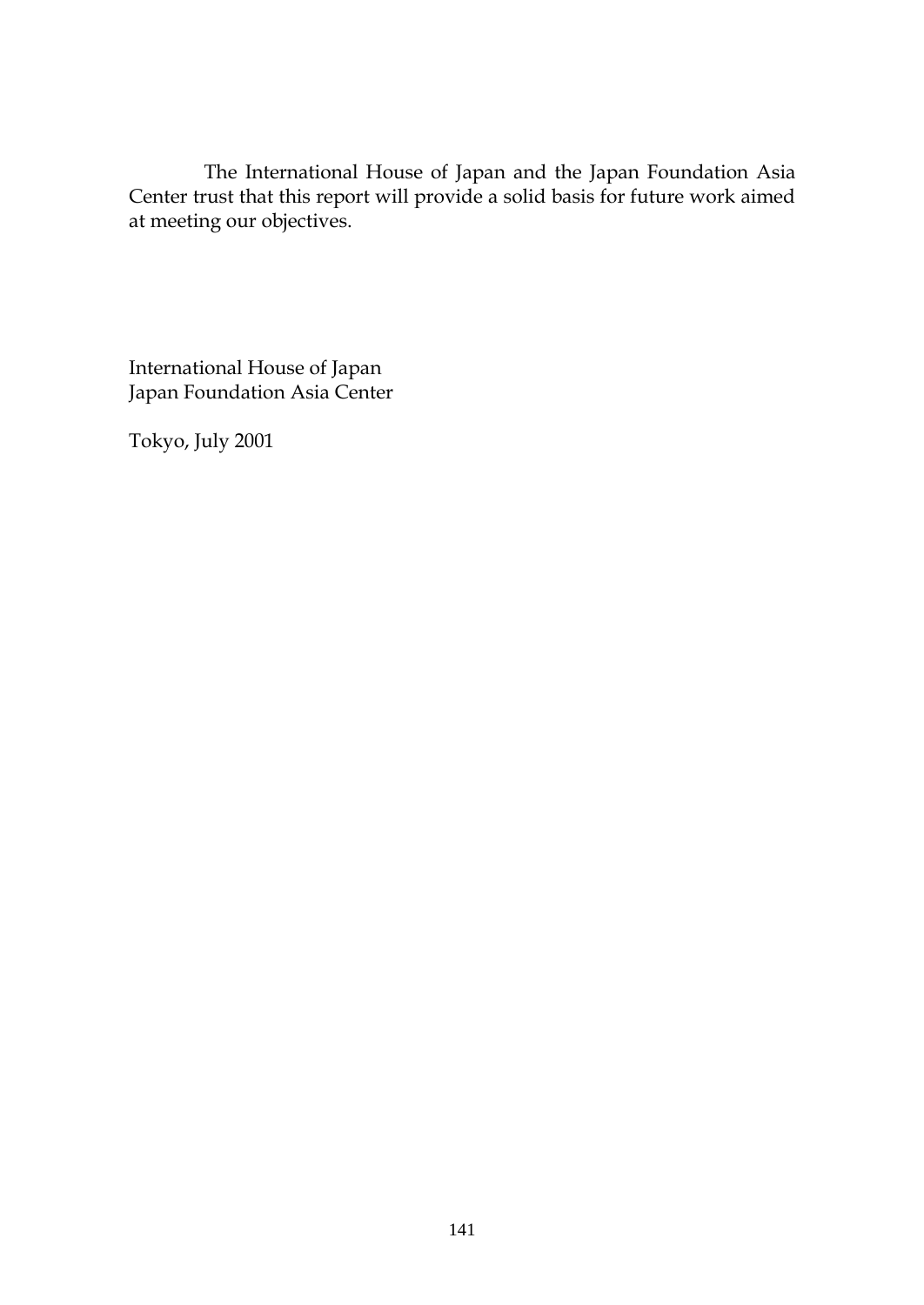The International House of Japan and the Japan Foundation Asia Center trust that this report will provide a solid basis for future work aimed at meeting our objectives.

International House of Japan
Japan Foundation Asia Center

Tokyo, July 2001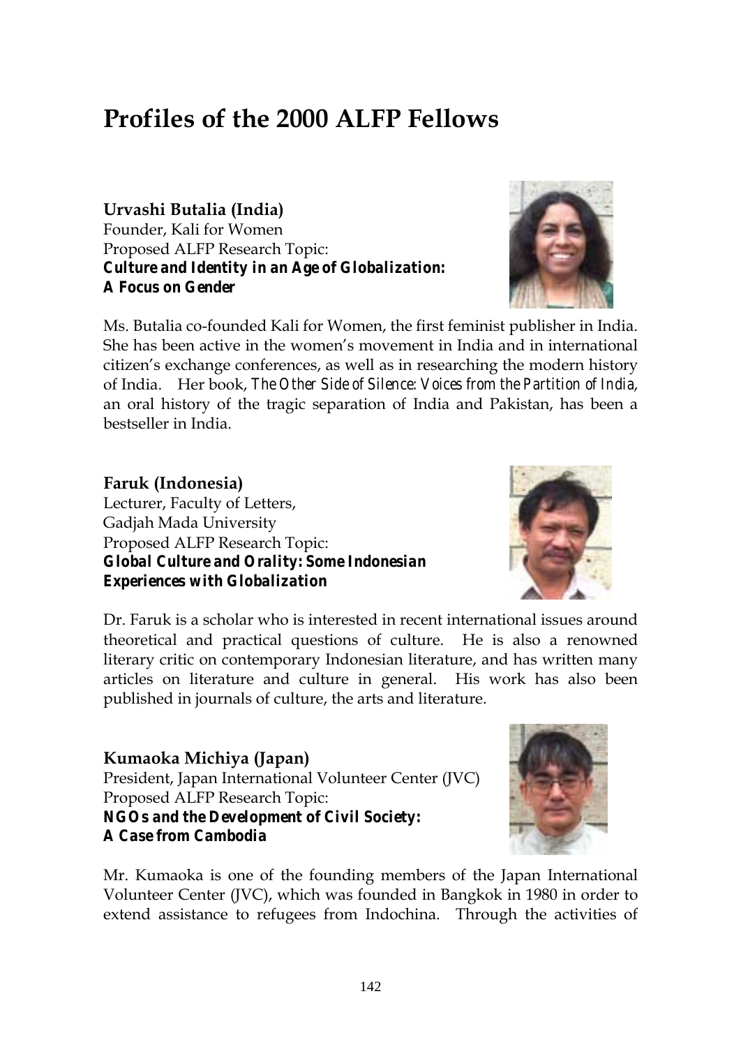# Profiles of the 2000 ALFP Fellows

**Urvashi Butalia (India)**
Founder, Kali for Women
Proposed ALFP Research Topic:
***Culture and Identity in an Age of Globalization: A Focus on Gender***

Ms. Butalia co-founded Kali for Women, the first feminist publisher in India. She has been active in the women's movement in India and in international citizen's exchange conferences, as well as in researching the modern history of India. Her book, *The Other Side of Silence: Voices from the Partition of India*, an oral history of the tragic separation of India and Pakistan, has been a bestseller in India.

**Faruk (Indonesia)**
Lecturer, Faculty of Letters,
Gadjah Mada University
Proposed ALFP Research Topic:
***Global Culture and Orality: Some Indonesian Experiences with Globalization***

Dr. Faruk is a scholar who is interested in recent international issues around theoretical and practical questions of culture. He is also a renowned literary critic on contemporary Indonesian literature, and has written many articles on literature and culture in general. His work has also been published in journals of culture, the arts and literature.

**Kumaoka Michiya (Japan)**
President, Japan International Volunteer Center (JVC)
Proposed ALFP Research Topic:
***NGOs and the Development of Civil Society: A Case from Cambodia***

Mr. Kumaoka is one of the founding members of the Japan International Volunteer Center (JVC), which was founded in Bangkok in 1980 in order to extend assistance to refugees from Indochina. Through the activities of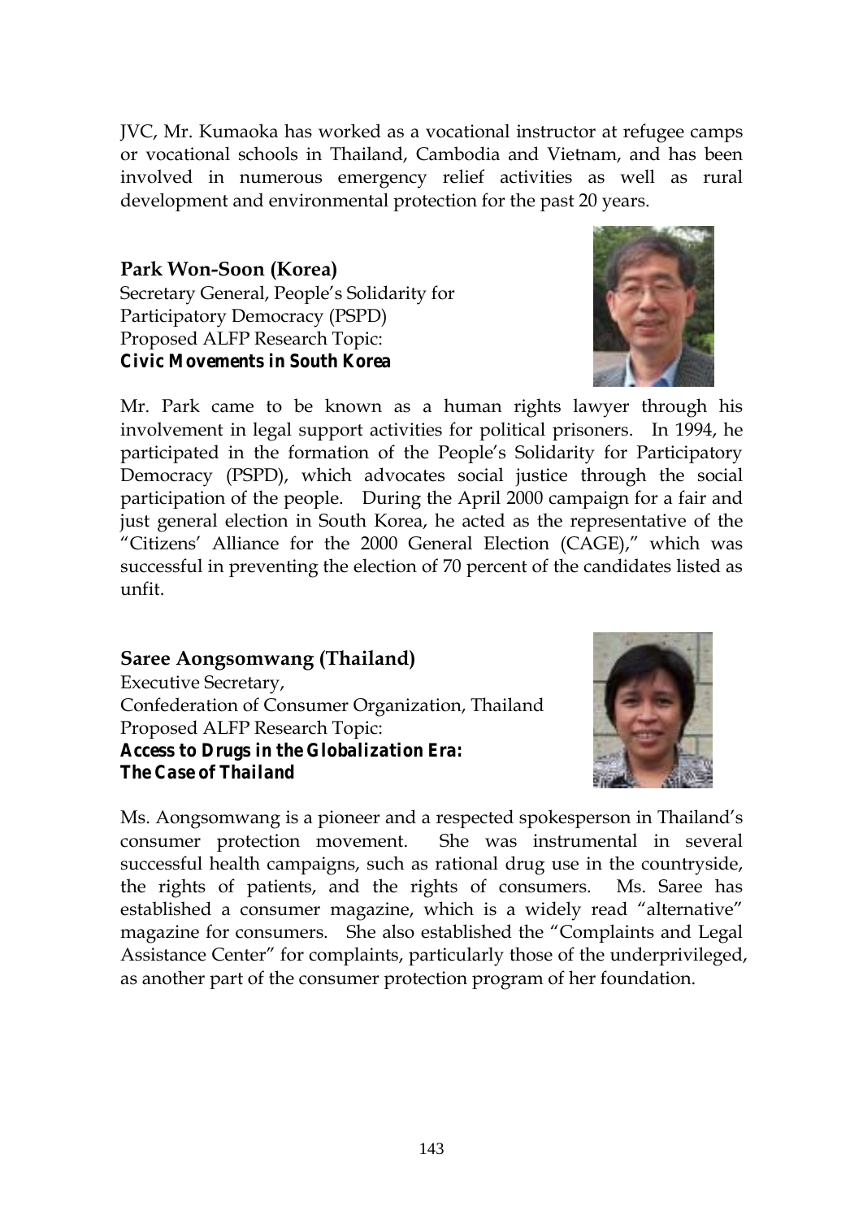JVC, Mr. Kumaoka has worked as a vocational instructor at refugee camps or vocational schools in Thailand, Cambodia and Vietnam, and has been involved in numerous emergency relief activities as well as rural development and environmental protection for the past 20 years.

**Park Won-Soon (Korea)**
Secretary General, People's Solidarity for Participatory Democracy (PSPD)
Proposed ALFP Research Topic:
***Civic Movements in South Korea***

Mr. Park came to be known as a human rights lawyer through his involvement in legal support activities for political prisoners. In 1994, he participated in the formation of the People's Solidarity for Participatory Democracy (PSPD), which advocates social justice through the social participation of the people. During the April 2000 campaign for a fair and just general election in South Korea, he acted as the representative of the "Citizens' Alliance for the 2000 General Election (CAGE)," which was successful in preventing the election of 70 percent of the candidates listed as unfit.

**Saree Aongsomwang (Thailand)**
Executive Secretary,
Confederation of Consumer Organization, Thailand
Proposed ALFP Research Topic:
***Access to Drugs in the Globalization Era: The Case of Thailand***

Ms. Aongsomwang is a pioneer and a respected spokesperson in Thailand's consumer protection movement. She was instrumental in several successful health campaigns, such as rational drug use in the countryside, the rights of patients, and the rights of consumers. Ms. Saree has established a consumer magazine, which is a widely read "alternative" magazine for consumers. She also established the "Complaints and Legal Assistance Center" for complaints, particularly those of the underprivileged, as another part of the consumer protection program of her foundation.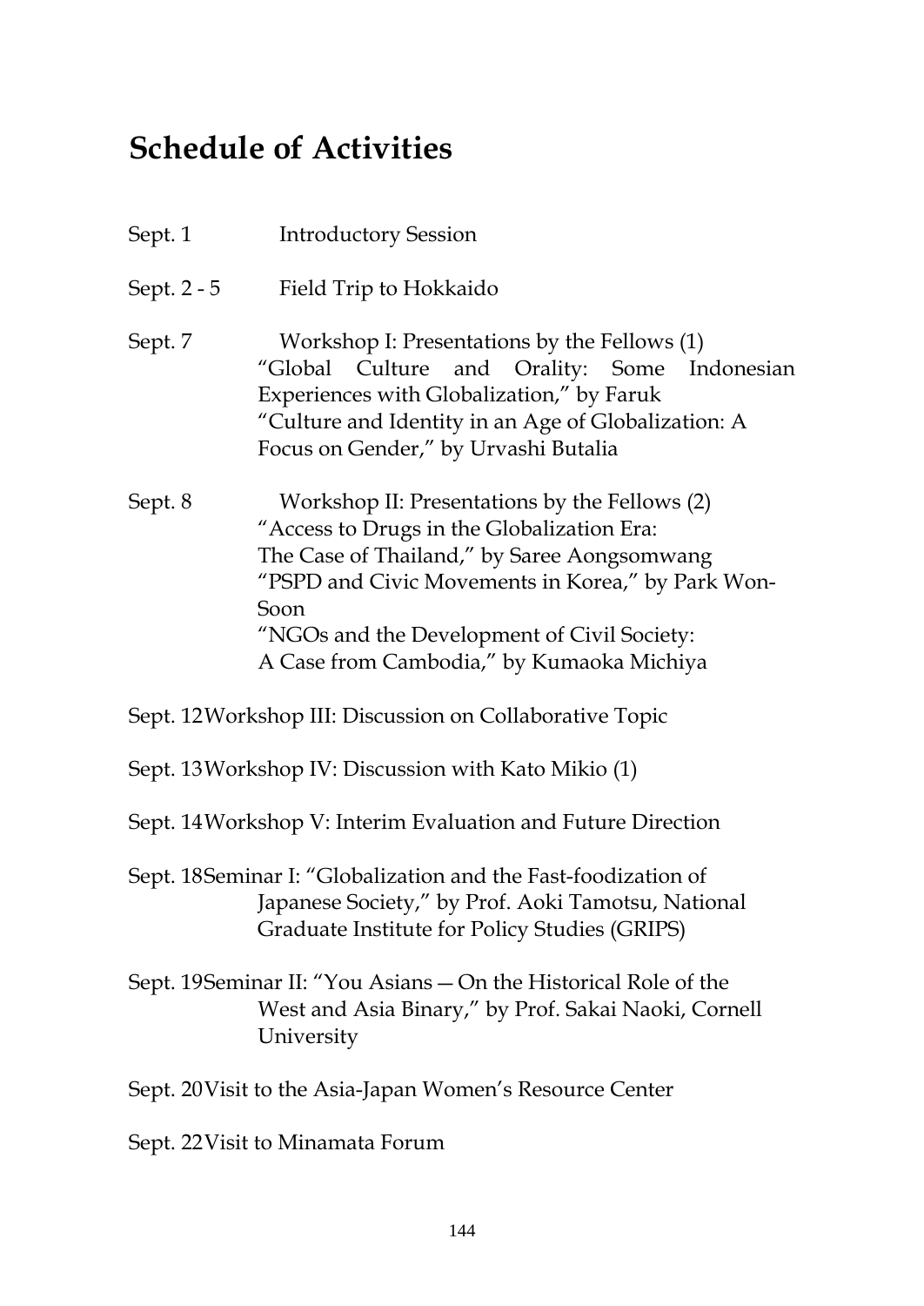## Schedule of Activities

Sept. 1 Introductory Session

Sept. 2 - 5 Field Trip to Hokkaido

Sept. 7 Workshop I: Presentations by the Fellows (1)
"Global Culture and Orality: Some Indonesian Experiences with Globalization," by Faruk
"Culture and Identity in an Age of Globalization: A Focus on Gender," by Urvashi Butalia

Sept. 8 Workshop II: Presentations by the Fellows (2)
"Access to Drugs in the Globalization Era: The Case of Thailand," by Saree Aongsomwang
"PSPD and Civic Movements in Korea," by Park Won-Soon
"NGOs and the Development of Civil Society: A Case from Cambodia," by Kumaoka Michiya

Sept. 12 Workshop III: Discussion on Collaborative Topic

Sept. 13 Workshop IV: Discussion with Kato Mikio (1)

Sept. 14 Workshop V: Interim Evaluation and Future Direction

Sept. 18 Seminar I: "Globalization and the Fast-foodization of Japanese Society," by Prof. Aoki Tamotsu, National Graduate Institute for Policy Studies (GRIPS)

Sept. 19 Seminar II: "You Asians — On the Historical Role of the West and Asia Binary," by Prof. Sakai Naoki, Cornell University

Sept. 20 Visit to the Asia-Japan Women's Resource Center

Sept. 22 Visit to Minamata Forum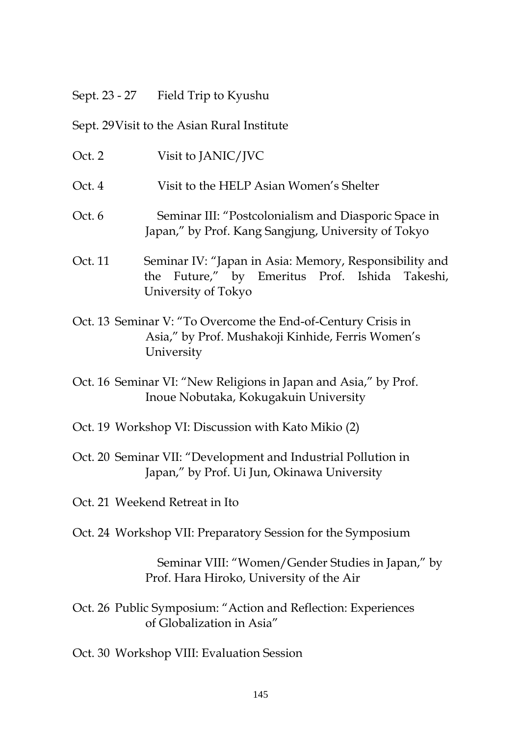Sept. 23 - 27 Field Trip to Kyushu

Sept. 29 Visit to the Asian Rural Institute

Oct. 2 Visit to JANIC/JVC

Oct. 4 Visit to the HELP Asian Women's Shelter

Oct. 6 Seminar III: "Postcolonialism and Diasporic Space in Japan," by Prof. Kang Sangjung, University of Tokyo

Oct. 11 Seminar IV: "Japan in Asia: Memory, Responsibility and the Future," by Emeritus Prof. Ishida Takeshi, University of Tokyo

Oct. 13 Seminar V: "To Overcome the End-of-Century Crisis in Asia," by Prof. Mushakoji Kinhide, Ferris Women's University

Oct. 16 Seminar VI: "New Religions in Japan and Asia," by Prof. Inoue Nobutaka, Kokugakuin University

Oct. 19 Workshop VI: Discussion with Kato Mikio (2)

Oct. 20 Seminar VII: "Development and Industrial Pollution in Japan," by Prof. Ui Jun, Okinawa University

Oct. 21 Weekend Retreat in Ito

Oct. 24 Workshop VII: Preparatory Session for the Symposium

Seminar VIII: "Women/Gender Studies in Japan," by Prof. Hara Hiroko, University of the Air

Oct. 26 Public Symposium: "Action and Reflection: Experiences of Globalization in Asia"

Oct. 30 Workshop VIII: Evaluation Session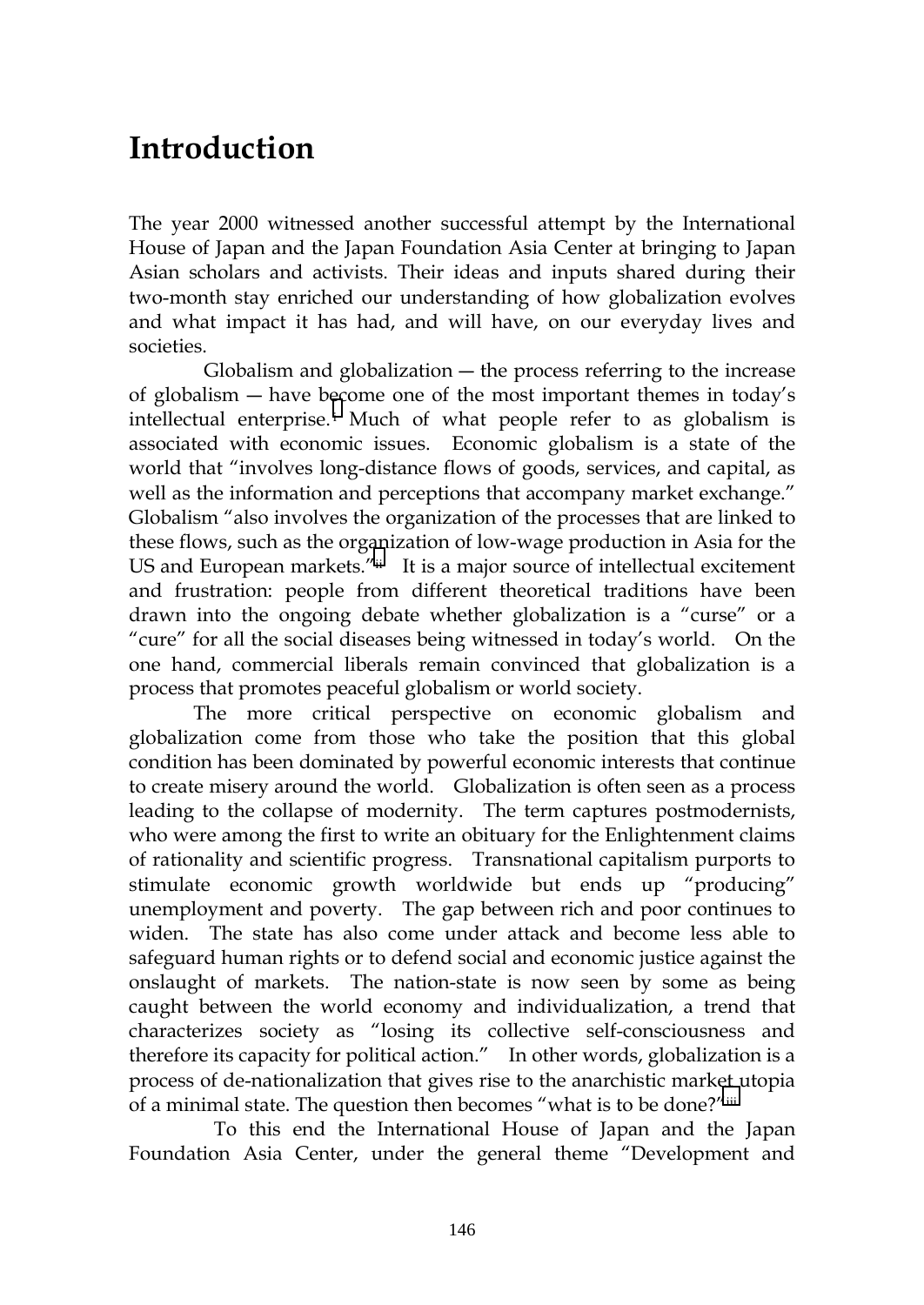# Introduction

The year 2000 witnessed another successful attempt by the International House of Japan and the Japan Foundation Asia Center at bringing to Japan Asian scholars and activists. Their ideas and inputs shared during their two-month stay enriched our understanding of how globalization evolves and what impact it has had, and will have, on our everyday lives and societies.

Globalism and globalization — the process referring to the increase of globalism — have become one of the most important themes in today's intellectual enterprise.[i] Much of what people refer to as globalism is associated with economic issues. Economic globalism is a state of the world that "involves long-distance flows of goods, services, and capital, as well as the information and perceptions that accompany market exchange." Globalism "also involves the organization of the processes that are linked to these flows, such as the organization of low-wage production in Asia for the US and European markets."[ii] It is a major source of intellectual excitement and frustration: people from different theoretical traditions have been drawn into the ongoing debate whether globalization is a "curse" or a "cure" for all the social diseases being witnessed in today's world. On the one hand, commercial liberals remain convinced that globalization is a process that promotes peaceful globalism or world society.

The more critical perspective on economic globalism and globalization come from those who take the position that this global condition has been dominated by powerful economic interests that continue to create misery around the world. Globalization is often seen as a process leading to the collapse of modernity. The term captures postmodernists, who were among the first to write an obituary for the Enlightenment claims of rationality and scientific progress. Transnational capitalism purports to stimulate economic growth worldwide but ends up "producing" unemployment and poverty. The gap between rich and poor continues to widen. The state has also come under attack and become less able to safeguard human rights or to defend social and economic justice against the onslaught of markets. The nation-state is now seen by some as being caught between the world economy and individualization, a trend that characterizes society as "losing its collective self-consciousness and therefore its capacity for political action." In other words, globalization is a process of de-nationalization that gives rise to the anarchistic market utopia of a minimal state. The question then becomes "what is to be done?"[iii]

To this end the International House of Japan and the Japan Foundation Asia Center, under the general theme "Development and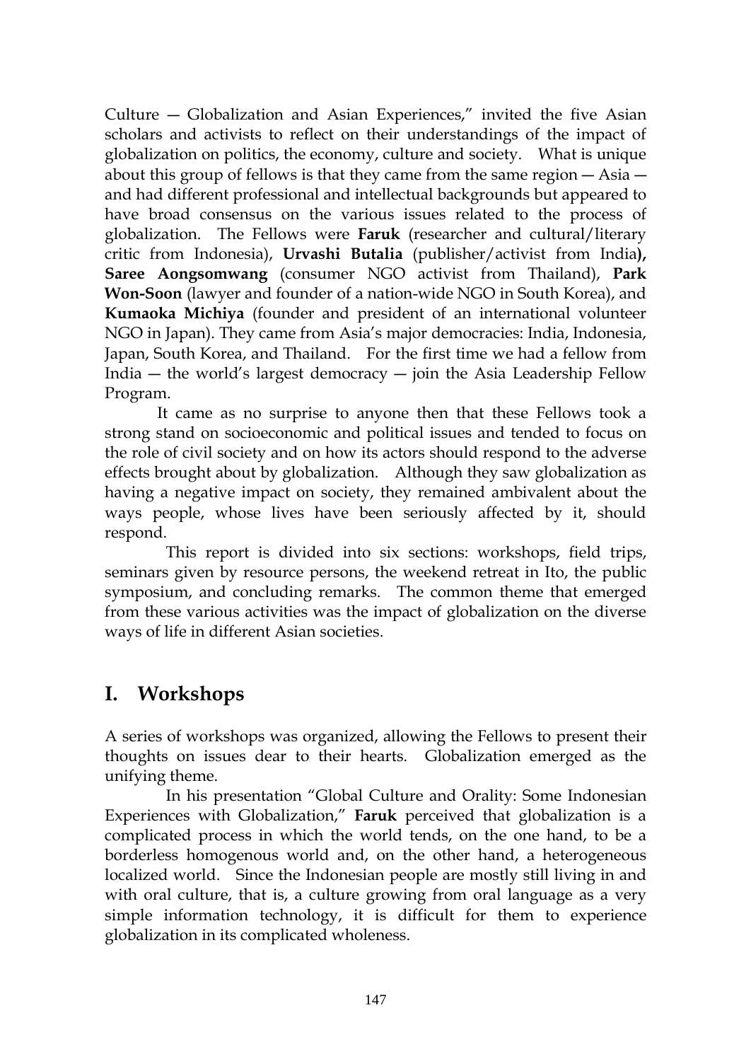Culture — Globalization and Asian Experiences," invited the five Asian scholars and activists to reflect on their understandings of the impact of globalization on politics, the economy, culture and society. What is unique about this group of fellows is that they came from the same region — Asia — and had different professional and intellectual backgrounds but appeared to have broad consensus on the various issues related to the process of globalization. The Fellows were **Faruk** (researcher and cultural/literary critic from Indonesia), **Urvashi Butalia** (publisher/activist from India**),** **Saree Aongsomwang** (consumer NGO activist from Thailand), **Park Won-Soon** (lawyer and founder of a nation-wide NGO in South Korea), and **Kumaoka Michiya** (founder and president of an international volunteer NGO in Japan). They came from Asia's major democracies: India, Indonesia, Japan, South Korea, and Thailand. For the first time we had a fellow from India — the world's largest democracy — join the Asia Leadership Fellow Program.

It came as no surprise to anyone then that these Fellows took a strong stand on socioeconomic and political issues and tended to focus on the role of civil society and on how its actors should respond to the adverse effects brought about by globalization. Although they saw globalization as having a negative impact on society, they remained ambivalent about the ways people, whose lives have been seriously affected by it, should respond.

This report is divided into six sections: workshops, field trips, seminars given by resource persons, the weekend retreat in Ito, the public symposium, and concluding remarks. The common theme that emerged from these various activities was the impact of globalization on the diverse ways of life in different Asian societies.

## I. Workshops

A series of workshops was organized, allowing the Fellows to present their thoughts on issues dear to their hearts. Globalization emerged as the unifying theme.

In his presentation "Global Culture and Orality: Some Indonesian Experiences with Globalization," **Faruk** perceived that globalization is a complicated process in which the world tends, on the one hand, to be a borderless homogenous world and, on the other hand, a heterogeneous localized world. Since the Indonesian people are mostly still living in and with oral culture, that is, a culture growing from oral language as a very simple information technology, it is difficult for them to experience globalization in its complicated wholeness.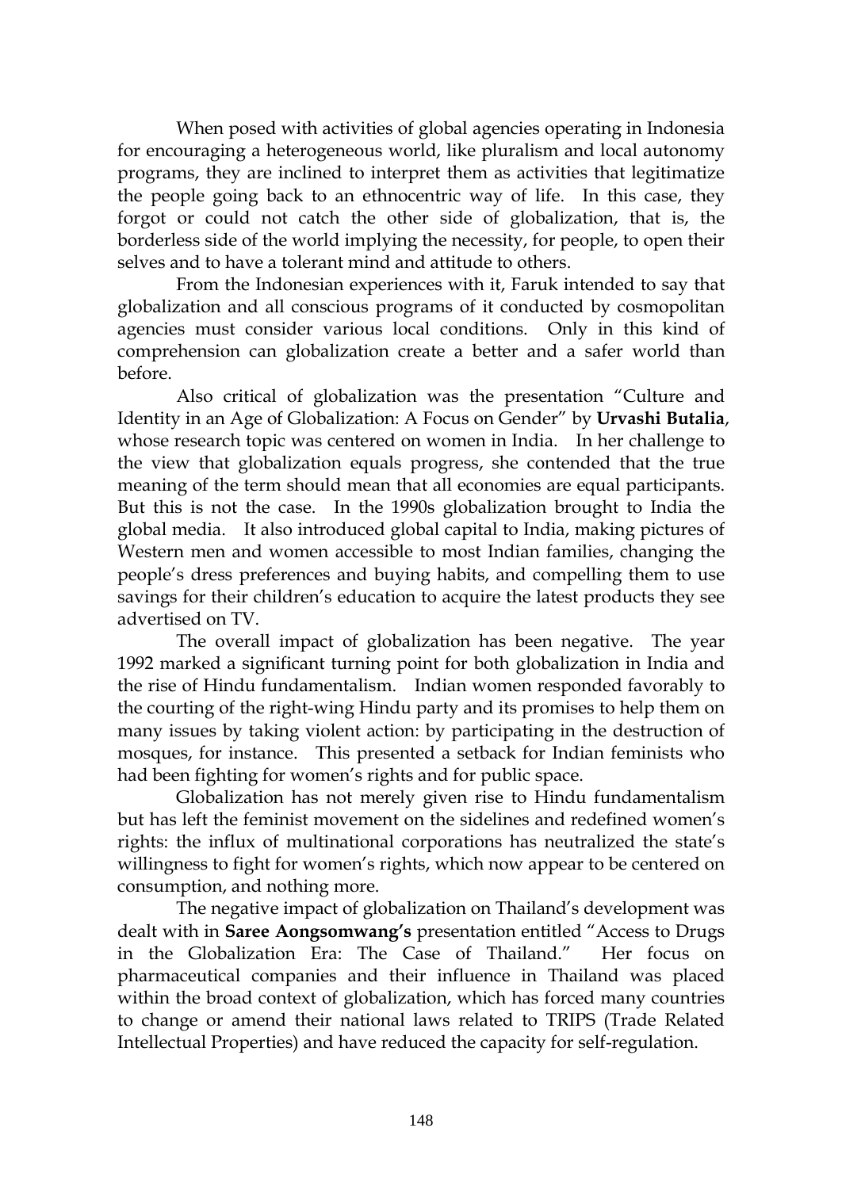When posed with activities of global agencies operating in Indonesia for encouraging a heterogeneous world, like pluralism and local autonomy programs, they are inclined to interpret them as activities that legitimatize the people going back to an ethnocentric way of life. In this case, they forgot or could not catch the other side of globalization, that is, the borderless side of the world implying the necessity, for people, to open their selves and to have a tolerant mind and attitude to others.

From the Indonesian experiences with it, Faruk intended to say that globalization and all conscious programs of it conducted by cosmopolitan agencies must consider various local conditions. Only in this kind of comprehension can globalization create a better and a safer world than before.

Also critical of globalization was the presentation "Culture and Identity in an Age of Globalization: A Focus on Gender" by **Urvashi Butalia**, whose research topic was centered on women in India. In her challenge to the view that globalization equals progress, she contended that the true meaning of the term should mean that all economies are equal participants. But this is not the case. In the 1990s globalization brought to India the global media. It also introduced global capital to India, making pictures of Western men and women accessible to most Indian families, changing the people's dress preferences and buying habits, and compelling them to use savings for their children's education to acquire the latest products they see advertised on TV.

The overall impact of globalization has been negative. The year 1992 marked a significant turning point for both globalization in India and the rise of Hindu fundamentalism. Indian women responded favorably to the courting of the right-wing Hindu party and its promises to help them on many issues by taking violent action: by participating in the destruction of mosques, for instance. This presented a setback for Indian feminists who had been fighting for women's rights and for public space.

Globalization has not merely given rise to Hindu fundamentalism but has left the feminist movement on the sidelines and redefined women's rights: the influx of multinational corporations has neutralized the state's willingness to fight for women's rights, which now appear to be centered on consumption, and nothing more.

The negative impact of globalization on Thailand's development was dealt with in **Saree Aongsomwang's** presentation entitled "Access to Drugs in the Globalization Era: The Case of Thailand." Her focus on pharmaceutical companies and their influence in Thailand was placed within the broad context of globalization, which has forced many countries to change or amend their national laws related to TRIPS (Trade Related Intellectual Properties) and have reduced the capacity for self-regulation.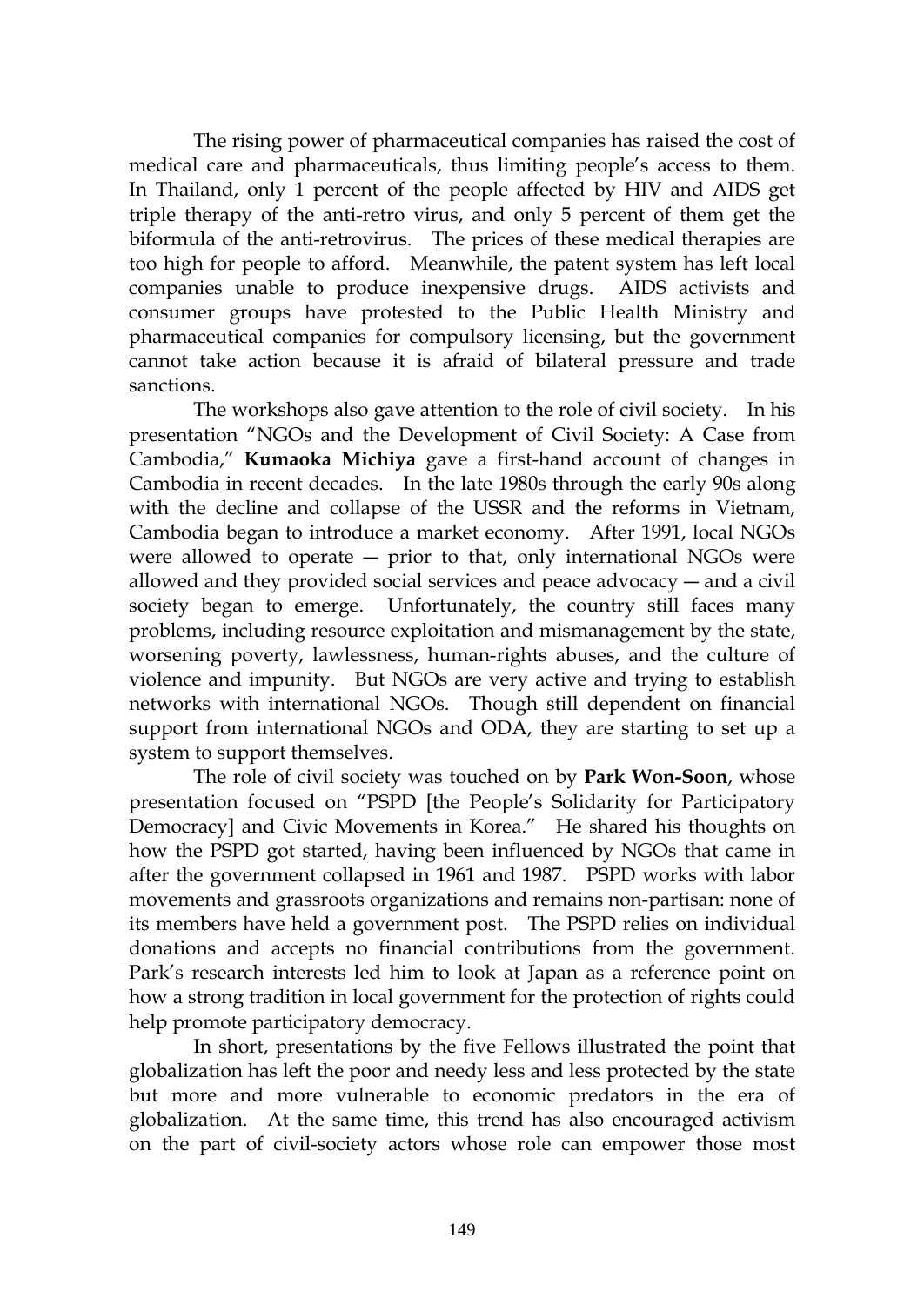The rising power of pharmaceutical companies has raised the cost of medical care and pharmaceuticals, thus limiting people's access to them. In Thailand, only 1 percent of the people affected by HIV and AIDS get triple therapy of the anti-retro virus, and only 5 percent of them get the biformula of the anti-retrovirus. The prices of these medical therapies are too high for people to afford. Meanwhile, the patent system has left local companies unable to produce inexpensive drugs. AIDS activists and consumer groups have protested to the Public Health Ministry and pharmaceutical companies for compulsory licensing, but the government cannot take action because it is afraid of bilateral pressure and trade sanctions.

The workshops also gave attention to the role of civil society. In his presentation "NGOs and the Development of Civil Society: A Case from Cambodia," **Kumaoka Michiya** gave a first-hand account of changes in Cambodia in recent decades. In the late 1980s through the early 90s along with the decline and collapse of the USSR and the reforms in Vietnam, Cambodia began to introduce a market economy. After 1991, local NGOs were allowed to operate — prior to that, only international NGOs were allowed and they provided social services and peace advocacy — and a civil society began to emerge. Unfortunately, the country still faces many problems, including resource exploitation and mismanagement by the state, worsening poverty, lawlessness, human-rights abuses, and the culture of violence and impunity. But NGOs are very active and trying to establish networks with international NGOs. Though still dependent on financial support from international NGOs and ODA, they are starting to set up a system to support themselves.

The role of civil society was touched on by **Park Won-Soon**, whose presentation focused on "PSPD [the People's Solidarity for Participatory Democracy] and Civic Movements in Korea." He shared his thoughts on how the PSPD got started, having been influenced by NGOs that came in after the government collapsed in 1961 and 1987. PSPD works with labor movements and grassroots organizations and remains non-partisan: none of its members have held a government post. The PSPD relies on individual donations and accepts no financial contributions from the government. Park's research interests led him to look at Japan as a reference point on how a strong tradition in local government for the protection of rights could help promote participatory democracy.

In short, presentations by the five Fellows illustrated the point that globalization has left the poor and needy less and less protected by the state but more and more vulnerable to economic predators in the era of globalization. At the same time, this trend has also encouraged activism on the part of civil-society actors whose role can empower those most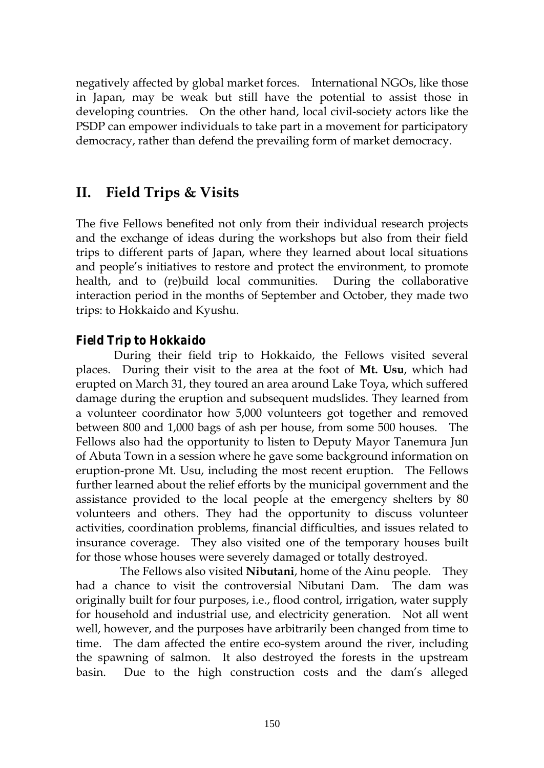negatively affected by global market forces. International NGOs, like those in Japan, may be weak but still have the potential to assist those in developing countries. On the other hand, local civil-society actors like the PSDP can empower individuals to take part in a movement for participatory democracy, rather than defend the prevailing form of market democracy.

## II. Field Trips & Visits

The five Fellows benefited not only from their individual research projects and the exchange of ideas during the workshops but also from their field trips to different parts of Japan, where they learned about local situations and people's initiatives to restore and protect the environment, to promote health, and to (re)build local communities. During the collaborative interaction period in the months of September and October, they made two trips: to Hokkaido and Kyushu.

### Field Trip to Hokkaido

During their field trip to Hokkaido, the Fellows visited several places. During their visit to the area at the foot of **Mt. Usu**, which had erupted on March 31, they toured an area around Lake Toya, which suffered damage during the eruption and subsequent mudslides. They learned from a volunteer coordinator how 5,000 volunteers got together and removed between 800 and 1,000 bags of ash per house, from some 500 houses. The Fellows also had the opportunity to listen to Deputy Mayor Tanemura Jun of Abuta Town in a session where he gave some background information on eruption-prone Mt. Usu, including the most recent eruption. The Fellows further learned about the relief efforts by the municipal government and the assistance provided to the local people at the emergency shelters by 80 volunteers and others. They had the opportunity to discuss volunteer activities, coordination problems, financial difficulties, and issues related to insurance coverage. They also visited one of the temporary houses built for those whose houses were severely damaged or totally destroyed.

The Fellows also visited **Nibutani**, home of the Ainu people. They had a chance to visit the controversial Nibutani Dam. The dam was originally built for four purposes, i.e., flood control, irrigation, water supply for household and industrial use, and electricity generation. Not all went well, however, and the purposes have arbitrarily been changed from time to time. The dam affected the entire eco-system around the river, including the spawning of salmon. It also destroyed the forests in the upstream basin. Due to the high construction costs and the dam's alleged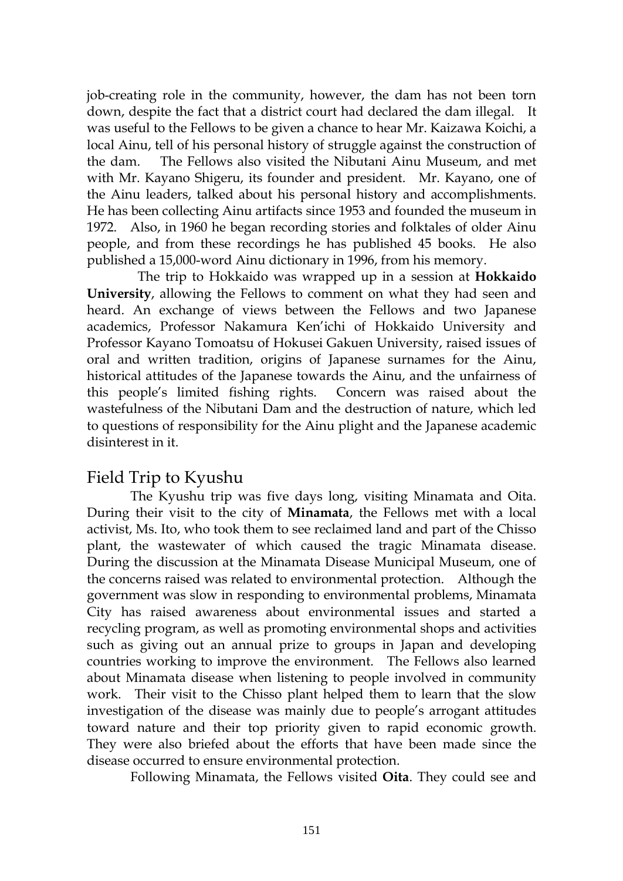job-creating role in the community, however, the dam has not been torn down, despite the fact that a district court had declared the dam illegal. It was useful to the Fellows to be given a chance to hear Mr. Kaizawa Koichi, a local Ainu, tell of his personal history of struggle against the construction of the dam. The Fellows also visited the Nibutani Ainu Museum, and met with Mr. Kayano Shigeru, its founder and president. Mr. Kayano, one of the Ainu leaders, talked about his personal history and accomplishments. He has been collecting Ainu artifacts since 1953 and founded the museum in 1972. Also, in 1960 he began recording stories and folktales of older Ainu people, and from these recordings he has published 45 books. He also published a 15,000-word Ainu dictionary in 1996, from his memory.

The trip to Hokkaido was wrapped up in a session at **Hokkaido University**, allowing the Fellows to comment on what they had seen and heard. An exchange of views between the Fellows and two Japanese academics, Professor Nakamura Ken'ichi of Hokkaido University and Professor Kayano Tomoatsu of Hokusei Gakuen University, raised issues of oral and written tradition, origins of Japanese surnames for the Ainu, historical attitudes of the Japanese towards the Ainu, and the unfairness of this people's limited fishing rights. Concern was raised about the wastefulness of the Nibutani Dam and the destruction of nature, which led to questions of responsibility for the Ainu plight and the Japanese academic disinterest in it.

## Field Trip to Kyushu

The Kyushu trip was five days long, visiting Minamata and Oita. During their visit to the city of **Minamata**, the Fellows met with a local activist, Ms. Ito, who took them to see reclaimed land and part of the Chisso plant, the wastewater of which caused the tragic Minamata disease. During the discussion at the Minamata Disease Municipal Museum, one of the concerns raised was related to environmental protection. Although the government was slow in responding to environmental problems, Minamata City has raised awareness about environmental issues and started a recycling program, as well as promoting environmental shops and activities such as giving out an annual prize to groups in Japan and developing countries working to improve the environment. The Fellows also learned about Minamata disease when listening to people involved in community work. Their visit to the Chisso plant helped them to learn that the slow investigation of the disease was mainly due to people's arrogant attitudes toward nature and their top priority given to rapid economic growth. They were also briefed about the efforts that have been made since the disease occurred to ensure environmental protection.

Following Minamata, the Fellows visited **Oita**. They could see and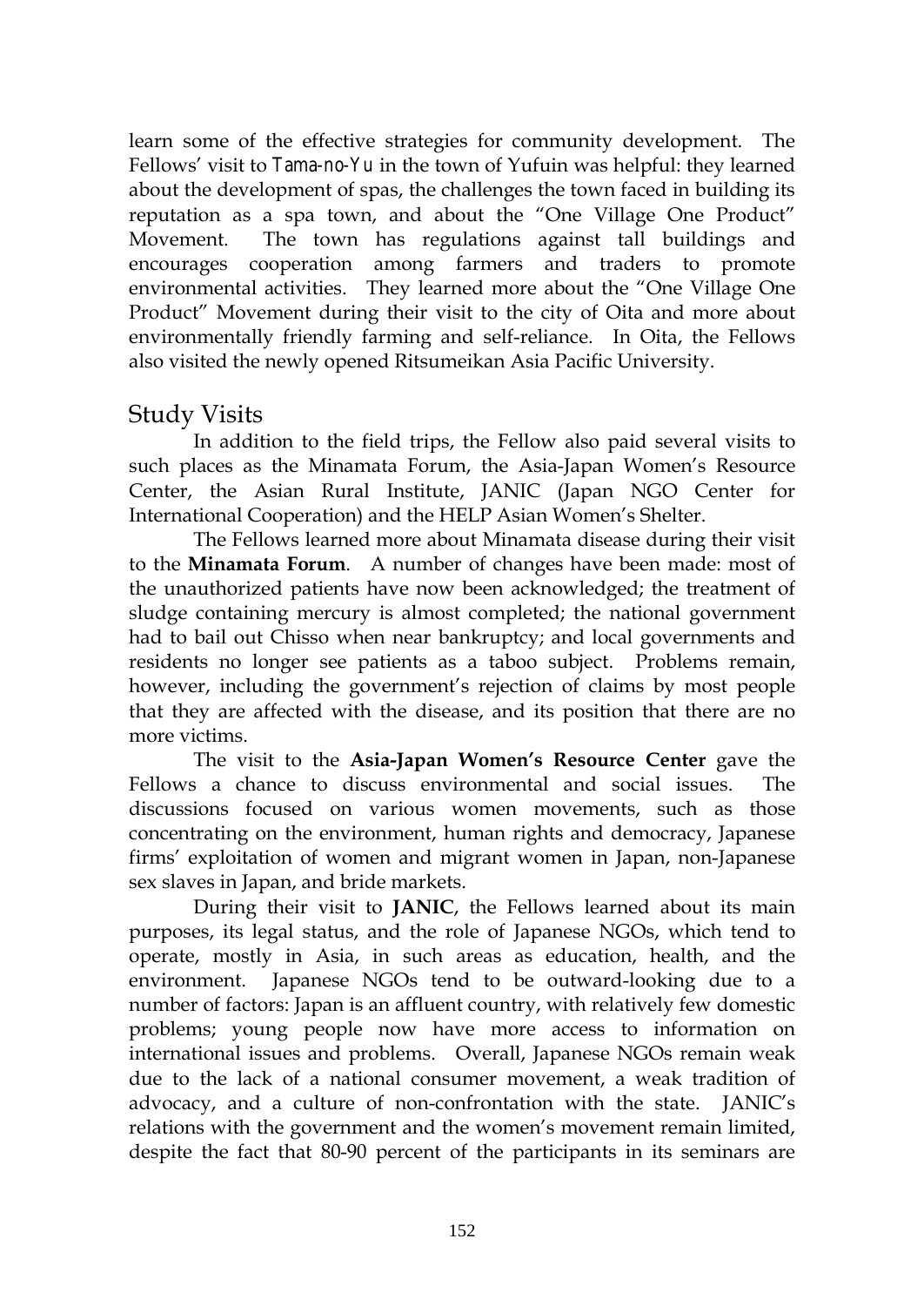learn some of the effective strategies for community development. The Fellows' visit to *Tama-no-Yu* in the town of Yufuin was helpful: they learned about the development of spas, the challenges the town faced in building its reputation as a spa town, and about the "One Village One Product" Movement. The town has regulations against tall buildings and encourages cooperation among farmers and traders to promote environmental activities. They learned more about the "One Village One Product" Movement during their visit to the city of Oita and more about environmentally friendly farming and self-reliance. In Oita, the Fellows also visited the newly opened Ritsumeikan Asia Pacific University.

## Study Visits

In addition to the field trips, the Fellow also paid several visits to such places as the Minamata Forum, the Asia-Japan Women's Resource Center, the Asian Rural Institute, JANIC (Japan NGO Center for International Cooperation) and the HELP Asian Women's Shelter.

The Fellows learned more about Minamata disease during their visit to the **Minamata Forum**. A number of changes have been made: most of the unauthorized patients have now been acknowledged; the treatment of sludge containing mercury is almost completed; the national government had to bail out Chisso when near bankruptcy; and local governments and residents no longer see patients as a taboo subject. Problems remain, however, including the government's rejection of claims by most people that they are affected with the disease, and its position that there are no more victims.

The visit to the **Asia-Japan Women's Resource Center** gave the Fellows a chance to discuss environmental and social issues. The discussions focused on various women movements, such as those concentrating on the environment, human rights and democracy, Japanese firms' exploitation of women and migrant women in Japan, non-Japanese sex slaves in Japan, and bride markets.

During their visit to **JANIC**, the Fellows learned about its main purposes, its legal status, and the role of Japanese NGOs, which tend to operate, mostly in Asia, in such areas as education, health, and the environment. Japanese NGOs tend to be outward-looking due to a number of factors: Japan is an affluent country, with relatively few domestic problems; young people now have more access to information on international issues and problems. Overall, Japanese NGOs remain weak due to the lack of a national consumer movement, a weak tradition of advocacy, and a culture of non-confrontation with the state. JANIC's relations with the government and the women's movement remain limited, despite the fact that 80-90 percent of the participants in its seminars are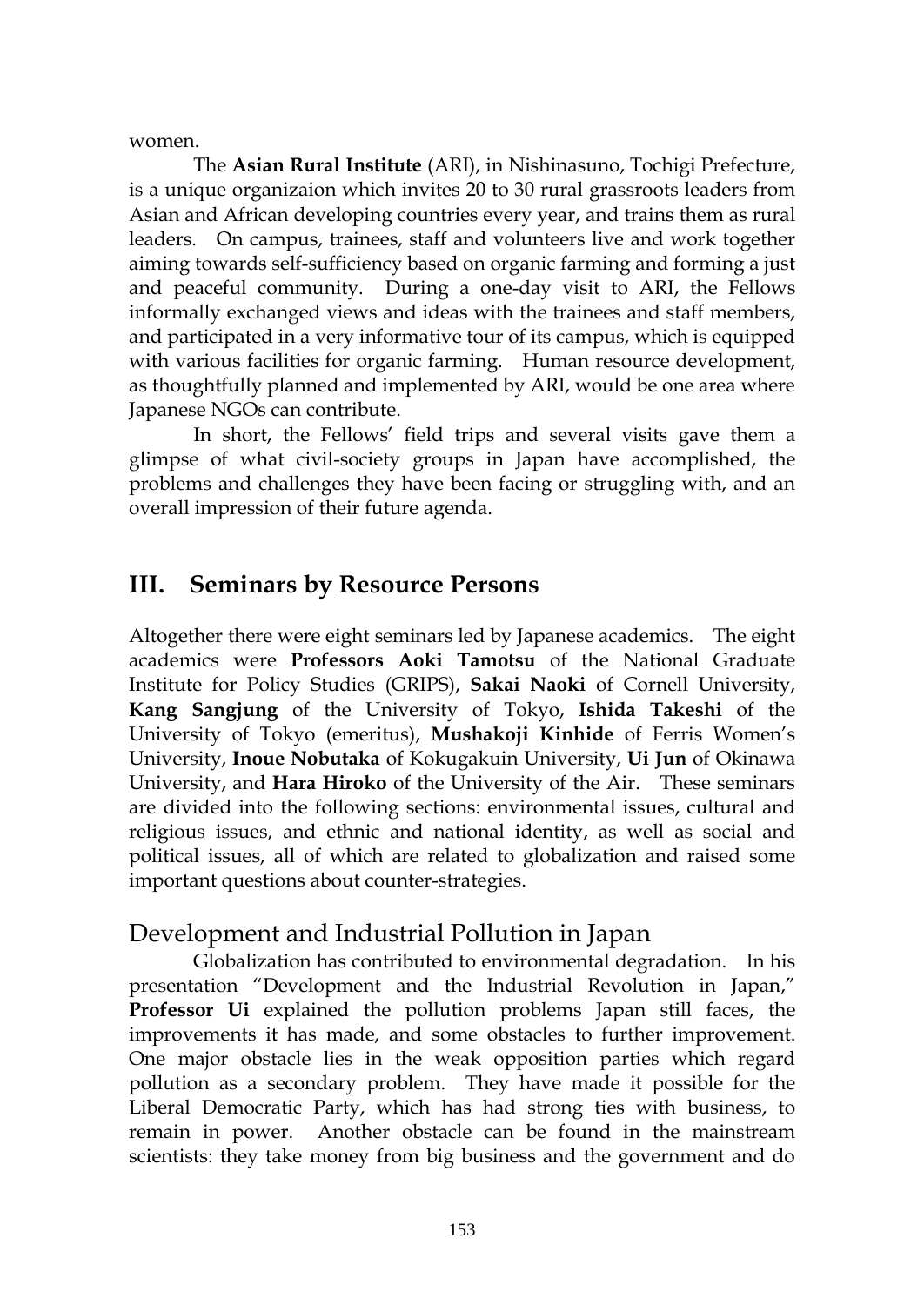women.

The **Asian Rural Institute** (ARI), in Nishinasuno, Tochigi Prefecture, is a unique organizaion which invites 20 to 30 rural grassroots leaders from Asian and African developing countries every year, and trains them as rural leaders. On campus, trainees, staff and volunteers live and work together aiming towards self-sufficiency based on organic farming and forming a just and peaceful community. During a one-day visit to ARI, the Fellows informally exchanged views and ideas with the trainees and staff members, and participated in a very informative tour of its campus, which is equipped with various facilities for organic farming. Human resource development, as thoughtfully planned and implemented by ARI, would be one area where Japanese NGOs can contribute.

In short, the Fellows' field trips and several visits gave them a glimpse of what civil-society groups in Japan have accomplished, the problems and challenges they have been facing or struggling with, and an overall impression of their future agenda.

## III. Seminars by Resource Persons

Altogether there were eight seminars led by Japanese academics. The eight academics were **Professors Aoki Tamotsu** of the National Graduate Institute for Policy Studies (GRIPS), **Sakai Naoki** of Cornell University, **Kang Sangjung** of the University of Tokyo, **Ishida Takeshi** of the University of Tokyo (emeritus), **Mushakoji Kinhide** of Ferris Women's University, **Inoue Nobutaka** of Kokugakuin University, **Ui Jun** of Okinawa University, and **Hara Hiroko** of the University of the Air. These seminars are divided into the following sections: environmental issues, cultural and religious issues, and ethnic and national identity, as well as social and political issues, all of which are related to globalization and raised some important questions about counter-strategies.

### Development and Industrial Pollution in Japan

Globalization has contributed to environmental degradation. In his presentation "Development and the Industrial Revolution in Japan," **Professor Ui** explained the pollution problems Japan still faces, the improvements it has made, and some obstacles to further improvement. One major obstacle lies in the weak opposition parties which regard pollution as a secondary problem. They have made it possible for the Liberal Democratic Party, which has had strong ties with business, to remain in power. Another obstacle can be found in the mainstream scientists: they take money from big business and the government and do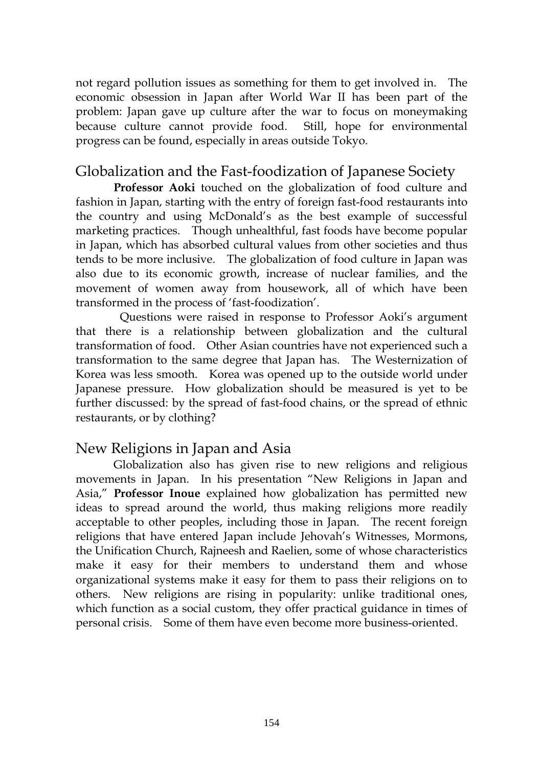not regard pollution issues as something for them to get involved in. The economic obsession in Japan after World War II has been part of the problem: Japan gave up culture after the war to focus on moneymaking because culture cannot provide food. Still, hope for environmental progress can be found, especially in areas outside Tokyo.

## Globalization and the Fast-foodization of Japanese Society

**Professor Aoki** touched on the globalization of food culture and fashion in Japan, starting with the entry of foreign fast-food restaurants into the country and using McDonald's as the best example of successful marketing practices. Though unhealthful, fast foods have become popular in Japan, which has absorbed cultural values from other societies and thus tends to be more inclusive. The globalization of food culture in Japan was also due to its economic growth, increase of nuclear families, and the movement of women away from housework, all of which have been transformed in the process of 'fast-foodization'.

Questions were raised in response to Professor Aoki's argument that there is a relationship between globalization and the cultural transformation of food. Other Asian countries have not experienced such a transformation to the same degree that Japan has. The Westernization of Korea was less smooth. Korea was opened up to the outside world under Japanese pressure. How globalization should be measured is yet to be further discussed: by the spread of fast-food chains, or the spread of ethnic restaurants, or by clothing?

## New Religions in Japan and Asia

Globalization also has given rise to new religions and religious movements in Japan. In his presentation "New Religions in Japan and Asia," **Professor Inoue** explained how globalization has permitted new ideas to spread around the world, thus making religions more readily acceptable to other peoples, including those in Japan. The recent foreign religions that have entered Japan include Jehovah's Witnesses, Mormons, the Unification Church, Rajneesh and Raelien, some of whose characteristics make it easy for their members to understand them and whose organizational systems make it easy for them to pass their religions on to others. New religions are rising in popularity: unlike traditional ones, which function as a social custom, they offer practical guidance in times of personal crisis. Some of them have even become more business-oriented.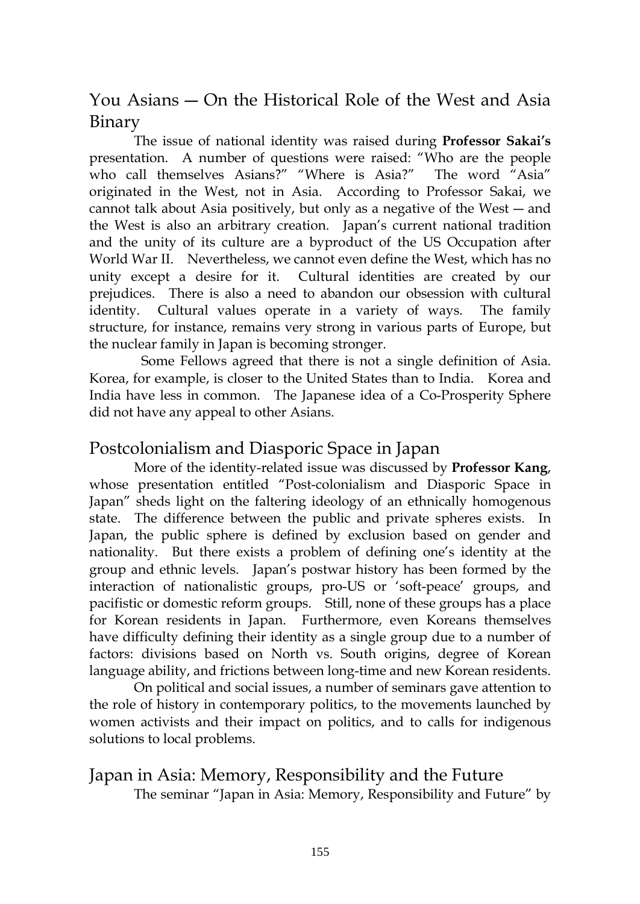## You Asians — On the Historical Role of the West and Asia Binary

The issue of national identity was raised during **Professor Sakai's** presentation. A number of questions were raised: "Who are the people who call themselves Asians?" "Where is Asia?" The word "Asia" originated in the West, not in Asia. According to Professor Sakai, we cannot talk about Asia positively, but only as a negative of the West — and the West is also an arbitrary creation. Japan's current national tradition and the unity of its culture are a byproduct of the US Occupation after World War II. Nevertheless, we cannot even define the West, which has no unity except a desire for it. Cultural identities are created by our prejudices. There is also a need to abandon our obsession with cultural identity. Cultural values operate in a variety of ways. The family structure, for instance, remains very strong in various parts of Europe, but the nuclear family in Japan is becoming stronger.

Some Fellows agreed that there is not a single definition of Asia. Korea, for example, is closer to the United States than to India. Korea and India have less in common. The Japanese idea of a Co-Prosperity Sphere did not have any appeal to other Asians.

## Postcolonialism and Diasporic Space in Japan

More of the identity-related issue was discussed by **Professor Kang**, whose presentation entitled "Post-colonialism and Diasporic Space in Japan" sheds light on the faltering ideology of an ethnically homogenous state. The difference between the public and private spheres exists. In Japan, the public sphere is defined by exclusion based on gender and nationality. But there exists a problem of defining one's identity at the group and ethnic levels. Japan's postwar history has been formed by the interaction of nationalistic groups, pro-US or 'soft-peace' groups, and pacifistic or domestic reform groups. Still, none of these groups has a place for Korean residents in Japan. Furthermore, even Koreans themselves have difficulty defining their identity as a single group due to a number of factors: divisions based on North vs. South origins, degree of Korean language ability, and frictions between long-time and new Korean residents.

On political and social issues, a number of seminars gave attention to the role of history in contemporary politics, to the movements launched by women activists and their impact on politics, and to calls for indigenous solutions to local problems.

## Japan in Asia: Memory, Responsibility and the Future

The seminar "Japan in Asia: Memory, Responsibility and Future" by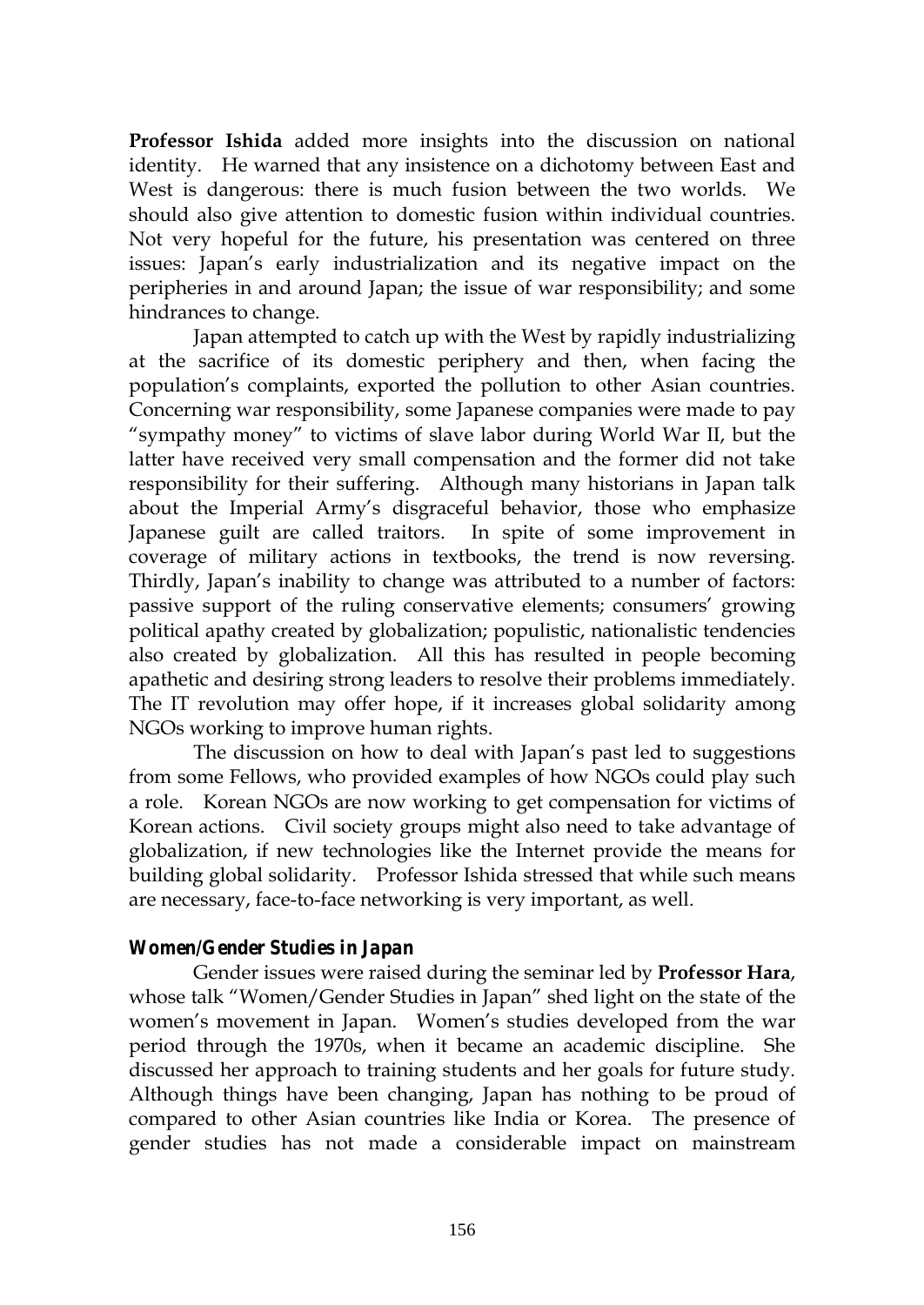**Professor Ishida** added more insights into the discussion on national identity. He warned that any insistence on a dichotomy between East and West is dangerous: there is much fusion between the two worlds. We should also give attention to domestic fusion within individual countries. Not very hopeful for the future, his presentation was centered on three issues: Japan's early industrialization and its negative impact on the peripheries in and around Japan; the issue of war responsibility; and some hindrances to change.

Japan attempted to catch up with the West by rapidly industrializing at the sacrifice of its domestic periphery and then, when facing the population's complaints, exported the pollution to other Asian countries. Concerning war responsibility, some Japanese companies were made to pay "sympathy money" to victims of slave labor during World War II, but the latter have received very small compensation and the former did not take responsibility for their suffering. Although many historians in Japan talk about the Imperial Army's disgraceful behavior, those who emphasize Japanese guilt are called traitors. In spite of some improvement in coverage of military actions in textbooks, the trend is now reversing. Thirdly, Japan's inability to change was attributed to a number of factors: passive support of the ruling conservative elements; consumers' growing political apathy created by globalization; populistic, nationalistic tendencies also created by globalization. All this has resulted in people becoming apathetic and desiring strong leaders to resolve their problems immediately. The IT revolution may offer hope, if it increases global solidarity among NGOs working to improve human rights.

The discussion on how to deal with Japan's past led to suggestions from some Fellows, who provided examples of how NGOs could play such a role. Korean NGOs are now working to get compensation for victims of Korean actions. Civil society groups might also need to take advantage of globalization, if new technologies like the Internet provide the means for building global solidarity. Professor Ishida stressed that while such means are necessary, face-to-face networking is very important, as well.

### *Women/Gender Studies in Japan*

Gender issues were raised during the seminar led by **Professor Hara**, whose talk "Women/Gender Studies in Japan" shed light on the state of the women's movement in Japan. Women's studies developed from the war period through the 1970s, when it became an academic discipline. She discussed her approach to training students and her goals for future study. Although things have been changing, Japan has nothing to be proud of compared to other Asian countries like India or Korea. The presence of gender studies has not made a considerable impact on mainstream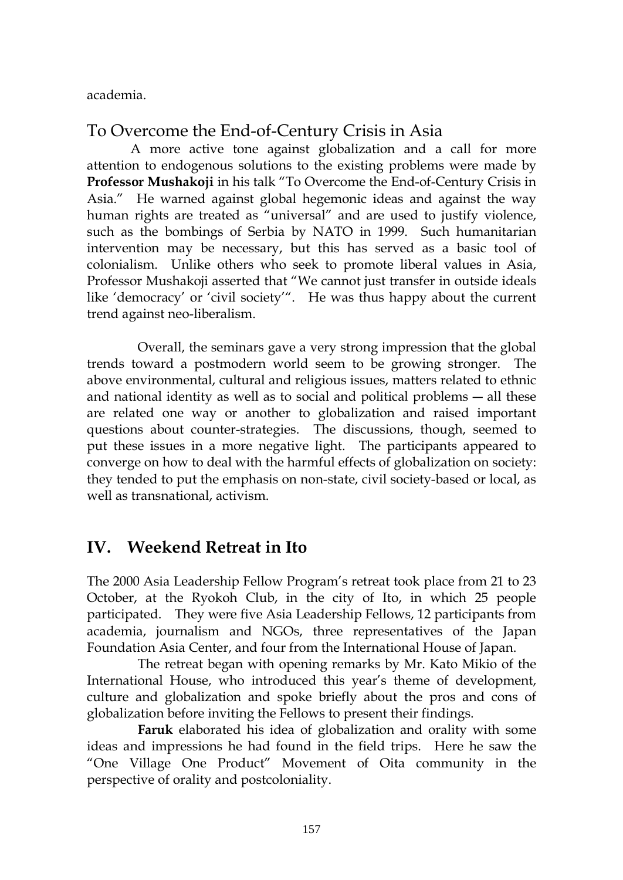academia.

## To Overcome the End-of-Century Crisis in Asia

A more active tone against globalization and a call for more attention to endogenous solutions to the existing problems were made by **Professor Mushakoji** in his talk "To Overcome the End-of-Century Crisis in Asia." He warned against global hegemonic ideas and against the way human rights are treated as "universal" and are used to justify violence, such as the bombings of Serbia by NATO in 1999. Such humanitarian intervention may be necessary, but this has served as a basic tool of colonialism. Unlike others who seek to promote liberal values in Asia, Professor Mushakoji asserted that "We cannot just transfer in outside ideals like 'democracy' or 'civil society'". He was thus happy about the current trend against neo-liberalism.

Overall, the seminars gave a very strong impression that the global trends toward a postmodern world seem to be growing stronger. The above environmental, cultural and religious issues, matters related to ethnic and national identity as well as to social and political problems — all these are related one way or another to globalization and raised important questions about counter-strategies. The discussions, though, seemed to put these issues in a more negative light. The participants appeared to converge on how to deal with the harmful effects of globalization on society: they tended to put the emphasis on non-state, civil society-based or local, as well as transnational, activism.

# IV. Weekend Retreat in Ito

The 2000 Asia Leadership Fellow Program's retreat took place from 21 to 23 October, at the Ryokoh Club, in the city of Ito, in which 25 people participated. They were five Asia Leadership Fellows, 12 participants from academia, journalism and NGOs, three representatives of the Japan Foundation Asia Center, and four from the International House of Japan.

The retreat began with opening remarks by Mr. Kato Mikio of the International House, who introduced this year's theme of development, culture and globalization and spoke briefly about the pros and cons of globalization before inviting the Fellows to present their findings.

**Faruk** elaborated his idea of globalization and orality with some ideas and impressions he had found in the field trips. Here he saw the "One Village One Product" Movement of Oita community in the perspective of orality and postcoloniality.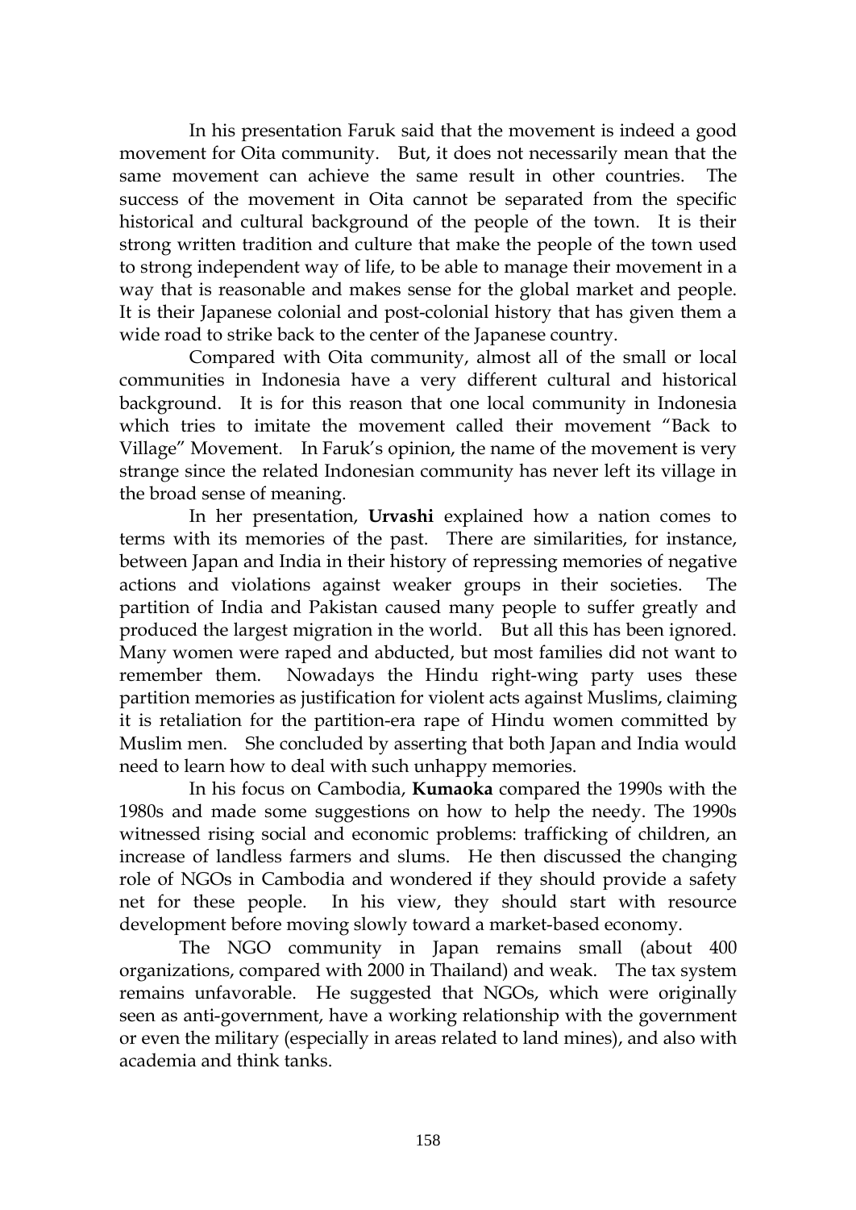In his presentation Faruk said that the movement is indeed a good movement for Oita community. But, it does not necessarily mean that the same movement can achieve the same result in other countries. The success of the movement in Oita cannot be separated from the specific historical and cultural background of the people of the town. It is their strong written tradition and culture that make the people of the town used to strong independent way of life, to be able to manage their movement in a way that is reasonable and makes sense for the global market and people. It is their Japanese colonial and post-colonial history that has given them a wide road to strike back to the center of the Japanese country.

Compared with Oita community, almost all of the small or local communities in Indonesia have a very different cultural and historical background. It is for this reason that one local community in Indonesia which tries to imitate the movement called their movement "Back to Village" Movement. In Faruk's opinion, the name of the movement is very strange since the related Indonesian community has never left its village in the broad sense of meaning.

In her presentation, **Urvashi** explained how a nation comes to terms with its memories of the past. There are similarities, for instance, between Japan and India in their history of repressing memories of negative actions and violations against weaker groups in their societies. The partition of India and Pakistan caused many people to suffer greatly and produced the largest migration in the world. But all this has been ignored. Many women were raped and abducted, but most families did not want to remember them. Nowadays the Hindu right-wing party uses these partition memories as justification for violent acts against Muslims, claiming it is retaliation for the partition-era rape of Hindu women committed by Muslim men. She concluded by asserting that both Japan and India would need to learn how to deal with such unhappy memories.

In his focus on Cambodia, **Kumaoka** compared the 1990s with the 1980s and made some suggestions on how to help the needy. The 1990s witnessed rising social and economic problems: trafficking of children, an increase of landless farmers and slums. He then discussed the changing role of NGOs in Cambodia and wondered if they should provide a safety net for these people. In his view, they should start with resource development before moving slowly toward a market-based economy.

The NGO community in Japan remains small (about 400 organizations, compared with 2000 in Thailand) and weak. The tax system remains unfavorable. He suggested that NGOs, which were originally seen as anti-government, have a working relationship with the government or even the military (especially in areas related to land mines), and also with academia and think tanks.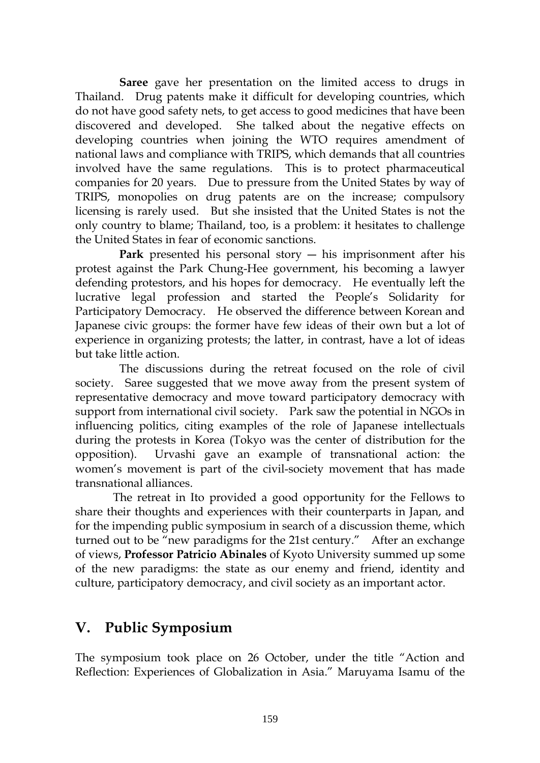**Saree** gave her presentation on the limited access to drugs in Thailand. Drug patents make it difficult for developing countries, which do not have good safety nets, to get access to good medicines that have been discovered and developed. She talked about the negative effects on developing countries when joining the WTO requires amendment of national laws and compliance with TRIPS, which demands that all countries involved have the same regulations. This is to protect pharmaceutical companies for 20 years. Due to pressure from the United States by way of TRIPS, monopolies on drug patents are on the increase; compulsory licensing is rarely used. But she insisted that the United States is not the only country to blame; Thailand, too, is a problem: it hesitates to challenge the United States in fear of economic sanctions.

**Park** presented his personal story — his imprisonment after his protest against the Park Chung-Hee government, his becoming a lawyer defending protestors, and his hopes for democracy. He eventually left the lucrative legal profession and started the People's Solidarity for Participatory Democracy. He observed the difference between Korean and Japanese civic groups: the former have few ideas of their own but a lot of experience in organizing protests; the latter, in contrast, have a lot of ideas but take little action.

The discussions during the retreat focused on the role of civil society. Saree suggested that we move away from the present system of representative democracy and move toward participatory democracy with support from international civil society. Park saw the potential in NGOs in influencing politics, citing examples of the role of Japanese intellectuals during the protests in Korea (Tokyo was the center of distribution for the opposition). Urvashi gave an example of transnational action: the women's movement is part of the civil-society movement that has made transnational alliances.

The retreat in Ito provided a good opportunity for the Fellows to share their thoughts and experiences with their counterparts in Japan, and for the impending public symposium in search of a discussion theme, which turned out to be "new paradigms for the 21st century." After an exchange of views, **Professor Patricio Abinales** of Kyoto University summed up some of the new paradigms: the state as our enemy and friend, identity and culture, participatory democracy, and civil society as an important actor.

## V. Public Symposium

The symposium took place on 26 October, under the title "Action and Reflection: Experiences of Globalization in Asia." Maruyama Isamu of the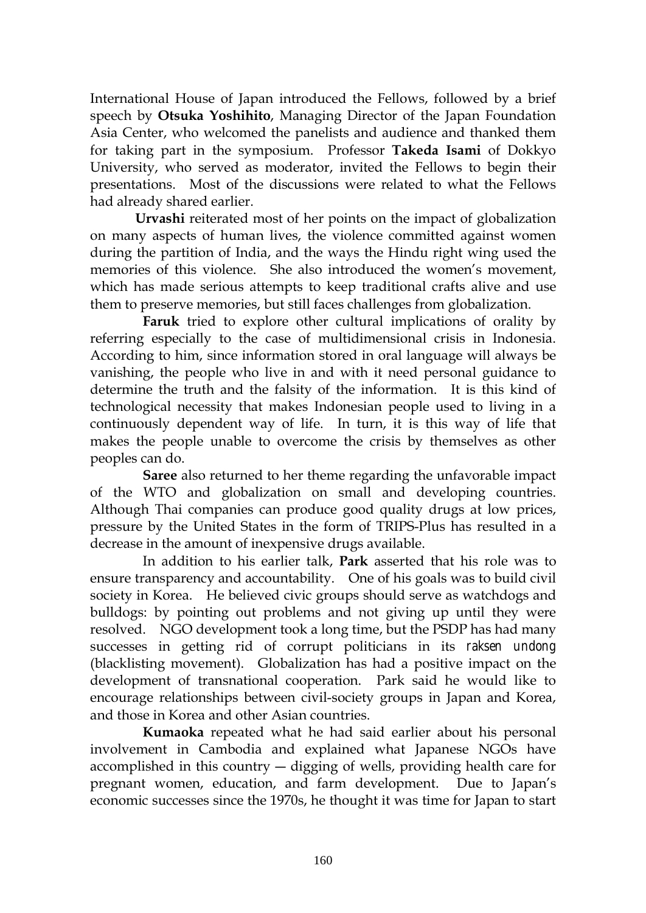International House of Japan introduced the Fellows, followed by a brief speech by **Otsuka Yoshihito**, Managing Director of the Japan Foundation Asia Center, who welcomed the panelists and audience and thanked them for taking part in the symposium. Professor **Takeda Isami** of Dokkyo University, who served as moderator, invited the Fellows to begin their presentations. Most of the discussions were related to what the Fellows had already shared earlier.

**Urvashi** reiterated most of her points on the impact of globalization on many aspects of human lives, the violence committed against women during the partition of India, and the ways the Hindu right wing used the memories of this violence. She also introduced the women's movement, which has made serious attempts to keep traditional crafts alive and use them to preserve memories, but still faces challenges from globalization.

**Faruk** tried to explore other cultural implications of orality by referring especially to the case of multidimensional crisis in Indonesia. According to him, since information stored in oral language will always be vanishing, the people who live in and with it need personal guidance to determine the truth and the falsity of the information. It is this kind of technological necessity that makes Indonesian people used to living in a continuously dependent way of life. In turn, it is this way of life that makes the people unable to overcome the crisis by themselves as other peoples can do.

**Saree** also returned to her theme regarding the unfavorable impact of the WTO and globalization on small and developing countries. Although Thai companies can produce good quality drugs at low prices, pressure by the United States in the form of TRIPS-Plus has resulted in a decrease in the amount of inexpensive drugs available.

In addition to his earlier talk, **Park** asserted that his role was to ensure transparency and accountability. One of his goals was to build civil society in Korea. He believed civic groups should serve as watchdogs and bulldogs: by pointing out problems and not giving up until they were resolved. NGO development took a long time, but the PSDP has had many successes in getting rid of corrupt politicians in its *raksen undong* (blacklisting movement). Globalization has had a positive impact on the development of transnational cooperation. Park said he would like to encourage relationships between civil-society groups in Japan and Korea, and those in Korea and other Asian countries.

**Kumaoka** repeated what he had said earlier about his personal involvement in Cambodia and explained what Japanese NGOs have accomplished in this country — digging of wells, providing health care for pregnant women, education, and farm development. Due to Japan's economic successes since the 1970s, he thought it was time for Japan to start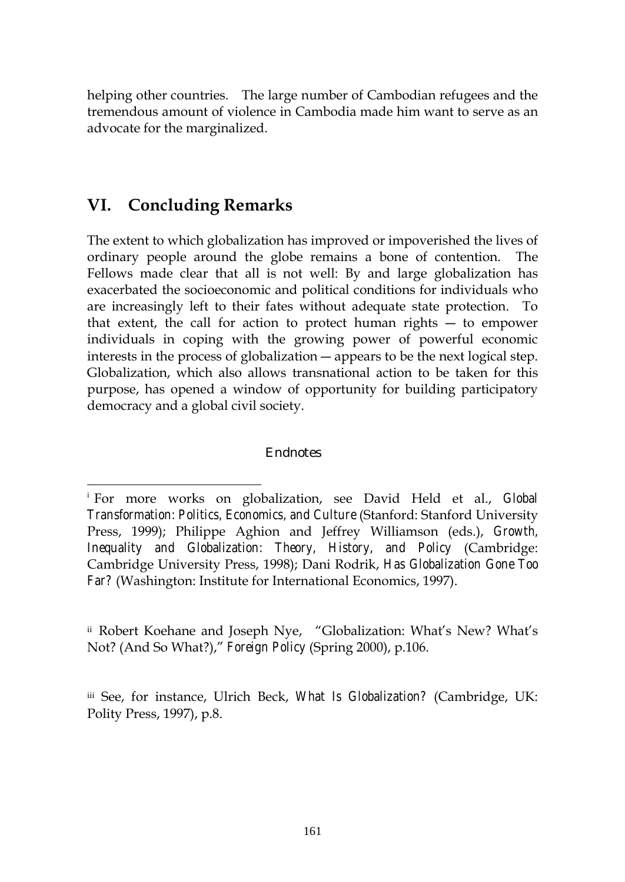helping other countries. The large number of Cambodian refugees and the tremendous amount of violence in Cambodia made him want to serve as an advocate for the marginalized.

## VI. Concluding Remarks

The extent to which globalization has improved or impoverished the lives of ordinary people around the globe remains a bone of contention. The Fellows made clear that all is not well: By and large globalization has exacerbated the socioeconomic and political conditions for individuals who are increasingly left to their fates without adequate state protection. To that extent, the call for action to protect human rights — to empower individuals in coping with the growing power of powerful economic interests in the process of globalization — appears to be the next logical step. Globalization, which also allows transnational action to be taken for this purpose, has opened a window of opportunity for building participatory democracy and a global civil society.

### Endnotes

[i] For more works on globalization, see David Held et al., *Global Transformation: Politics, Economics, and Culture* (Stanford: Stanford University Press, 1999); Philippe Aghion and Jeffrey Williamson (eds.), *Growth, Inequality and Globalization: Theory, History, and Policy* (Cambridge: Cambridge University Press, 1998); Dani Rodrik, *Has Globalization Gone Too Far?* (Washington: Institute for International Economics, 1997).

[ii] Robert Koehane and Joseph Nye, "Globalization: What's New? What's Not? (And So What?)," *Foreign Policy* (Spring 2000), p.106.

[iii] See, for instance, Ulrich Beck, *What Is Globalization?* (Cambridge, UK: Polity Press, 1997), p.8.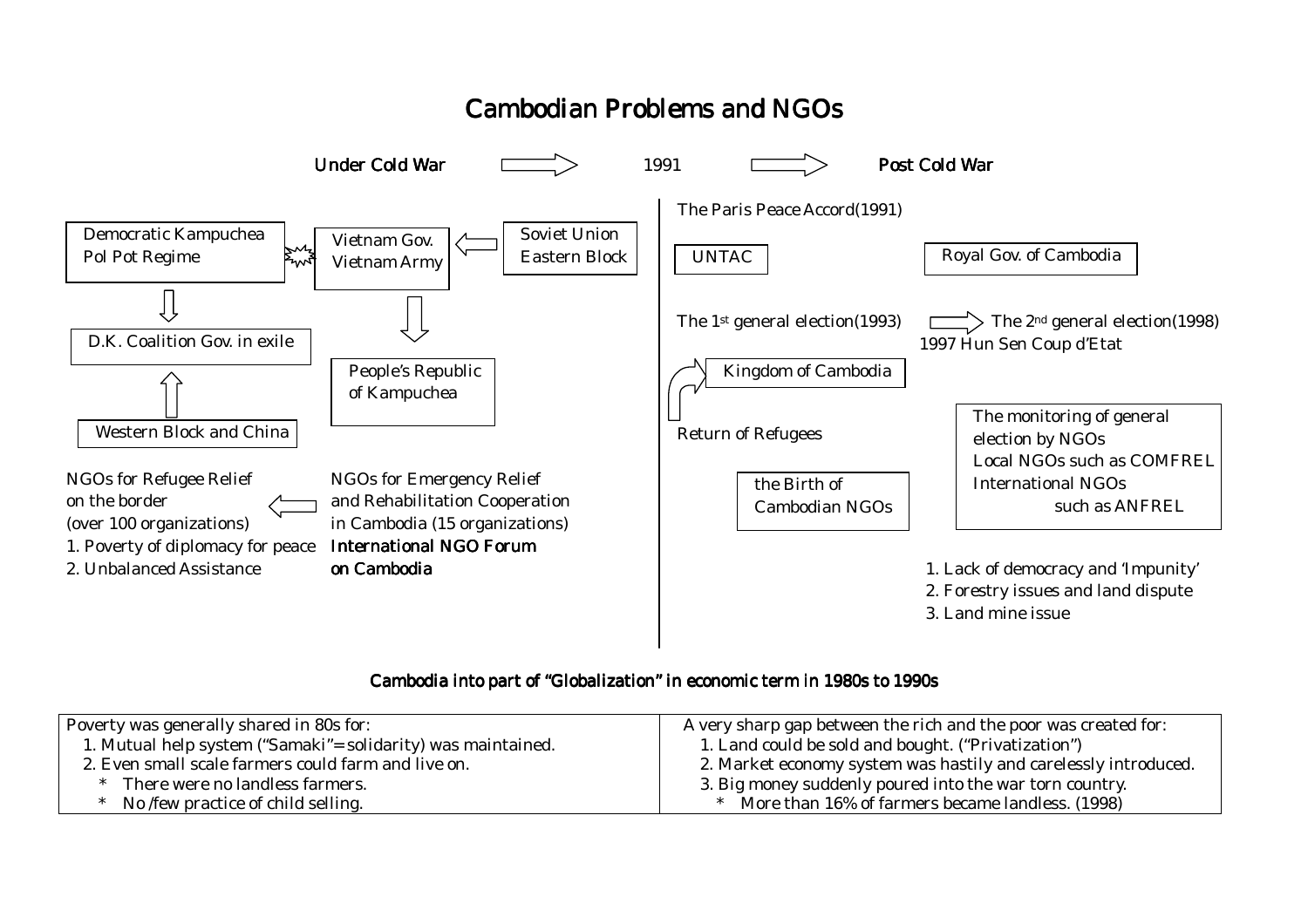# Cambodian Problems and NGOs

**Under Cold War** ⟹ 1991 ⟹ **Post Cold War**

Democratic Kampuchea
Pol Pot Regime

Vietnam Gov.
Vietnam Army

Soviet Union
Eastern Block

D.K. Coalition Gov. in exile

People's Republic
of Kampuchea

Western Block and China

NGOs for Refugee Relief
on the border
(over 100 organizations)
1. Poverty of diplomacy for peace
2. Unbalanced Assistance

NGOs for Emergency Relief
and Rehabilitation Cooperation
in Cambodia (15 organizations)
**International NGO Forum on Cambodia**

The Paris Peace Accord(1991)

UNTAC

Royal Gov. of Cambodia

The 1st general election(1993) ⟹ The 2nd general election(1998)
1997 Hun Sen Coup d'Etat

Kingdom of Cambodia

Return of Refugees

the Birth of
Cambodian NGOs

The monitoring of general
election by NGOs
Local NGOs such as COMFREL
International NGOs
such as ANFREL

1. Lack of democracy and 'Impunity'
2. Forestry issues and land dispute
3. Land mine issue

## Cambodia into part of "Globalization" in economic term in 1980s to 1990s

| Poverty was generally shared in 80s for: | A very sharp gap between the rich and the poor was created for: |
|---|---|
| 1. Mutual help system ("Samaki"= solidarity) was maintained. | 1. Land could be sold and bought. ("Privatization") |
| 2. Even small scale farmers could farm and live on. | 2. Market economy system was hastily and carelessly introduced. |
| * There were no landless farmers. | 3. Big money suddenly poured into the war torn country. |
| * No /few practice of child selling. | * More than 16% of farmers became landless. (1998) |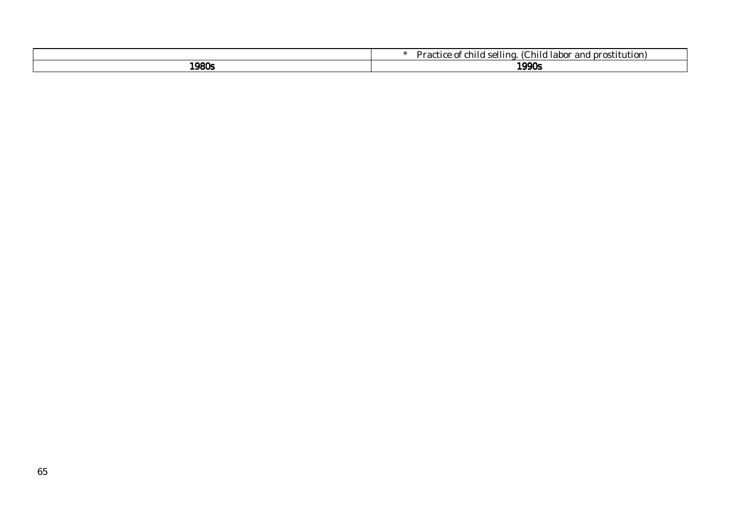| | |
|---|---|
| | * Practice of child selling. (Child labor and prostitution) |
| **1980s** | **1990s** |